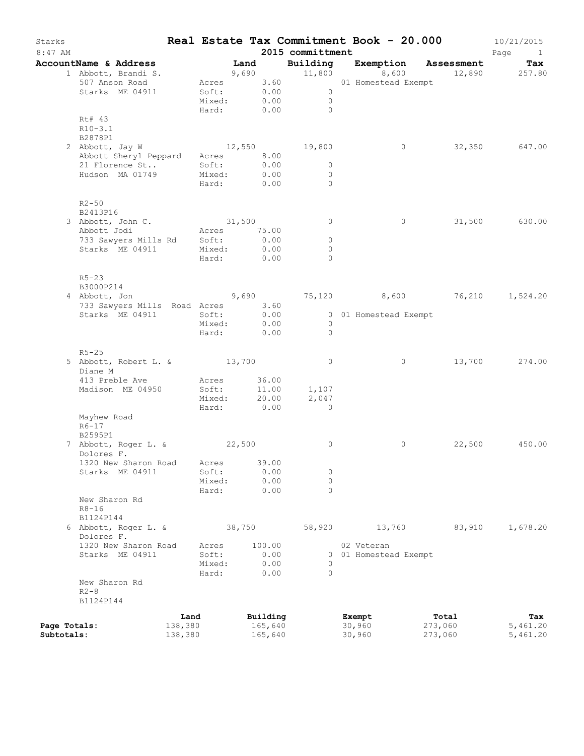# Real Estate Tax Commitment Book - 20.000

Starks
8:47 AM

2015 committment

10/21/2015

| AccountName & Address | | Land | Building | Exemption | Assessment | Tax |
|---|---|---|---|---|---|---|
| 1 Abbott, Brandi S. | | 9,690 | 11,800 | 8,600 | 12,890 | 257.80 |
| 507 Anson Road | Acres | 3.60 | | 01 Homestead Exempt | | |
| Starks ME 04911 | Soft: | 0.00 | 0 | | | |
| | Mixed: | 0.00 | 0 | | | |
| | Hard: | 0.00 | 0 | | | |
| Rt# 43 | | | | | | |
| R10-3.1 | | | | | | |
| B2878P1 | | | | | | |
| 2 Abbott, Jay W | | 12,550 | 19,800 | 0 | 32,350 | 647.00 |
| Abbott Sheryl Peppard | Acres | 8.00 | | | | |
| 21 Florence St.. | Soft: | 0.00 | 0 | | | |
| Hudson MA 01749 | Mixed: | 0.00 | 0 | | | |
| | Hard: | 0.00 | 0 | | | |
| R2-50 | | | | | | |
| B2413P16 | | | | | | |
| 3 Abbott, John C. | | 31,500 | 0 | 0 | 31,500 | 630.00 |
| Abbott Jodi | Acres | 75.00 | | | | |
| 733 Sawyers Mills Rd | Soft: | 0.00 | 0 | | | |
| Starks ME 04911 | Mixed: | 0.00 | 0 | | | |
| | Hard: | 0.00 | 0 | | | |
| R5-23 | | | | | | |
| B3000P214 | | | | | | |
| 4 Abbott, Jon | | 9,690 | 75,120 | 8,600 | 76,210 | 1,524.20 |
| 733 Sawyers Mills Road | Acres | 3.60 | | | | |
| Starks ME 04911 | Soft: | 0.00 | 0 | 01 Homestead Exempt | | |
| | Mixed: | 0.00 | 0 | | | |
| | Hard: | 0.00 | 0 | | | |
| R5-25 | | | | | | |
| 5 Abbott, Robert L. & Diane M | | 13,700 | 0 | 0 | 13,700 | 274.00 |
| 413 Preble Ave | Acres | 36.00 | | | | |
| Madison ME 04950 | Soft: | 11.00 | 1,107 | | | |
| | Mixed: | 20.00 | 2,047 | | | |
| | Hard: | 0.00 | 0 | | | |
| Mayhew Road | | | | | | |
| R6-17 | | | | | | |
| B2595P1 | | | | | | |
| 7 Abbott, Roger L. & Dolores F. | | 22,500 | 0 | 0 | 22,500 | 450.00 |
| 1320 New Sharon Road | Acres | 39.00 | | | | |
| Starks ME 04911 | Soft: | 0.00 | 0 | | | |
| | Mixed: | 0.00 | 0 | | | |
| | Hard: | 0.00 | 0 | | | |
| New Sharon Rd | | | | | | |
| R8-16 | | | | | | |
| B1124P144 | | | | | | |
| 6 Abbott, Roger L. & Dolores F. | | 38,750 | 58,920 | 13,760 | 83,910 | 1,678.20 |
| 1320 New Sharon Road | Acres | 100.00 | | 02 Veteran | | |
| Starks ME 04911 | Soft: | 0.00 | 0 | 01 Homestead Exempt | | |
| | Mixed: | 0.00 | 0 | | | |
| | Hard: | 0.00 | 0 | | | |
| New Sharon Rd | | | | | | |
| R2-8 | | | | | | |
| B1124P144 | | | | | | |

| | Land | Building | Exempt | Total | Tax |
|---|---|---|---|---|---|
| **Page Totals:** | 138,380 | 165,640 | 30,960 | 273,060 | 5,461.20 |
| **Subtotals:** | 138,380 | 165,640 | 30,960 | 273,060 | 5,461.20 |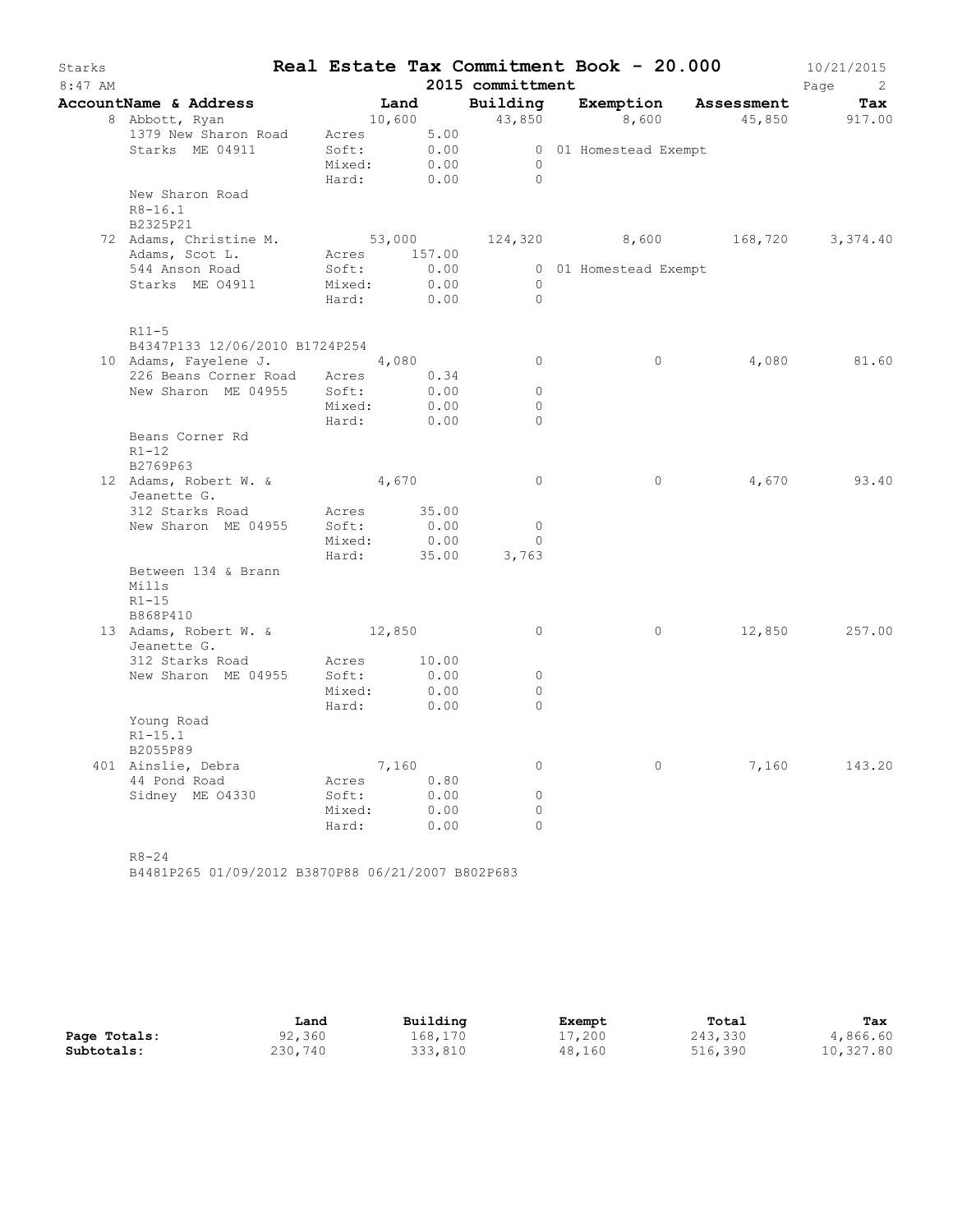# Real Estate Tax Commitment Book - 20.000

Starks
2015 committmentt
10/21/2015

| AccountName & Address | Land | Building | Exemption | Assessment | Tax |
|---|---|---|---|---|---|
| 8 Abbott, Ryan | 10,600 | 43,850 | 8,600 | 45,850 | 917.00 |
| 1379 New Sharon Road | Acres 5.00 | | | | |
| Starks ME 04911 | Soft: 0.00 | 0 | 01 Homestead Exempt | | |
| | Mixed: 0.00 | 0 | | | |
| | Hard: 0.00 | 0 | | | |
| New Sharon Road | | | | | |
| R8-16.1 | | | | | |
| B2325P21 | | | | | |
| 72 Adams, Christine M. | 53,000 | 124,320 | 8,600 | 168,720 | 3,374.40 |
| Adams, Scot L. | Acres 157.00 | | | | |
| 544 Anson Road | Soft: 0.00 | 0 | 01 Homestead Exempt | | |
| Starks ME 04911 | Mixed: 0.00 | 0 | | | |
| | Hard: 0.00 | 0 | | | |
| R11-5 | | | | | |
| B4347P133 12/06/2010 B1724P254 | | | | | |
| 10 Adams, Fayelene J. | 4,080 | 0 | 0 | 4,080 | 81.60 |
| 226 Beans Corner Road | Acres 0.34 | | | | |
| New Sharon ME 04955 | Soft: 0.00 | 0 | | | |
| | Mixed: 0.00 | 0 | | | |
| | Hard: 0.00 | 0 | | | |
| Beans Corner Rd | | | | | |
| R1-12 | | | | | |
| B2769P63 | | | | | |
| 12 Adams, Robert W. & Jeanette G. | 4,670 | 0 | 0 | 4,670 | 93.40 |
| 312 Starks Road | Acres 35.00 | | | | |
| New Sharon ME 04955 | Soft: 0.00 | 0 | | | |
| | Mixed: 0.00 | 0 | | | |
| | Hard: 35.00 | 3,763 | | | |
| Between 134 & Brann Mills | | | | | |
| R1-15 | | | | | |
| B868P410 | | | | | |
| 13 Adams, Robert W. & Jeanette G. | 12,850 | 0 | 0 | 12,850 | 257.00 |
| 312 Starks Road | Acres 10.00 | | | | |
| New Sharon ME 04955 | Soft: 0.00 | 0 | | | |
| | Mixed: 0.00 | 0 | | | |
| | Hard: 0.00 | 0 | | | |
| Young Road | | | | | |
| R1-15.1 | | | | | |
| B2055P89 | | | | | |
| 401 Ainslie, Debra | 7,160 | 0 | 0 | 7,160 | 143.20 |
| 44 Pond Road | Acres 0.80 | | | | |
| Sidney ME 04330 | Soft: 0.00 | 0 | | | |
| | Mixed: 0.00 | 0 | | | |
| | Hard: 0.00 | 0 | | | |
| R8-24 | | | | | |
| B4481P265 01/09/2012 B3870P88 06/21/2007 B802P683 | | | | | |

| | Land | Building | Exempt | Total | Tax |
|---|---|---|---|---|---|
| **Page Totals:** | 92,360 | 168,170 | 17,200 | 243,330 | 4,866.60 |
| **Subtotals:** | 230,740 | 333,810 | 48,160 | 516,390 | 10,327.80 |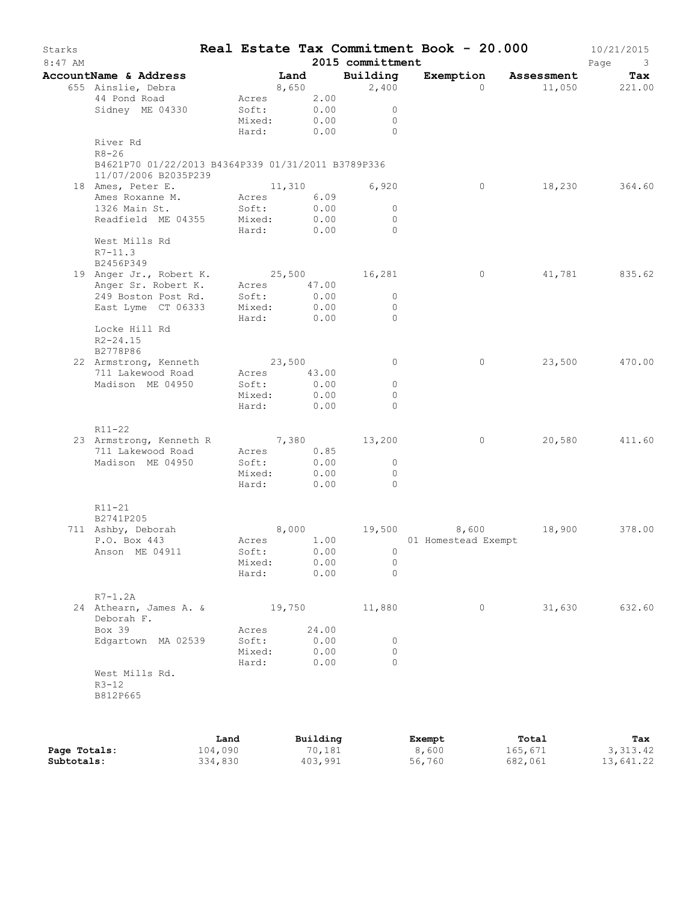# Starks — Real Estate Tax Commitment Book - 20.000

2015 committment

| AccountName & Address | Land | Building | Exemption | Assessment | Tax |
|---|---|---|---|---|---|
| 655 Ainslie, Debra<br>44 Pond Road<br>Sidney ME 04330<br>River Rd<br>R8-26<br>B4621P70 01/22/2013 B4364P339 01/31/2011 B3789P336 11/07/2006 B2035P239 | 8,650<br>Acres 2.00<br>Soft: 0.00<br>Mixed: 0.00<br>Hard: 0.00 | 2,400<br>0<br>0<br>0 | 0 | 11,050 | 221.00 |
| 18 Ames, Peter E.<br>Ames Roxanne M.<br>1326 Main St.<br>Readfield ME 04355<br>West Mills Rd<br>R7-11.3<br>B2456P349 | 11,310<br>Acres 6.09<br>Soft: 0.00<br>Mixed: 0.00<br>Hard: 0.00 | 6,920<br>0<br>0<br>0 | 0 | 18,230 | 364.60 |
| 19 Anger Jr., Robert K.<br>Anger Sr. Robert K.<br>249 Boston Post Rd.<br>East Lyme CT 06333<br>Locke Hill Rd<br>R2-24.15<br>B2778P86 | 25,500<br>Acres 47.00<br>Soft: 0.00<br>Mixed: 0.00<br>Hard: 0.00 | 16,281<br>0<br>0<br>0 | 0 | 41,781 | 835.62 |
| 22 Armstrong, Kenneth<br>711 Lakewood Road<br>Madison ME 04950<br>R11-22 | 23,500<br>Acres 43.00<br>Soft: 0.00<br>Mixed: 0.00<br>Hard: 0.00 | 0<br>0<br>0<br>0 | 0 | 23,500 | 470.00 |
| 23 Armstrong, Kenneth R<br>711 Lakewood Road<br>Madison ME 04950<br>R11-21<br>B2741P205 | 7,380<br>Acres 0.85<br>Soft: 0.00<br>Mixed: 0.00<br>Hard: 0.00 | 13,200<br>0<br>0<br>0 | 0 | 20,580 | 411.60 |
| 711 Ashby, Deborah<br>P.O. Box 443<br>Anson ME 04911<br>R7-1.2A | 8,000<br>Acres 1.00<br>Soft: 0.00<br>Mixed: 0.00<br>Hard: 0.00 | 19,500<br>0<br>0<br>0 | 8,600<br>01 Homestead Exempt | 18,900 | 378.00 |
| 24 Athearn, James A. &<br>Deborah F.<br>Box 39<br>Edgartown MA 02539<br>West Mills Rd.<br>R3-12<br>B812P665 | 19,750<br>Acres 24.00<br>Soft: 0.00<br>Mixed: 0.00<br>Hard: 0.00 | 11,880<br>0<br>0<br>0 | 0 | 31,630 | 632.60 |

| | Land | Building | Exempt | Total | Tax |
|---|---|---|---|---|---|
| **Page Totals:** | 104,090 | 70,181 | 8,600 | 165,671 | 3,313.42 |
| **Subtotals:** | 334,830 | 403,991 | 56,760 | 682,061 | 13,641.22 |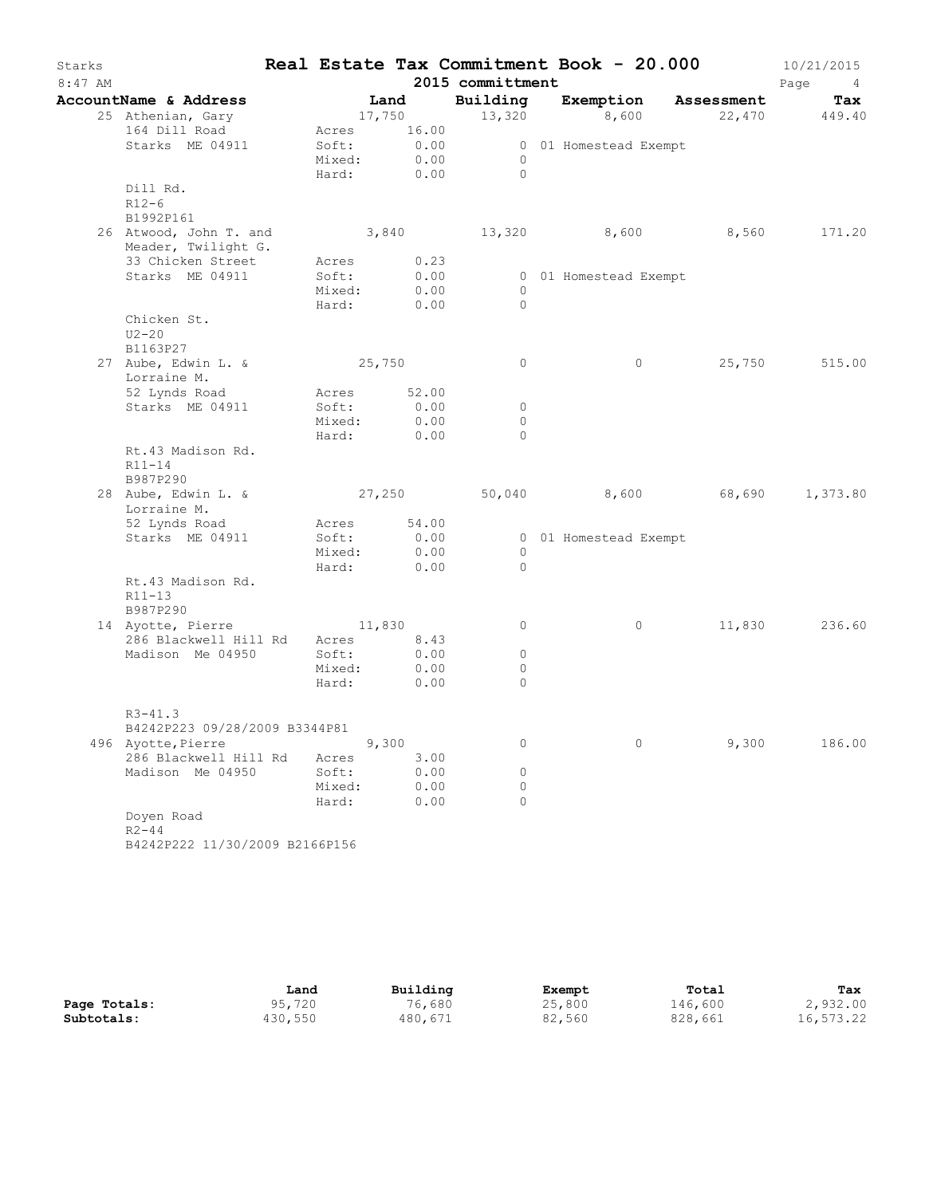# Real Estate Tax Commitment Book - 20.000

Starks
8:47 AM

2015 committmen t

10/21/2015

| AccountName & Address | Land | Building | Exemption | Assessment | Tax |
|---|---|---|---|---|---|
| 25 Athenian, Gary | 17,750 | 13,320 | 8,600 | 22,470 | 449.40 |
| 164 Dill Road | Acres 16.00 | | | | |
| Starks ME 04911 | Soft: 0.00 | 0 | 01 Homestead Exempt | | |
| | Mixed: 0.00 | 0 | | | |
| | Hard: 0.00 | 0 | | | |
| Dill Rd. | | | | | |
| R12-6 | | | | | |
| B1992P161 | | | | | |
| 26 Atwood, John T. and Meader, Twilight G. | 3,840 | 13,320 | 8,600 | 8,560 | 171.20 |
| 33 Chicken Street | Acres 0.23 | | | | |
| Starks ME 04911 | Soft: 0.00 | 0 | 01 Homestead Exempt | | |
| | Mixed: 0.00 | 0 | | | |
| | Hard: 0.00 | 0 | | | |
| Chicken St. | | | | | |
| U2-20 | | | | | |
| B1163P27 | | | | | |
| 27 Aube, Edwin L. & Lorraine M. | 25,750 | 0 | 0 | 25,750 | 515.00 |
| 52 Lynds Road | Acres 52.00 | | | | |
| Starks ME 04911 | Soft: 0.00 | 0 | | | |
| | Mixed: 0.00 | 0 | | | |
| | Hard: 0.00 | 0 | | | |
| Rt.43 Madison Rd. | | | | | |
| R11-14 | | | | | |
| B987P290 | | | | | |
| 28 Aube, Edwin L. & Lorraine M. | 27,250 | 50,040 | 8,600 | 68,690 | 1,373.80 |
| 52 Lynds Road | Acres 54.00 | | | | |
| Starks ME 04911 | Soft: 0.00 | 0 | 01 Homestead Exempt | | |
| | Mixed: 0.00 | 0 | | | |
| | Hard: 0.00 | 0 | | | |
| Rt.43 Madison Rd. | | | | | |
| R11-13 | | | | | |
| B987P290 | | | | | |
| 14 Ayotte, Pierre | 11,830 | 0 | 0 | 11,830 | 236.60 |
| 286 Blackwell Hill Rd | Acres 8.43 | | | | |
| Madison Me 04950 | Soft: 0.00 | 0 | | | |
| | Mixed: 0.00 | 0 | | | |
| | Hard: 0.00 | 0 | | | |
| R3-41.3 | | | | | |
| B4242P223 09/28/2009 B3344P81 | | | | | |
| 496 Ayotte,Pierre | 9,300 | 0 | 0 | 9,300 | 186.00 |
| 286 Blackwell Hill Rd | Acres 3.00 | | | | |
| Madison Me 04950 | Soft: 0.00 | 0 | | | |
| | Mixed: 0.00 | 0 | | | |
| | Hard: 0.00 | 0 | | | |
| Doyen Road | | | | | |
| R2-44 | | | | | |
| B4242P222 11/30/2009 B2166P156 | | | | | |

| | Land | Building | Exempt | Total | Tax |
|---|---|---|---|---|---|
| **Page Totals:** | 95,720 | 76,680 | 25,800 | 146,600 | 2,932.00 |
| **Subtotals:** | 430,550 | 480,671 | 82,560 | 828,661 | 16,573.22 |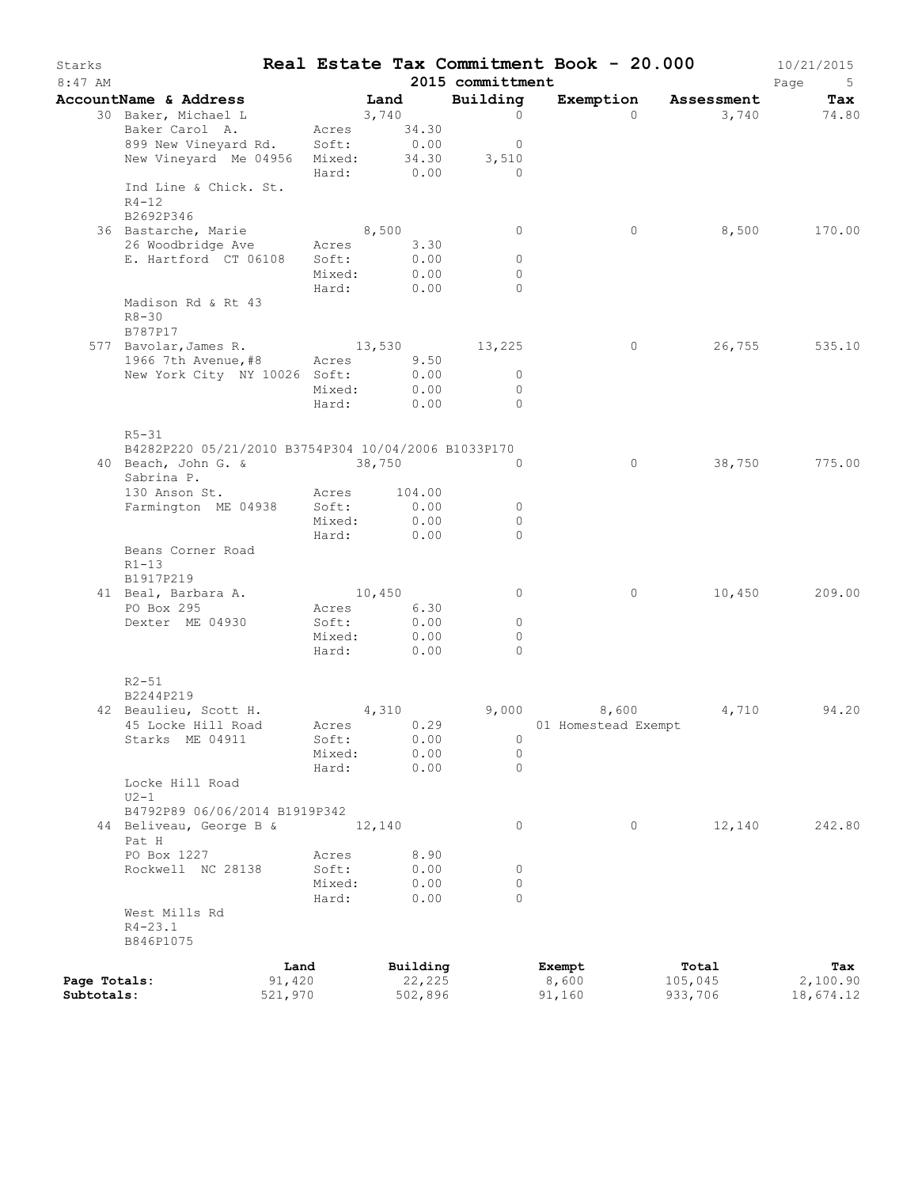Starks **Real Estate Tax Commitment Book - 20.000** 10/21/2015

8:47 AM **2015 committment**

| AccountName & Address | | Land | Building | Exemption | Assessment | Tax |
|---|---|---|---|---|---|---|
| 30 Baker, Michael L | | 3,740 | 0 | 0 | 3,740 | 74.80 |
| Baker Carol A. | Acres | 34.30 | | | | |
| 899 New Vineyard Rd. | Soft: | 0.00 | 0 | | | |
| New Vineyard Me 04956 | Mixed: | 34.30 | 3,510 | | | |
| | Hard: | 0.00 | 0 | | | |
| Ind Line & Chick. St. | | | | | | |
| R4-12 | | | | | | |
| B2692P346 | | | | | | |
| 36 Bastarche, Marie | | 8,500 | 0 | 0 | 8,500 | 170.00 |
| 26 Woodbridge Ave | Acres | 3.30 | | | | |
| E. Hartford CT 06108 | Soft: | 0.00 | 0 | | | |
| | Mixed: | 0.00 | 0 | | | |
| | Hard: | 0.00 | 0 | | | |
| Madison Rd & Rt 43 | | | | | | |
| R8-30 | | | | | | |
| B787P17 | | | | | | |
| 577 Bavolar,James R. | | 13,530 | 13,225 | 0 | 26,755 | 535.10 |
| 1966 7th Avenue,#8 | Acres | 9.50 | | | | |
| New York City NY 10026 | Soft: | 0.00 | 0 | | | |
| | Mixed: | 0.00 | 0 | | | |
| | Hard: | 0.00 | 0 | | | |
| R5-31 | | | | | | |
| B4282P220 05/21/2010 B3754P304 10/04/2006 B1033P170 | | | | | | |
| 40 Beach, John G. & Sabrina P. | | 38,750 | 0 | 0 | 38,750 | 775.00 |
| 130 Anson St. | Acres | 104.00 | | | | |
| Farmington ME 04938 | Soft: | 0.00 | 0 | | | |
| | Mixed: | 0.00 | 0 | | | |
| | Hard: | 0.00 | 0 | | | |
| Beans Corner Road | | | | | | |
| R1-13 | | | | | | |
| B1917P219 | | | | | | |
| 41 Beal, Barbara A. | | 10,450 | 0 | 0 | 10,450 | 209.00 |
| PO Box 295 | Acres | 6.30 | | | | |
| Dexter ME 04930 | Soft: | 0.00 | 0 | | | |
| | Mixed: | 0.00 | 0 | | | |
| | Hard: | 0.00 | 0 | | | |
| R2-51 | | | | | | |
| B2244P219 | | | | | | |
| 42 Beaulieu, Scott H. | | 4,310 | 9,000 | 8,600 | 4,710 | 94.20 |
| 45 Locke Hill Road | Acres | 0.29 | | 01 Homestead Exempt | | |
| Starks ME 04911 | Soft: | 0.00 | 0 | | | |
| | Mixed: | 0.00 | 0 | | | |
| | Hard: | 0.00 | 0 | | | |
| Locke Hill Road | | | | | | |
| U2-1 | | | | | | |
| B4792P89 06/06/2014 B1919P342 | | | | | | |
| 44 Beliveau, George B & Pat H | | 12,140 | 0 | 0 | 12,140 | 242.80 |
| PO Box 1227 | Acres | 8.90 | | | | |
| Rockwell NC 28138 | Soft: | 0.00 | 0 | | | |
| | Mixed: | 0.00 | 0 | | | |
| | Hard: | 0.00 | 0 | | | |
| West Mills Rd | | | | | | |
| R4-23.1 | | | | | | |
| B846P1075 | | | | | | |

| | Land | Building | Exempt | Total | Tax |
|---|---|---|---|---|---|
| Page Totals: | 91,420 | 22,225 | 8,600 | 105,045 | 2,100.90 |
| Subtotals: | 521,970 | 502,896 | 91,160 | 933,706 | 18,674.12 |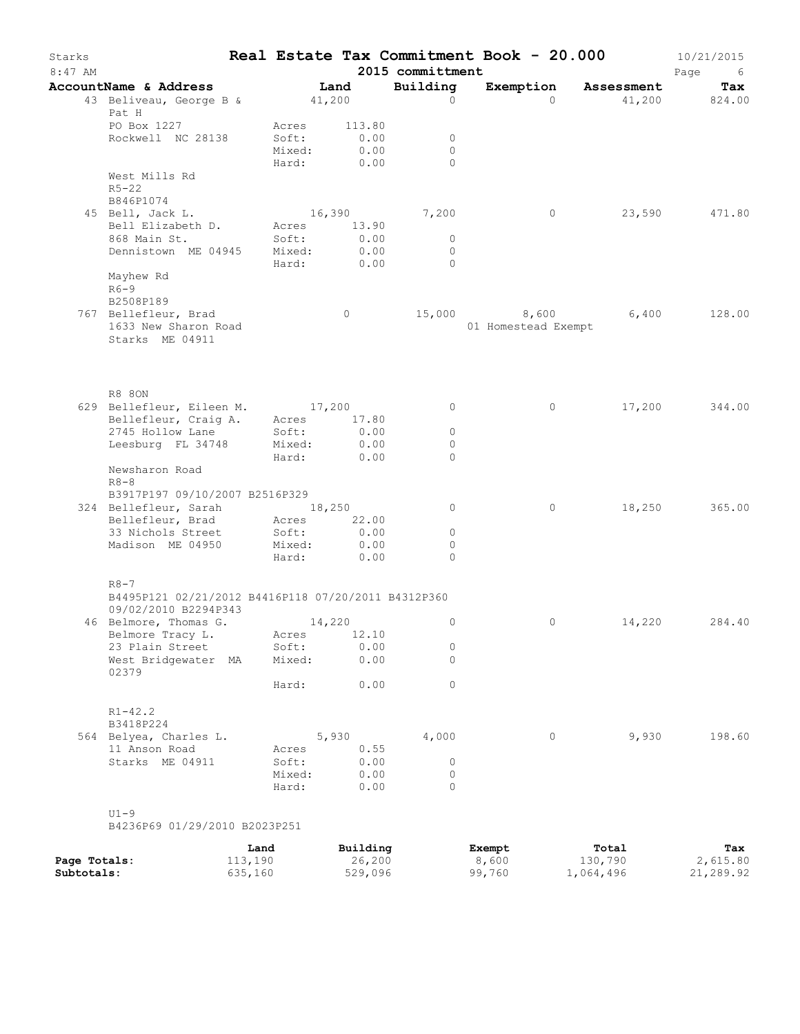# Real Estate Tax Commitment Book - 20.000

Starks
8:47 AM

2015 committmment

10/21/2015

| AccountName & Address | Land | | Building | Exemption | Assessment | Tax |
|---|---|---|---|---|---|---|
| 43 Beliveau, George B & Pat H | 41,200 | | 0 | 0 | 41,200 | 824.00 |
| PO Box 1227 | Acres | 113.80 | | | | |
| Rockwell NC 28138 | Soft: | 0.00 | 0 | | | |
| | Mixed: | 0.00 | 0 | | | |
| | Hard: | 0.00 | 0 | | | |
| West Mills Rd | | | | | | |
| R5-22 | | | | | | |
| B846P1074 | | | | | | |
| 45 Bell, Jack L. | 16,390 | | 7,200 | 0 | 23,590 | 471.80 |
| Bell Elizabeth D. | Acres | 13.90 | | | | |
| 868 Main St. | Soft: | 0.00 | 0 | | | |
| Dennistown ME 04945 | Mixed: | 0.00 | 0 | | | |
| | Hard: | 0.00 | 0 | | | |
| Mayhew Rd | | | | | | |
| R6-9 | | | | | | |
| B2508P189 | | | | | | |
| 767 Bellefleur, Brad | 0 | | 15,000 | 8,600 | 6,400 | 128.00 |
| 1633 New Sharon Road | | | | 01 Homestead Exempt | | |
| Starks ME 04911 | | | | | | |
| R8 8ON | | | | | | |
| 629 Bellefleur, Eileen M. | 17,200 | | 0 | 0 | 17,200 | 344.00 |
| Bellefleur, Craig A. | Acres | 17.80 | | | | |
| 2745 Hollow Lane | Soft: | 0.00 | 0 | | | |
| Leesburg FL 34748 | Mixed: | 0.00 | 0 | | | |
| | Hard: | 0.00 | 0 | | | |
| Newsharon Road | | | | | | |
| R8-8 | | | | | | |
| B3917P197 09/10/2007 B2516P329 | | | | | | |
| 324 Bellefleur, Sarah | 18,250 | | 0 | 0 | 18,250 | 365.00 |
| Bellefleur, Brad | Acres | 22.00 | | | | |
| 33 Nichols Street | Soft: | 0.00 | 0 | | | |
| Madison ME 04950 | Mixed: | 0.00 | 0 | | | |
| | Hard: | 0.00 | 0 | | | |
| R8-7 | | | | | | |
| B4495P121 02/21/2012 B4416P118 07/20/2011 B4312P360 09/02/2010 B2294P343 | | | | | | |
| 46 Belmore, Thomas G. | 14,220 | | 0 | 0 | 14,220 | 284.40 |
| Belmore Tracy L. | Acres | 12.10 | | | | |
| 23 Plain Street | Soft: | 0.00 | 0 | | | |
| West Bridgewater MA 02379 | Mixed: | 0.00 | 0 | | | |
| | Hard: | 0.00 | 0 | | | |
| R1-42.2 | | | | | | |
| B3418P224 | | | | | | |
| 564 Belyea, Charles L. | 5,930 | | 4,000 | 0 | 9,930 | 198.60 |
| 11 Anson Road | Acres | 0.55 | | | | |
| Starks ME 04911 | Soft: | 0.00 | 0 | | | |
| | Mixed: | 0.00 | 0 | | | |
| | Hard: | 0.00 | 0 | | | |
| U1-9 | | | | | | |
| B4236P69 01/29/2010 B2023P251 | | | | | | |

| | Land | Building | Exempt | Total | Tax |
|---|---|---|---|---|---|
| **Page Totals:** | 113,190 | 26,200 | 8,600 | 130,790 | 2,615.80 |
| **Subtotals:** | 635,160 | 529,096 | 99,760 | 1,064,496 | 21,289.92 |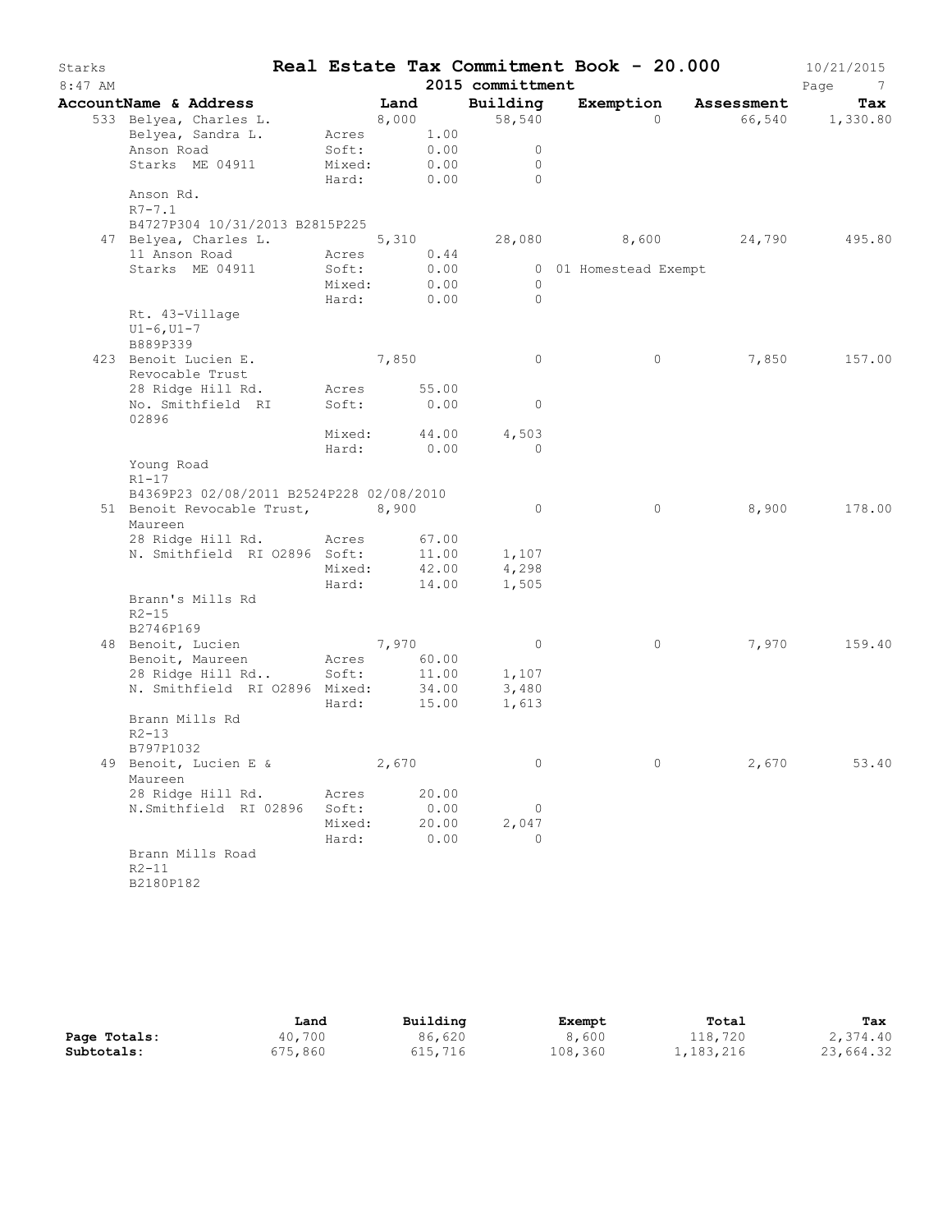# Real Estate Tax Commitment Book - 20.000

Starks
8:47 AM

2015 committment

10/21/2015

| AccountName & Address | | Land | Building | Exemption | Assessment | Tax |
|---|---|---|---|---|---|---|
| 533 Belyea, Charles L. | | 8,000 | 58,540 | 0 | 66,540 | 1,330.80 |
| Belyea, Sandra L. | Acres | 1.00 | | | | |
| Anson Road | Soft: | 0.00 | 0 | | | |
| Starks ME 04911 | Mixed: | 0.00 | 0 | | | |
| | Hard: | 0.00 | 0 | | | |
| Anson Rd. | | | | | | |
| R7-7.1 | | | | | | |
| B4727P304 10/31/2013 B2815P225 | | | | | | |
| 47 Belyea, Charles L. | | 5,310 | 28,080 | 8,600 | 24,790 | 495.80 |
| 11 Anson Road | Acres | 0.44 | | | | |
| Starks ME 04911 | Soft: | 0.00 | 0 | 01 Homestead Exempt | | |
| | Mixed: | 0.00 | 0 | | | |
| | Hard: | 0.00 | 0 | | | |
| Rt. 43-Village | | | | | | |
| U1-6,U1-7 | | | | | | |
| B889P339 | | | | | | |
| 423 Benoit Lucien E. | | 7,850 | 0 | 0 | 7,850 | 157.00 |
| Revocable Trust | | | | | | |
| 28 Ridge Hill Rd. | Acres | 55.00 | | | | |
| No. Smithfield RI 02896 | Soft: | 0.00 | 0 | | | |
| | Mixed: | 44.00 | 4,503 | | | |
| | Hard: | 0.00 | 0 | | | |
| Young Road | | | | | | |
| R1-17 | | | | | | |
| B4369P23 02/08/2011 B2524P228 02/08/2010 | | | | | | |
| 51 Benoit Revocable Trust, Maureen | | 8,900 | 0 | 0 | 8,900 | 178.00 |
| 28 Ridge Hill Rd. | Acres | 67.00 | | | | |
| N. Smithfield RI 02896 | Soft: | 11.00 | 1,107 | | | |
| | Mixed: | 42.00 | 4,298 | | | |
| | Hard: | 14.00 | 1,505 | | | |
| Brann's Mills Rd | | | | | | |
| R2-15 | | | | | | |
| B2746P169 | | | | | | |
| 48 Benoit, Lucien | | 7,970 | 0 | 0 | 7,970 | 159.40 |
| Benoit, Maureen | Acres | 60.00 | | | | |
| 28 Ridge Hill Rd.. | Soft: | 11.00 | 1,107 | | | |
| N. Smithfield RI 02896 | Mixed: | 34.00 | 3,480 | | | |
| | Hard: | 15.00 | 1,613 | | | |
| Brann Mills Rd | | | | | | |
| R2-13 | | | | | | |
| B797P1032 | | | | | | |
| 49 Benoit, Lucien E & Maureen | | 2,670 | 0 | 0 | 2,670 | 53.40 |
| 28 Ridge Hill Rd. | Acres | 20.00 | | | | |
| N.Smithfield RI 02896 | Soft: | 0.00 | 0 | | | |
| | Mixed: | 20.00 | 2,047 | | | |
| | Hard: | 0.00 | 0 | | | |
| Brann Mills Road | | | | | | |
| R2-11 | | | | | | |
| B2180P182 | | | | | | |

| | Land | Building | Exempt | Total | Tax |
|---|---|---|---|---|---|
| **Page Totals:** | 40,700 | 86,620 | 8,600 | 118,720 | 2,374.40 |
| **Subtotals:** | 675,860 | 615,716 | 108,360 | 1,183,216 | 23,664.32 |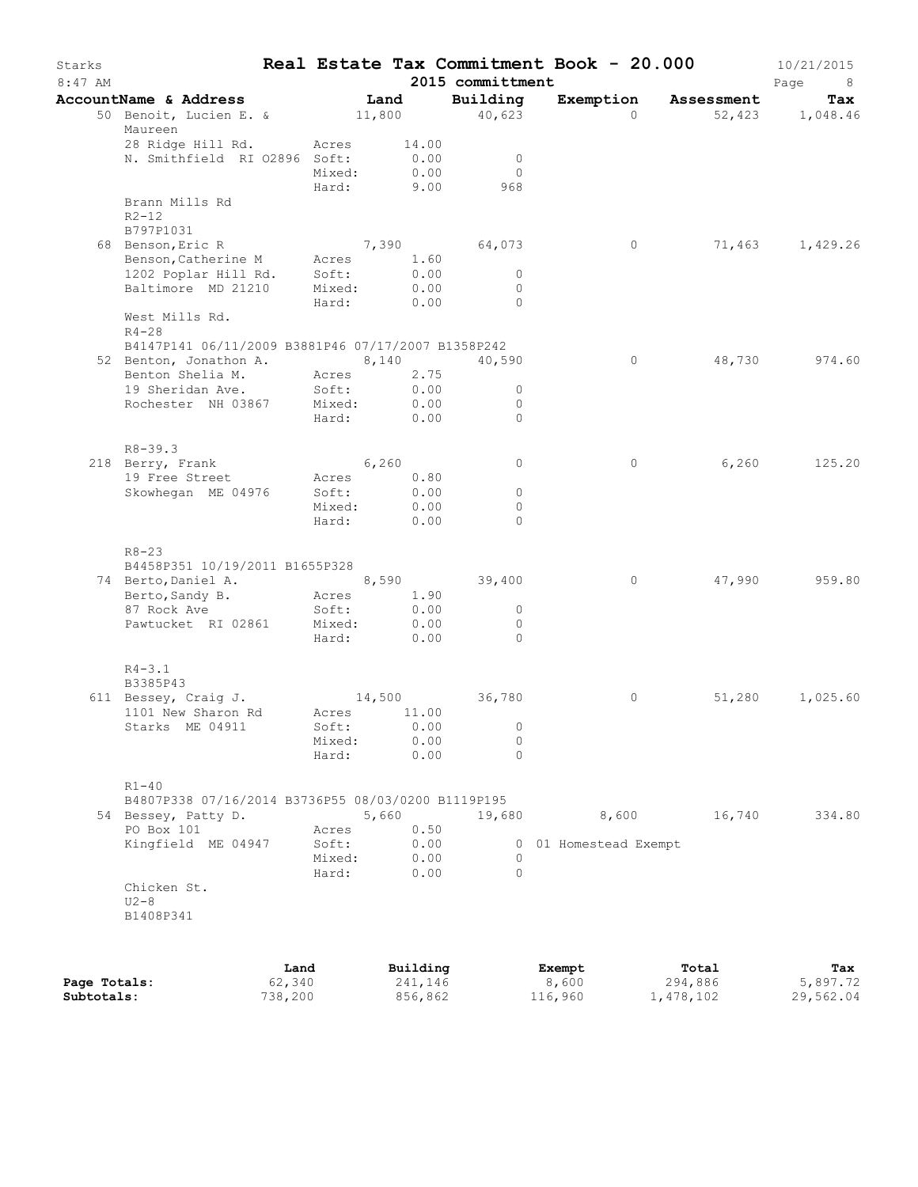Starks — **Real Estate Tax Commitment Book - 20.000** — 10/21/2015

8:47 AM — 2015 committment

| AccountName & Address | Land | Building | Exemption | Assessment | Tax |
|---|---|---|---|---|---|
| 50 Benoit, Lucien E. & Maureen | 11,800 | 40,623 | 0 | 52,423 | 1,048.46 |
| 28 Ridge Hill Rd. | Acres 14.00 | | | | |
| N. Smithfield RI 02896 | Soft: 0.00 | 0 | | | |
| | Mixed: 0.00 | 0 | | | |
| | Hard: 9.00 | 968 | | | |
| Brann Mills Rd | | | | | |
| R2-12 | | | | | |
| B797P1031 | | | | | |
| 68 Benson,Eric R | 7,390 | 64,073 | 0 | 71,463 | 1,429.26 |
| Benson,Catherine M | Acres 1.60 | | | | |
| 1202 Poplar Hill Rd. | Soft: 0.00 | 0 | | | |
| Baltimore MD 21210 | Mixed: 0.00 | 0 | | | |
| | Hard: 0.00 | 0 | | | |
| West Mills Rd. | | | | | |
| R4-28 | | | | | |
| B4147P141 06/11/2009 B3881P46 07/17/2007 B1358P242 | | | | | |
| 52 Benton, Jonathon A. | 8,140 | 40,590 | 0 | 48,730 | 974.60 |
| Benton Shelia M. | Acres 2.75 | | | | |
| 19 Sheridan Ave. | Soft: 0.00 | 0 | | | |
| Rochester NH 03867 | Mixed: 0.00 | 0 | | | |
| | Hard: 0.00 | 0 | | | |
| R8-39.3 | | | | | |
| 218 Berry, Frank | 6,260 | 0 | 0 | 6,260 | 125.20 |
| 19 Free Street | Acres 0.80 | | | | |
| Skowhegan ME 04976 | Soft: 0.00 | 0 | | | |
| | Mixed: 0.00 | 0 | | | |
| | Hard: 0.00 | 0 | | | |
| R8-23 | | | | | |
| B4458P351 10/19/2011 B1655P328 | | | | | |
| 74 Berto,Daniel A. | 8,590 | 39,400 | 0 | 47,990 | 959.80 |
| Berto,Sandy B. | Acres 1.90 | | | | |
| 87 Rock Ave | Soft: 0.00 | 0 | | | |
| Pawtucket RI 02861 | Mixed: 0.00 | 0 | | | |
| | Hard: 0.00 | 0 | | | |
| R4-3.1 | | | | | |
| B3385P43 | | | | | |
| 611 Bessey, Craig J. | 14,500 | 36,780 | 0 | 51,280 | 1,025.60 |
| 1101 New Sharon Rd | Acres 11.00 | | | | |
| Starks ME 04911 | Soft: 0.00 | 0 | | | |
| | Mixed: 0.00 | 0 | | | |
| | Hard: 0.00 | 0 | | | |
| R1-40 | | | | | |
| B4807P338 07/16/2014 B3736P55 08/03/0200 B1119P195 | | | | | |
| 54 Bessey, Patty D. | 5,660 | 19,680 | 8,600 | 16,740 | 334.80 |
| PO Box 101 | Acres 0.50 | | | | |
| Kingfield ME 04947 | Soft: 0.00 | 0 | 01 Homestead Exempt | | |
| | Mixed: 0.00 | 0 | | | |
| | Hard: 0.00 | 0 | | | |
| Chicken St. | | | | | |
| U2-8 | | | | | |
| B1408P341 | | | | | |

| | Land | Building | Exempt | Total | Tax |
|---|---|---|---|---|---|
| **Page Totals:** | 62,340 | 241,146 | 8,600 | 294,886 | 5,897.72 |
| **Subtotals:** | 738,200 | 856,862 | 116,960 | 1,478,102 | 29,562.04 |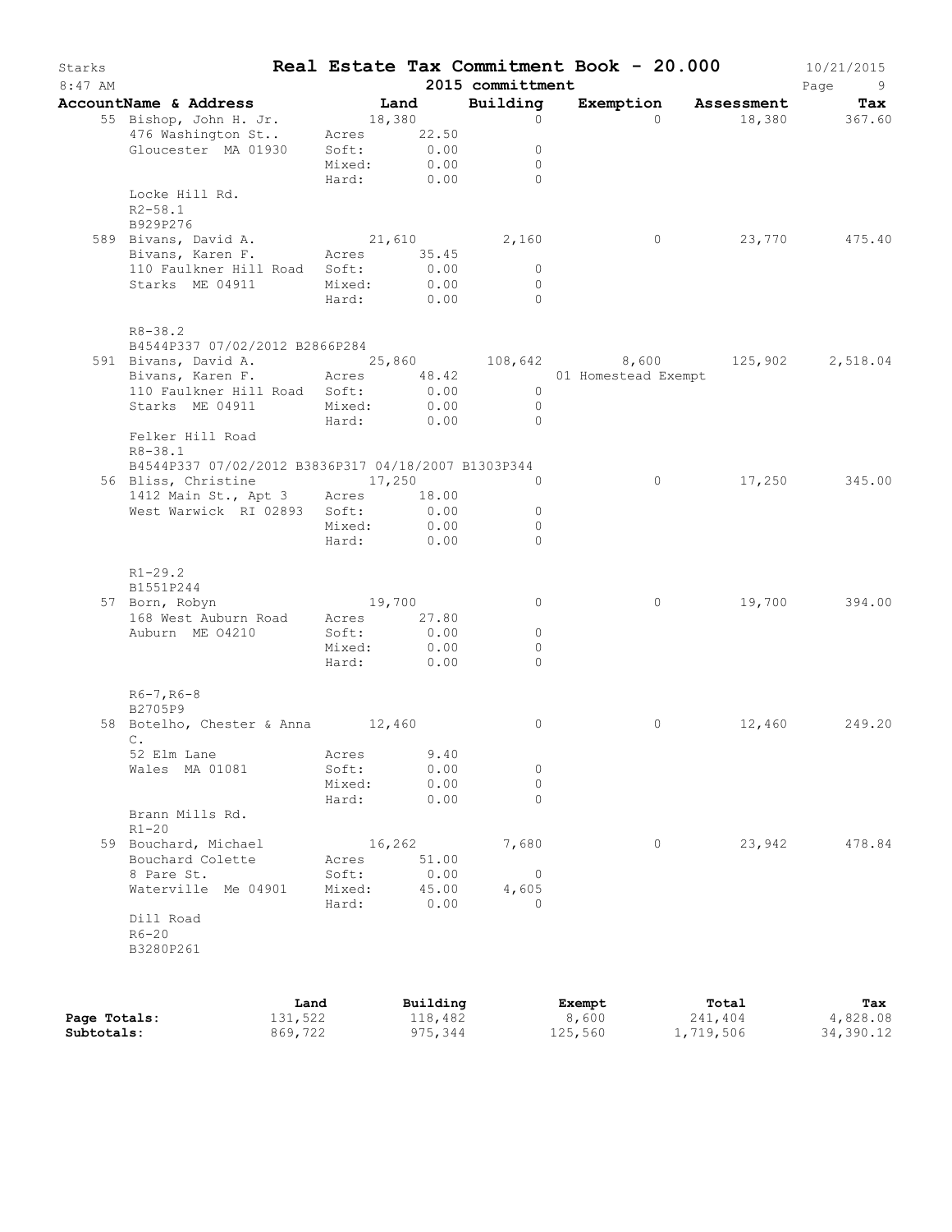# Real Estate Tax Commitment Book - 20.000

Starks 8:47 AM — 2015 committment — 10/21/2015

| AccountName & Address | Land | Building | Exemption | Assessment | Tax |
|---|---|---|---|---|---|
| 55 Bishop, John H. Jr. | 18,380 | 0 | 0 | 18,380 | 367.60 |
| 476 Washington St.. | Acres 22.50 | | | | |
| Gloucester MA 01930 | Soft: 0.00 | 0 | | | |
| | Mixed: 0.00 | 0 | | | |
| | Hard: 0.00 | 0 | | | |
| Locke Hill Rd. | | | | | |
| R2-58.1 | | | | | |
| B929P276 | | | | | |
| 589 Bivans, David A. | 21,610 | 2,160 | 0 | 23,770 | 475.40 |
| Bivans, Karen F. | Acres 35.45 | | | | |
| 110 Faulkner Hill Road | Soft: 0.00 | 0 | | | |
| Starks ME 04911 | Mixed: 0.00 | 0 | | | |
| | Hard: 0.00 | 0 | | | |
| R8-38.2 | | | | | |
| B4544P337 07/02/2012 B2866P284 | | | | | |
| 591 Bivans, David A. | 25,860 | 108,642 | 8,600 | 125,902 | 2,518.04 |
| Bivans, Karen F. | Acres 48.42 | | 01 Homestead Exempt | | |
| 110 Faulkner Hill Road | Soft: 0.00 | 0 | | | |
| Starks ME 04911 | Mixed: 0.00 | 0 | | | |
| | Hard: 0.00 | 0 | | | |
| Felker Hill Road | | | | | |
| R8-38.1 | | | | | |
| B4544P337 07/02/2012 B3836P317 04/18/2007 B1303P344 | | | | | |
| 56 Bliss, Christine | 17,250 | 0 | 0 | 17,250 | 345.00 |
| 1412 Main St., Apt 3 | Acres 18.00 | | | | |
| West Warwick RI 02893 | Soft: 0.00 | 0 | | | |
| | Mixed: 0.00 | 0 | | | |
| | Hard: 0.00 | 0 | | | |
| R1-29.2 | | | | | |
| B1551P244 | | | | | |
| 57 Born, Robyn | 19,700 | 0 | 0 | 19,700 | 394.00 |
| 168 West Auburn Road | Acres 27.80 | | | | |
| Auburn ME 04210 | Soft: 0.00 | 0 | | | |
| | Mixed: 0.00 | 0 | | | |
| | Hard: 0.00 | 0 | | | |
| R6-7,R6-8 | | | | | |
| B2705P9 | | | | | |
| 58 Botelho, Chester & Anna C. | 12,460 | 0 | 0 | 12,460 | 249.20 |
| 52 Elm Lane | Acres 9.40 | | | | |
| Wales MA 01081 | Soft: 0.00 | 0 | | | |
| | Mixed: 0.00 | 0 | | | |
| | Hard: 0.00 | 0 | | | |
| Brann Mills Rd. | | | | | |
| R1-20 | | | | | |
| 59 Bouchard, Michael | 16,262 | 7,680 | 0 | 23,942 | 478.84 |
| Bouchard Colette | Acres 51.00 | | | | |
| 8 Pare St. | Soft: 0.00 | 0 | | | |
| Waterville Me 04901 | Mixed: 45.00 | 4,605 | | | |
| | Hard: 0.00 | 0 | | | |
| Dill Road | | | | | |
| R6-20 | | | | | |
| B3280P261 | | | | | |

| | Land | Building | Exempt | Total | Tax |
|---|---|---|---|---|---|
| **Page Totals:** | 131,522 | 118,482 | 8,600 | 241,404 | 4,828.08 |
| **Subtotals:** | 869,722 | 975,344 | 125,560 | 1,719,506 | 34,390.12 |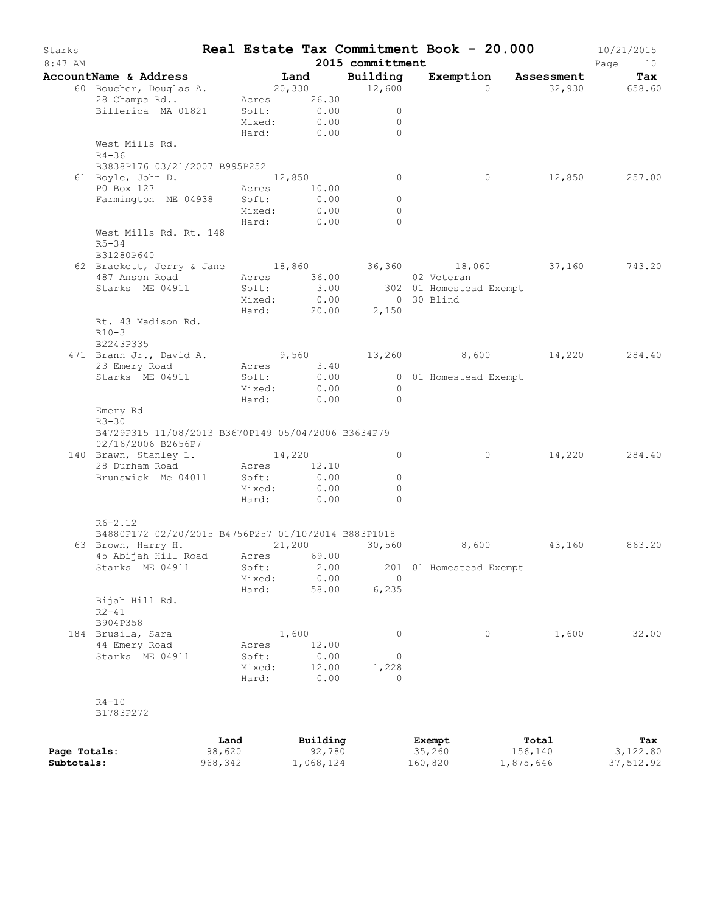Starks  **Real Estate Tax Commitment Book - 20.000**  10/21/2015
8:47 AM  **2015 committment**

| AccountName & Address | | Land | Building | Exemption | Assessment | Tax |
|---|---|---|---|---|---|---|
| 60 Boucher, Douglas A. | | 20,330 | 12,600 | 0 | 32,930 | 658.60 |
| 28 Champa Rd.. | Acres | 26.30 | | | | |
| Billerica MA 01821 | Soft: | 0.00 | 0 | | | |
| | Mixed: | 0.00 | 0 | | | |
| | Hard: | 0.00 | 0 | | | |
| West Mills Rd. | | | | | | |
| R4-36 | | | | | | |
| B3838P176 03/21/2007 B995P252 | | | | | | |
| 61 Boyle, John D. | | 12,850 | 0 | 0 | 12,850 | 257.00 |
| PO Box 127 | Acres | 10.00 | | | | |
| Farmington ME 04938 | Soft: | 0.00 | 0 | | | |
| | Mixed: | 0.00 | 0 | | | |
| | Hard: | 0.00 | 0 | | | |
| West Mills Rd. Rt. 148 | | | | | | |
| R5-34 | | | | | | |
| B31280P640 | | | | | | |
| 62 Brackett, Jerry & Jane | | 18,860 | 36,360 | 18,060 | 37,160 | 743.20 |
| 487 Anson Road | Acres | 36.00 | | 02 Veteran | | |
| Starks ME 04911 | Soft: | 3.00 | 302 | 01 Homestead Exempt | | |
| | Mixed: | 0.00 | 0 | 30 Blind | | |
| | Hard: | 20.00 | 2,150 | | | |
| Rt. 43 Madison Rd. | | | | | | |
| R10-3 | | | | | | |
| B2243P335 | | | | | | |
| 471 Brann Jr., David A. | | 9,560 | 13,260 | 8,600 | 14,220 | 284.40 |
| 23 Emery Road | Acres | 3.40 | | | | |
| Starks ME 04911 | Soft: | 0.00 | 0 | 01 Homestead Exempt | | |
| | Mixed: | 0.00 | 0 | | | |
| | Hard: | 0.00 | 0 | | | |
| Emery Rd | | | | | | |
| R3-30 | | | | | | |
| B4729P315 11/08/2013 B3670P149 05/04/2006 B3634P79 02/16/2006 B2656P7 | | | | | | |
| 140 Brawn, Stanley L. | | 14,220 | 0 | 0 | 14,220 | 284.40 |
| 28 Durham Road | Acres | 12.10 | | | | |
| Brunswick Me 04011 | Soft: | 0.00 | 0 | | | |
| | Mixed: | 0.00 | 0 | | | |
| | Hard: | 0.00 | 0 | | | |
| R6-2.12 | | | | | | |
| B4880P172 02/20/2015 B4756P257 01/10/2014 B883P1018 | | | | | | |
| 63 Brown, Harry H. | | 21,200 | 30,560 | 8,600 | 43,160 | 863.20 |
| 45 Abijah Hill Road | Acres | 69.00 | | | | |
| Starks ME 04911 | Soft: | 2.00 | 201 | 01 Homestead Exempt | | |
| | Mixed: | 0.00 | 0 | | | |
| | Hard: | 58.00 | 6,235 | | | |
| Bijah Hill Rd. | | | | | | |
| R2-41 | | | | | | |
| B904P358 | | | | | | |
| 184 Brusila, Sara | | 1,600 | 0 | 0 | 1,600 | 32.00 |
| 44 Emery Road | Acres | 12.00 | | | | |
| Starks ME 04911 | Soft: | 0.00 | 0 | | | |
| | Mixed: | 12.00 | 1,228 | | | |
| | Hard: | 0.00 | 0 | | | |
| R4-10 | | | | | | |
| B1783P272 | | | | | | |

| | Land | Building | Exempt | Total | Tax |
|---|---|---|---|---|---|
| **Page Totals:** | 98,620 | 92,780 | 35,260 | 156,140 | 3,122.80 |
| **Subtotals:** | 968,342 | 1,068,124 | 160,820 | 1,875,646 | 37,512.92 |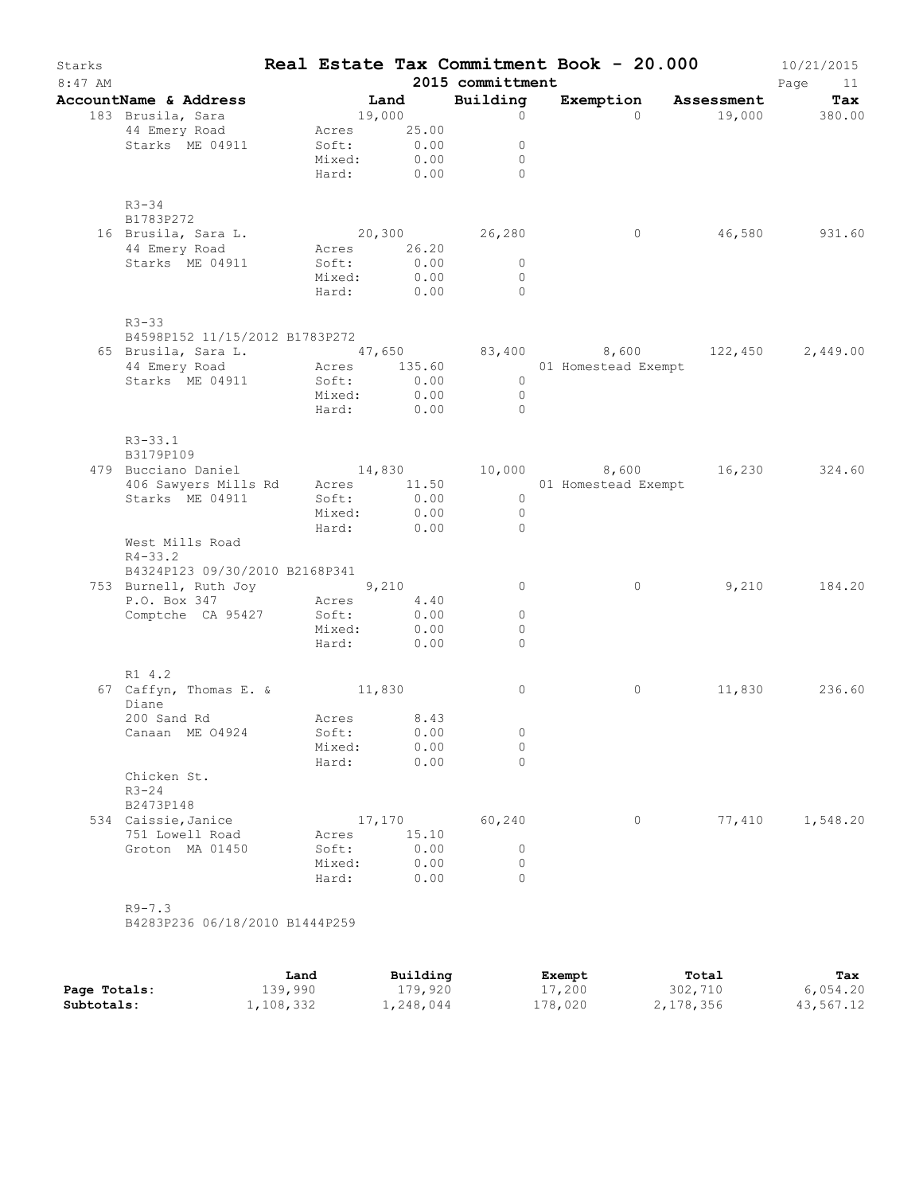# Real Estate Tax Commitment Book - 20.000

Starks
8:47 AM

2015 committment

10/21/2015

| AccountName & Address | Land | Building | Exemption | Assessment | Tax |
|---|---|---|---|---|---|
| 183 Brusila, Sara | 19,000 | 0 | 0 | 19,000 | 380.00 |
| 44 Emery Road | Acres 25.00 | | | | |
| Starks ME 04911 | Soft: 0.00 | 0 | | | |
| | Mixed: 0.00 | 0 | | | |
| | Hard: 0.00 | 0 | | | |
| R3-34 | | | | | |
| B1783P272 | | | | | |
| 16 Brusila, Sara L. | 20,300 | 26,280 | 0 | 46,580 | 931.60 |
| 44 Emery Road | Acres 26.20 | | | | |
| Starks ME 04911 | Soft: 0.00 | 0 | | | |
| | Mixed: 0.00 | 0 | | | |
| | Hard: 0.00 | 0 | | | |
| R3-33 | | | | | |
| B4598P152 11/15/2012 B1783P272 | | | | | |
| 65 Brusila, Sara L. | 47,650 | 83,400 | 8,600 | 122,450 | 2,449.00 |
| 44 Emery Road | Acres 135.60 | | 01 Homestead Exempt | | |
| Starks ME 04911 | Soft: 0.00 | 0 | | | |
| | Mixed: 0.00 | 0 | | | |
| | Hard: 0.00 | 0 | | | |
| R3-33.1 | | | | | |
| B3179P109 | | | | | |
| 479 Bucciano Daniel | 14,830 | 10,000 | 8,600 | 16,230 | 324.60 |
| 406 Sawyers Mills Rd | Acres 11.50 | | 01 Homestead Exempt | | |
| Starks ME 04911 | Soft: 0.00 | 0 | | | |
| | Mixed: 0.00 | 0 | | | |
| | Hard: 0.00 | 0 | | | |
| West Mills Road | | | | | |
| R4-33.2 | | | | | |
| B4324P123 09/30/2010 B2168P341 | | | | | |
| 753 Burnell, Ruth Joy | 9,210 | 0 | 0 | 9,210 | 184.20 |
| P.O. Box 347 | Acres 4.40 | | | | |
| Comptche CA 95427 | Soft: 0.00 | 0 | | | |
| | Mixed: 0.00 | 0 | | | |
| | Hard: 0.00 | 0 | | | |
| R1 4.2 | | | | | |
| 67 Caffyn, Thomas E. & Diane | 11,830 | 0 | 0 | 11,830 | 236.60 |
| 200 Sand Rd | Acres 8.43 | | | | |
| Canaan ME O4924 | Soft: 0.00 | 0 | | | |
| | Mixed: 0.00 | 0 | | | |
| | Hard: 0.00 | 0 | | | |
| Chicken St. | | | | | |
| R3-24 | | | | | |
| B2473P148 | | | | | |
| 534 Caissie,Janice | 17,170 | 60,240 | 0 | 77,410 | 1,548.20 |
| 751 Lowell Road | Acres 15.10 | | | | |
| Groton MA 01450 | Soft: 0.00 | 0 | | | |
| | Mixed: 0.00 | 0 | | | |
| | Hard: 0.00 | 0 | | | |
| R9-7.3 | | | | | |
| B4283P236 06/18/2010 B1444P259 | | | | | |

| | Land | Building | Exempt | Total | Tax |
|---|---|---|---|---|---|
| **Page Totals:** | 139,990 | 179,920 | 17,200 | 302,710 | 6,054.20 |
| **Subtotals:** | 1,108,332 | 1,248,044 | 178,020 | 2,178,356 | 43,567.12 |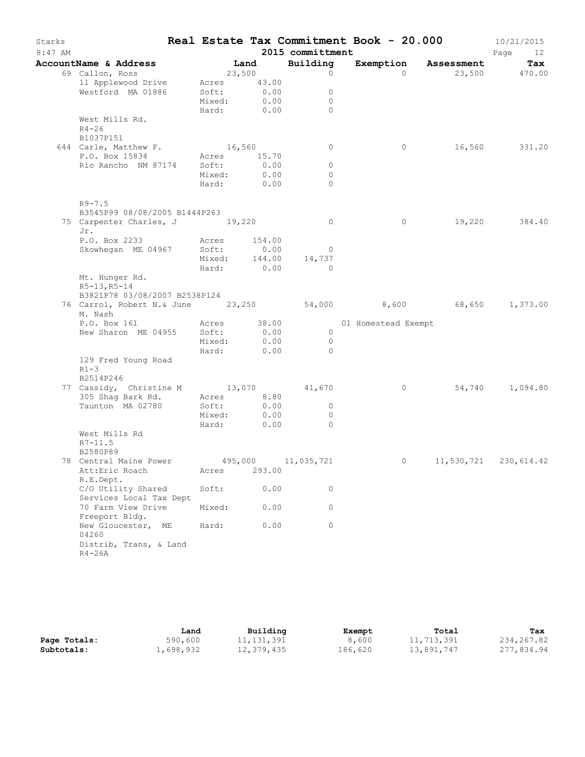# Starks — Real Estate Tax Commitment Book - 20.000

8:47 AM — 2015 committment — 10/21/2015

| AccountName & Address | Land | Building | Exemption | Assessment | Tax |
|---|---|---|---|---|---|
| 69 Callon, Ross | 23,500 | 0 | 0 | 23,500 | 470.00 |
| 11 Applewood Drive | Acres 43.00 | | | | |
| Westford MA 01886 | Soft: 0.00 | 0 | | | |
| | Mixed: 0.00 | 0 | | | |
| | Hard: 0.00 | 0 | | | |
| West Mills Rd. | | | | | |
| R4-26 | | | | | |
| B1037P151 | | | | | |
| 644 Carle, Matthew F. | 16,560 | 0 | 0 | 16,560 | 331.20 |
| P.O. Box 15834 | Acres 15.70 | | | | |
| Rio Rancho NM 87174 | Soft: 0.00 | 0 | | | |
| | Mixed: 0.00 | 0 | | | |
| | Hard: 0.00 | 0 | | | |
| R9-7.5 | | | | | |
| B3545P99 08/08/2005 B1444P263 | | | | | |
| 75 Carpenter Charles, J Jr. | 19,220 | 0 | 0 | 19,220 | 384.40 |
| P.O. Box 2233 | Acres 154.00 | | | | |
| Skowhegan ME 04967 | Soft: 0.00 | 0 | | | |
| | Mixed: 144.00 | 14,737 | | | |
| | Hard: 0.00 | 0 | | | |
| Mt. Hunger Rd. | | | | | |
| R5-13,R5-14 | | | | | |
| B3821P78 03/08/2007 B2538P124 | | | | | |
| 76 Carrol, Robert N.& June M. Nash | 23,250 | 54,000 | 8,600 | 68,650 | 1,373.00 |
| P.O. Box 161 | Acres 38.00 | | 01 Homestead Exempt | | |
| New Sharon ME 04955 | Soft: 0.00 | 0 | | | |
| | Mixed: 0.00 | 0 | | | |
| | Hard: 0.00 | 0 | | | |
| 129 Fred Young Road | | | | | |
| R1-3 | | | | | |
| B2514P246 | | | | | |
| 77 Cassidy, Christine M | 13,070 | 41,670 | 0 | 54,740 | 1,094.80 |
| 305 Shag Bark Rd. | Acres 8.80 | | | | |
| Taunton MA 02780 | Soft: 0.00 | 0 | | | |
| | Mixed: 0.00 | 0 | | | |
| | Hard: 0.00 | 0 | | | |
| West Mills Rd | | | | | |
| R7-11.5 | | | | | |
| B2580P89 | | | | | |
| 78 Central Maine Power | 495,000 | 11,035,721 | 0 | 11,530,721 | 230,614.42 |
| Att:Eric Roach R.E.Dept. | Acres 293.00 | | | | |
| C/O Utility Shared Services Local Tax Dept | Soft: 0.00 | 0 | | | |
| 70 Farm View Drive Freeport Bldg. | Mixed: 0.00 | 0 | | | |
| New Gloucester, ME 04260 | Hard: 0.00 | 0 | | | |
| Distrib, Trans, & Land | | | | | |
| R4-26A | | | | | |

| | Land | Building | Exempt | Total | Tax |
|---|---|---|---|---|---|
| **Page Totals:** | 590,600 | 11,131,391 | 8,600 | 11,713,391 | 234,267.82 |
| **Subtotals:** | 1,698,932 | 12,379,435 | 186,620 | 13,891,747 | 277,834.94 |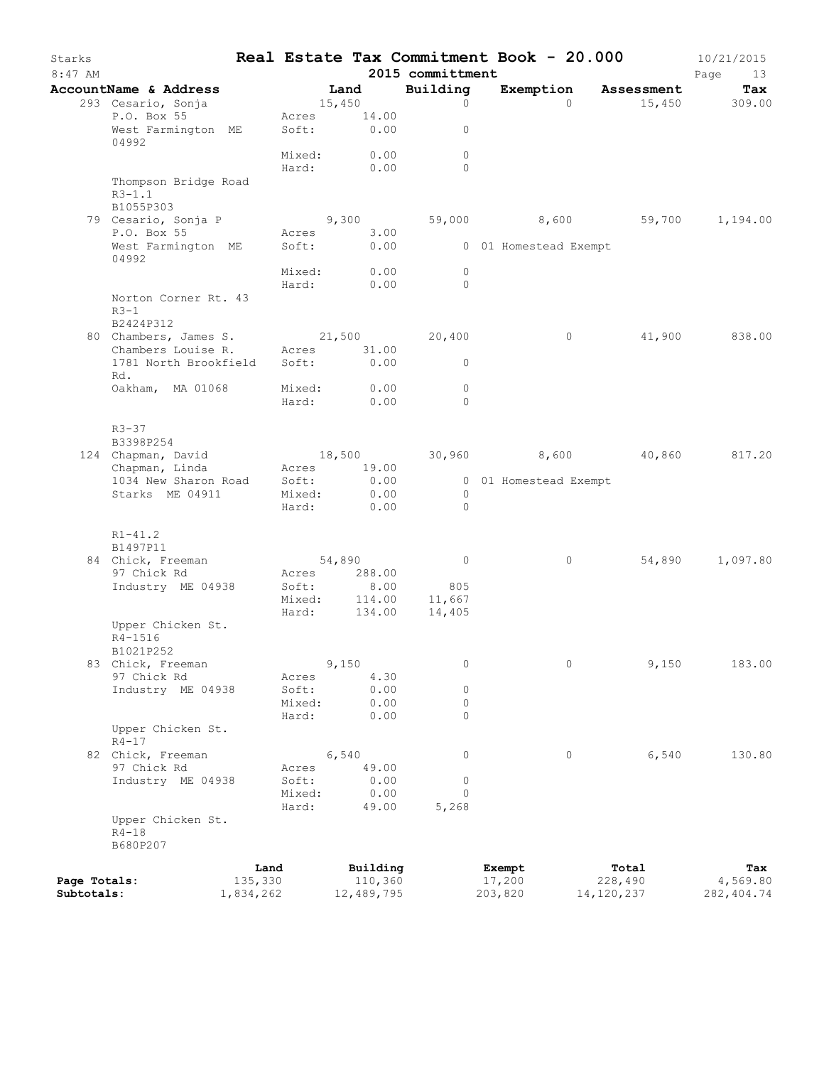# Real Estate Tax Commitment Book - 20.000

Starks, 8:47 AM — 2015 committment — 10/21/2015

| AccountName & Address | Land | | Building | Exemption | Assessment | Tax |
|---|---|---|---|---|---|---|
| 293 Cesario, Sonja | | 15,450 | 0 | 0 | 15,450 | 309.00 |
| P.O. Box 55 | Acres | 14.00 | | | | |
| West Farmington ME 04992 | Soft: | 0.00 | 0 | | | |
| | Mixed: | 0.00 | 0 | | | |
| | Hard: | 0.00 | 0 | | | |
| Thompson Bridge Road R3-1.1 B1055P303 | | | | | | |
| 79 Cesario, Sonja P | | 9,300 | 59,000 | 8,600 | 59,700 | 1,194.00 |
| P.O. Box 55 | Acres | 3.00 | | | | |
| West Farmington ME 04992 | Soft: | 0.00 | 0 | 01 Homestead Exempt | | |
| | Mixed: | 0.00 | 0 | | | |
| | Hard: | 0.00 | 0 | | | |
| Norton Corner Rt. 43 R3-1 B2424P312 | | | | | | |
| 80 Chambers, James S. | | 21,500 | 20,400 | 0 | 41,900 | 838.00 |
| Chambers Louise R. | Acres | 31.00 | | | | |
| 1781 North Brookfield Rd. | Soft: | 0.00 | 0 | | | |
| Oakham, MA 01068 | Mixed: | 0.00 | 0 | | | |
| | Hard: | 0.00 | 0 | | | |
| R3-37 B3398P254 | | | | | | |
| 124 Chapman, David | | 18,500 | 30,960 | 8,600 | 40,860 | 817.20 |
| Chapman, Linda | Acres | 19.00 | | | | |
| 1034 New Sharon Road | Soft: | 0.00 | 0 | 01 Homestead Exempt | | |
| Starks ME 04911 | Mixed: | 0.00 | 0 | | | |
| | Hard: | 0.00 | 0 | | | |
| R1-41.2 B1497P11 | | | | | | |
| 84 Chick, Freeman | | 54,890 | 0 | 0 | 54,890 | 1,097.80 |
| 97 Chick Rd | Acres | 288.00 | | | | |
| Industry ME 04938 | Soft: | 8.00 | 805 | | | |
| | Mixed: | 114.00 | 11,667 | | | |
| | Hard: | 134.00 | 14,405 | | | |
| Upper Chicken St. R4-1516 B1021P252 | | | | | | |
| 83 Chick, Freeman | | 9,150 | 0 | 0 | 9,150 | 183.00 |
| 97 Chick Rd | Acres | 4.30 | | | | |
| Industry ME 04938 | Soft: | 0.00 | 0 | | | |
| | Mixed: | 0.00 | 0 | | | |
| | Hard: | 0.00 | 0 | | | |
| Upper Chicken St. R4-17 | | | | | | |
| 82 Chick, Freeman | | 6,540 | 0 | 0 | 6,540 | 130.80 |
| 97 Chick Rd | Acres | 49.00 | | | | |
| Industry ME 04938 | Soft: | 0.00 | 0 | | | |
| | Mixed: | 0.00 | 0 | | | |
| | Hard: | 49.00 | 5,268 | | | |
| Upper Chicken St. R4-18 B680P207 | | | | | | |

| | Land | Building | Exempt | Total | Tax |
|---|---|---|---|---|---|
| Page Totals: | 135,330 | 110,360 | 17,200 | 228,490 | 4,569.80 |
| Subtotals: | 1,834,262 | 12,489,795 | 203,820 | 14,120,237 | 282,404.74 |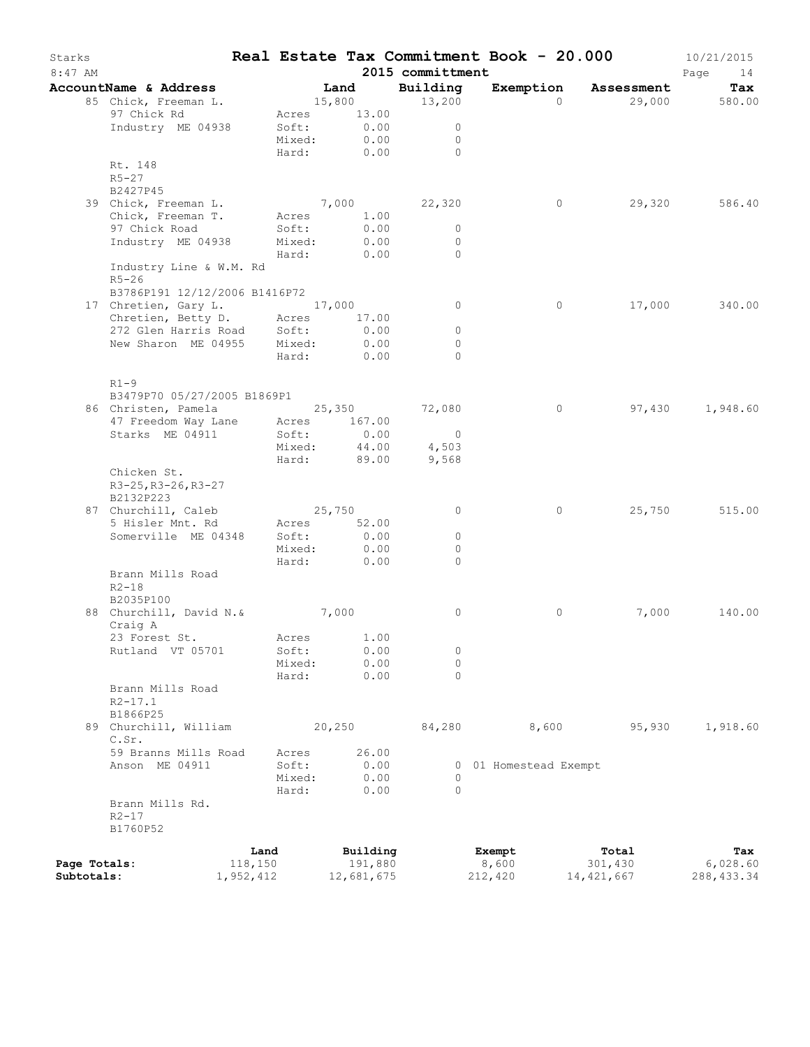# Real Estate Tax Commitment Book - 20.000

Starks
8:47 AM

2015 committment

10/21/2015

| AccountName & Address | Land | Building | Exemption | Assessment | Tax |
|---|---|---|---|---|---|
| 85 Chick, Freeman L. | 15,800 | 13,200 | 0 | 29,000 | 580.00 |
| 97 Chick Rd | Acres 13.00 | | | | |
| Industry ME 04938 | Soft: 0.00 | 0 | | | |
| | Mixed: 0.00 | 0 | | | |
| | Hard: 0.00 | 0 | | | |
| Rt. 148 | | | | | |
| R5-27 | | | | | |
| B2427P45 | | | | | |
| 39 Chick, Freeman L. | 7,000 | 22,320 | 0 | 29,320 | 586.40 |
| Chick, Freeman T. | Acres 1.00 | | | | |
| 97 Chick Road | Soft: 0.00 | 0 | | | |
| Industry ME 04938 | Mixed: 0.00 | 0 | | | |
| | Hard: 0.00 | 0 | | | |
| Industry Line & W.M. Rd | | | | | |
| R5-26 | | | | | |
| B3786P191 12/12/2006 B1416P72 | | | | | |
| 17 Chretien, Gary L. | 17,000 | 0 | 0 | 17,000 | 340.00 |
| Chretien, Betty D. | Acres 17.00 | | | | |
| 272 Glen Harris Road | Soft: 0.00 | 0 | | | |
| New Sharon ME 04955 | Mixed: 0.00 | 0 | | | |
| | Hard: 0.00 | 0 | | | |
| R1-9 | | | | | |
| B3479P70 05/27/2005 B1869P1 | | | | | |
| 86 Christen, Pamela | 25,350 | 72,080 | 0 | 97,430 | 1,948.60 |
| 47 Freedom Way Lane | Acres 167.00 | | | | |
| Starks ME 04911 | Soft: 0.00 | 0 | | | |
| | Mixed: 44.00 | 4,503 | | | |
| | Hard: 89.00 | 9,568 | | | |
| Chicken St. | | | | | |
| R3-25,R3-26,R3-27 | | | | | |
| B2132P223 | | | | | |
| 87 Churchill, Caleb | 25,750 | 0 | 0 | 25,750 | 515.00 |
| 5 Hisler Mnt. Rd | Acres 52.00 | | | | |
| Somerville ME 04348 | Soft: 0.00 | 0 | | | |
| | Mixed: 0.00 | 0 | | | |
| | Hard: 0.00 | 0 | | | |
| Brann Mills Road | | | | | |
| R2-18 | | | | | |
| B2035P100 | | | | | |
| 88 Churchill, David N.& Craig A | 7,000 | 0 | 0 | 7,000 | 140.00 |
| 23 Forest St. | Acres 1.00 | | | | |
| Rutland VT 05701 | Soft: 0.00 | 0 | | | |
| | Mixed: 0.00 | 0 | | | |
| | Hard: 0.00 | 0 | | | |
| Brann Mills Road | | | | | |
| R2-17.1 | | | | | |
| B1866P25 | | | | | |
| 89 Churchill, William C.Sr. | 20,250 | 84,280 | 8,600 | 95,930 | 1,918.60 |
| 59 Branns Mills Road | Acres 26.00 | | | | |
| Anson ME 04911 | Soft: 0.00 | 0 | 01 Homestead Exempt | | |
| | Mixed: 0.00 | 0 | | | |
| | Hard: 0.00 | 0 | | | |
| Brann Mills Rd. | | | | | |
| R2-17 | | | | | |
| B1760P52 | | | | | |

| | Land | Building | Exempt | Total | Tax |
|---|---|---|---|---|---|
| Page Totals: | 118,150 | 191,880 | 8,600 | 301,430 | 6,028.60 |
| Subtotals: | 1,952,412 | 12,681,675 | 212,420 | 14,421,667 | 288,433.34 |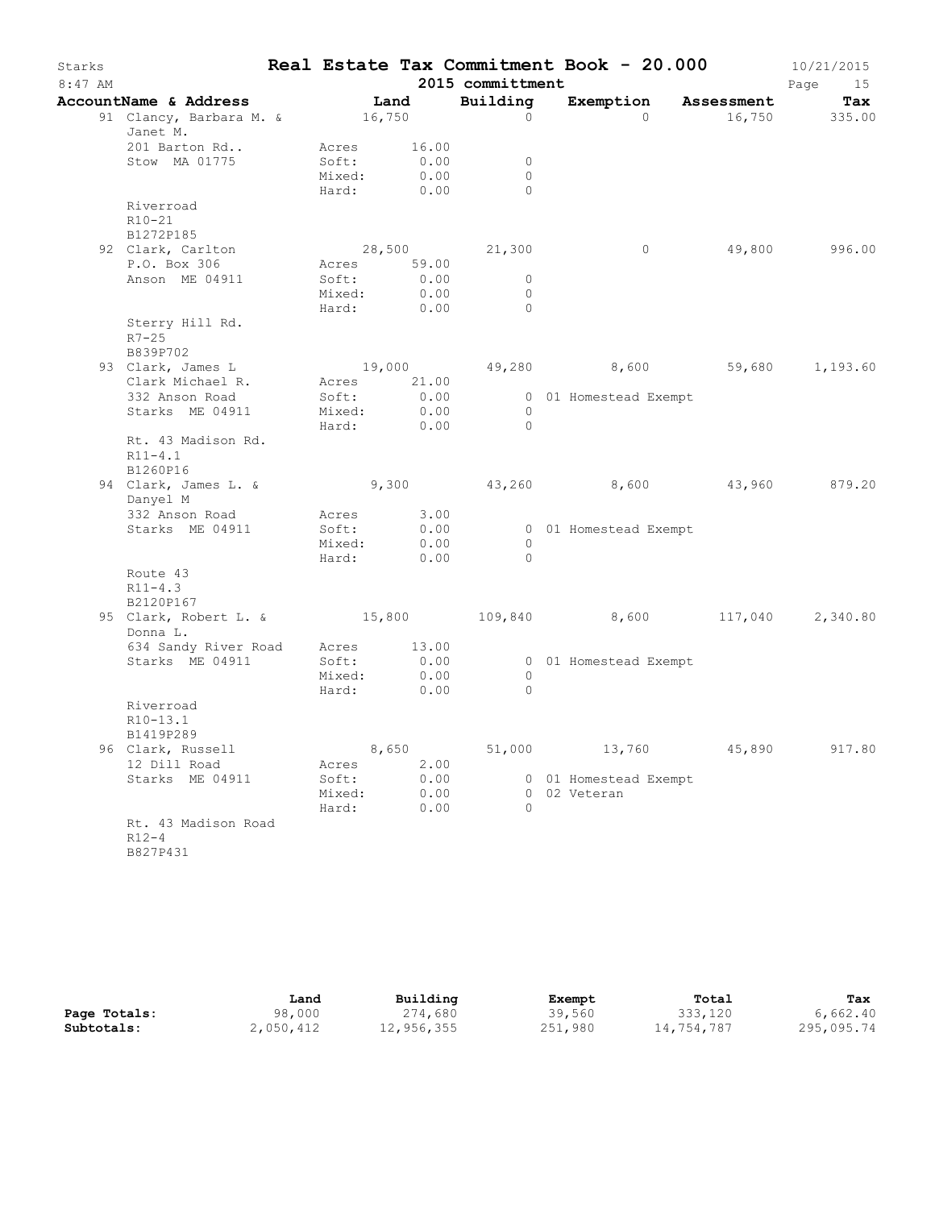# Real Estate Tax Commitment Book - 20.000

Starks — 8:47 AM — 2015 committment — 10/21/2015

| AccountName & Address | Land | Building | Exemption | Assessment | Tax |
|---|---|---|---|---|---|
| 91 Clancy, Barbara M. & Janet M. | 16,750 | 0 | 0 | 16,750 | 335.00 |
| 201 Barton Rd.. | Acres 16.00 | | | | |
| Stow MA 01775 | Soft: 0.00 | 0 | | | |
| | Mixed: 0.00 | 0 | | | |
| | Hard: 0.00 | 0 | | | |
| Riverroad | | | | | |
| R10-21 | | | | | |
| B1272P185 | | | | | |
| 92 Clark, Carlton | 28,500 | 21,300 | 0 | 49,800 | 996.00 |
| P.O. Box 306 | Acres 59.00 | | | | |
| Anson ME 04911 | Soft: 0.00 | 0 | | | |
| | Mixed: 0.00 | 0 | | | |
| | Hard: 0.00 | 0 | | | |
| Sterry Hill Rd. | | | | | |
| R7-25 | | | | | |
| B839P702 | | | | | |
| 93 Clark, James L | 19,000 | 49,280 | 8,600 | 59,680 | 1,193.60 |
| Clark Michael R. | Acres 21.00 | | | | |
| 332 Anson Road | Soft: 0.00 | 0 | 01 Homestead Exempt | | |
| Starks ME 04911 | Mixed: 0.00 | 0 | | | |
| | Hard: 0.00 | 0 | | | |
| Rt. 43 Madison Rd. | | | | | |
| R11-4.1 | | | | | |
| B1260P16 | | | | | |
| 94 Clark, James L. & Danyel M | 9,300 | 43,260 | 8,600 | 43,960 | 879.20 |
| 332 Anson Road | Acres 3.00 | | | | |
| Starks ME 04911 | Soft: 0.00 | 0 | 01 Homestead Exempt | | |
| | Mixed: 0.00 | 0 | | | |
| | Hard: 0.00 | 0 | | | |
| Route 43 | | | | | |
| R11-4.3 | | | | | |
| B2120P167 | | | | | |
| 95 Clark, Robert L. & Donna L. | 15,800 | 109,840 | 8,600 | 117,040 | 2,340.80 |
| 634 Sandy River Road | Acres 13.00 | | | | |
| Starks ME 04911 | Soft: 0.00 | 0 | 01 Homestead Exempt | | |
| | Mixed: 0.00 | 0 | | | |
| | Hard: 0.00 | 0 | | | |
| Riverroad | | | | | |
| R10-13.1 | | | | | |
| B1419P289 | | | | | |
| 96 Clark, Russell | 8,650 | 51,000 | 13,760 | 45,890 | 917.80 |
| 12 Dill Road | Acres 2.00 | | | | |
| Starks ME 04911 | Soft: 0.00 | 0 | 01 Homestead Exempt | | |
| | Mixed: 0.00 | 0 | 02 Veteran | | |
| | Hard: 0.00 | 0 | | | |
| Rt. 43 Madison Road | | | | | |
| R12-4 | | | | | |
| B827P431 | | | | | |

| | Land | Building | Exempt | Total | Tax |
|---|---|---|---|---|---|
| **Page Totals:** | 98,000 | 274,680 | 39,560 | 333,120 | 6,662.40 |
| **Subtotals:** | 2,050,412 | 12,956,355 | 251,980 | 14,754,787 | 295,095.74 |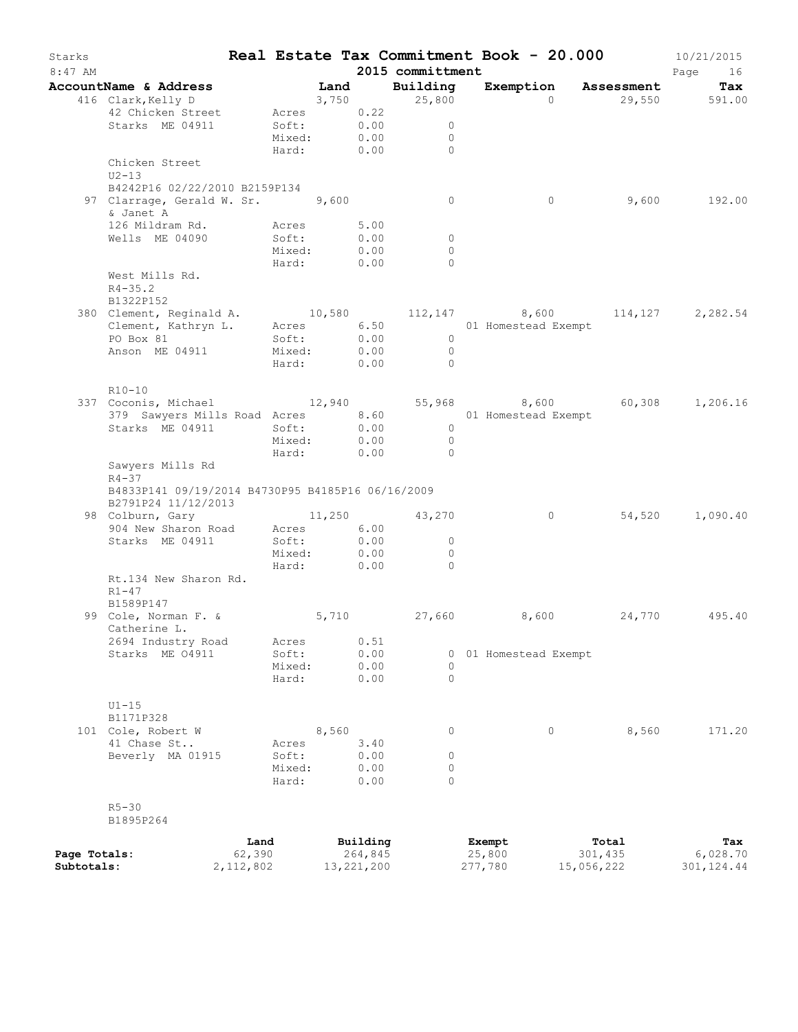# Real Estate Tax Commitment Book - 20.000

Starks 8:47 AM — 2015 committmment — 10/21/2015

| AccountName & Address | | Land | Building | Exemption | Assessment | Tax |
|---|---|---|---|---|---|---|
| 416 Clark,Kelly D | | 3,750 | 25,800 | 0 | 29,550 | 591.00 |
| 42 Chicken Street | Acres | 0.22 | | | | |
| Starks ME 04911 | Soft: | 0.00 | 0 | | | |
| | Mixed: | 0.00 | 0 | | | |
| | Hard: | 0.00 | 0 | | | |
| Chicken Street | | | | | | |
| U2-13 | | | | | | |
| B4242P16 02/22/2010 B2159P134 | | | | | | |
| 97 Clarrage, Gerald W. Sr. & Janet A | | 9,600 | 0 | 0 | 9,600 | 192.00 |
| 126 Mildram Rd. | Acres | 5.00 | | | | |
| Wells ME 04090 | Soft: | 0.00 | 0 | | | |
| | Mixed: | 0.00 | 0 | | | |
| | Hard: | 0.00 | 0 | | | |
| West Mills Rd. | | | | | | |
| R4-35.2 | | | | | | |
| B1322P152 | | | | | | |
| 380 Clement, Reginald A. | | 10,580 | 112,147 | 8,600 | 114,127 | 2,282.54 |
| Clement, Kathryn L. | Acres | 6.50 | | 01 Homestead Exempt | | |
| PO Box 81 | Soft: | 0.00 | 0 | | | |
| Anson ME 04911 | Mixed: | 0.00 | 0 | | | |
| | Hard: | 0.00 | 0 | | | |
| R10-10 | | | | | | |
| 337 Coconis, Michael | | 12,940 | 55,968 | 8,600 | 60,308 | 1,206.16 |
| 379 Sawyers Mills Road | Acres | 8.60 | | 01 Homestead Exempt | | |
| Starks ME 04911 | Soft: | 0.00 | 0 | | | |
| | Mixed: | 0.00 | 0 | | | |
| | Hard: | 0.00 | 0 | | | |
| Sawyers Mills Rd | | | | | | |
| R4-37 | | | | | | |
| B4833P141 09/19/2014 B4730P95 B4185P16 06/16/2009 B2791P24 11/12/2013 | | | | | | |
| 98 Colburn, Gary | | 11,250 | 43,270 | 0 | 54,520 | 1,090.40 |
| 904 New Sharon Road | Acres | 6.00 | | | | |
| Starks ME 04911 | Soft: | 0.00 | 0 | | | |
| | Mixed: | 0.00 | 0 | | | |
| | Hard: | 0.00 | 0 | | | |
| Rt.134 New Sharon Rd. | | | | | | |
| R1-47 | | | | | | |
| B1589P147 | | | | | | |
| 99 Cole, Norman F. & Catherine L. | | 5,710 | 27,660 | 8,600 | 24,770 | 495.40 |
| 2694 Industry Road | Acres | 0.51 | | | | |
| Starks ME 04911 | Soft: | 0.00 | 0 | 01 Homestead Exempt | | |
| | Mixed: | 0.00 | 0 | | | |
| | Hard: | 0.00 | 0 | | | |
| U1-15 | | | | | | |
| B1171P328 | | | | | | |
| 101 Cole, Robert W | | 8,560 | 0 | 0 | 8,560 | 171.20 |
| 41 Chase St.. | Acres | 3.40 | | | | |
| Beverly MA 01915 | Soft: | 0.00 | 0 | | | |
| | Mixed: | 0.00 | 0 | | | |
| | Hard: | 0.00 | 0 | | | |
| R5-30 | | | | | | |
| B1895P264 | | | | | | |

| | Land | Building | Exempt | Total | Tax |
|---|---|---|---|---|---|
| Page Totals: | 62,390 | 264,845 | 25,800 | 301,435 | 6,028.70 |
| Subtotals: | 2,112,802 | 13,221,200 | 277,780 | 15,056,222 | 301,124.44 |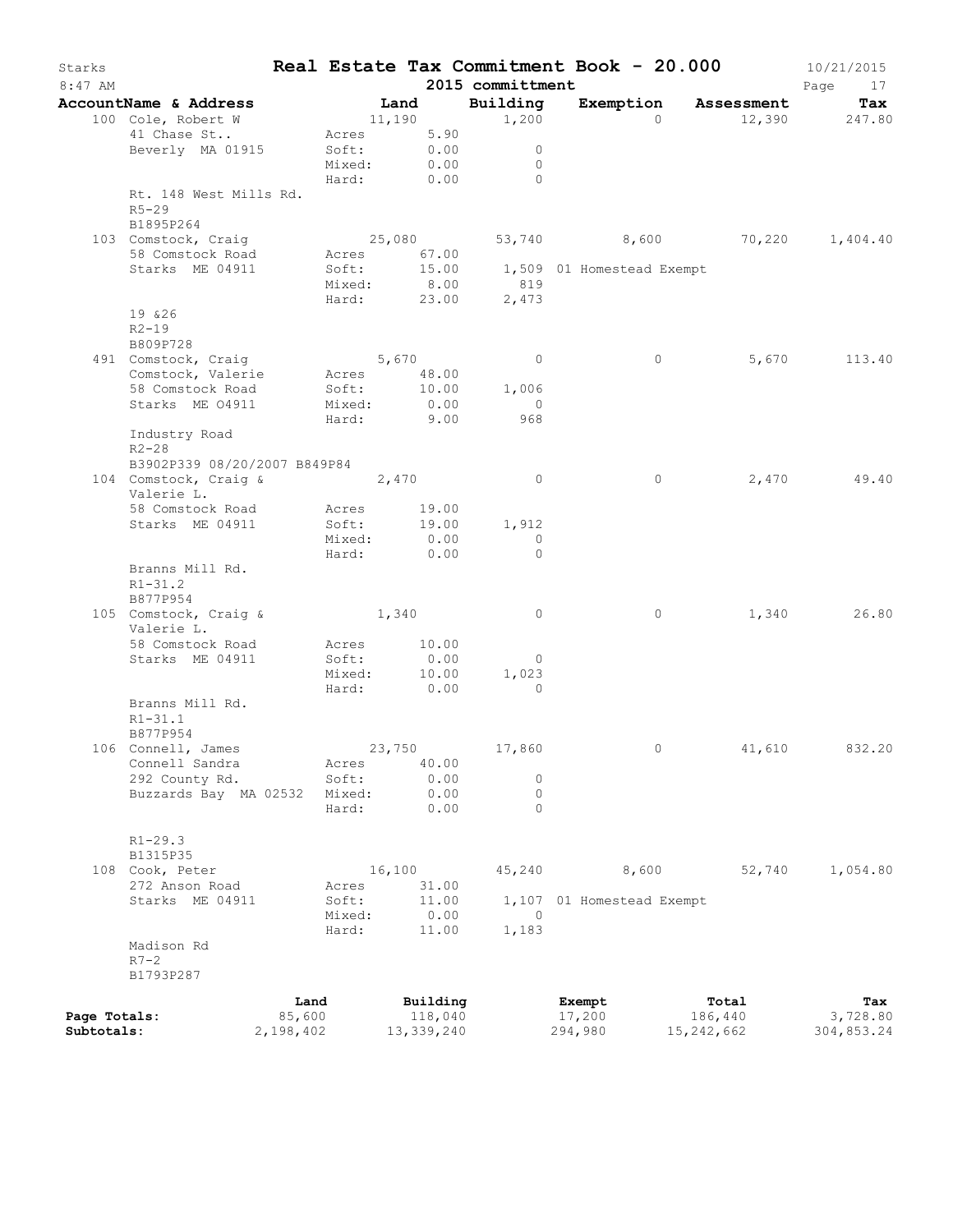# Starks — Real Estate Tax Commitment Book - 20.000

8:47 AM — 2015 committment — 10/21/2015

| AccountName & Address | Land | Building | Exemption | Assessment | Tax |
|---|---|---|---|---|---|
| 100 Cole, Robert W | 11,190 | 1,200 | 0 | 12,390 | 247.80 |
| 41 Chase St.. | Acres 5.90 | | | | |
| Beverly MA 01915 | Soft: 0.00 | 0 | | | |
| | Mixed: 0.00 | 0 | | | |
| | Hard: 0.00 | 0 | | | |
| Rt. 148 West Mills Rd. | | | | | |
| R5-29 | | | | | |
| B1895P264 | | | | | |
| 103 Comstock, Craig | 25,080 | 53,740 | 8,600 | 70,220 | 1,404.40 |
| 58 Comstock Road | Acres 67.00 | | | | |
| Starks ME 04911 | Soft: 15.00 | 1,509 | 01 Homestead Exempt | | |
| | Mixed: 8.00 | 819 | | | |
| | Hard: 23.00 | 2,473 | | | |
| 19 &26 | | | | | |
| R2-19 | | | | | |
| B809P728 | | | | | |
| 491 Comstock, Craig | 5,670 | 0 | 0 | 5,670 | 113.40 |
| Comstock, Valerie | Acres 48.00 | | | | |
| 58 Comstock Road | Soft: 10.00 | 1,006 | | | |
| Starks ME 04911 | Mixed: 0.00 | 0 | | | |
| | Hard: 9.00 | 968 | | | |
| Industry Road | | | | | |
| R2-28 | | | | | |
| B3902P339 08/20/2007 B849P84 | | | | | |
| 104 Comstock, Craig & Valerie L. | 2,470 | 0 | 0 | 2,470 | 49.40 |
| 58 Comstock Road | Acres 19.00 | | | | |
| Starks ME 04911 | Soft: 19.00 | 1,912 | | | |
| | Mixed: 0.00 | 0 | | | |
| | Hard: 0.00 | 0 | | | |
| Branns Mill Rd. | | | | | |
| R1-31.2 | | | | | |
| B877P954 | | | | | |
| 105 Comstock, Craig & Valerie L. | 1,340 | 0 | 0 | 1,340 | 26.80 |
| 58 Comstock Road | Acres 10.00 | | | | |
| Starks ME 04911 | Soft: 0.00 | 0 | | | |
| | Mixed: 10.00 | 1,023 | | | |
| | Hard: 0.00 | 0 | | | |
| Branns Mill Rd. | | | | | |
| R1-31.1 | | | | | |
| B877P954 | | | | | |
| 106 Connell, James | 23,750 | 17,860 | 0 | 41,610 | 832.20 |
| Connell Sandra | Acres 40.00 | | | | |
| 292 County Rd. | Soft: 0.00 | 0 | | | |
| Buzzards Bay MA 02532 | Mixed: 0.00 | 0 | | | |
| | Hard: 0.00 | 0 | | | |
| R1-29.3 | | | | | |
| B1315P35 | | | | | |
| 108 Cook, Peter | 16,100 | 45,240 | 8,600 | 52,740 | 1,054.80 |
| 272 Anson Road | Acres 31.00 | | | | |
| Starks ME 04911 | Soft: 11.00 | 1,107 | 01 Homestead Exempt | | |
| | Mixed: 0.00 | 0 | | | |
| | Hard: 11.00 | 1,183 | | | |
| Madison Rd | | | | | |
| R7-2 | | | | | |
| B1793P287 | | | | | |

| | Land | Building | Exempt | Total | Tax |
|---|---|---|---|---|---|
| Page Totals: | 85,600 | 118,040 | 17,200 | 186,440 | 3,728.80 |
| Subtotals: | 2,198,402 | 13,339,240 | 294,980 | 15,242,662 | 304,853.24 |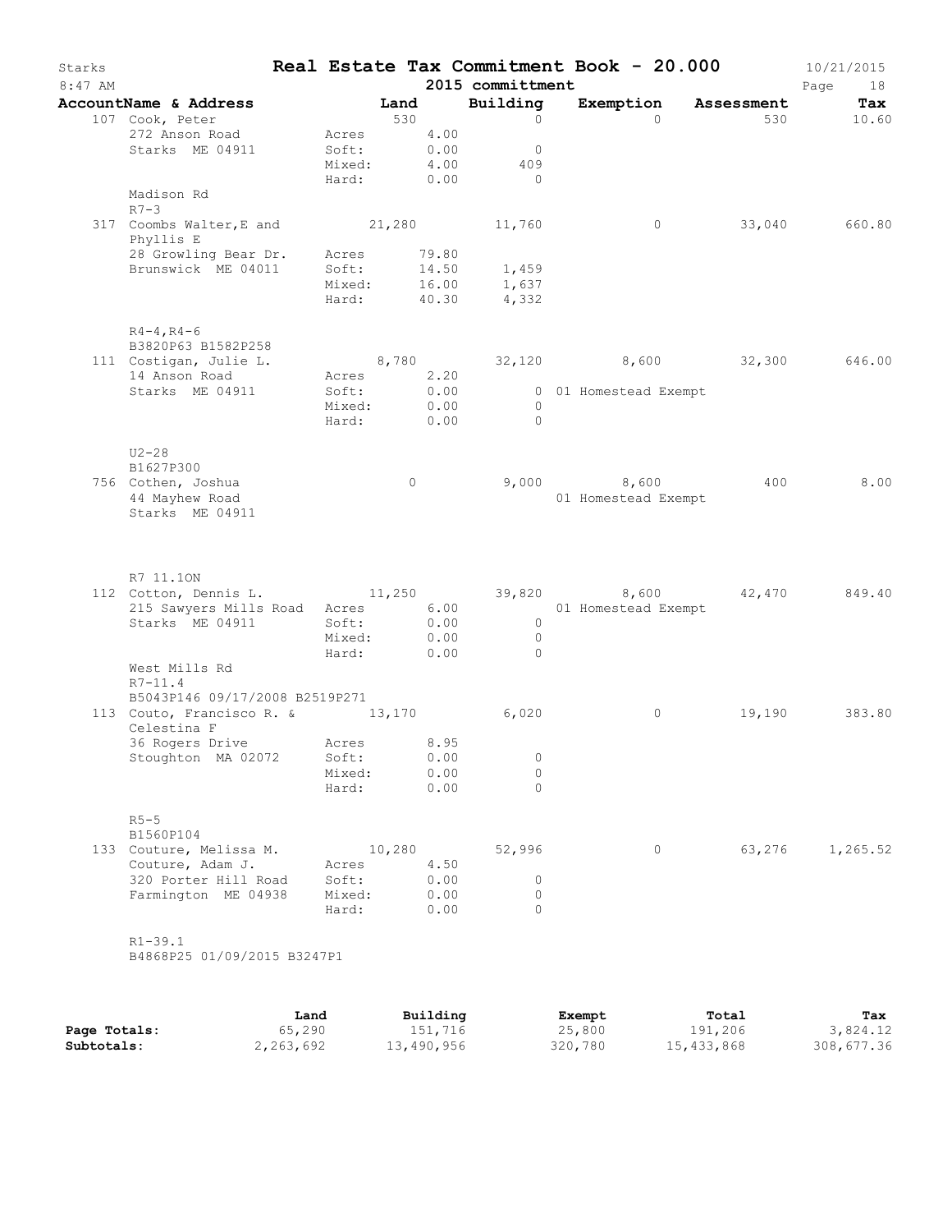# Real Estate Tax Commitment Book - 20.000

Starks
8:47 AM

2015 committmentt

10/21/2015

| AccountName & Address | Land | Building | Exemption | Assessment | Tax |
|---|---|---|---|---|---|
| 107 Cook, Peter | 530 | 0 | 0 | 530 | 10.60 |
| 272 Anson Road | Acres 4.00 | | | | |
| Starks ME 04911 | Soft: 0.00 | 0 | | | |
| | Mixed: 4.00 | 409 | | | |
| | Hard: 0.00 | 0 | | | |
| Madison Rd | | | | | |
| R7-3 | | | | | |
| 317 Coombs Walter,E and Phyllis E | 21,280 | 11,760 | 0 | 33,040 | 660.80 |
| 28 Growling Bear Dr. | Acres 79.80 | | | | |
| Brunswick ME 04011 | Soft: 14.50 | 1,459 | | | |
| | Mixed: 16.00 | 1,637 | | | |
| | Hard: 40.30 | 4,332 | | | |
| R4-4,R4-6 | | | | | |
| B3820P63 B1582P258 | | | | | |
| 111 Costigan, Julie L. | 8,780 | 32,120 | 8,600 | 32,300 | 646.00 |
| 14 Anson Road | Acres 2.20 | | | | |
| Starks ME 04911 | Soft: 0.00 | 0 | 01 Homestead Exempt | | |
| | Mixed: 0.00 | 0 | | | |
| | Hard: 0.00 | 0 | | | |
| U2-28 | | | | | |
| B1627P300 | | | | | |
| 756 Cothen, Joshua | 0 | 9,000 | 8,600 | 400 | 8.00 |
| 44 Mayhew Road | | | 01 Homestead Exempt | | |
| Starks ME 04911 | | | | | |
| R7 11.1ON | | | | | |
| 112 Cotton, Dennis L. | 11,250 | 39,820 | 8,600 | 42,470 | 849.40 |
| 215 Sawyers Mills Road | Acres 6.00 | | 01 Homestead Exempt | | |
| Starks ME 04911 | Soft: 0.00 | 0 | | | |
| | Mixed: 0.00 | 0 | | | |
| | Hard: 0.00 | 0 | | | |
| West Mills Rd | | | | | |
| R7-11.4 | | | | | |
| B5043P146 09/17/2008 B2519P271 | | | | | |
| 113 Couto, Francisco R. & Celestina F | 13,170 | 6,020 | 0 | 19,190 | 383.80 |
| 36 Rogers Drive | Acres 8.95 | | | | |
| Stoughton MA 02072 | Soft: 0.00 | 0 | | | |
| | Mixed: 0.00 | 0 | | | |
| | Hard: 0.00 | 0 | | | |
| R5-5 | | | | | |
| B1560P104 | | | | | |
| 133 Couture, Melissa M. | 10,280 | 52,996 | 0 | 63,276 | 1,265.52 |
| Couture, Adam J. | Acres 4.50 | | | | |
| 320 Porter Hill Road | Soft: 0.00 | 0 | | | |
| Farmington ME 04938 | Mixed: 0.00 | 0 | | | |
| | Hard: 0.00 | 0 | | | |
| R1-39.1 | | | | | |
| B4868P25 01/09/2015 B3247P1 | | | | | |

| | Land | Building | Exempt | Total | Tax |
|---|---|---|---|---|---|
| Page Totals: | 65,290 | 151,716 | 25,800 | 191,206 | 3,824.12 |
| Subtotals: | 2,263,692 | 13,490,956 | 320,780 | 15,433,868 | 308,677.36 |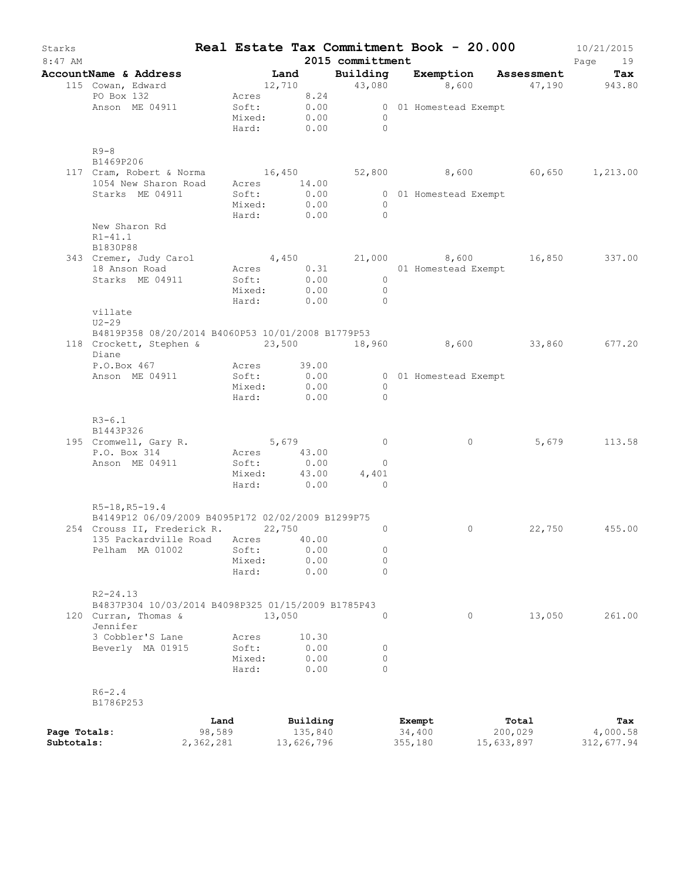# Real Estate Tax Commitment Book - 20.000

Starks — 2015 committment — 10/21/2015 8:47 AM

| Account | Name & Address | Land | Building | Exemption | Assessment | Tax |
|---|---|---|---|---|---|---|
| 115 | Cowan, Edward<br>PO Box 132<br>Anson ME 04911<br>R9-8<br>B1469P206 | 12,710<br>Acres 8.24<br>Soft: 0.00 / 0<br>Mixed: 0.00 / 0<br>Hard: 0.00 / 0 | 43,080 | 8,600<br>01 Homestead Exempt | 47,190 | 943.80 |
| 117 | Cram, Robert & Norma<br>1054 New Sharon Road<br>Starks ME 04911<br>New Sharon Rd<br>R1-41.1<br>B1830P88 | 16,450<br>Acres 14.00<br>Soft: 0.00 / 0<br>Mixed: 0.00 / 0<br>Hard: 0.00 / 0 | 52,800 | 8,600<br>01 Homestead Exempt | 60,650 | 1,213.00 |
| 343 | Cremer, Judy Carol<br>18 Anson Road<br>Starks ME 04911<br>villate<br>U2-29<br>B4819P358 08/20/2014 B4060P53 10/01/2008 B1779P53 | 4,450<br>Acres 0.31<br>Soft: 0.00 / 0<br>Mixed: 0.00 / 0<br>Hard: 0.00 / 0 | 21,000 | 8,600<br>01 Homestead Exempt | 16,850 | 337.00 |
| 118 | Crockett, Stephen & Diane<br>P.O.Box 467<br>Anson ME 04911<br>R3-6.1<br>B1443P326 | 23,500<br>Acres 39.00<br>Soft: 0.00 / 0<br>Mixed: 0.00 / 0<br>Hard: 0.00 / 0 | 18,960 | 8,600<br>01 Homestead Exempt | 33,860 | 677.20 |
| 195 | Cromwell, Gary R.<br>P.O. Box 314<br>Anson ME 04911<br>R5-18,R5-19.4<br>B4149P12 06/09/2009 B4095P172 02/02/2009 B1299P75 | 5,679<br>Acres 43.00<br>Soft: 0.00 / 0<br>Mixed: 43.00 / 4,401<br>Hard: 0.00 / 0 | 0 | 0 | 5,679 | 113.58 |
| 254 | Crouss II, Frederick R.<br>135 Packardville Road<br>Pelham MA 01002<br>R2-24.13<br>B4837P304 10/03/2014 B4098P325 01/15/2009 B1785P43 | 22,750<br>Acres 40.00<br>Soft: 0.00 / 0<br>Mixed: 0.00 / 0<br>Hard: 0.00 / 0 | 0 | 0 | 22,750 | 455.00 |
| 120 | Curran, Thomas & Jennifer<br>3 Cobbler'S Lane<br>Beverly MA 01915<br>R6-2.4<br>B1786P253 | 13,050<br>Acres 10.30<br>Soft: 0.00 / 0<br>Mixed: 0.00 / 0<br>Hard: 0.00 / 0 | 0 | 0 | 13,050 | 261.00 |

| | Land | Building | Exempt | Total | Tax |
|---|---|---|---|---|---|
| **Page Totals:** | 98,589 | 135,840 | 34,400 | 200,029 | 4,000.58 |
| **Subtotals:** | 2,362,281 | 13,626,796 | 355,180 | 15,633,897 | 312,677.94 |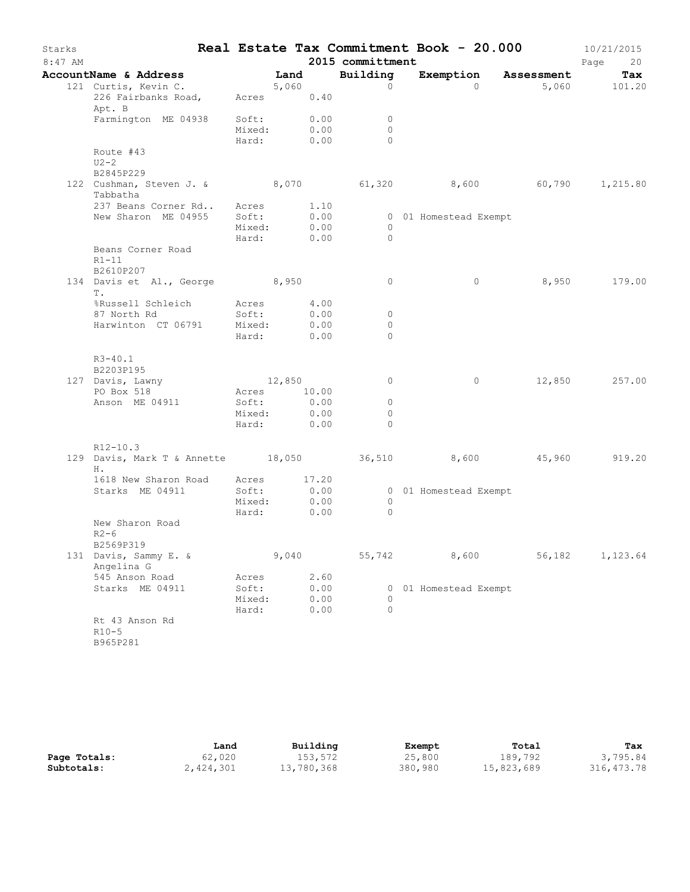# Starks — Real Estate Tax Commitment Book - 20.000

2015 committment

| AccountName & Address | Land | Building | Exemption | Assessment | Tax |
|---|---|---|---|---|---|
| 121 Curtis, Kevin C. | 5,060 | 0 | 0 | 5,060 | 101.20 |
| 226 Fairbanks Road, Apt. B | Acres 0.40 | | | | |
| Farmington ME 04938 | Soft: 0.00 | 0 | | | |
| | Mixed: 0.00 | 0 | | | |
| | Hard: 0.00 | 0 | | | |
| Route #43 | | | | | |
| U2-2 | | | | | |
| B2845P229 | | | | | |
| 122 Cushman, Steven J. & Tabbatha | 8,070 | 61,320 | 8,600 | 60,790 | 1,215.80 |
| 237 Beans Corner Rd.. | Acres 1.10 | | | | |
| New Sharon ME 04955 | Soft: 0.00 | 0 | 01 Homestead Exempt | | |
| | Mixed: 0.00 | 0 | | | |
| | Hard: 0.00 | 0 | | | |
| Beans Corner Road | | | | | |
| R1-11 | | | | | |
| B2610P207 | | | | | |
| 134 Davis et Al., George T. | 8,950 | 0 | 0 | 8,950 | 179.00 |
| %Russell Schleich | Acres 4.00 | | | | |
| 87 North Rd | Soft: 0.00 | 0 | | | |
| Harwinton CT 06791 | Mixed: 0.00 | 0 | | | |
| | Hard: 0.00 | 0 | | | |
| R3-40.1 | | | | | |
| B2203P195 | | | | | |
| 127 Davis, Lawny | 12,850 | 0 | 0 | 12,850 | 257.00 |
| PO Box 518 | Acres 10.00 | | | | |
| Anson ME 04911 | Soft: 0.00 | 0 | | | |
| | Mixed: 0.00 | 0 | | | |
| | Hard: 0.00 | 0 | | | |
| R12-10.3 | | | | | |
| 129 Davis, Mark T & Annette H. | 18,050 | 36,510 | 8,600 | 45,960 | 919.20 |
| 1618 New Sharon Road | Acres 17.20 | | | | |
| Starks ME 04911 | Soft: 0.00 | 0 | 01 Homestead Exempt | | |
| | Mixed: 0.00 | 0 | | | |
| | Hard: 0.00 | 0 | | | |
| New Sharon Road | | | | | |
| R2-6 | | | | | |
| B2569P319 | | | | | |
| 131 Davis, Sammy E. & Angelina G | 9,040 | 55,742 | 8,600 | 56,182 | 1,123.64 |
| 545 Anson Road | Acres 2.60 | | | | |
| Starks ME 04911 | Soft: 0.00 | 0 | 01 Homestead Exempt | | |
| | Mixed: 0.00 | 0 | | | |
| | Hard: 0.00 | 0 | | | |
| Rt 43 Anson Rd | | | | | |
| R10-5 | | | | | |
| B965P281 | | | | | |

| | Land | Building | Exempt | Total | Tax |
|---|---|---|---|---|---|
| **Page Totals:** | 62,020 | 153,572 | 25,800 | 189,792 | 3,795.84 |
| **Subtotals:** | 2,424,301 | 13,780,368 | 380,980 | 15,823,689 | 316,473.78 |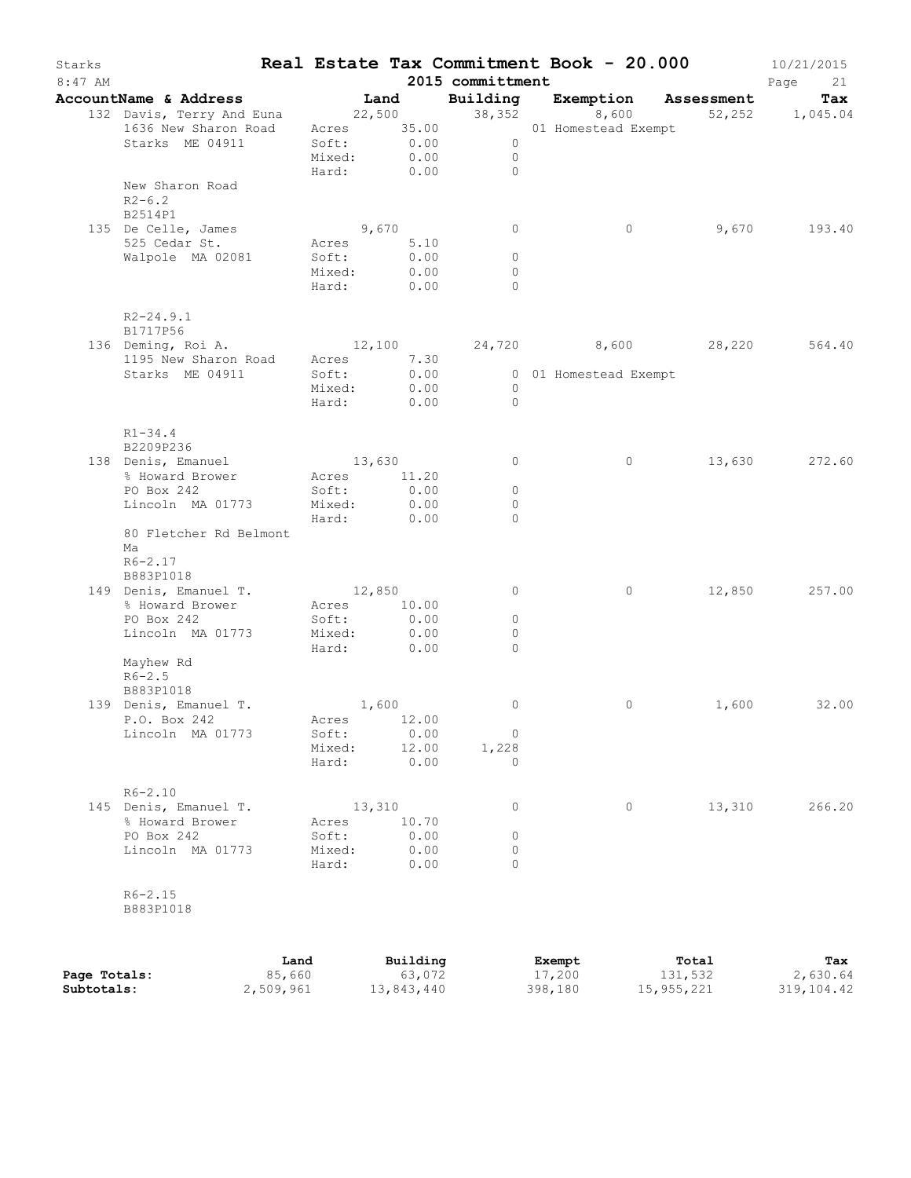Starks

# Real Estate Tax Commitment Book - 20.000

2015 committment

10/21/2015
8:47 AM

| AccountName & Address | Land | | Building | Exemption | Assessment | Tax |
|---|---|---|---|---|---|---|
| 132 Davis, Terry And Euna | 22,500 | | 38,352 | 8,600 | 52,252 | 1,045.04 |
| 1636 New Sharon Road | Acres | 35.00 | | 01 Homestead Exempt | | |
| Starks ME 04911 | Soft: | 0.00 | 0 | | | |
| | Mixed: | 0.00 | 0 | | | |
| | Hard: | 0.00 | 0 | | | |
| New Sharon Road | | | | | | |
| R2-6.2 | | | | | | |
| B2514P1 | | | | | | |
| 135 De Celle, James | 9,670 | | 0 | 0 | 9,670 | 193.40 |
| 525 Cedar St. | Acres | 5.10 | | | | |
| Walpole MA 02081 | Soft: | 0.00 | 0 | | | |
| | Mixed: | 0.00 | 0 | | | |
| | Hard: | 0.00 | 0 | | | |
| R2-24.9.1 | | | | | | |
| B1717P56 | | | | | | |
| 136 Deming, Roi A. | 12,100 | | 24,720 | 8,600 | 28,220 | 564.40 |
| 1195 New Sharon Road | Acres | 7.30 | | | | |
| Starks ME 04911 | Soft: | 0.00 | 0 | 01 Homestead Exempt | | |
| | Mixed: | 0.00 | 0 | | | |
| | Hard: | 0.00 | 0 | | | |
| R1-34.4 | | | | | | |
| B2209P236 | | | | | | |
| 138 Denis, Emanuel | 13,630 | | 0 | 0 | 13,630 | 272.60 |
| % Howard Brower | Acres | 11.20 | | | | |
| PO Box 242 | Soft: | 0.00 | 0 | | | |
| Lincoln MA 01773 | Mixed: | 0.00 | 0 | | | |
| | Hard: | 0.00 | 0 | | | |
| 80 Fletcher Rd Belmont Ma | | | | | | |
| R6-2.17 | | | | | | |
| B883P1018 | | | | | | |
| 149 Denis, Emanuel T. | 12,850 | | 0 | 0 | 12,850 | 257.00 |
| % Howard Brower | Acres | 10.00 | | | | |
| PO Box 242 | Soft: | 0.00 | 0 | | | |
| Lincoln MA 01773 | Mixed: | 0.00 | 0 | | | |
| | Hard: | 0.00 | 0 | | | |
| Mayhew Rd | | | | | | |
| R6-2.5 | | | | | | |
| B883P1018 | | | | | | |
| 139 Denis, Emanuel T. | 1,600 | | 0 | 0 | 1,600 | 32.00 |
| P.O. Box 242 | Acres | 12.00 | | | | |
| Lincoln MA 01773 | Soft: | 0.00 | 0 | | | |
| | Mixed: | 12.00 | 1,228 | | | |
| | Hard: | 0.00 | 0 | | | |
| R6-2.10 | | | | | | |
| 145 Denis, Emanuel T. | 13,310 | | 0 | 0 | 13,310 | 266.20 |
| % Howard Brower | Acres | 10.70 | | | | |
| PO Box 242 | Soft: | 0.00 | 0 | | | |
| Lincoln MA 01773 | Mixed: | 0.00 | 0 | | | |
| | Hard: | 0.00 | 0 | | | |
| R6-2.15 | | | | | | |
| B883P1018 | | | | | | |

| | Land | Building | Exempt | Total | Tax |
|---|---|---|---|---|---|
| **Page Totals:** | 85,660 | 63,072 | 17,200 | 131,532 | 2,630.64 |
| **Subtotals:** | 2,509,961 | 13,843,440 | 398,180 | 15,955,221 | 319,104.42 |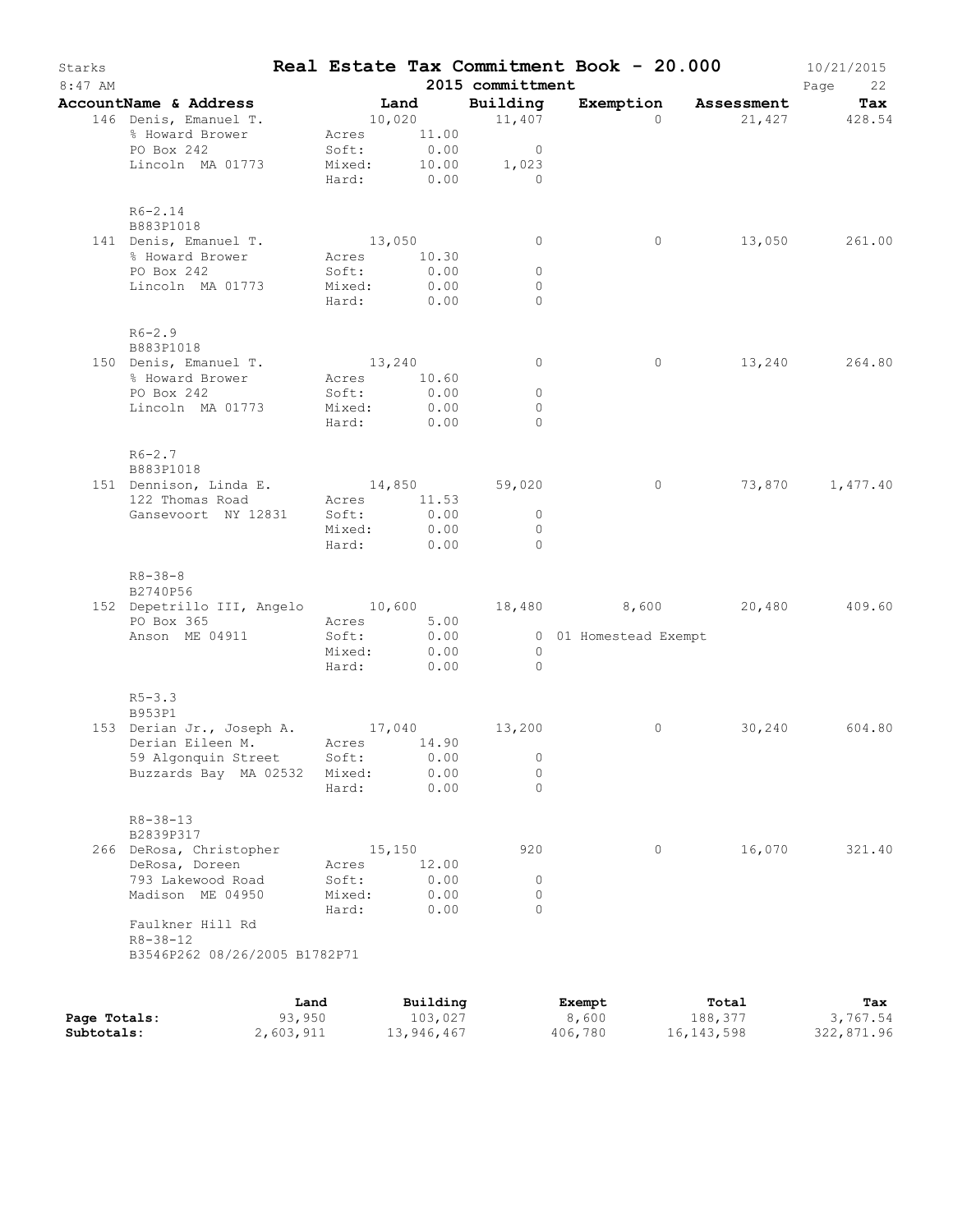# Starks — Real Estate Tax Commitment Book - 20.000

8:47 AM — 2015 committment — 10/21/2015

| AccountName & Address | Land | Building | Exemption | Assessment | Tax |
|---|---|---|---|---|---|
| 146 Denis, Emanuel T. | 10,020 | 11,407 | 0 | 21,427 | 428.54 |
| % Howard Brower | Acres 11.00 | | | | |
| PO Box 242 | Soft: 0.00 | 0 | | | |
| Lincoln MA 01773 | Mixed: 10.00 | 1,023 | | | |
| | Hard: 0.00 | 0 | | | |
| R6-2.14 | | | | | |
| B883P1018 | | | | | |
| 141 Denis, Emanuel T. | 13,050 | 0 | 0 | 13,050 | 261.00 |
| % Howard Brower | Acres 10.30 | | | | |
| PO Box 242 | Soft: 0.00 | 0 | | | |
| Lincoln MA 01773 | Mixed: 0.00 | 0 | | | |
| | Hard: 0.00 | 0 | | | |
| R6-2.9 | | | | | |
| B883P1018 | | | | | |
| 150 Denis, Emanuel T. | 13,240 | 0 | 0 | 13,240 | 264.80 |
| % Howard Brower | Acres 10.60 | | | | |
| PO Box 242 | Soft: 0.00 | 0 | | | |
| Lincoln MA 01773 | Mixed: 0.00 | 0 | | | |
| | Hard: 0.00 | 0 | | | |
| R6-2.7 | | | | | |
| B883P1018 | | | | | |
| 151 Dennison, Linda E. | 14,850 | 59,020 | 0 | 73,870 | 1,477.40 |
| 122 Thomas Road | Acres 11.53 | | | | |
| Gansevoort NY 12831 | Soft: 0.00 | 0 | | | |
| | Mixed: 0.00 | 0 | | | |
| | Hard: 0.00 | 0 | | | |
| R8-38-8 | | | | | |
| B2740P56 | | | | | |
| 152 Depetrillo III, Angelo | 10,600 | 18,480 | 8,600 | 20,480 | 409.60 |
| PO Box 365 | Acres 5.00 | | | | |
| Anson ME 04911 | Soft: 0.00 | 0 | 01 Homestead Exempt | | |
| | Mixed: 0.00 | 0 | | | |
| | Hard: 0.00 | 0 | | | |
| R5-3.3 | | | | | |
| B953P1 | | | | | |
| 153 Derian Jr., Joseph A. | 17,040 | 13,200 | 0 | 30,240 | 604.80 |
| Derian Eileen M. | Acres 14.90 | | | | |
| 59 Algonquin Street | Soft: 0.00 | 0 | | | |
| Buzzards Bay MA 02532 | Mixed: 0.00 | 0 | | | |
| | Hard: 0.00 | 0 | | | |
| R8-38-13 | | | | | |
| B2839P317 | | | | | |
| 266 DeRosa, Christopher | 15,150 | 920 | 0 | 16,070 | 321.40 |
| DeRosa, Doreen | Acres 12.00 | | | | |
| 793 Lakewood Road | Soft: 0.00 | 0 | | | |
| Madison ME 04950 | Mixed: 0.00 | 0 | | | |
| | Hard: 0.00 | 0 | | | |
| Faulkner Hill Rd | | | | | |
| R8-38-12 | | | | | |
| B3546P262 08/26/2005 B1782P71 | | | | | |

| | Land | Building | Exempt | Total | Tax |
|---|---|---|---|---|---|
| Page Totals: | 93,950 | 103,027 | 8,600 | 188,377 | 3,767.54 |
| Subtotals: | 2,603,911 | 13,946,467 | 406,780 | 16,143,598 | 322,871.96 |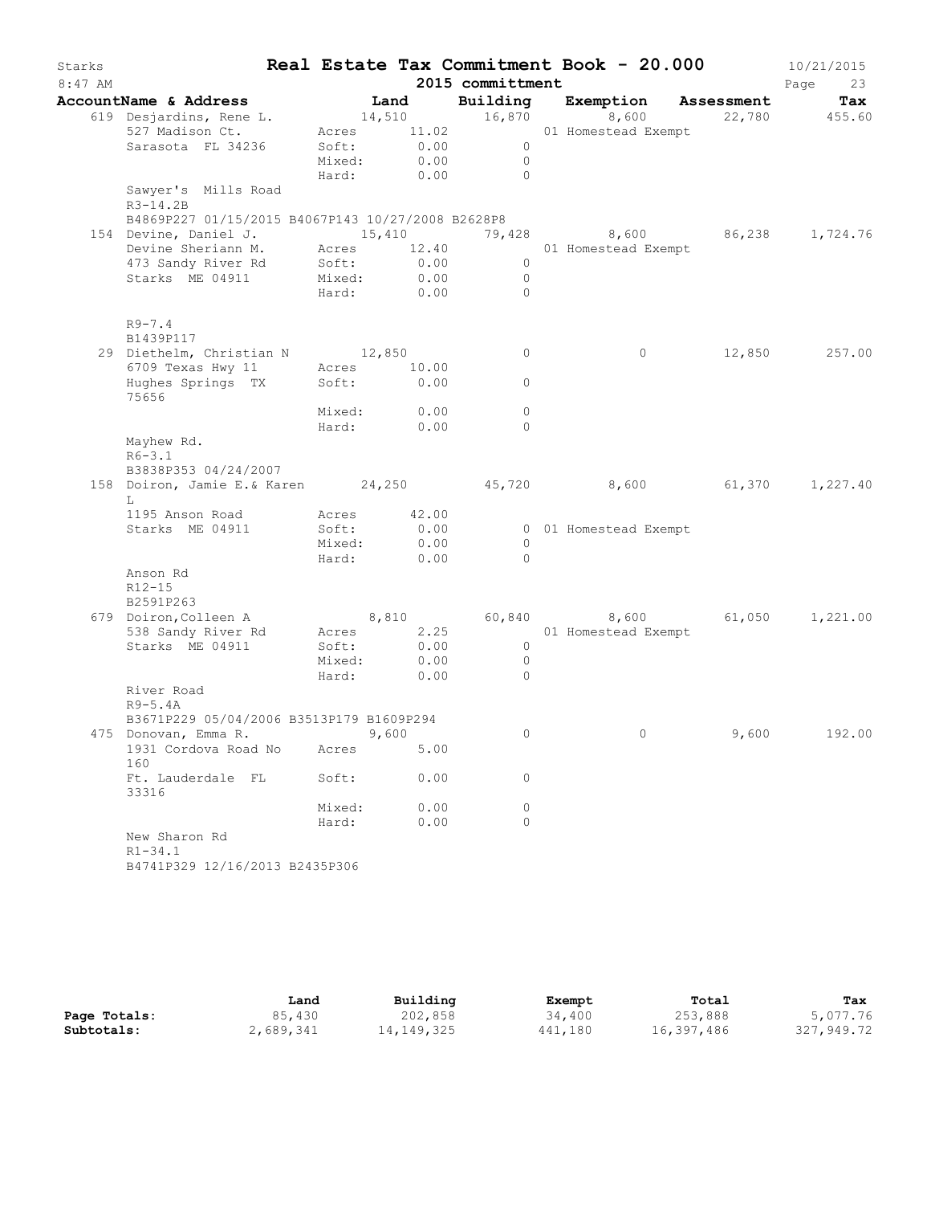# Real Estate Tax Commitment Book - 20.000

Starks — 8:47 AM — 2015 committment — 10/21/2015

| AccountName & Address | Land | Building | Exemption | Assessment | Tax |
|---|---|---|---|---|---|
| 619 Desjardins, Rene L. | 14,510 | 16,870 | 8,600 | 22,780 | 455.60 |
| 527 Madison Ct. | Acres 11.02 | | 01 Homestead Exempt | | |
| Sarasota FL 34236 | Soft: 0.00 | 0 | | | |
| | Mixed: 0.00 | 0 | | | |
| | Hard: 0.00 | 0 | | | |
| Sawyer's Mills Road | | | | | |
| R3-14.2B | | | | | |
| B4869P227 01/15/2015 B4067P143 10/27/2008 B2628P8 | | | | | |
| 154 Devine, Daniel J. | 15,410 | 79,428 | 8,600 | 86,238 | 1,724.76 |
| Devine Sheriann M. | Acres 12.40 | | 01 Homestead Exempt | | |
| 473 Sandy River Rd | Soft: 0.00 | 0 | | | |
| Starks ME 04911 | Mixed: 0.00 | 0 | | | |
| | Hard: 0.00 | 0 | | | |
| R9-7.4 | | | | | |
| B1439P117 | | | | | |
| 29 Diethelm, Christian N | 12,850 | 0 | 0 | 12,850 | 257.00 |
| 6709 Texas Hwy 11 | Acres 10.00 | | | | |
| Hughes Springs TX 75656 | Soft: 0.00 | 0 | | | |
| | Mixed: 0.00 | 0 | | | |
| | Hard: 0.00 | 0 | | | |
| Mayhew Rd. | | | | | |
| R6-3.1 | | | | | |
| B3838P353 04/24/2007 | | | | | |
| 158 Doiron, Jamie E.& Karen L | 24,250 | 45,720 | 8,600 | 61,370 | 1,227.40 |
| 1195 Anson Road | Acres 42.00 | | | | |
| Starks ME 04911 | Soft: 0.00 | 0 | 01 Homestead Exempt | | |
| | Mixed: 0.00 | 0 | | | |
| | Hard: 0.00 | 0 | | | |
| Anson Rd | | | | | |
| R12-15 | | | | | |
| B2591P263 | | | | | |
| 679 Doiron,Colleen A | 8,810 | 60,840 | 8,600 | 61,050 | 1,221.00 |
| 538 Sandy River Rd | Acres 2.25 | | 01 Homestead Exempt | | |
| Starks ME 04911 | Soft: 0.00 | 0 | | | |
| | Mixed: 0.00 | 0 | | | |
| | Hard: 0.00 | 0 | | | |
| River Road | | | | | |
| R9-5.4A | | | | | |
| B3671P229 05/04/2006 B3513P179 B1609P294 | | | | | |
| 475 Donovan, Emma R. | 9,600 | 0 | 0 | 9,600 | 192.00 |
| 1931 Cordova Road No 160 | Acres 5.00 | | | | |
| Ft. Lauderdale FL 33316 | Soft: 0.00 | 0 | | | |
| | Mixed: 0.00 | 0 | | | |
| | Hard: 0.00 | 0 | | | |
| New Sharon Rd | | | | | |
| R1-34.1 | | | | | |
| B4741P329 12/16/2013 B2435P306 | | | | | |

| | Land | Building | Exempt | Total | Tax |
|---|---|---|---|---|---|
| **Page Totals:** | 85,430 | 202,858 | 34,400 | 253,888 | 5,077.76 |
| **Subtotals:** | 2,689,341 | 14,149,325 | 441,180 | 16,397,486 | 327,949.72 |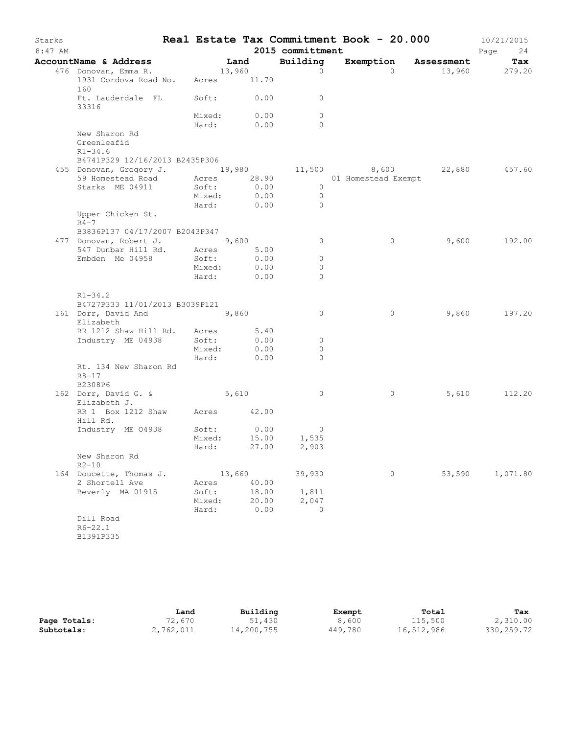# Real Estate Tax Commitment Book - 20.000

Starks 8:47 AM — 2015 committment — 10/21/2015

| AccountName & Address | | Land | Building | Exemption | Assessment | Tax |
|---|---|---|---|---|---|---|
| 476 Donovan, Emma R. | | 13,960 | 0 | 0 | 13,960 | 279.20 |
| 1931 Cordova Road No. 160 | Acres | 11.70 | | | | |
| Ft. Lauderdale FL 33316 | Soft: | 0.00 | 0 | | | |
| | Mixed: | 0.00 | 0 | | | |
| | Hard: | 0.00 | 0 | | | |
| New Sharon Rd Greenleafid | | | | | | |
| R1-34.6 | | | | | | |
| B4741P329 12/16/2013 B2435P306 | | | | | | |
| 455 Donovan, Gregory J. | | 19,980 | 11,500 | 8,600 | 22,880 | 457.60 |
| 59 Homestead Road | Acres | 28.90 | | 01 Homestead Exempt | | |
| Starks ME 04911 | Soft: | 0.00 | 0 | | | |
| | Mixed: | 0.00 | 0 | | | |
| | Hard: | 0.00 | 0 | | | |
| Upper Chicken St. | | | | | | |
| R4-7 | | | | | | |
| B3836P137 04/17/2007 B2043P347 | | | | | | |
| 477 Donovan, Robert J. | | 9,600 | 0 | 0 | 9,600 | 192.00 |
| 547 Dunbar Hill Rd. | Acres | 5.00 | | | | |
| Embden Me 04958 | Soft: | 0.00 | 0 | | | |
| | Mixed: | 0.00 | 0 | | | |
| | Hard: | 0.00 | 0 | | | |
| R1-34.2 | | | | | | |
| B4727P333 11/01/2013 B3039P121 | | | | | | |
| 161 Dorr, David And Elizabeth | | 9,860 | 0 | 0 | 9,860 | 197.20 |
| RR 1212 Shaw Hill Rd. | Acres | 5.40 | | | | |
| Industry ME 04938 | Soft: | 0.00 | 0 | | | |
| | Mixed: | 0.00 | 0 | | | |
| | Hard: | 0.00 | 0 | | | |
| Rt. 134 New Sharon Rd | | | | | | |
| R8-17 | | | | | | |
| B2308P6 | | | | | | |
| 162 Dorr, David G. & Elizabeth J. | | 5,610 | 0 | 0 | 5,610 | 112.20 |
| RR 1 Box 1212 Shaw Hill Rd. | Acres | 42.00 | | | | |
| Industry ME O4938 | Soft: | 0.00 | 0 | | | |
| | Mixed: | 15.00 | 1,535 | | | |
| | Hard: | 27.00 | 2,903 | | | |
| New Sharon Rd | | | | | | |
| R2-10 | | | | | | |
| 164 Doucette, Thomas J. | | 13,660 | 39,930 | 0 | 53,590 | 1,071.80 |
| 2 Shortell Ave | Acres | 40.00 | | | | |
| Beverly MA 01915 | Soft: | 18.00 | 1,811 | | | |
| | Mixed: | 20.00 | 2,047 | | | |
| | Hard: | 0.00 | 0 | | | |
| Dill Road | | | | | | |
| R6-22.1 | | | | | | |
| B1391P335 | | | | | | |

| | Land | Building | Exempt | Total | Tax |
|---|---|---|---|---|---|
| **Page Totals:** | 72,670 | 51,430 | 8,600 | 115,500 | 2,310.00 |
| **Subtotals:** | 2,762,011 | 14,200,755 | 449,780 | 16,512,986 | 330,259.72 |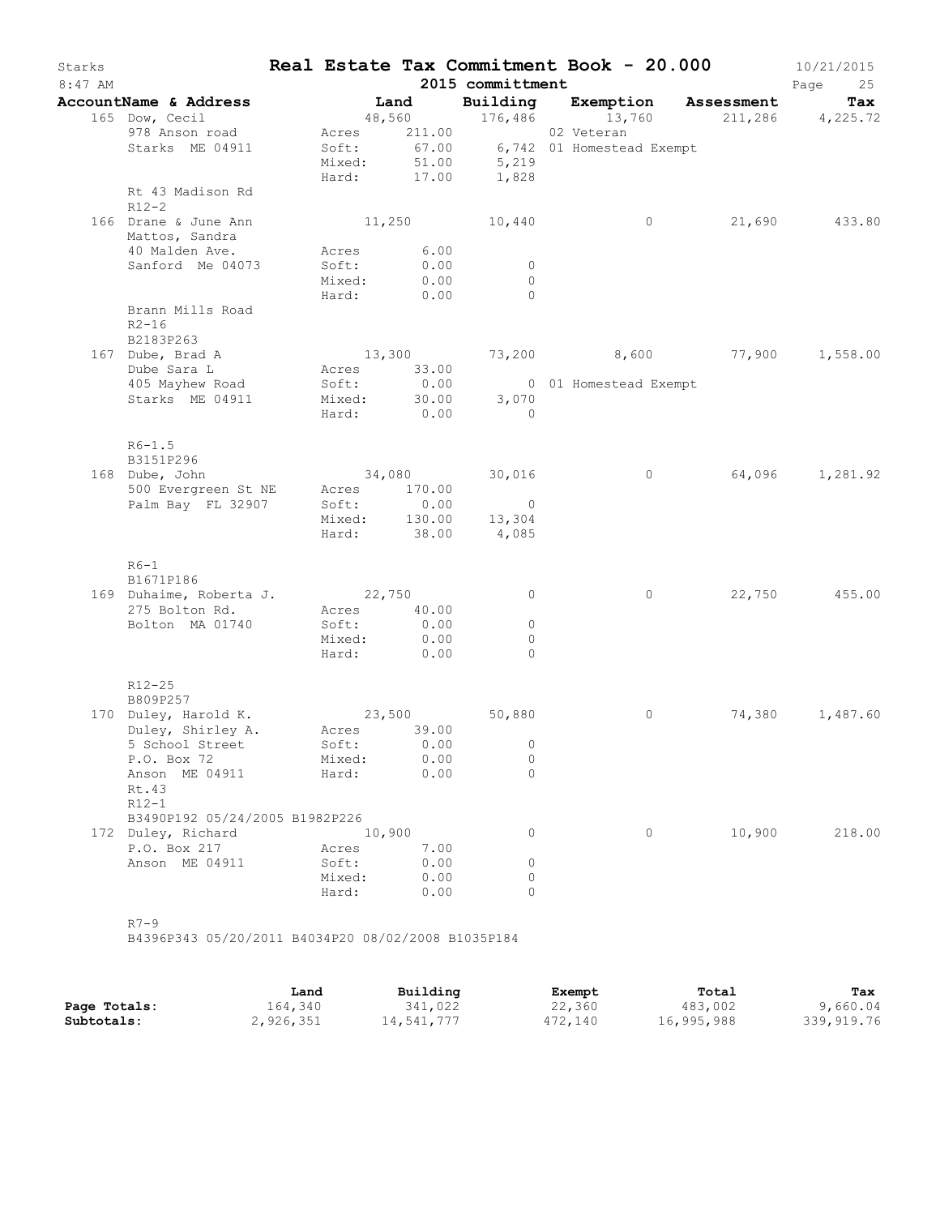# Real Estate Tax Commitment Book - 20.000

Starks
8:47 AM

2015 committmentt

10/21/2015

| AccountName & Address | Land | Building | Exemption | Assessment | Tax |
|---|---|---|---|---|---|
| 165 Dow, Cecil | 48,560 | 176,486 | 13,760 | 211,286 | 4,225.72 |
| 978 Anson road | Acres 211.00 | | 02 Veteran | | |
| Starks ME 04911 | Soft: 67.00 | 6,742 | 01 Homestead Exempt | | |
| | Mixed: 51.00 | 5,219 | | | |
| | Hard: 17.00 | 1,828 | | | |
| Rt 43 Madison Rd | | | | | |
| R12-2 | | | | | |
| 166 Drane & June Ann | 11,250 | 10,440 | 0 | 21,690 | 433.80 |
| Mattos, Sandra | | | | | |
| 40 Malden Ave. | Acres 6.00 | | | | |
| Sanford Me 04073 | Soft: 0.00 | 0 | | | |
| | Mixed: 0.00 | 0 | | | |
| | Hard: 0.00 | 0 | | | |
| Brann Mills Road | | | | | |
| R2-16 | | | | | |
| B2183P263 | | | | | |
| 167 Dube, Brad A | 13,300 | 73,200 | 8,600 | 77,900 | 1,558.00 |
| Dube Sara L | Acres 33.00 | | | | |
| 405 Mayhew Road | Soft: 0.00 | 0 | 01 Homestead Exempt | | |
| Starks ME 04911 | Mixed: 30.00 | 3,070 | | | |
| | Hard: 0.00 | 0 | | | |
| R6-1.5 | | | | | |
| B3151P296 | | | | | |
| 168 Dube, John | 34,080 | 30,016 | 0 | 64,096 | 1,281.92 |
| 500 Evergreen St NE | Acres 170.00 | | | | |
| Palm Bay FL 32907 | Soft: 0.00 | 0 | | | |
| | Mixed: 130.00 | 13,304 | | | |
| | Hard: 38.00 | 4,085 | | | |
| R6-1 | | | | | |
| B1671P186 | | | | | |
| 169 Duhaime, Roberta J. | 22,750 | 0 | 0 | 22,750 | 455.00 |
| 275 Bolton Rd. | Acres 40.00 | | | | |
| Bolton MA 01740 | Soft: 0.00 | 0 | | | |
| | Mixed: 0.00 | 0 | | | |
| | Hard: 0.00 | 0 | | | |
| R12-25 | | | | | |
| B809P257 | | | | | |
| 170 Duley, Harold K. | 23,500 | 50,880 | 0 | 74,380 | 1,487.60 |
| Duley, Shirley A. | Acres 39.00 | | | | |
| 5 School Street | Soft: 0.00 | 0 | | | |
| P.O. Box 72 | Mixed: 0.00 | 0 | | | |
| Anson ME 04911 | Hard: 0.00 | 0 | | | |
| Rt.43 | | | | | |
| R12-1 | | | | | |
| B3490P192 05/24/2005 B1982P226 | | | | | |
| 172 Duley, Richard | 10,900 | 0 | 0 | 10,900 | 218.00 |
| P.O. Box 217 | Acres 7.00 | | | | |
| Anson ME 04911 | Soft: 0.00 | 0 | | | |
| | Mixed: 0.00 | 0 | | | |
| | Hard: 0.00 | 0 | | | |
| R7-9 | | | | | |
| B4396P343 05/20/2011 B4034P20 08/02/2008 B1035P184 | | | | | |

| | Land | Building | Exempt | Total | Tax |
|---|---|---|---|---|---|
| **Page Totals:** | 164,340 | 341,022 | 22,360 | 483,002 | 9,660.04 |
| **Subtotals:** | 2,926,351 | 14,541,777 | 472,140 | 16,995,988 | 339,919.76 |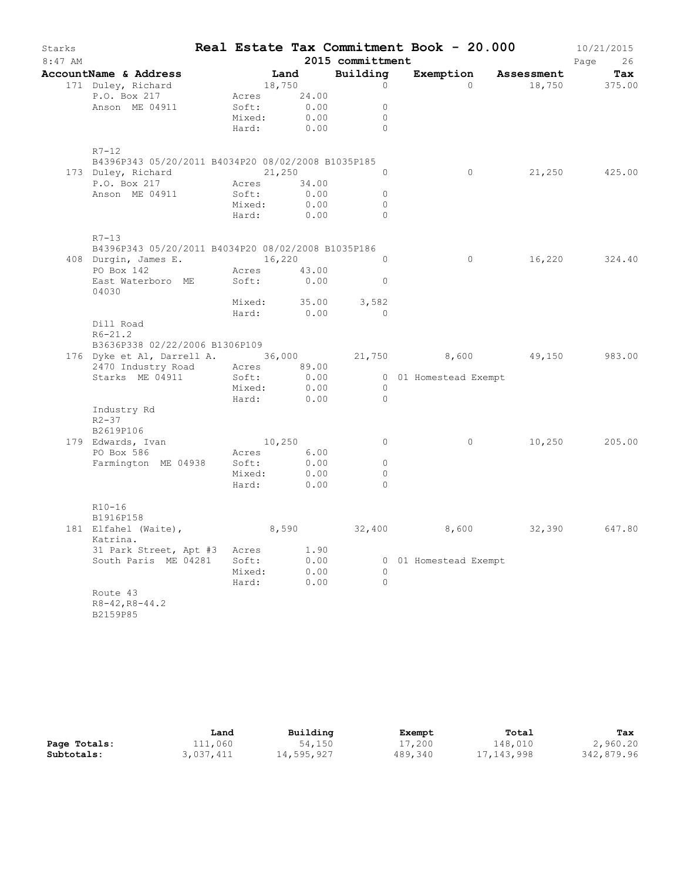# Real Estate Tax Commitment Book - 20.000

Starks 8:47 AM — 2015 committment — 10/21/2015

| AccountName & Address | Land | Building | Exemption | Assessment | Tax |
|---|---|---|---|---|---|
| 171 Duley, Richard | 18,750 | 0 | 0 | 18,750 | 375.00 |
| P.O. Box 217 | Acres 24.00 | | | | |
| Anson ME 04911 | Soft: 0.00 | 0 | | | |
| | Mixed: 0.00 | 0 | | | |
| | Hard: 0.00 | 0 | | | |
| R7-12 | | | | | |
| B4396P343 05/20/2011 B4034P20 08/02/2008 B1035P185 | | | | | |
| 173 Duley, Richard | 21,250 | 0 | 0 | 21,250 | 425.00 |
| P.O. Box 217 | Acres 34.00 | | | | |
| Anson ME 04911 | Soft: 0.00 | 0 | | | |
| | Mixed: 0.00 | 0 | | | |
| | Hard: 0.00 | 0 | | | |
| R7-13 | | | | | |
| B4396P343 05/20/2011 B4034P20 08/02/2008 B1035P186 | | | | | |
| 408 Durgin, James E. | 16,220 | 0 | 0 | 16,220 | 324.40 |
| PO Box 142 | Acres 43.00 | | | | |
| East Waterboro ME 04030 | Soft: 0.00 | 0 | | | |
| | Mixed: 35.00 | 3,582 | | | |
| | Hard: 0.00 | 0 | | | |
| Dill Road | | | | | |
| R6-21.2 | | | | | |
| B3636P338 02/22/2006 B1306P109 | | | | | |
| 176 Dyke et Al, Darrell A. | 36,000 | 21,750 | 8,600 | 49,150 | 983.00 |
| 2470 Industry Road | Acres 89.00 | | | | |
| Starks ME 04911 | Soft: 0.00 | 0 | 01 Homestead Exempt | | |
| | Mixed: 0.00 | 0 | | | |
| | Hard: 0.00 | 0 | | | |
| Industry Rd | | | | | |
| R2-37 | | | | | |
| B2619P106 | | | | | |
| 179 Edwards, Ivan | 10,250 | 0 | 0 | 10,250 | 205.00 |
| PO Box 586 | Acres 6.00 | | | | |
| Farmington ME 04938 | Soft: 0.00 | 0 | | | |
| | Mixed: 0.00 | 0 | | | |
| | Hard: 0.00 | 0 | | | |
| R10-16 | | | | | |
| B1916P158 | | | | | |
| 181 Elfahel (Waite), Katrina. | 8,590 | 32,400 | 8,600 | 32,390 | 647.80 |
| 31 Park Street, Apt #3 | Acres 1.90 | | | | |
| South Paris ME 04281 | Soft: 0.00 | 0 | 01 Homestead Exempt | | |
| | Mixed: 0.00 | 0 | | | |
| | Hard: 0.00 | 0 | | | |
| Route 43 | | | | | |
| R8-42,R8-44.2 | | | | | |
| B2159P85 | | | | | |

| | Land | Building | Exempt | Total | Tax |
|---|---|---|---|---|---|
| **Page Totals:** | 111,060 | 54,150 | 17,200 | 148,010 | 2,960.20 |
| **Subtotals:** | 3,037,411 | 14,595,927 | 489,340 | 17,143,998 | 342,879.96 |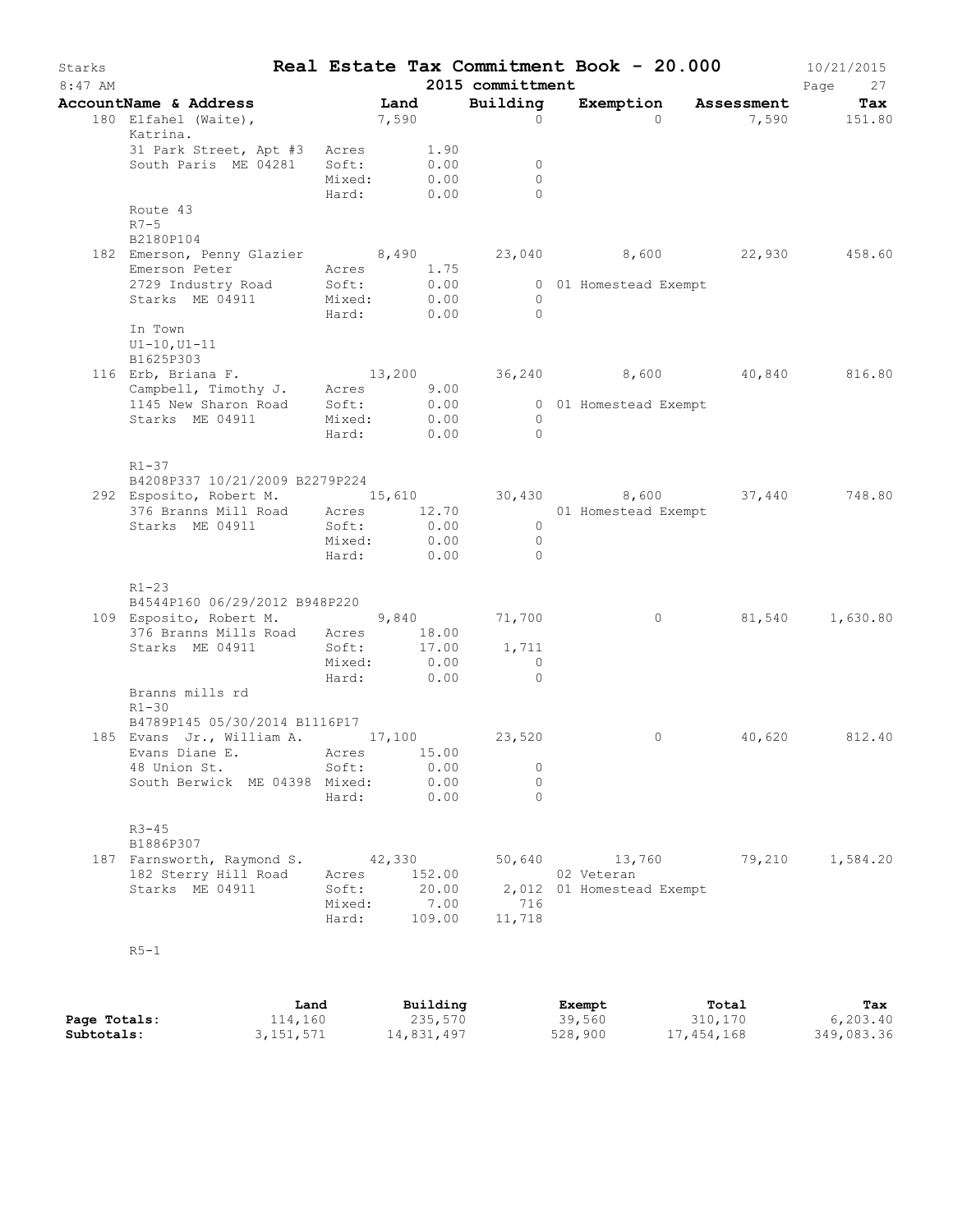# Real Estate Tax Commitment Book - 20.000

Starks — 8:47 AM — 2015 committment — 10/21/2015

| AccountName & Address | | Land | Building | Exemption | Assessment | Tax |
|---|---|---|---|---|---|---|
| 180 Elfahel (Waite), Katrina. | | 7,590 | 0 | 0 | 7,590 | 151.80 |
| 31 Park Street, Apt #3 | Acres | 1.90 | | | | |
| South Paris ME 04281 | Soft: | 0.00 | 0 | | | |
| | Mixed: | 0.00 | 0 | | | |
| | Hard: | 0.00 | 0 | | | |
| Route 43 | | | | | | |
| R7-5 | | | | | | |
| B2180P104 | | | | | | |
| 182 Emerson, Penny Glazier | | 8,490 | 23,040 | 8,600 | 22,930 | 458.60 |
| Emerson Peter | Acres | 1.75 | | | | |
| 2729 Industry Road | Soft: | 0.00 | 0 | 01 Homestead Exempt | | |
| Starks ME 04911 | Mixed: | 0.00 | 0 | | | |
| | Hard: | 0.00 | 0 | | | |
| In Town | | | | | | |
| U1-10,U1-11 | | | | | | |
| B1625P303 | | | | | | |
| 116 Erb, Briana F. | | 13,200 | 36,240 | 8,600 | 40,840 | 816.80 |
| Campbell, Timothy J. | Acres | 9.00 | | | | |
| 1145 New Sharon Road | Soft: | 0.00 | 0 | 01 Homestead Exempt | | |
| Starks ME 04911 | Mixed: | 0.00 | 0 | | | |
| | Hard: | 0.00 | 0 | | | |
| R1-37 | | | | | | |
| B4208P337 10/21/2009 B2279P224 | | | | | | |
| 292 Esposito, Robert M. | | 15,610 | 30,430 | 8,600 | 37,440 | 748.80 |
| 376 Branns Mill Road | Acres | 12.70 | | 01 Homestead Exempt | | |
| Starks ME 04911 | Soft: | 0.00 | 0 | | | |
| | Mixed: | 0.00 | 0 | | | |
| | Hard: | 0.00 | 0 | | | |
| R1-23 | | | | | | |
| B4544P160 06/29/2012 B948P220 | | | | | | |
| 109 Esposito, Robert M. | | 9,840 | 71,700 | 0 | 81,540 | 1,630.80 |
| 376 Branns Mills Road | Acres | 18.00 | | | | |
| Starks ME 04911 | Soft: | 17.00 | 1,711 | | | |
| | Mixed: | 0.00 | 0 | | | |
| | Hard: | 0.00 | 0 | | | |
| Branns mills rd | | | | | | |
| R1-30 | | | | | | |
| B4789P145 05/30/2014 B1116P17 | | | | | | |
| 185 Evans Jr., William A. | | 17,100 | 23,520 | 0 | 40,620 | 812.40 |
| Evans Diane E. | Acres | 15.00 | | | | |
| 48 Union St. | Soft: | 0.00 | 0 | | | |
| South Berwick ME 04398 | Mixed: | 0.00 | 0 | | | |
| | Hard: | 0.00 | 0 | | | |
| R3-45 | | | | | | |
| B1886P307 | | | | | | |
| 187 Farnsworth, Raymond S. | | 42,330 | 50,640 | 13,760 | 79,210 | 1,584.20 |
| 182 Sterry Hill Road | Acres | 152.00 | | 02 Veteran | | |
| Starks ME 04911 | Soft: | 20.00 | 2,012 | 01 Homestead Exempt | | |
| | Mixed: | 7.00 | 716 | | | |
| | Hard: | 109.00 | 11,718 | | | |
| R5-1 | | | | | | |

| | Land | Building | Exempt | Total | Tax |
|---|---|---|---|---|---|
| **Page Totals:** | 114,160 | 235,570 | 39,560 | 310,170 | 6,203.40 |
| **Subtotals:** | 3,151,571 | 14,831,497 | 528,900 | 17,454,168 | 349,083.36 |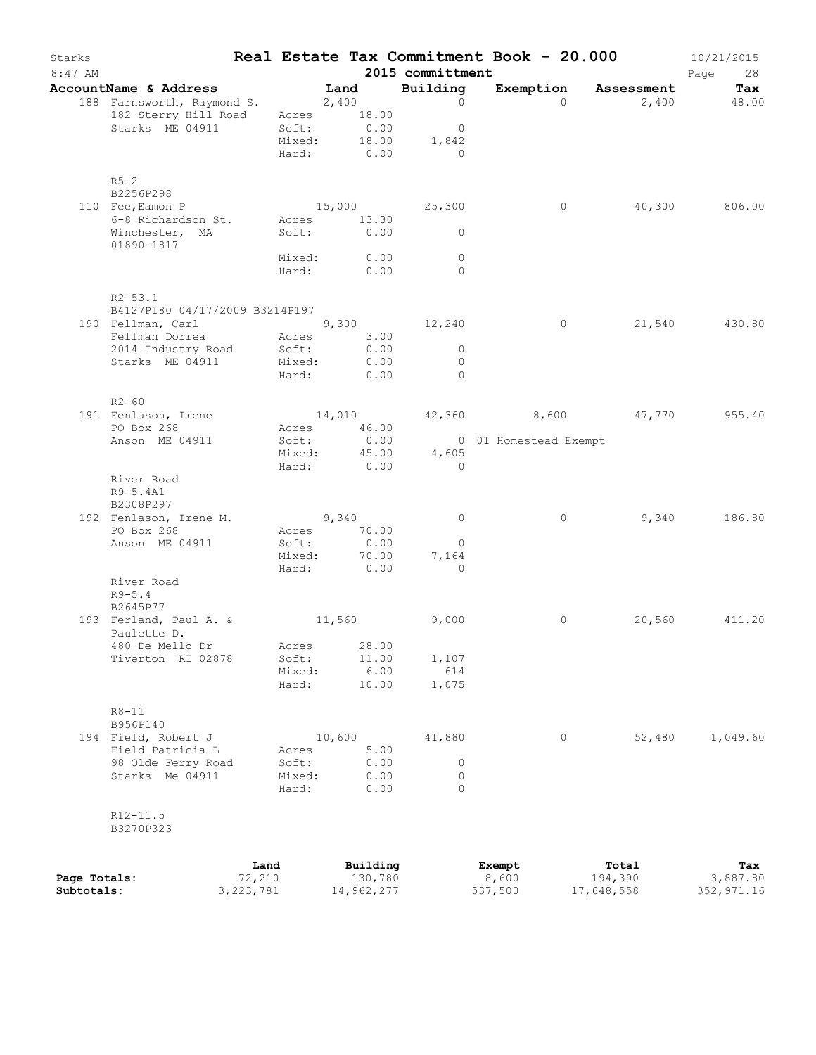Starks

# Real Estate Tax Commitment Book - 20.000

10/21/2015

8:47 AM

2015 committment

| AccountName & Address | Land | Building | Exemption | Assessment | Tax |
|---|---|---|---|---|---|
| 188 Farnsworth, Raymond S. | 2,400 | 0 | 0 | 2,400 | 48.00 |
| 182 Sterry Hill Road | Acres 18.00 | | | | |
| Starks ME 04911 | Soft: 0.00 | 0 | | | |
| | Mixed: 18.00 | 1,842 | | | |
| | Hard: 0.00 | 0 | | | |
| R5-2 | | | | | |
| B2256P298 | | | | | |
| 110 Fee,Eamon P | 15,000 | 25,300 | 0 | 40,300 | 806.00 |
| 6-8 Richardson St. | Acres 13.30 | | | | |
| Winchester, MA 01890-1817 | Soft: 0.00 | 0 | | | |
| | Mixed: 0.00 | 0 | | | |
| | Hard: 0.00 | 0 | | | |
| R2-53.1 | | | | | |
| B4127P180 04/17/2009 B3214P197 | | | | | |
| 190 Fellman, Carl | 9,300 | 12,240 | 0 | 21,540 | 430.80 |
| Fellman Dorrea | Acres 3.00 | | | | |
| 2014 Industry Road | Soft: 0.00 | 0 | | | |
| Starks ME 04911 | Mixed: 0.00 | 0 | | | |
| | Hard: 0.00 | 0 | | | |
| R2-60 | | | | | |
| 191 Fenlason, Irene | 14,010 | 42,360 | 8,600 | 47,770 | 955.40 |
| PO Box 268 | Acres 46.00 | | | | |
| Anson ME 04911 | Soft: 0.00 | 0 | 01 Homestead Exempt | | |
| | Mixed: 45.00 | 4,605 | | | |
| | Hard: 0.00 | 0 | | | |
| River Road | | | | | |
| R9-5.4A1 | | | | | |
| B2308P297 | | | | | |
| 192 Fenlason, Irene M. | 9,340 | 0 | 0 | 9,340 | 186.80 |
| PO Box 268 | Acres 70.00 | | | | |
| Anson ME 04911 | Soft: 0.00 | 0 | | | |
| | Mixed: 70.00 | 7,164 | | | |
| | Hard: 0.00 | 0 | | | |
| River Road | | | | | |
| R9-5.4 | | | | | |
| B2645P77 | | | | | |
| 193 Ferland, Paul A. & Paulette D. | 11,560 | 9,000 | 0 | 20,560 | 411.20 |
| 480 De Mello Dr | Acres 28.00 | | | | |
| Tiverton RI 02878 | Soft: 11.00 | 1,107 | | | |
| | Mixed: 6.00 | 614 | | | |
| | Hard: 10.00 | 1,075 | | | |
| R8-11 | | | | | |
| B956P140 | | | | | |
| 194 Field, Robert J | 10,600 | 41,880 | 0 | 52,480 | 1,049.60 |
| Field Patricia L | Acres 5.00 | | | | |
| 98 Olde Ferry Road | Soft: 0.00 | 0 | | | |
| Starks Me 04911 | Mixed: 0.00 | 0 | | | |
| | Hard: 0.00 | 0 | | | |
| R12-11.5 | | | | | |
| B3270P323 | | | | | |

| | Land | Building | Exempt | Total | Tax |
|---|---|---|---|---|---|
| **Page Totals:** | 72,210 | 130,780 | 8,600 | 194,390 | 3,887.80 |
| **Subtotals:** | 3,223,781 | 14,962,277 | 537,500 | 17,648,558 | 352,971.16 |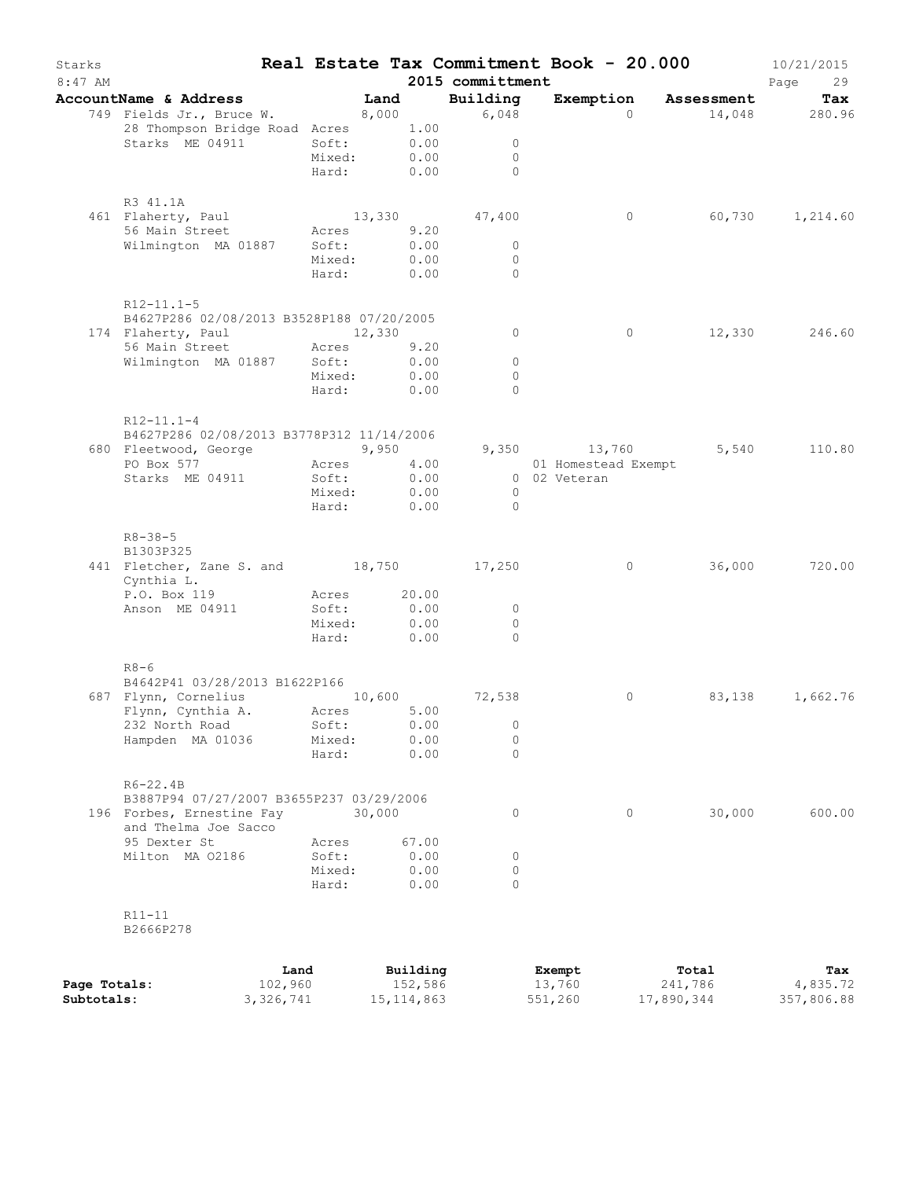# Real Estate Tax Commitment Book - 20.000

Starks
8:47 AM

2015 committment

10/21/2015

| AccountName & Address | | Land | Building | Exemption | Assessment | Tax |
|---|---|---|---|---|---|---|
| 749 Fields Jr., Bruce W. | | 8,000 | 6,048 | 0 | 14,048 | 280.96 |
| 28 Thompson Bridge Road | Acres | 1.00 | | | | |
| Starks ME 04911 | Soft: | 0.00 | 0 | | | |
| | Mixed: | 0.00 | 0 | | | |
| | Hard: | 0.00 | 0 | | | |
| R3 41.1A | | | | | | |
| 461 Flaherty, Paul | | 13,330 | 47,400 | 0 | 60,730 | 1,214.60 |
| 56 Main Street | Acres | 9.20 | | | | |
| Wilmington MA 01887 | Soft: | 0.00 | 0 | | | |
| | Mixed: | 0.00 | 0 | | | |
| | Hard: | 0.00 | 0 | | | |
| R12-11.1-5 | | | | | | |
| B4627P286 02/08/2013 B3528P188 07/20/2005 | | | | | | |
| 174 Flaherty, Paul | | 12,330 | 0 | 0 | 12,330 | 246.60 |
| 56 Main Street | Acres | 9.20 | | | | |
| Wilmington MA 01887 | Soft: | 0.00 | 0 | | | |
| | Mixed: | 0.00 | 0 | | | |
| | Hard: | 0.00 | 0 | | | |
| R12-11.1-4 | | | | | | |
| B4627P286 02/08/2013 B3778P312 11/14/2006 | | | | | | |
| 680 Fleetwood, George | | 9,950 | 9,350 | 13,760 | 5,540 | 110.80 |
| PO Box 577 | Acres | 4.00 | | 01 Homestead Exempt | | |
| Starks ME 04911 | Soft: | 0.00 | 0 | 02 Veteran | | |
| | Mixed: | 0.00 | 0 | | | |
| | Hard: | 0.00 | 0 | | | |
| R8-38-5 | | | | | | |
| B1303P325 | | | | | | |
| 441 Fletcher, Zane S. and Cynthia L. | | 18,750 | 17,250 | 0 | 36,000 | 720.00 |
| P.O. Box 119 | Acres | 20.00 | | | | |
| Anson ME 04911 | Soft: | 0.00 | 0 | | | |
| | Mixed: | 0.00 | 0 | | | |
| | Hard: | 0.00 | 0 | | | |
| R8-6 | | | | | | |
| B4642P41 03/28/2013 B1622P166 | | | | | | |
| 687 Flynn, Cornelius | | 10,600 | 72,538 | 0 | 83,138 | 1,662.76 |
| Flynn, Cynthia A. | Acres | 5.00 | | | | |
| 232 North Road | Soft: | 0.00 | 0 | | | |
| Hampden MA 01036 | Mixed: | 0.00 | 0 | | | |
| | Hard: | 0.00 | 0 | | | |
| R6-22.4B | | | | | | |
| B3887P94 07/27/2007 B3655P237 03/29/2006 | | | | | | |
| 196 Forbes, Ernestine Fay and Thelma Joe Sacco | | 30,000 | 0 | 0 | 30,000 | 600.00 |
| 95 Dexter St | Acres | 67.00 | | | | |
| Milton MA 02186 | Soft: | 0.00 | 0 | | | |
| | Mixed: | 0.00 | 0 | | | |
| | Hard: | 0.00 | 0 | | | |
| R11-11 | | | | | | |
| B2666P278 | | | | | | |

| | Land | Building | Exempt | Total | Tax |
|---|---|---|---|---|---|
| Page Totals: | 102,960 | 152,586 | 13,760 | 241,786 | 4,835.72 |
| Subtotals: | 3,326,741 | 15,114,863 | 551,260 | 17,890,344 | 357,806.88 |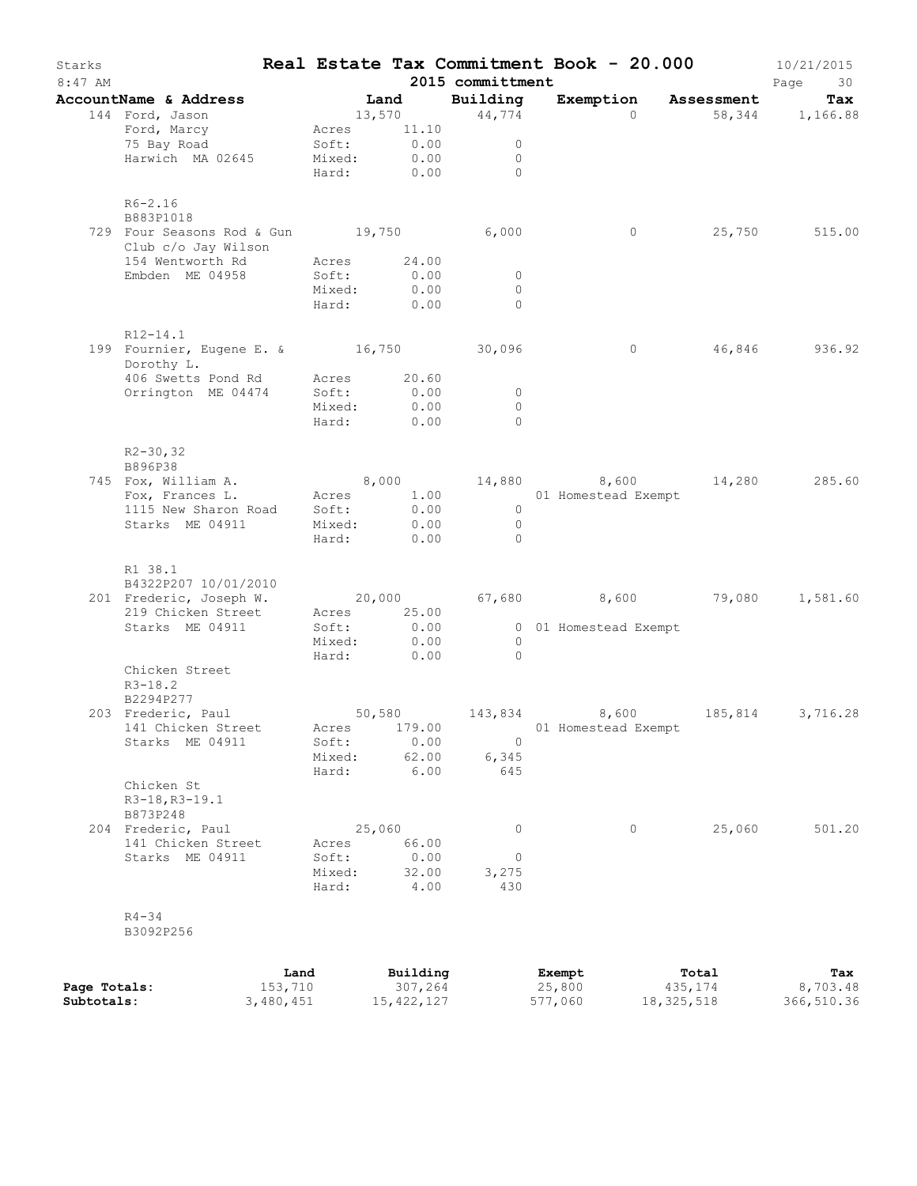# Real Estate Tax Commitment Book - 20.000

Starks
8:47 AM
2015 committmentt
10/21/2015

| AccountName & Address | Land | Building | Exemption | Assessment | Tax |
|---|---|---|---|---|---|
| 144 Ford, Jason | 13,570 | 44,774 | 0 | 58,344 | 1,166.88 |
| Ford, Marcy | Acres 11.10 | | | | |
| 75 Bay Road | Soft: 0.00 | 0 | | | |
| Harwich MA 02645 | Mixed: 0.00 | 0 | | | |
| | Hard: 0.00 | 0 | | | |
| R6-2.16 | | | | | |
| B883P1018 | | | | | |
| 729 Four Seasons Rod & Gun Club c/o Jay Wilson | 19,750 | 6,000 | 0 | 25,750 | 515.00 |
| 154 Wentworth Rd | Acres 24.00 | | | | |
| Embden ME 04958 | Soft: 0.00 | 0 | | | |
| | Mixed: 0.00 | 0 | | | |
| | Hard: 0.00 | 0 | | | |
| R12-14.1 | | | | | |
| 199 Fournier, Eugene E. & Dorothy L. | 16,750 | 30,096 | 0 | 46,846 | 936.92 |
| 406 Swetts Pond Rd | Acres 20.60 | | | | |
| Orrington ME 04474 | Soft: 0.00 | 0 | | | |
| | Mixed: 0.00 | 0 | | | |
| | Hard: 0.00 | 0 | | | |
| R2-30,32 | | | | | |
| B896P38 | | | | | |
| 745 Fox, William A. | 8,000 | 14,880 | 8,600 | 14,280 | 285.60 |
| Fox, Frances L. | Acres 1.00 | | 01 Homestead Exempt | | |
| 1115 New Sharon Road | Soft: 0.00 | 0 | | | |
| Starks ME 04911 | Mixed: 0.00 | 0 | | | |
| | Hard: 0.00 | 0 | | | |
| R1 38.1 | | | | | |
| B4322P207 10/01/2010 | | | | | |
| 201 Frederic, Joseph W. | 20,000 | 67,680 | 8,600 | 79,080 | 1,581.60 |
| 219 Chicken Street | Acres 25.00 | | | | |
| Starks ME 04911 | Soft: 0.00 | 0 | 01 Homestead Exempt | | |
| | Mixed: 0.00 | 0 | | | |
| | Hard: 0.00 | 0 | | | |
| Chicken Street | | | | | |
| R3-18.2 | | | | | |
| B2294P277 | | | | | |
| 203 Frederic, Paul | 50,580 | 143,834 | 8,600 | 185,814 | 3,716.28 |
| 141 Chicken Street | Acres 179.00 | | 01 Homestead Exempt | | |
| Starks ME 04911 | Soft: 0.00 | 0 | | | |
| | Mixed: 62.00 | 6,345 | | | |
| | Hard: 6.00 | 645 | | | |
| Chicken St | | | | | |
| R3-18,R3-19.1 | | | | | |
| B873P248 | | | | | |
| 204 Frederic, Paul | 25,060 | 0 | 0 | 25,060 | 501.20 |
| 141 Chicken Street | Acres 66.00 | | | | |
| Starks ME 04911 | Soft: 0.00 | 0 | | | |
| | Mixed: 32.00 | 3,275 | | | |
| | Hard: 4.00 | 430 | | | |
| R4-34 | | | | | |
| B3092P256 | | | | | |

| | Land | Building | Exempt | Total | Tax |
|---|---|---|---|---|---|
| Page Totals: | 153,710 | 307,264 | 25,800 | 435,174 | 8,703.48 |
| Subtotals: | 3,480,451 | 15,422,127 | 577,060 | 18,325,518 | 366,510.36 |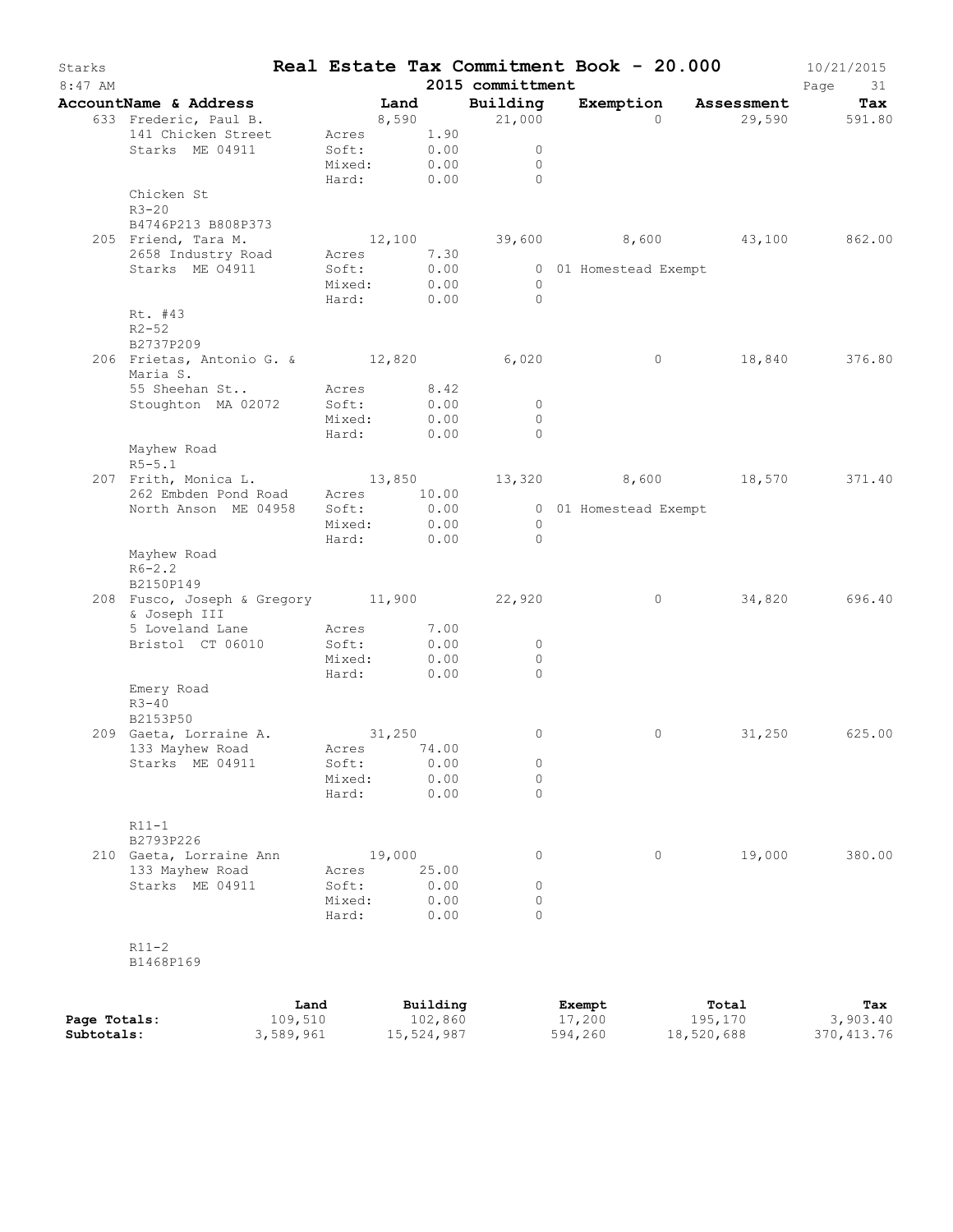Starks | **Real Estate Tax Commitment Book - 20.000** | 10/21/2015
8:47 AM | **2015 committment** | Page 31

| AccountName & Address | Land | | Building | Exemption | Assessment | Tax |
|---|---|---|---|---|---|---|
| 633 Frederic, Paul B. | 8,590 | | 21,000 | 0 | 29,590 | 591.80 |
| 141 Chicken Street | Acres | 1.90 | | | | |
| Starks ME 04911 | Soft: | 0.00 | 0 | | | |
| | Mixed: | 0.00 | 0 | | | |
| | Hard: | 0.00 | 0 | | | |
| Chicken St | | | | | | |
| R3-20 | | | | | | |
| B4746P213 B808P373 | | | | | | |
| 205 Friend, Tara M. | 12,100 | | 39,600 | 8,600 | 43,100 | 862.00 |
| 2658 Industry Road | Acres | 7.30 | | | | |
| Starks ME 04911 | Soft: | 0.00 | 0 | 01 Homestead Exempt | | |
| | Mixed: | 0.00 | 0 | | | |
| | Hard: | 0.00 | 0 | | | |
| Rt. #43 | | | | | | |
| R2-52 | | | | | | |
| B2737P209 | | | | | | |
| 206 Frietas, Antonio G. & Maria S. | 12,820 | | 6,020 | 0 | 18,840 | 376.80 |
| 55 Sheehan St.. | Acres | 8.42 | | | | |
| Stoughton MA 02072 | Soft: | 0.00 | 0 | | | |
| | Mixed: | 0.00 | 0 | | | |
| | Hard: | 0.00 | 0 | | | |
| Mayhew Road | | | | | | |
| R5-5.1 | | | | | | |
| 207 Frith, Monica L. | 13,850 | | 13,320 | 8,600 | 18,570 | 371.40 |
| 262 Embden Pond Road | Acres | 10.00 | | | | |
| North Anson ME 04958 | Soft: | 0.00 | 0 | 01 Homestead Exempt | | |
| | Mixed: | 0.00 | 0 | | | |
| | Hard: | 0.00 | 0 | | | |
| Mayhew Road | | | | | | |
| R6-2.2 | | | | | | |
| B2150P149 | | | | | | |
| 208 Fusco, Joseph & Gregory & Joseph III | 11,900 | | 22,920 | 0 | 34,820 | 696.40 |
| 5 Loveland Lane | Acres | 7.00 | | | | |
| Bristol CT 06010 | Soft: | 0.00 | 0 | | | |
| | Mixed: | 0.00 | 0 | | | |
| | Hard: | 0.00 | 0 | | | |
| Emery Road | | | | | | |
| R3-40 | | | | | | |
| B2153P50 | | | | | | |
| 209 Gaeta, Lorraine A. | 31,250 | | 0 | 0 | 31,250 | 625.00 |
| 133 Mayhew Road | Acres | 74.00 | | | | |
| Starks ME 04911 | Soft: | 0.00 | 0 | | | |
| | Mixed: | 0.00 | 0 | | | |
| | Hard: | 0.00 | 0 | | | |
| R11-1 | | | | | | |
| B2793P226 | | | | | | |
| 210 Gaeta, Lorraine Ann | 19,000 | | 0 | 0 | 19,000 | 380.00 |
| 133 Mayhew Road | Acres | 25.00 | | | | |
| Starks ME 04911 | Soft: | 0.00 | 0 | | | |
| | Mixed: | 0.00 | 0 | | | |
| | Hard: | 0.00 | 0 | | | |
| R11-2 | | | | | | |
| B1468P169 | | | | | | |

| | Land | Building | Exempt | Total | Tax |
|---|---|---|---|---|---|
| **Page Totals:** | 109,510 | 102,860 | 17,200 | 195,170 | 3,903.40 |
| **Subtotals:** | 3,589,961 | 15,524,987 | 594,260 | 18,520,688 | 370,413.76 |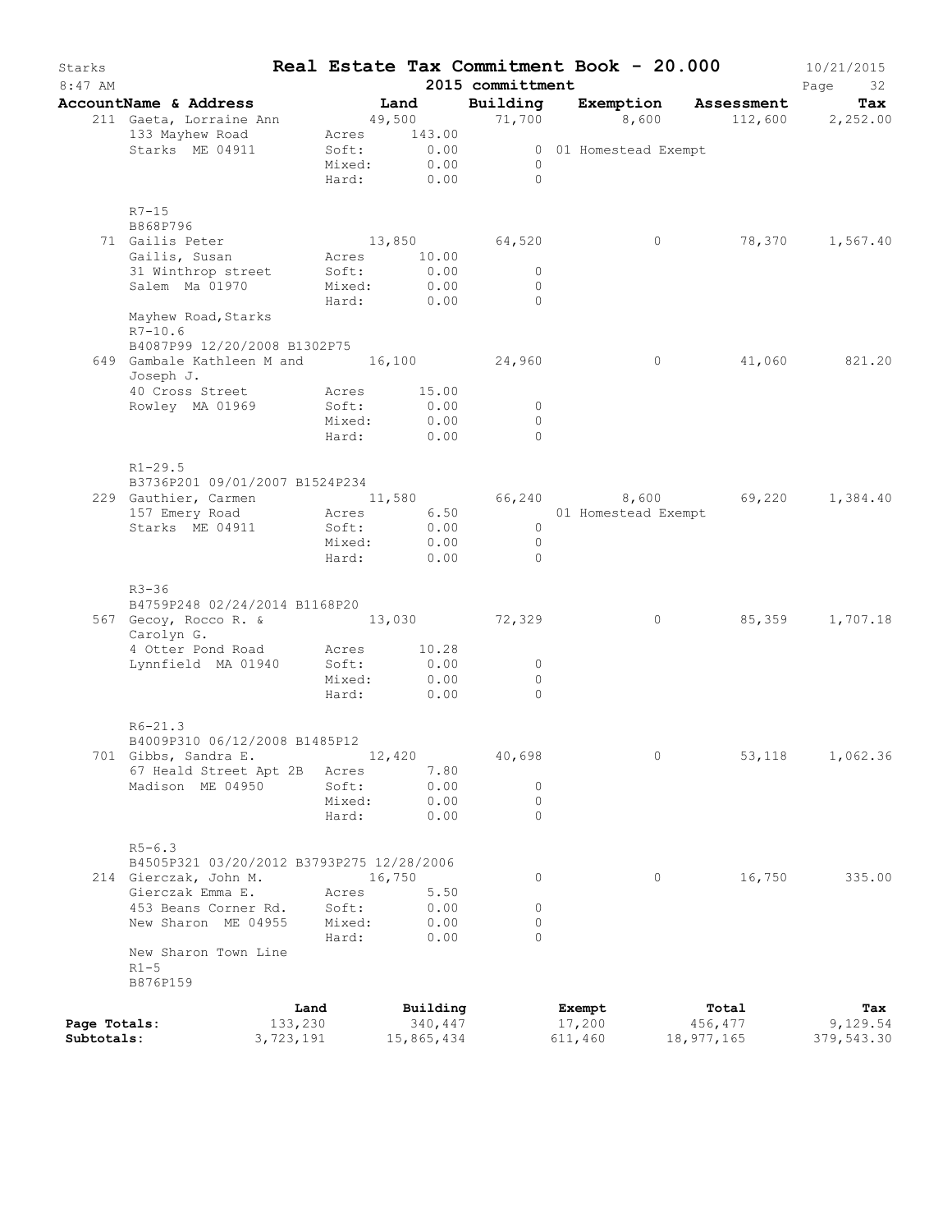# Real Estate Tax Commitment Book - 20.000

Starks
8:47 AM
2015 committment
10/21/2015

| AccountName & Address | Land | Building | Exemption | Assessment | Tax |
|---|---|---|---|---|---|
| 211 Gaeta, Lorraine Ann | 49,500 | 71,700 | 8,600 | 112,600 | 2,252.00 |
| 133 Mayhew Road | Acres 143.00 | | | | |
| Starks ME 04911 | Soft: 0.00 | 0 | 01 Homestead Exempt | | |
| | Mixed: 0.00 | 0 | | | |
| | Hard: 0.00 | 0 | | | |
| R7-15 | | | | | |
| B868P796 | | | | | |
| 71 Gailis Peter | 13,850 | 64,520 | 0 | 78,370 | 1,567.40 |
| Gailis, Susan | Acres 10.00 | | | | |
| 31 Winthrop street | Soft: 0.00 | 0 | | | |
| Salem Ma 01970 | Mixed: 0.00 | 0 | | | |
| | Hard: 0.00 | 0 | | | |
| Mayhew Road,Starks | | | | | |
| R7-10.6 | | | | | |
| B4087P99 12/20/2008 B1302P75 | | | | | |
| 649 Gambale Kathleen M and Joseph J. | 16,100 | 24,960 | 0 | 41,060 | 821.20 |
| 40 Cross Street | Acres 15.00 | | | | |
| Rowley MA 01969 | Soft: 0.00 | 0 | | | |
| | Mixed: 0.00 | 0 | | | |
| | Hard: 0.00 | 0 | | | |
| R1-29.5 | | | | | |
| B3736P201 09/01/2007 B1524P234 | | | | | |
| 229 Gauthier, Carmen | 11,580 | 66,240 | 8,600 | 69,220 | 1,384.40 |
| 157 Emery Road | Acres 6.50 | | 01 Homestead Exempt | | |
| Starks ME 04911 | Soft: 0.00 | 0 | | | |
| | Mixed: 0.00 | 0 | | | |
| | Hard: 0.00 | 0 | | | |
| R3-36 | | | | | |
| B4759P248 02/24/2014 B1168P20 | | | | | |
| 567 Gecoy, Rocco R. & Carolyn G. | 13,030 | 72,329 | 0 | 85,359 | 1,707.18 |
| 4 Otter Pond Road | Acres 10.28 | | | | |
| Lynnfield MA 01940 | Soft: 0.00 | 0 | | | |
| | Mixed: 0.00 | 0 | | | |
| | Hard: 0.00 | 0 | | | |
| R6-21.3 | | | | | |
| B4009P310 06/12/2008 B1485P12 | | | | | |
| 701 Gibbs, Sandra E. | 12,420 | 40,698 | 0 | 53,118 | 1,062.36 |
| 67 Heald Street Apt 2B | Acres 7.80 | | | | |
| Madison ME 04950 | Soft: 0.00 | 0 | | | |
| | Mixed: 0.00 | 0 | | | |
| | Hard: 0.00 | 0 | | | |
| R5-6.3 | | | | | |
| B4505P321 03/20/2012 B3793P275 12/28/2006 | | | | | |
| 214 Gierczak, John M. | 16,750 | 0 | 0 | 16,750 | 335.00 |
| Gierczak Emma E. | Acres 5.50 | | | | |
| 453 Beans Corner Rd. | Soft: 0.00 | 0 | | | |
| New Sharon ME 04955 | Mixed: 0.00 | 0 | | | |
| | Hard: 0.00 | 0 | | | |
| New Sharon Town Line | | | | | |
| R1-5 | | | | | |
| B876P159 | | | | | |

| | Land | Building | Exempt | Total | Tax |
|---|---|---|---|---|---|
| Page Totals: | 133,230 | 340,447 | 17,200 | 456,477 | 9,129.54 |
| Subtotals: | 3,723,191 | 15,865,434 | 611,460 | 18,977,165 | 379,543.30 |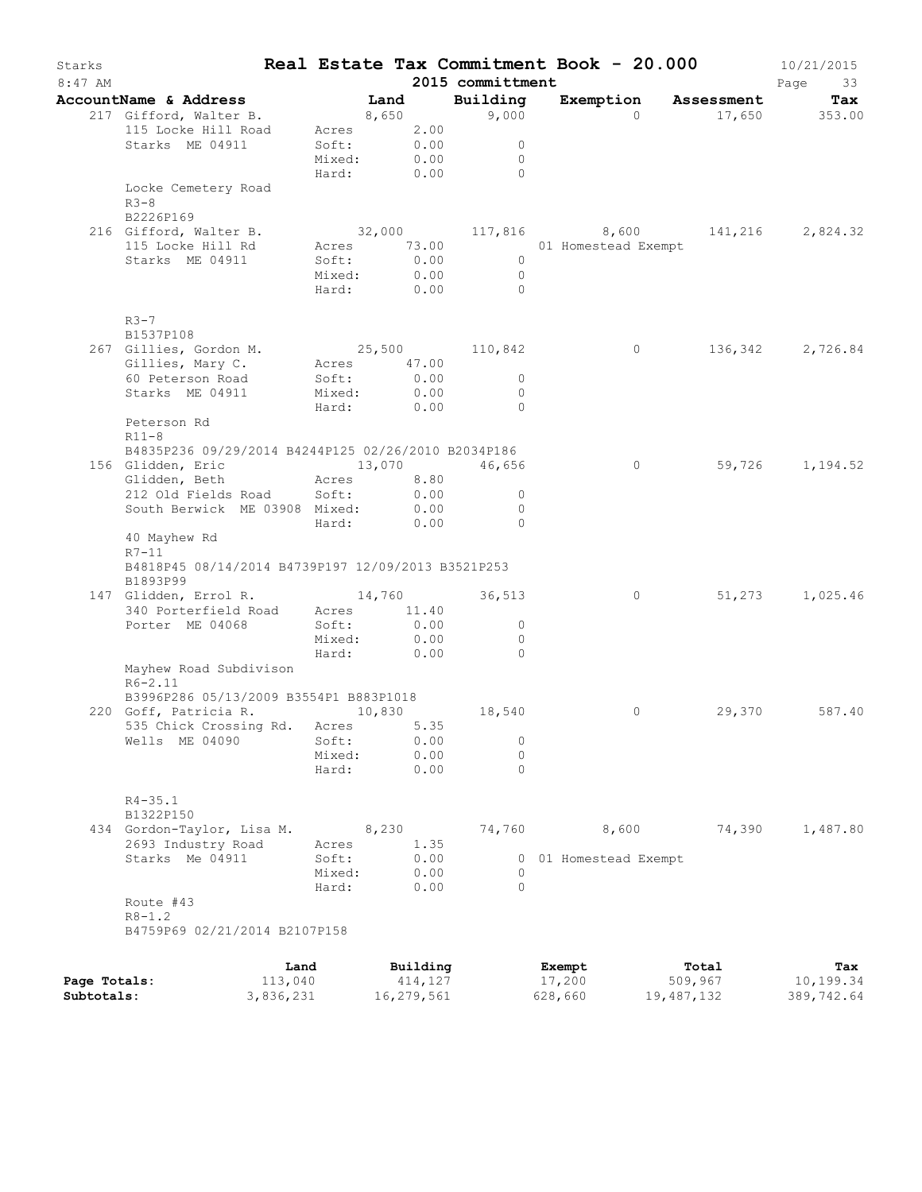# Real Estate Tax Commitment Book - 20.000

Starks — 2015 committment — 10/21/2015 — 8:47 AM

| AccountName & Address | | Land | Building | Exemption | Assessment | Tax |
|---|---|---|---|---|---|---|
| 217 Gifford, Walter B. | | 8,650 | 9,000 | 0 | 17,650 | 353.00 |
| 115 Locke Hill Road | Acres | 2.00 | | | | |
| Starks ME 04911 | Soft: | 0.00 | 0 | | | |
| | Mixed: | 0.00 | 0 | | | |
| | Hard: | 0.00 | 0 | | | |
| Locke Cemetery Road | | | | | | |
| R3-8 | | | | | | |
| B2226P169 | | | | | | |
| 216 Gifford, Walter B. | | 32,000 | 117,816 | 8,600 | 141,216 | 2,824.32 |
| 115 Locke Hill Rd | Acres | 73.00 | | 01 Homestead Exempt | | |
| Starks ME 04911 | Soft: | 0.00 | 0 | | | |
| | Mixed: | 0.00 | 0 | | | |
| | Hard: | 0.00 | 0 | | | |
| R3-7 | | | | | | |
| B1537P108 | | | | | | |
| 267 Gillies, Gordon M. | | 25,500 | 110,842 | 0 | 136,342 | 2,726.84 |
| Gillies, Mary C. | Acres | 47.00 | | | | |
| 60 Peterson Road | Soft: | 0.00 | 0 | | | |
| Starks ME 04911 | Mixed: | 0.00 | 0 | | | |
| | Hard: | 0.00 | 0 | | | |
| Peterson Rd | | | | | | |
| R11-8 | | | | | | |
| B4835P236 09/29/2014 B4244P125 02/26/2010 B2034P186 | | | | | | |
| 156 Glidden, Eric | | 13,070 | 46,656 | 0 | 59,726 | 1,194.52 |
| Glidden, Beth | Acres | 8.80 | | | | |
| 212 Old Fields Road | Soft: | 0.00 | 0 | | | |
| South Berwick ME 03908 | Mixed: | 0.00 | 0 | | | |
| | Hard: | 0.00 | 0 | | | |
| 40 Mayhew Rd | | | | | | |
| R7-11 | | | | | | |
| B4818P45 08/14/2014 B4739P197 12/09/2013 B3521P253 B1893P99 | | | | | | |
| 147 Glidden, Errol R. | | 14,760 | 36,513 | 0 | 51,273 | 1,025.46 |
| 340 Porterfield Road | Acres | 11.40 | | | | |
| Porter ME 04068 | Soft: | 0.00 | 0 | | | |
| | Mixed: | 0.00 | 0 | | | |
| | Hard: | 0.00 | 0 | | | |
| Mayhew Road Subdivison | | | | | | |
| R6-2.11 | | | | | | |
| B3996P286 05/13/2009 B3554P1 B883P1018 | | | | | | |
| 220 Goff, Patricia R. | | 10,830 | 18,540 | 0 | 29,370 | 587.40 |
| 535 Chick Crossing Rd. | Acres | 5.35 | | | | |
| Wells ME 04090 | Soft: | 0.00 | 0 | | | |
| | Mixed: | 0.00 | 0 | | | |
| | Hard: | 0.00 | 0 | | | |
| R4-35.1 | | | | | | |
| B1322P150 | | | | | | |
| 434 Gordon-Taylor, Lisa M. | | 8,230 | 74,760 | 8,600 | 74,390 | 1,487.80 |
| 2693 Industry Road | Acres | 1.35 | | | | |
| Starks Me 04911 | Soft: | 0.00 | 0 | 01 Homestead Exempt | | |
| | Mixed: | 0.00 | 0 | | | |
| | Hard: | 0.00 | 0 | | | |
| Route #43 | | | | | | |
| R8-1.2 | | | | | | |
| B4759P69 02/21/2014 B2107P158 | | | | | | |

| | Land | Building | Exempt | Total | Tax |
|---|---|---|---|---|---|
| Page Totals: | 113,040 | 414,127 | 17,200 | 509,967 | 10,199.34 |
| Subtotals: | 3,836,231 | 16,279,561 | 628,660 | 19,487,132 | 389,742.64 |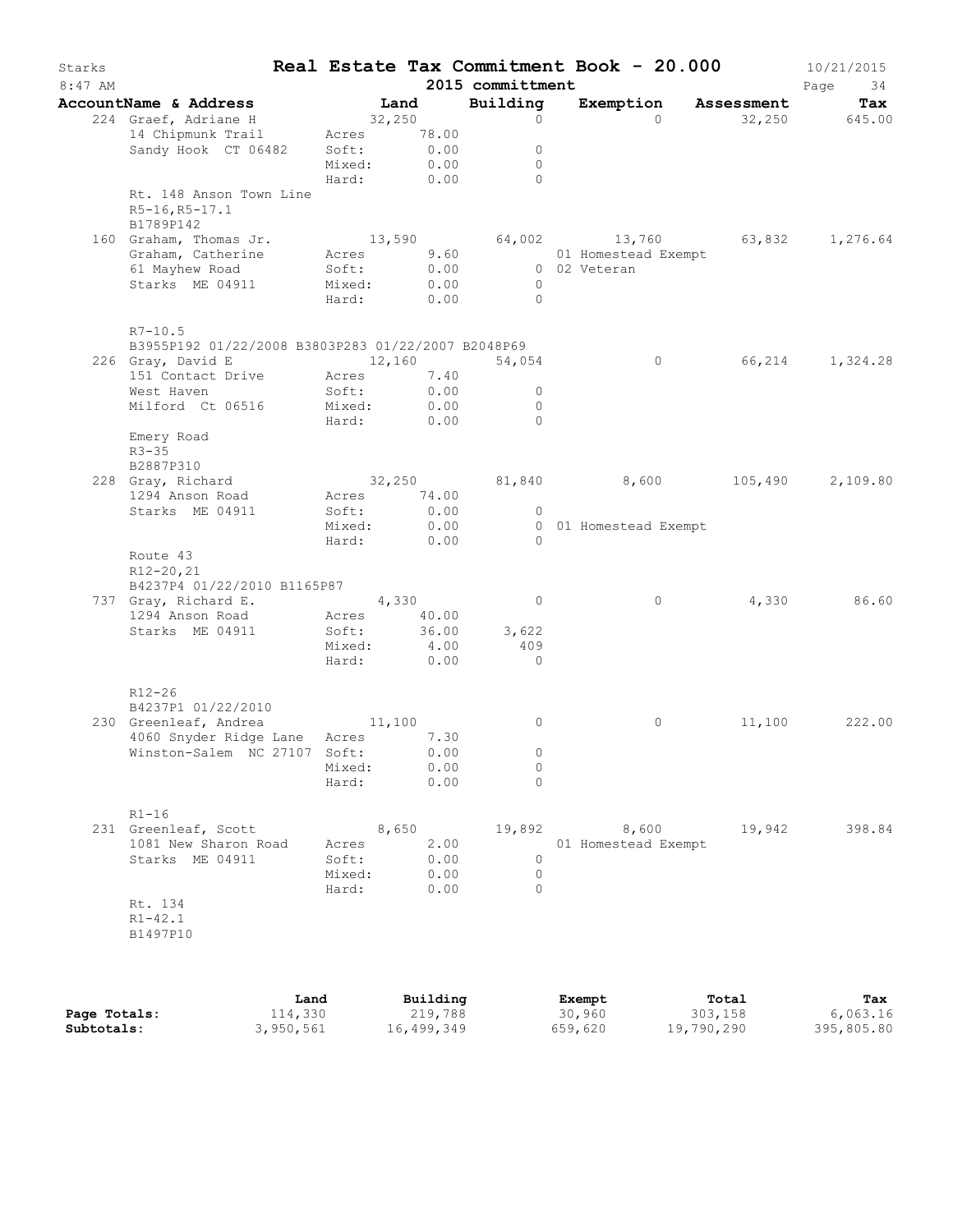# Real Estate Tax Commitment Book - 20.000

Starks 8:47 AM — 2015 committment — 10/21/2015

| AccountName & Address | | Land | Building | Exemption | Assessment | Tax |
|---|---|---|---|---|---|---|
| 224 Graef, Adriane H | | 32,250 | 0 | 0 | 32,250 | 645.00 |
| 14 Chipmunk Trail | Acres | 78.00 | | | | |
| Sandy Hook CT 06482 | Soft: | 0.00 | 0 | | | |
| | Mixed: | 0.00 | 0 | | | |
| | Hard: | 0.00 | 0 | | | |
| Rt. 148 Anson Town Line | | | | | | |
| R5-16,R5-17.1 | | | | | | |
| B1789P142 | | | | | | |
| 160 Graham, Thomas Jr. | | 13,590 | 64,002 | 13,760 | 63,832 | 1,276.64 |
| Graham, Catherine | Acres | 9.60 | | 01 Homestead Exempt | | |
| 61 Mayhew Road | Soft: | 0.00 | 0 | 02 Veteran | | |
| Starks ME 04911 | Mixed: | 0.00 | 0 | | | |
| | Hard: | 0.00 | 0 | | | |
| R7-10.5 | | | | | | |
| B3955P192 01/22/2008 B3803P283 01/22/2007 B2048P69 | | | | | | |
| 226 Gray, David E | | 12,160 | 54,054 | 0 | 66,214 | 1,324.28 |
| 151 Contact Drive | Acres | 7.40 | | | | |
| West Haven | Soft: | 0.00 | 0 | | | |
| Milford Ct 06516 | Mixed: | 0.00 | 0 | | | |
| | Hard: | 0.00 | 0 | | | |
| Emery Road | | | | | | |
| R3-35 | | | | | | |
| B2887P310 | | | | | | |
| 228 Gray, Richard | | 32,250 | 81,840 | 8,600 | 105,490 | 2,109.80 |
| 1294 Anson Road | Acres | 74.00 | | | | |
| Starks ME 04911 | Soft: | 0.00 | 0 | | | |
| | Mixed: | 0.00 | 0 | 01 Homestead Exempt | | |
| | Hard: | 0.00 | 0 | | | |
| Route 43 | | | | | | |
| R12-20,21 | | | | | | |
| B4237P4 01/22/2010 B1165P87 | | | | | | |
| 737 Gray, Richard E. | | 4,330 | 0 | 0 | 4,330 | 86.60 |
| 1294 Anson Road | Acres | 40.00 | | | | |
| Starks ME 04911 | Soft: | 36.00 | 3,622 | | | |
| | Mixed: | 4.00 | 409 | | | |
| | Hard: | 0.00 | 0 | | | |
| R12-26 | | | | | | |
| B4237P1 01/22/2010 | | | | | | |
| 230 Greenleaf, Andrea | | 11,100 | 0 | 0 | 11,100 | 222.00 |
| 4060 Snyder Ridge Lane | Acres | 7.30 | | | | |
| Winston-Salem NC 27107 | Soft: | 0.00 | 0 | | | |
| | Mixed: | 0.00 | 0 | | | |
| | Hard: | 0.00 | 0 | | | |
| R1-16 | | | | | | |
| 231 Greenleaf, Scott | | 8,650 | 19,892 | 8,600 | 19,942 | 398.84 |
| 1081 New Sharon Road | Acres | 2.00 | | 01 Homestead Exempt | | |
| Starks ME 04911 | Soft: | 0.00 | 0 | | | |
| | Mixed: | 0.00 | 0 | | | |
| | Hard: | 0.00 | 0 | | | |
| Rt. 134 | | | | | | |
| R1-42.1 | | | | | | |
| B1497P10 | | | | | | |

| | Land | Building | Exempt | Total | Tax |
|---|---|---|---|---|---|
| Page Totals: | 114,330 | 219,788 | 30,960 | 303,158 | 6,063.16 |
| Subtotals: | 3,950,561 | 16,499,349 | 659,620 | 19,790,290 | 395,805.80 |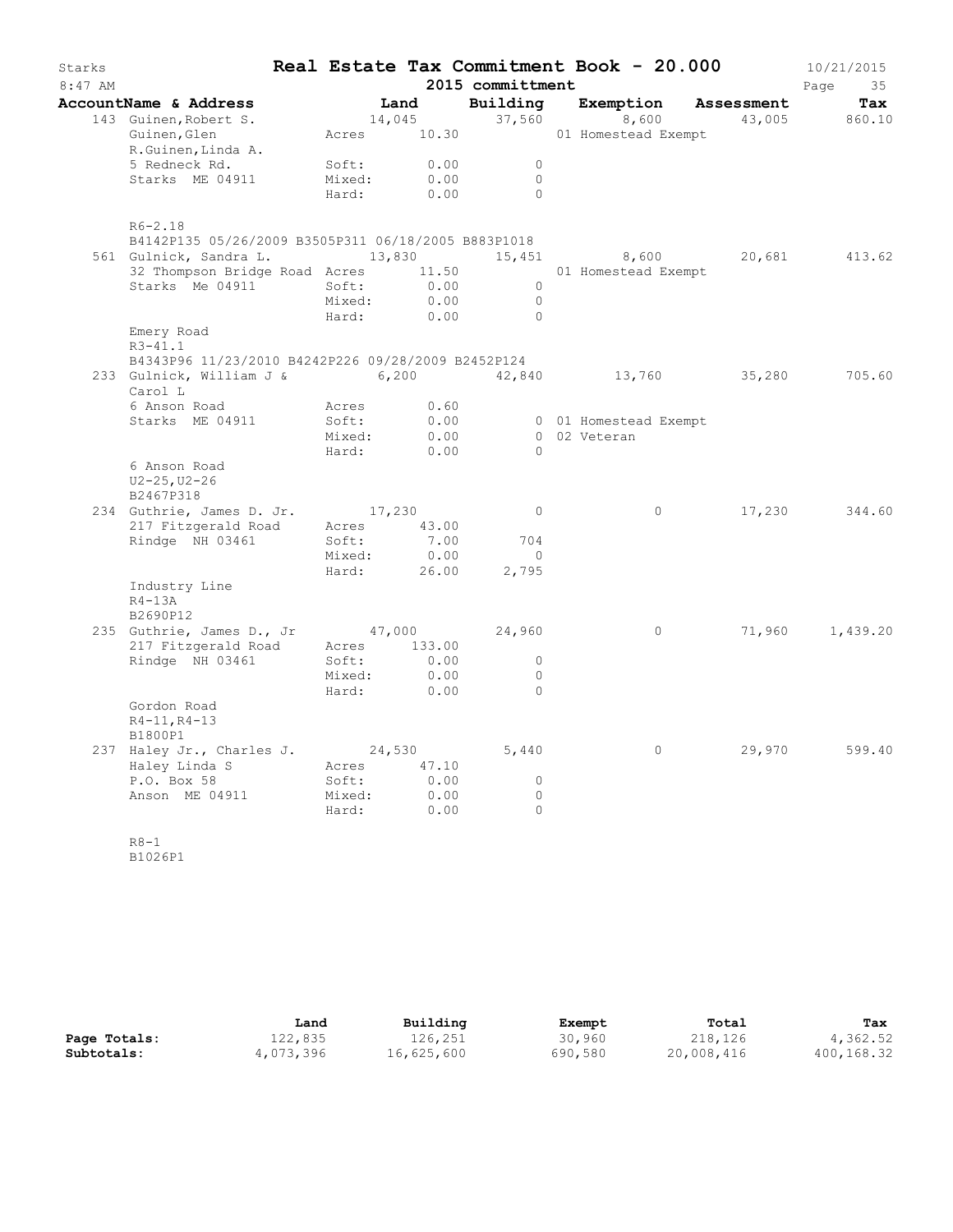# Starks — Real Estate Tax Commitment Book - 20.000

8:47 AM — 2015 committment — 10/21/2015

| AccountName & Address | Land | Building | Exemption | Assessment | Tax |
|---|---|---|---|---|---|
| 143 Guinen,Robert S. | 14,045 | 37,560 | 8,600 | 43,005 | 860.10 |
| Guinen,Glen | Acres 10.30 | | 01 Homestead Exempt | | |
| R.Guinen,Linda A. | | | | | |
| 5 Redneck Rd. | Soft: 0.00 | 0 | | | |
| Starks ME 04911 | Mixed: 0.00 | 0 | | | |
| | Hard: 0.00 | 0 | | | |
| R6-2.18 | | | | | |
| B4142P135 05/26/2009 B3505P311 06/18/2005 B883P1018 | | | | | |
| 561 Gulnick, Sandra L. | 13,830 | 15,451 | 8,600 | 20,681 | 413.62 |
| 32 Thompson Bridge Road | Acres 11.50 | | 01 Homestead Exempt | | |
| Starks Me 04911 | Soft: 0.00 | 0 | | | |
| | Mixed: 0.00 | 0 | | | |
| | Hard: 0.00 | 0 | | | |
| Emery Road | | | | | |
| R3-41.1 | | | | | |
| B4343P96 11/23/2010 B4242P226 09/28/2009 B2452P124 | | | | | |
| 233 Gulnick, William J & | 6,200 | 42,840 | 13,760 | 35,280 | 705.60 |
| Carol L | | | | | |
| 6 Anson Road | Acres 0.60 | | | | |
| Starks ME 04911 | Soft: 0.00 | 0 | 01 Homestead Exempt | | |
| | Mixed: 0.00 | 0 | 02 Veteran | | |
| | Hard: 0.00 | 0 | | | |
| 6 Anson Road | | | | | |
| U2-25,U2-26 | | | | | |
| B2467P318 | | | | | |
| 234 Guthrie, James D. Jr. | 17,230 | 0 | 0 | 17,230 | 344.60 |
| 217 Fitzgerald Road | Acres 43.00 | | | | |
| Rindge NH 03461 | Soft: 7.00 | 704 | | | |
| | Mixed: 0.00 | 0 | | | |
| | Hard: 26.00 | 2,795 | | | |
| Industry Line | | | | | |
| R4-13A | | | | | |
| B2690P12 | | | | | |
| 235 Guthrie, James D., Jr | 47,000 | 24,960 | 0 | 71,960 | 1,439.20 |
| 217 Fitzgerald Road | Acres 133.00 | | | | |
| Rindge NH 03461 | Soft: 0.00 | 0 | | | |
| | Mixed: 0.00 | 0 | | | |
| | Hard: 0.00 | 0 | | | |
| Gordon Road | | | | | |
| R4-11,R4-13 | | | | | |
| B1800P1 | | | | | |
| 237 Haley Jr., Charles J. | 24,530 | 5,440 | 0 | 29,970 | 599.40 |
| Haley Linda S | Acres 47.10 | | | | |
| P.O. Box 58 | Soft: 0.00 | 0 | | | |
| Anson ME 04911 | Mixed: 0.00 | 0 | | | |
| | Hard: 0.00 | 0 | | | |
| R8-1 | | | | | |
| B1026P1 | | | | | |

| | Land | Building | Exempt | Total | Tax |
|---|---|---|---|---|---|
| **Page Totals:** | 122,835 | 126,251 | 30,960 | 218,126 | 4,362.52 |
| **Subtotals:** | 4,073,396 | 16,625,600 | 690,580 | 20,008,416 | 400,168.32 |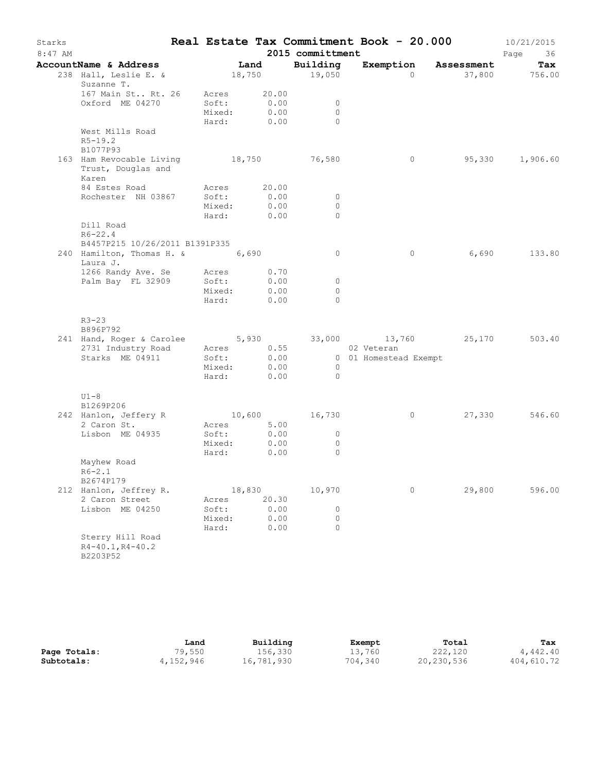# Real Estate Tax Commitment Book - 20.000

Starks
8:47 AM

2015 committmentt

10/21/2015

| AccountName & Address | Land | Building | Exemption | Assessment | Tax |
|---|---|---|---|---|---|
| 238 Hall, Leslie E. & Suzanne T. | 18,750 | 19,050 | 0 | 37,800 | 756.00 |
| 167 Main St.. Rt. 26 | Acres 20.00 | | | | |
| Oxford ME 04270 | Soft: 0.00 | 0 | | | |
| | Mixed: 0.00 | 0 | | | |
| | Hard: 0.00 | 0 | | | |
| West Mills Road | | | | | |
| R5-19.2 | | | | | |
| B1077P93 | | | | | |
| 163 Ham Revocable Living Trust, Douglas and Karen | 18,750 | 76,580 | 0 | 95,330 | 1,906.60 |
| 84 Estes Road | Acres 20.00 | | | | |
| Rochester NH 03867 | Soft: 0.00 | 0 | | | |
| | Mixed: 0.00 | 0 | | | |
| | Hard: 0.00 | 0 | | | |
| Dill Road | | | | | |
| R6-22.4 | | | | | |
| B4457P215 10/26/2011 B1391P335 | | | | | |
| 240 Hamilton, Thomas H. & Laura J. | 6,690 | 0 | 0 | 6,690 | 133.80 |
| 1266 Randy Ave. Se | Acres 0.70 | | | | |
| Palm Bay FL 32909 | Soft: 0.00 | 0 | | | |
| | Mixed: 0.00 | 0 | | | |
| | Hard: 0.00 | 0 | | | |
| R3-23 | | | | | |
| B896P792 | | | | | |
| 241 Hand, Roger & Carolee | 5,930 | 33,000 | 13,760 | 25,170 | 503.40 |
| 2731 Industry Road | Acres 0.55 | | 02 Veteran | | |
| Starks ME 04911 | Soft: 0.00 | 0 | 01 Homestead Exempt | | |
| | Mixed: 0.00 | 0 | | | |
| | Hard: 0.00 | 0 | | | |
| U1-8 | | | | | |
| B1269P206 | | | | | |
| 242 Hanlon, Jeffery R | 10,600 | 16,730 | 0 | 27,330 | 546.60 |
| 2 Caron St. | Acres 5.00 | | | | |
| Lisbon ME 04935 | Soft: 0.00 | 0 | | | |
| | Mixed: 0.00 | 0 | | | |
| | Hard: 0.00 | 0 | | | |
| Mayhew Road | | | | | |
| R6-2.1 | | | | | |
| B2674P179 | | | | | |
| 212 Hanlon, Jeffrey R. | 18,830 | 10,970 | 0 | 29,800 | 596.00 |
| 2 Caron Street | Acres 20.30 | | | | |
| Lisbon ME 04250 | Soft: 0.00 | 0 | | | |
| | Mixed: 0.00 | 0 | | | |
| | Hard: 0.00 | 0 | | | |
| Sterry Hill Road | | | | | |
| R4-40.1,R4-40.2 | | | | | |
| B2203P52 | | | | | |

| | Land | Building | Exempt | Total | Tax |
|---|---|---|---|---|---|
| **Page Totals:** | 79,550 | 156,330 | 13,760 | 222,120 | 4,442.40 |
| **Subtotals:** | 4,152,946 | 16,781,930 | 704,340 | 20,230,536 | 404,610.72 |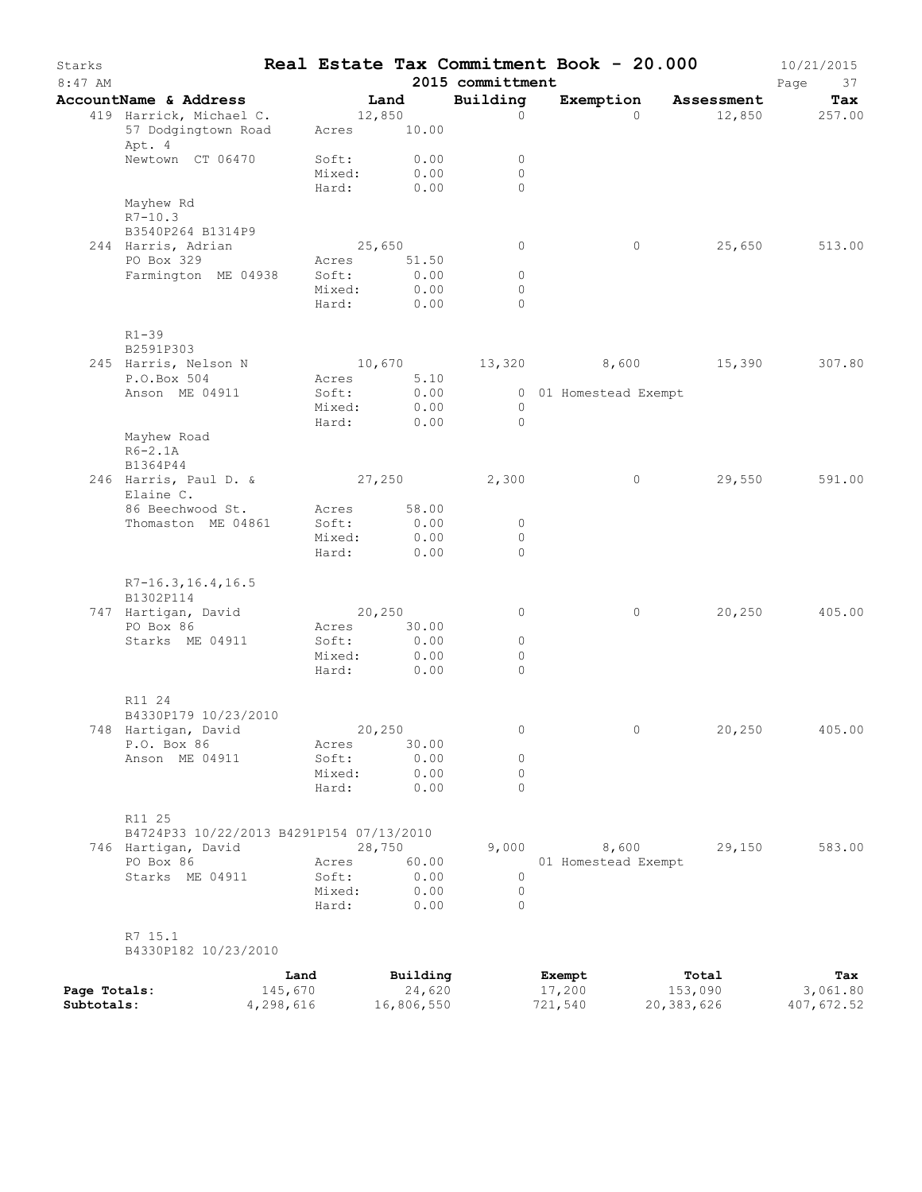# Real Estate Tax Commitment Book - 20.000

Starks 8:47 AM — 2015 committmment — 10/21/2015

| AccountName & Address | Land | Building | Exemption | Assessment | Tax |
|---|---|---|---|---|---|
| 419 Harrick, Michael C. | 12,850 | 0 | 0 | 12,850 | 257.00 |
| 57 Dodgingtown Road Apt. 4 | Acres 10.00 | | | | |
| Newtown CT 06470 | Soft: 0.00 | 0 | | | |
| | Mixed: 0.00 | 0 | | | |
| | Hard: 0.00 | 0 | | | |
| Mayhew Rd | | | | | |
| R7-10.3 | | | | | |
| B3540P264 B1314P9 | | | | | |
| 244 Harris, Adrian | 25,650 | 0 | 0 | 25,650 | 513.00 |
| PO Box 329 | Acres 51.50 | | | | |
| Farmington ME 04938 | Soft: 0.00 | 0 | | | |
| | Mixed: 0.00 | 0 | | | |
| | Hard: 0.00 | 0 | | | |
| R1-39 | | | | | |
| B2591P303 | | | | | |
| 245 Harris, Nelson N | 10,670 | 13,320 | 8,600 | 15,390 | 307.80 |
| P.O.Box 504 | Acres 5.10 | | | | |
| Anson ME 04911 | Soft: 0.00 | 0 | 01 Homestead Exempt | | |
| | Mixed: 0.00 | 0 | | | |
| | Hard: 0.00 | 0 | | | |
| Mayhew Road | | | | | |
| R6-2.1A | | | | | |
| B1364P44 | | | | | |
| 246 Harris, Paul D. & Elaine C. | 27,250 | 2,300 | 0 | 29,550 | 591.00 |
| 86 Beechwood St. | Acres 58.00 | | | | |
| Thomaston ME 04861 | Soft: 0.00 | 0 | | | |
| | Mixed: 0.00 | 0 | | | |
| | Hard: 0.00 | 0 | | | |
| R7-16.3,16.4,16.5 | | | | | |
| B1302P114 | | | | | |
| 747 Hartigan, David | 20,250 | 0 | 0 | 20,250 | 405.00 |
| PO Box 86 | Acres 30.00 | | | | |
| Starks ME 04911 | Soft: 0.00 | 0 | | | |
| | Mixed: 0.00 | 0 | | | |
| | Hard: 0.00 | 0 | | | |
| R11 24 | | | | | |
| B4330P179 10/23/2010 | | | | | |
| 748 Hartigan, David | 20,250 | 0 | 0 | 20,250 | 405.00 |
| P.O. Box 86 | Acres 30.00 | | | | |
| Anson ME 04911 | Soft: 0.00 | 0 | | | |
| | Mixed: 0.00 | 0 | | | |
| | Hard: 0.00 | 0 | | | |
| R11 25 | | | | | |
| B4724P33 10/22/2013 B4291P154 07/13/2010 | | | | | |
| 746 Hartigan, David | 28,750 | 9,000 | 8,600 | 29,150 | 583.00 |
| PO Box 86 | Acres 60.00 | | 01 Homestead Exempt | | |
| Starks ME 04911 | Soft: 0.00 | 0 | | | |
| | Mixed: 0.00 | 0 | | | |
| | Hard: 0.00 | 0 | | | |
| R7 15.1 | | | | | |
| B4330P182 10/23/2010 | | | | | |

| | Land | Building | Exempt | Total | Tax |
|---|---|---|---|---|---|
| Page Totals: | 145,670 | 24,620 | 17,200 | 153,090 | 3,061.80 |
| Subtotals: | 4,298,616 | 16,806,550 | 721,540 | 20,383,626 | 407,672.52 |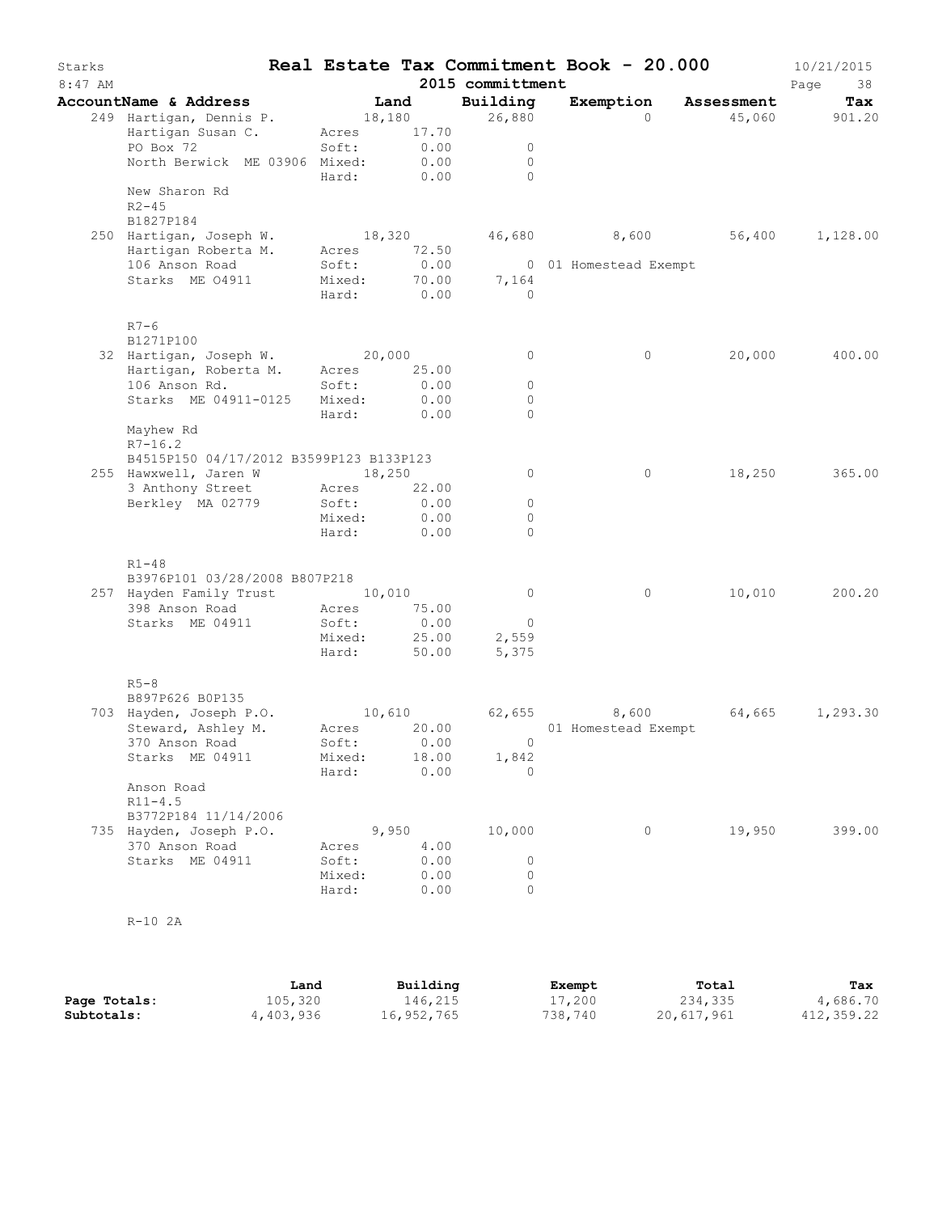# Starks — Real Estate Tax Commitment Book - 20.000

8:47 AM — 2015 committment — 10/21/2015

| AccountName & Address | Land | | Building | Exemption | Assessment | Tax |
|---|---|---|---|---|---|---|
| 249 Hartigan, Dennis P. | 18,180 | | 26,880 | 0 | 45,060 | 901.20 |
| Hartigan Susan C. | Acres | 17.70 | | | | |
| PO Box 72 | Soft: | 0.00 | 0 | | | |
| North Berwick ME 03906 | Mixed: | 0.00 | 0 | | | |
| | Hard: | 0.00 | 0 | | | |
| New Sharon Rd | | | | | | |
| R2-45 | | | | | | |
| B1827P184 | | | | | | |
| 250 Hartigan, Joseph W. | 18,320 | | 46,680 | 8,600 | 56,400 | 1,128.00 |
| Hartigan Roberta M. | Acres | 72.50 | | | | |
| 106 Anson Road | Soft: | 0.00 | 0 | 01 Homestead Exempt | | |
| Starks ME O4911 | Mixed: | 70.00 | 7,164 | | | |
| | Hard: | 0.00 | 0 | | | |
| R7-6 | | | | | | |
| B1271P100 | | | | | | |
| 32 Hartigan, Joseph W. | 20,000 | | 0 | 0 | 20,000 | 400.00 |
| Hartigan, Roberta M. | Acres | 25.00 | | | | |
| 106 Anson Rd. | Soft: | 0.00 | 0 | | | |
| Starks ME 04911-0125 | Mixed: | 0.00 | 0 | | | |
| | Hard: | 0.00 | 0 | | | |
| Mayhew Rd | | | | | | |
| R7-16.2 | | | | | | |
| B4515P150 04/17/2012 B3599P123 B133P123 | | | | | | |
| 255 Hawxwell, Jaren W | 18,250 | | 0 | 0 | 18,250 | 365.00 |
| 3 Anthony Street | Acres | 22.00 | | | | |
| Berkley MA 02779 | Soft: | 0.00 | 0 | | | |
| | Mixed: | 0.00 | 0 | | | |
| | Hard: | 0.00 | 0 | | | |
| R1-48 | | | | | | |
| B3976P101 03/28/2008 B807P218 | | | | | | |
| 257 Hayden Family Trust | 10,010 | | 0 | 0 | 10,010 | 200.20 |
| 398 Anson Road | Acres | 75.00 | | | | |
| Starks ME 04911 | Soft: | 0.00 | 0 | | | |
| | Mixed: | 25.00 | 2,559 | | | |
| | Hard: | 50.00 | 5,375 | | | |
| R5-8 | | | | | | |
| B897P626 B0P135 | | | | | | |
| 703 Hayden, Joseph P.O. | 10,610 | | 62,655 | 8,600 | 64,665 | 1,293.30 |
| Steward, Ashley M. | Acres | 20.00 | | 01 Homestead Exempt | | |
| 370 Anson Road | Soft: | 0.00 | 0 | | | |
| Starks ME 04911 | Mixed: | 18.00 | 1,842 | | | |
| | Hard: | 0.00 | 0 | | | |
| Anson Road | | | | | | |
| R11-4.5 | | | | | | |
| B3772P184 11/14/2006 | | | | | | |
| 735 Hayden, Joseph P.O. | 9,950 | | 10,000 | 0 | 19,950 | 399.00 |
| 370 Anson Road | Acres | 4.00 | | | | |
| Starks ME 04911 | Soft: | 0.00 | 0 | | | |
| | Mixed: | 0.00 | 0 | | | |
| | Hard: | 0.00 | 0 | | | |
| R-10 2A | | | | | | |

| | Land | Building | Exempt | Total | Tax |
|---|---|---|---|---|---|
| Page Totals: | 105,320 | 146,215 | 17,200 | 234,335 | 4,686.70 |
| Subtotals: | 4,403,936 | 16,952,765 | 738,740 | 20,617,961 | 412,359.22 |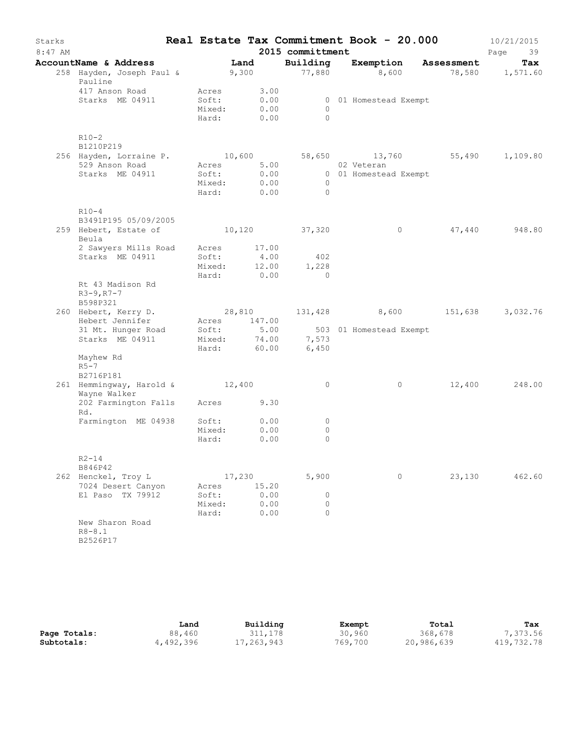# Real Estate Tax Commitment Book - 20.000

Starks
8:47 AM

2015 committmment

10/21/2015

| AccountName & Address | | Land | Building | Exemption | Assessment | Tax |
|---|---|---|---|---|---|---|
| 258 Hayden, Joseph Paul & Pauline | | 9,300 | 77,880 | 8,600 | 78,580 | 1,571.60 |
| 417 Anson Road | Acres | 3.00 | | | | |
| Starks ME 04911 | Soft: | 0.00 | 0 | 01 Homestead Exempt | | |
| | Mixed: | 0.00 | 0 | | | |
| | Hard: | 0.00 | 0 | | | |
| R10-2 | | | | | | |
| B1210P219 | | | | | | |
| 256 Hayden, Lorraine P. | | 10,600 | 58,650 | 13,760 | 55,490 | 1,109.80 |
| 529 Anson Road | Acres | 5.00 | | 02 Veteran | | |
| Starks ME 04911 | Soft: | 0.00 | 0 | 01 Homestead Exempt | | |
| | Mixed: | 0.00 | 0 | | | |
| | Hard: | 0.00 | 0 | | | |
| R10-4 | | | | | | |
| B3491P195 05/09/2005 | | | | | | |
| 259 Hebert, Estate of Beula | | 10,120 | 37,320 | 0 | 47,440 | 948.80 |
| 2 Sawyers Mills Road | Acres | 17.00 | | | | |
| Starks ME 04911 | Soft: | 4.00 | 402 | | | |
| | Mixed: | 12.00 | 1,228 | | | |
| | Hard: | 0.00 | 0 | | | |
| Rt 43 Madison Rd | | | | | | |
| R3-9,R7-7 | | | | | | |
| B598P321 | | | | | | |
| 260 Hebert, Kerry D. | | 28,810 | 131,428 | 8,600 | 151,638 | 3,032.76 |
| Hebert Jennifer | Acres | 147.00 | | | | |
| 31 Mt. Hunger Road | Soft: | 5.00 | 503 | 01 Homestead Exempt | | |
| Starks ME 04911 | Mixed: | 74.00 | 7,573 | | | |
| | Hard: | 60.00 | 6,450 | | | |
| Mayhew Rd | | | | | | |
| R5-7 | | | | | | |
| B2716P181 | | | | | | |
| 261 Hemmingway, Harold & Wayne Walker | | 12,400 | 0 | 0 | 12,400 | 248.00 |
| 202 Farmington Falls Rd. | Acres | 9.30 | | | | |
| Farmington ME 04938 | Soft: | 0.00 | 0 | | | |
| | Mixed: | 0.00 | 0 | | | |
| | Hard: | 0.00 | 0 | | | |
| R2-14 | | | | | | |
| B846P42 | | | | | | |
| 262 Henckel, Troy L | | 17,230 | 5,900 | 0 | 23,130 | 462.60 |
| 7024 Desert Canyon | Acres | 15.20 | | | | |
| El Paso TX 79912 | Soft: | 0.00 | 0 | | | |
| | Mixed: | 0.00 | 0 | | | |
| | Hard: | 0.00 | 0 | | | |
| New Sharon Road | | | | | | |
| R8-8.1 | | | | | | |
| B2526P17 | | | | | | |

| | Land | Building | Exempt | Total | Tax |
|---|---|---|---|---|---|
| **Page Totals:** | 88,460 | 311,178 | 30,960 | 368,678 | 7,373.56 |
| **Subtotals:** | 4,492,396 | 17,263,943 | 769,700 | 20,986,639 | 419,732.78 |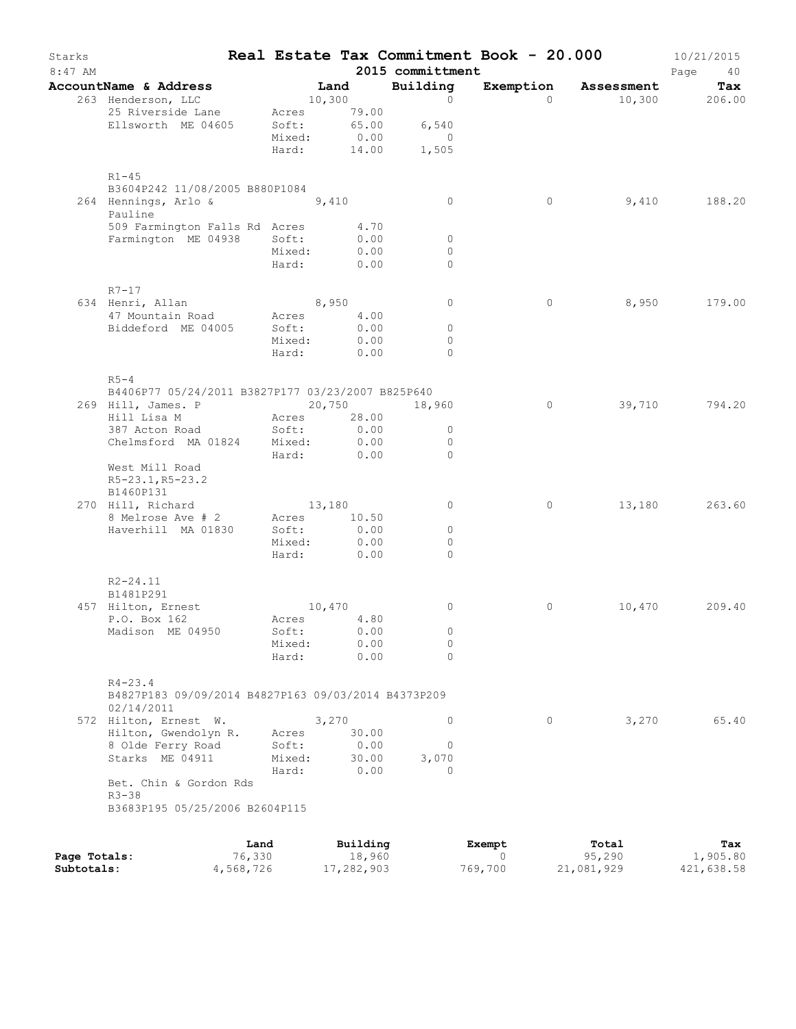# Real Estate Tax Commitment Book - 20.000

Starks 8:47 AM — 2015 committment — 10/21/2015

| AccountName & Address | Land | Building | Exemption | Assessment | Tax |
|---|---|---|---|---|---|
| 263 Henderson, LLC<br>25 Riverside Lane<br>Ellsworth ME 04605<br><br>R1-45<br>B3604P242 11/08/2005 B880P1084 | 10,300<br>Acres 79.00<br>Soft: 65.00 6,540<br>Mixed: 0.00 0<br>Hard: 14.00 1,505 | 0 | 0 | 10,300 | 206.00 |
| 264 Hennings, Arlo & Pauline<br>509 Farmington Falls Rd<br>Farmington ME 04938<br><br>R7-17 | 9,410<br>Acres 4.70<br>Soft: 0.00 0<br>Mixed: 0.00 0<br>Hard: 0.00 0 | 0 | 0 | 9,410 | 188.20 |
| 634 Henri, Allan<br>47 Mountain Road<br>Biddeford ME 04005<br><br>R5-4<br>B4406P77 05/24/2011 B3827P177 03/23/2007 B825P640 | 8,950<br>Acres 4.00<br>Soft: 0.00 0<br>Mixed: 0.00 0<br>Hard: 0.00 0 | 0 | 0 | 8,950 | 179.00 |
| 269 Hill, James. P<br>Hill Lisa M<br>387 Acton Road<br>Chelmsford MA 01824<br>West Mill Road<br>R5-23.1,R5-23.2<br>B1460P131 | 20,750<br>Acres 28.00<br>Soft: 0.00 0<br>Mixed: 0.00 0<br>Hard: 0.00 0 | 18,960 | 0 | 39,710 | 794.20 |
| 270 Hill, Richard<br>8 Melrose Ave # 2<br>Haverhill MA 01830<br><br>R2-24.11<br>B1481P291 | 13,180<br>Acres 10.50<br>Soft: 0.00 0<br>Mixed: 0.00 0<br>Hard: 0.00 0 | 0 | 0 | 13,180 | 263.60 |
| 457 Hilton, Ernest<br>P.O. Box 162<br>Madison ME 04950<br><br>R4-23.4<br>B4827P183 09/09/2014 B4827P163 09/03/2014 B4373P209 02/14/2011 | 10,470<br>Acres 4.80<br>Soft: 0.00 0<br>Mixed: 0.00 0<br>Hard: 0.00 0 | 0 | 0 | 10,470 | 209.40 |
| 572 Hilton, Ernest W.<br>Hilton, Gwendolyn R.<br>8 Olde Ferry Road<br>Starks ME 04911<br>Bet. Chin & Gordon Rds<br>R3-38<br>B3683P195 05/25/2006 B2604P115 | 3,270<br>Acres 30.00<br>Soft: 0.00 0<br>Mixed: 30.00 3,070<br>Hard: 0.00 0 | 0 | 0 | 3,270 | 65.40 |

| | Land | Building | Exempt | Total | Tax |
|---|---|---|---|---|---|
| **Page Totals:** | 76,330 | 18,960 | 0 | 95,290 | 1,905.80 |
| **Subtotals:** | 4,568,726 | 17,282,903 | 769,700 | 21,081,929 | 421,638.58 |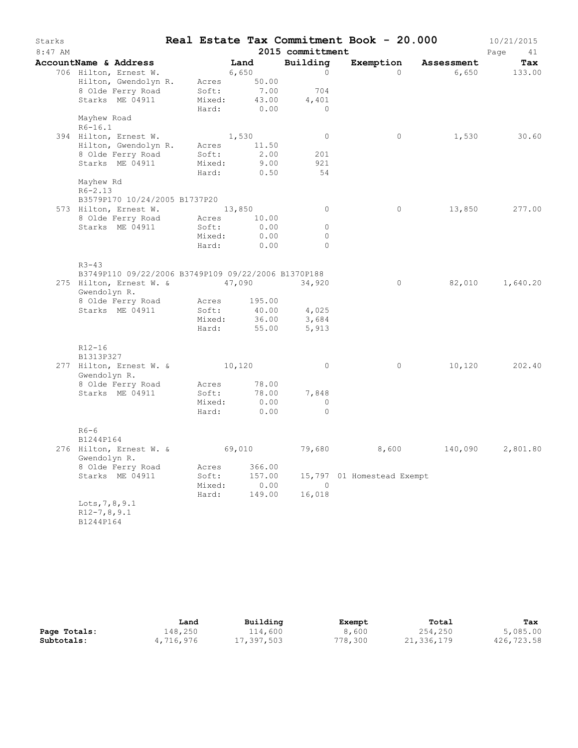# Real Estate Tax Commitment Book - 20.000

Starks — 8:47 AM — 2015 committment — 10/21/2015

| AccountName & Address | Land | | Building | Exemption | Assessment | Tax |
|---|---|---|---|---|---|---|
| 706 Hilton, Ernest W. | 6,650 | | 0 | 0 | 6,650 | 133.00 |
| Hilton, Gwendolyn R. | Acres | 50.00 | | | | |
| 8 Olde Ferry Road | Soft: | 7.00 | 704 | | | |
| Starks ME 04911 | Mixed: | 43.00 | 4,401 | | | |
| | Hard: | 0.00 | 0 | | | |
| Mayhew Road | | | | | | |
| R6-16.1 | | | | | | |
| 394 Hilton, Ernest W. | 1,530 | | 0 | 0 | 1,530 | 30.60 |
| Hilton, Gwendolyn R. | Acres | 11.50 | | | | |
| 8 Olde Ferry Road | Soft: | 2.00 | 201 | | | |
| Starks ME 04911 | Mixed: | 9.00 | 921 | | | |
| | Hard: | 0.50 | 54 | | | |
| Mayhew Rd | | | | | | |
| R6-2.13 | | | | | | |
| B3579P170 10/24/2005 B1737P20 | | | | | | |
| 573 Hilton, Ernest W. | 13,850 | | 0 | 0 | 13,850 | 277.00 |
| 8 Olde Ferry Road | Acres | 10.00 | | | | |
| Starks ME 04911 | Soft: | 0.00 | 0 | | | |
| | Mixed: | 0.00 | 0 | | | |
| | Hard: | 0.00 | 0 | | | |
| R3-43 | | | | | | |
| B3749P110 09/22/2006 B3749P109 09/22/2006 B1370P188 | | | | | | |
| 275 Hilton, Ernest W. & Gwendolyn R. | 47,090 | | 34,920 | 0 | 82,010 | 1,640.20 |
| 8 Olde Ferry Road | Acres | 195.00 | | | | |
| Starks ME 04911 | Soft: | 40.00 | 4,025 | | | |
| | Mixed: | 36.00 | 3,684 | | | |
| | Hard: | 55.00 | 5,913 | | | |
| R12-16 | | | | | | |
| B1313P327 | | | | | | |
| 277 Hilton, Ernest W. & Gwendolyn R. | 10,120 | | 0 | 0 | 10,120 | 202.40 |
| 8 Olde Ferry Road | Acres | 78.00 | | | | |
| Starks ME 04911 | Soft: | 78.00 | 7,848 | | | |
| | Mixed: | 0.00 | 0 | | | |
| | Hard: | 0.00 | 0 | | | |
| R6-6 | | | | | | |
| B1244P164 | | | | | | |
| 276 Hilton, Ernest W. & Gwendolyn R. | 69,010 | | 79,680 | 8,600 | 140,090 | 2,801.80 |
| 8 Olde Ferry Road | Acres | 366.00 | | | | |
| Starks ME 04911 | Soft: | 157.00 | 15,797 | 01 Homestead Exempt | | |
| | Mixed: | 0.00 | 0 | | | |
| | Hard: | 149.00 | 16,018 | | | |
| Lots,7,8,9.1 | | | | | | |
| R12-7,8,9.1 | | | | | | |
| B1244P164 | | | | | | |

| | Land | Building | Exempt | Total | Tax |
|---|---|---|---|---|---|
| **Page Totals:** | 148,250 | 114,600 | 8,600 | 254,250 | 5,085.00 |
| **Subtotals:** | 4,716,976 | 17,397,503 | 778,300 | 21,336,179 | 426,723.58 |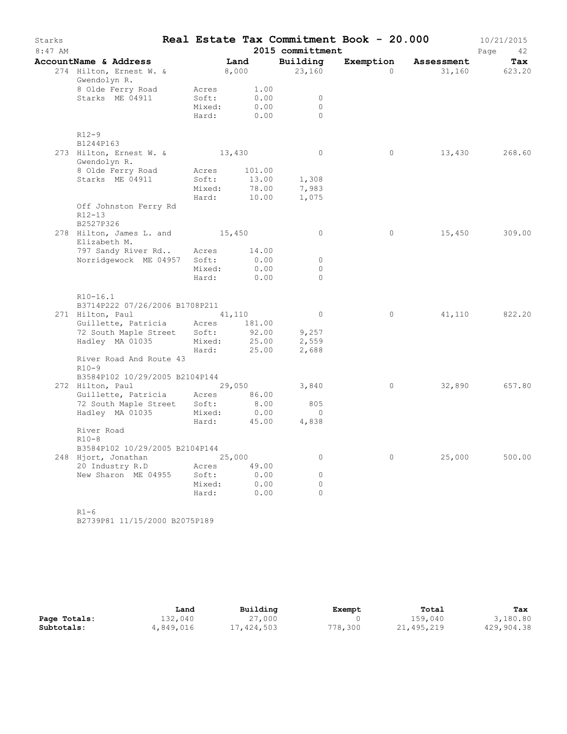# Real Estate Tax Commitment Book - 20.000

Starks
8:47 AM

2015 committmen t

10/21/2015

| AccountName & Address | | Land | Building | Exemption | Assessment | Tax |
|---|---|---|---|---|---|---|
| 274 Hilton, Ernest W. & Gwendolyn R. | | 8,000 | 23,160 | 0 | 31,160 | 623.20 |
| 8 Olde Ferry Road | Acres | 1.00 | | | | |
| Starks ME 04911 | Soft: | 0.00 | 0 | | | |
| | Mixed: | 0.00 | 0 | | | |
| | Hard: | 0.00 | 0 | | | |
| R12-9 | | | | | | |
| B1244P163 | | | | | | |
| 273 Hilton, Ernest W. & Gwendolyn R. | | 13,430 | 0 | 0 | 13,430 | 268.60 |
| 8 Olde Ferry Road | Acres | 101.00 | | | | |
| Starks ME 04911 | Soft: | 13.00 | 1,308 | | | |
| | Mixed: | 78.00 | 7,983 | | | |
| | Hard: | 10.00 | 1,075 | | | |
| Off Johnston Ferry Rd | | | | | | |
| R12-13 | | | | | | |
| B2527P326 | | | | | | |
| 278 Hilton, James L. and Elizabeth M. | | 15,450 | 0 | 0 | 15,450 | 309.00 |
| 797 Sandy River Rd.. | Acres | 14.00 | | | | |
| Norridgewock ME 04957 | Soft: | 0.00 | 0 | | | |
| | Mixed: | 0.00 | 0 | | | |
| | Hard: | 0.00 | 0 | | | |
| R10-16.1 | | | | | | |
| B3714P222 07/26/2006 B1708P211 | | | | | | |
| 271 Hilton, Paul | | 41,110 | 0 | 0 | 41,110 | 822.20 |
| Guillette, Patricia | Acres | 181.00 | | | | |
| 72 South Maple Street | Soft: | 92.00 | 9,257 | | | |
| Hadley MA 01035 | Mixed: | 25.00 | 2,559 | | | |
| | Hard: | 25.00 | 2,688 | | | |
| River Road And Route 43 | | | | | | |
| R10-9 | | | | | | |
| B3584P102 10/29/2005 B2104P144 | | | | | | |
| 272 Hilton, Paul | | 29,050 | 3,840 | 0 | 32,890 | 657.80 |
| Guillette, Patricia | Acres | 86.00 | | | | |
| 72 South Maple Street | Soft: | 8.00 | 805 | | | |
| Hadley MA 01035 | Mixed: | 0.00 | 0 | | | |
| | Hard: | 45.00 | 4,838 | | | |
| River Road | | | | | | |
| R10-8 | | | | | | |
| B3584P102 10/29/2005 B2104P144 | | | | | | |
| 248 Hjort, Jonathan | | 25,000 | 0 | 0 | 25,000 | 500.00 |
| 20 Industry R.D | Acres | 49.00 | | | | |
| New Sharon ME 04955 | Soft: | 0.00 | 0 | | | |
| | Mixed: | 0.00 | 0 | | | |
| | Hard: | 0.00 | 0 | | | |
| R1-6 | | | | | | |
| B2739P81 11/15/2000 B2075P189 | | | | | | |

| | Land | Building | Exempt | Total | Tax |
|---|---|---|---|---|---|
| **Page Totals:** | 132,040 | 27,000 | 0 | 159,040 | 3,180.80 |
| **Subtotals:** | 4,849,016 | 17,424,503 | 778,300 | 21,495,219 | 429,904.38 |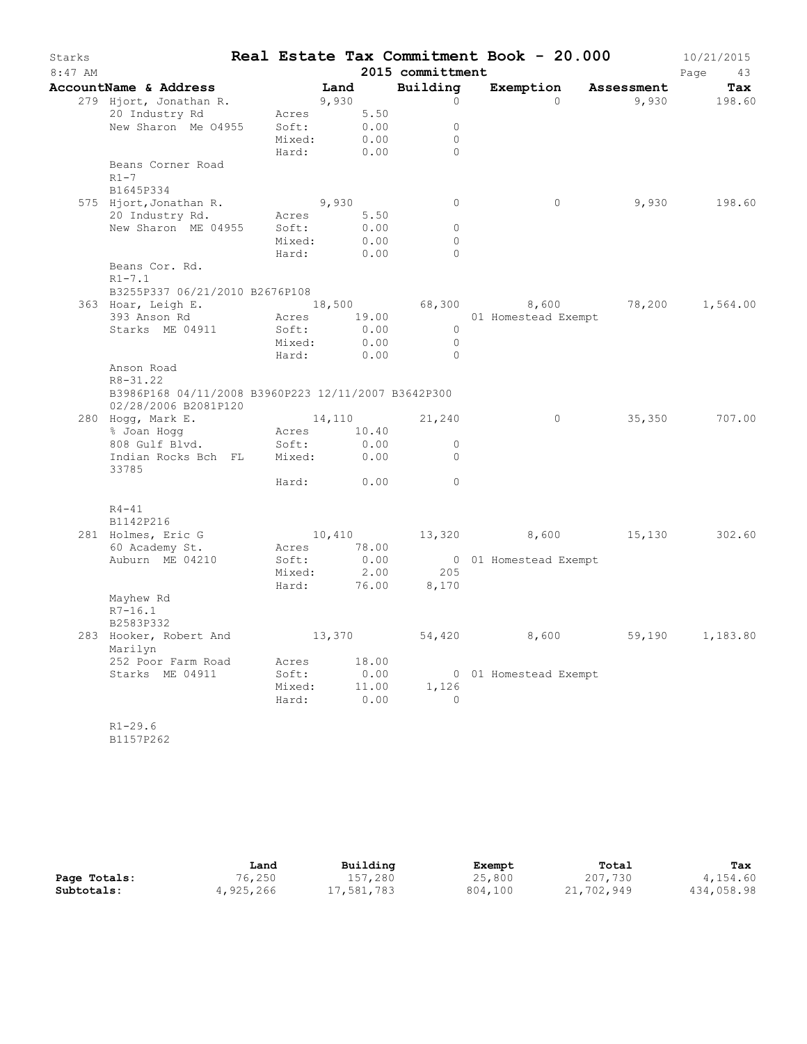# Real Estate Tax Commitment Book - 20.000

Starks 8:47 AM — 2015 committment — 10/21/2015

| AccountName & Address | | Land | Building | Exemption | Assessment | Tax |
|---|---|---|---|---|---|---|
| 279 Hjort, Jonathan R. | | 9,930 | 0 | 0 | 9,930 | 198.60 |
| 20 Industry Rd | Acres | 5.50 | | | | |
| New Sharon Me 04955 | Soft: | 0.00 | 0 | | | |
| | Mixed: | 0.00 | 0 | | | |
| | Hard: | 0.00 | 0 | | | |
| Beans Corner Road | | | | | | |
| R1-7 | | | | | | |
| B1645P334 | | | | | | |
| 575 Hjort,Jonathan R. | | 9,930 | 0 | 0 | 9,930 | 198.60 |
| 20 Industry Rd. | Acres | 5.50 | | | | |
| New Sharon ME 04955 | Soft: | 0.00 | 0 | | | |
| | Mixed: | 0.00 | 0 | | | |
| | Hard: | 0.00 | 0 | | | |
| Beans Cor. Rd. | | | | | | |
| R1-7.1 | | | | | | |
| B3255P337 06/21/2010 B2676P108 | | | | | | |
| 363 Hoar, Leigh E. | | 18,500 | 68,300 | 8,600 | 78,200 | 1,564.00 |
| 393 Anson Rd | Acres | 19.00 | | 01 Homestead Exempt | | |
| Starks ME 04911 | Soft: | 0.00 | 0 | | | |
| | Mixed: | 0.00 | 0 | | | |
| | Hard: | 0.00 | 0 | | | |
| Anson Road | | | | | | |
| R8-31.22 | | | | | | |
| B3986P168 04/11/2008 B3960P223 12/11/2007 B3642P300 02/28/2006 B2081P120 | | | | | | |
| 280 Hogg, Mark E. | | 14,110 | 21,240 | 0 | 35,350 | 707.00 |
| % Joan Hogg | Acres | 10.40 | | | | |
| 808 Gulf Blvd. | Soft: | 0.00 | 0 | | | |
| Indian Rocks Bch FL 33785 | Mixed: | 0.00 | 0 | | | |
| | Hard: | 0.00 | 0 | | | |
| R4-41 | | | | | | |
| B1142P216 | | | | | | |
| 281 Holmes, Eric G | | 10,410 | 13,320 | 8,600 | 15,130 | 302.60 |
| 60 Academy St. | Acres | 78.00 | | | | |
| Auburn ME 04210 | Soft: | 0.00 | 0 | 01 Homestead Exempt | | |
| | Mixed: | 2.00 | 205 | | | |
| | Hard: | 76.00 | 8,170 | | | |
| Mayhew Rd | | | | | | |
| R7-16.1 | | | | | | |
| B2583P332 | | | | | | |
| 283 Hooker, Robert And Marilyn | | 13,370 | 54,420 | 8,600 | 59,190 | 1,183.80 |
| 252 Poor Farm Road | Acres | 18.00 | | | | |
| Starks ME 04911 | Soft: | 0.00 | 0 | 01 Homestead Exempt | | |
| | Mixed: | 11.00 | 1,126 | | | |
| | Hard: | 0.00 | 0 | | | |
| R1-29.6 | | | | | | |
| B1157P262 | | | | | | |

| | Land | Building | Exempt | Total | Tax |
|---|---|---|---|---|---|
| Page Totals: | 76,250 | 157,280 | 25,800 | 207,730 | 4,154.60 |
| Subtotals: | 4,925,266 | 17,581,783 | 804,100 | 21,702,949 | 434,058.98 |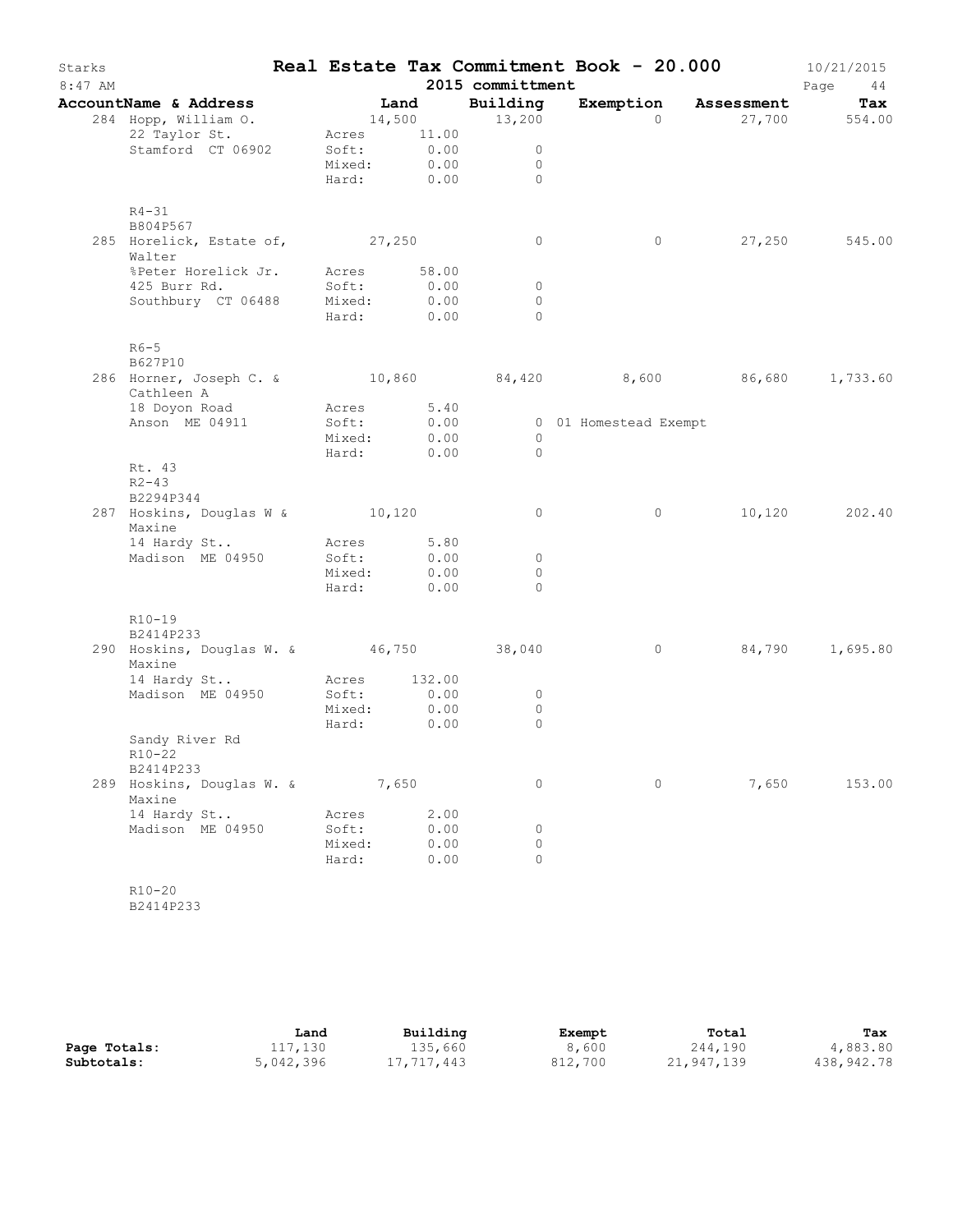# Real Estate Tax Commitment Book - 20.000

Starks
8:47 AM

2015 committment

10/21/2015

| AccountName & Address | Land | Building | Exemption | Assessment | Tax |
|---|---|---|---|---|---|
| 284 Hopp, William O. | 14,500 | 13,200 | 0 | 27,700 | 554.00 |
| 22 Taylor St. | Acres 11.00 | | | | |
| Stamford CT 06902 | Soft: 0.00 | 0 | | | |
| | Mixed: 0.00 | 0 | | | |
| | Hard: 0.00 | 0 | | | |
| R4-31 | | | | | |
| B804P567 | | | | | |
| 285 Horelick, Estate of, Walter | 27,250 | 0 | 0 | 27,250 | 545.00 |
| %Peter Horelick Jr. | Acres 58.00 | | | | |
| 425 Burr Rd. | Soft: 0.00 | 0 | | | |
| Southbury CT 06488 | Mixed: 0.00 | 0 | | | |
| | Hard: 0.00 | 0 | | | |
| R6-5 | | | | | |
| B627P10 | | | | | |
| 286 Horner, Joseph C. & Cathleen A | 10,860 | 84,420 | 8,600 | 86,680 | 1,733.60 |
| 18 Doyon Road | Acres 5.40 | | | | |
| Anson ME 04911 | Soft: 0.00 | 0 | 01 Homestead Exempt | | |
| | Mixed: 0.00 | 0 | | | |
| | Hard: 0.00 | 0 | | | |
| Rt. 43 | | | | | |
| R2-43 | | | | | |
| B2294P344 | | | | | |
| 287 Hoskins, Douglas W & Maxine | 10,120 | 0 | 0 | 10,120 | 202.40 |
| 14 Hardy St.. | Acres 5.80 | | | | |
| Madison ME 04950 | Soft: 0.00 | 0 | | | |
| | Mixed: 0.00 | 0 | | | |
| | Hard: 0.00 | 0 | | | |
| R10-19 | | | | | |
| B2414P233 | | | | | |
| 290 Hoskins, Douglas W. & Maxine | 46,750 | 38,040 | 0 | 84,790 | 1,695.80 |
| 14 Hardy St.. | Acres 132.00 | | | | |
| Madison ME 04950 | Soft: 0.00 | 0 | | | |
| | Mixed: 0.00 | 0 | | | |
| | Hard: 0.00 | 0 | | | |
| Sandy River Rd | | | | | |
| R10-22 | | | | | |
| B2414P233 | | | | | |
| 289 Hoskins, Douglas W. & Maxine | 7,650 | 0 | 0 | 7,650 | 153.00 |
| 14 Hardy St.. | Acres 2.00 | | | | |
| Madison ME 04950 | Soft: 0.00 | 0 | | | |
| | Mixed: 0.00 | 0 | | | |
| | Hard: 0.00 | 0 | | | |
| R10-20 | | | | | |
| B2414P233 | | | | | |

| | Land | Building | Exempt | Total | Tax |
|---|---|---|---|---|---|
| Page Totals: | 117,130 | 135,660 | 8,600 | 244,190 | 4,883.80 |
| Subtotals: | 5,042,396 | 17,717,443 | 812,700 | 21,947,139 | 438,942.78 |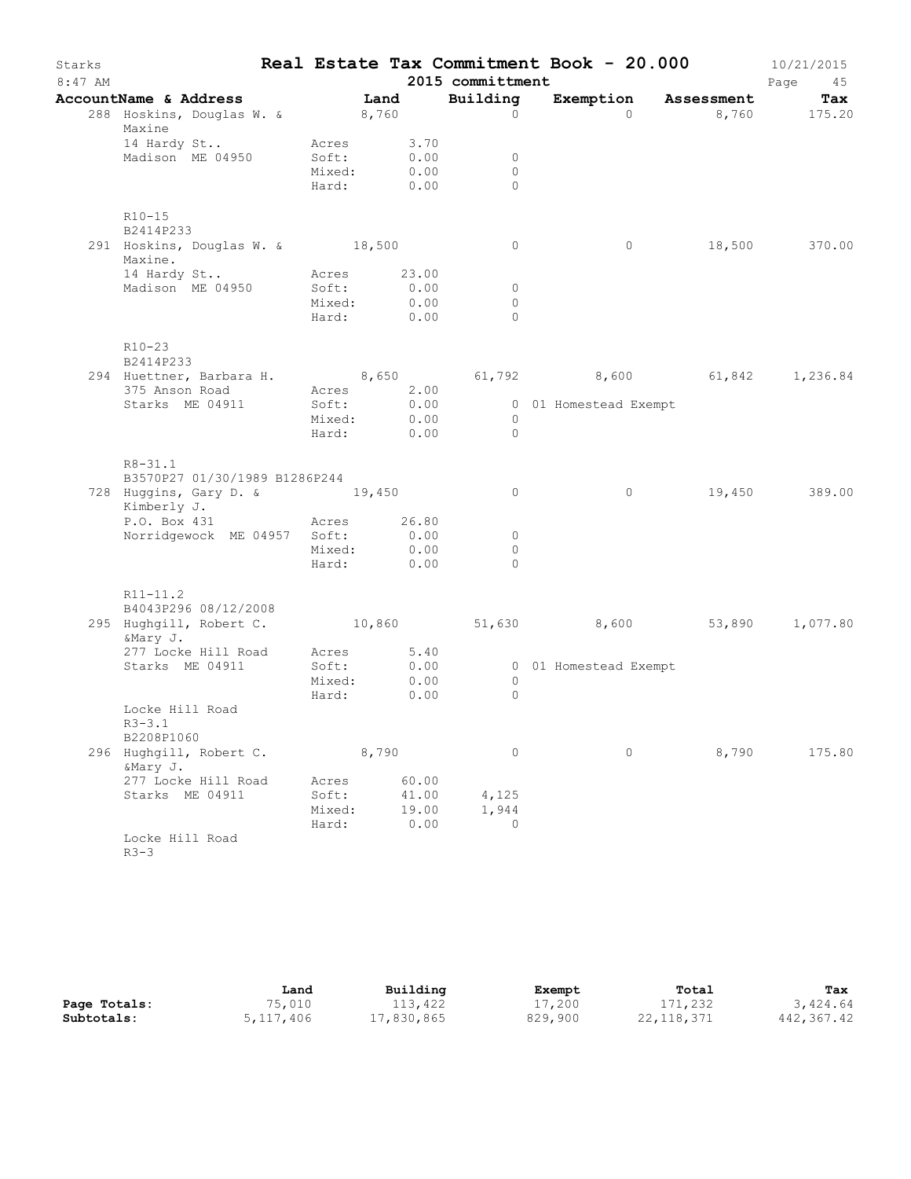# Starks — Real Estate Tax Commitment Book - 20.000

8:47 AM — 2015 committment — 10/21/2015

| AccountName & Address | | Land | Building | Exemption | Assessment | Tax |
|---|---|---|---|---|---|---|
| 288 Hoskins, Douglas W. & Maxine | | 8,760 | 0 | 0 | 8,760 | 175.20 |
| 14 Hardy St.. | Acres | 3.70 | | | | |
| Madison ME 04950 | Soft: | 0.00 | 0 | | | |
| | Mixed: | 0.00 | 0 | | | |
| | Hard: | 0.00 | 0 | | | |
| R10-15 | | | | | | |
| B2414P233 | | | | | | |
| 291 Hoskins, Douglas W. & Maxine. | | 18,500 | 0 | 0 | 18,500 | 370.00 |
| 14 Hardy St.. | Acres | 23.00 | | | | |
| Madison ME 04950 | Soft: | 0.00 | 0 | | | |
| | Mixed: | 0.00 | 0 | | | |
| | Hard: | 0.00 | 0 | | | |
| R10-23 | | | | | | |
| B2414P233 | | | | | | |
| 294 Huettner, Barbara H. | | 8,650 | 61,792 | 8,600 | 61,842 | 1,236.84 |
| 375 Anson Road | Acres | 2.00 | | | | |
| Starks ME 04911 | Soft: | 0.00 | 0 | 01 Homestead Exempt | | |
| | Mixed: | 0.00 | 0 | | | |
| | Hard: | 0.00 | 0 | | | |
| R8-31.1 | | | | | | |
| B3570P27 01/30/1989 B1286P244 | | | | | | |
| 728 Huggins, Gary D. & Kimberly J. | | 19,450 | 0 | 0 | 19,450 | 389.00 |
| P.O. Box 431 | Acres | 26.80 | | | | |
| Norridgewock ME 04957 | Soft: | 0.00 | 0 | | | |
| | Mixed: | 0.00 | 0 | | | |
| | Hard: | 0.00 | 0 | | | |
| R11-11.2 | | | | | | |
| B4043P296 08/12/2008 | | | | | | |
| 295 Hughgill, Robert C. &Mary J. | | 10,860 | 51,630 | 8,600 | 53,890 | 1,077.80 |
| 277 Locke Hill Road | Acres | 5.40 | | | | |
| Starks ME 04911 | Soft: | 0.00 | 0 | 01 Homestead Exempt | | |
| | Mixed: | 0.00 | 0 | | | |
| | Hard: | 0.00 | 0 | | | |
| Locke Hill Road | | | | | | |
| R3-3.1 | | | | | | |
| B2208P1060 | | | | | | |
| 296 Hughgill, Robert C. &Mary J. | | 8,790 | 0 | 0 | 8,790 | 175.80 |
| 277 Locke Hill Road | Acres | 60.00 | | | | |
| Starks ME 04911 | Soft: | 41.00 | 4,125 | | | |
| | Mixed: | 19.00 | 1,944 | | | |
| | Hard: | 0.00 | 0 | | | |
| Locke Hill Road | | | | | | |
| R3-3 | | | | | | |

| | Land | Building | Exempt | Total | Tax |
|---|---|---|---|---|---|
| **Page Totals:** | 75,010 | 113,422 | 17,200 | 171,232 | 3,424.64 |
| **Subtotals:** | 5,117,406 | 17,830,865 | 829,900 | 22,118,371 | 442,367.42 |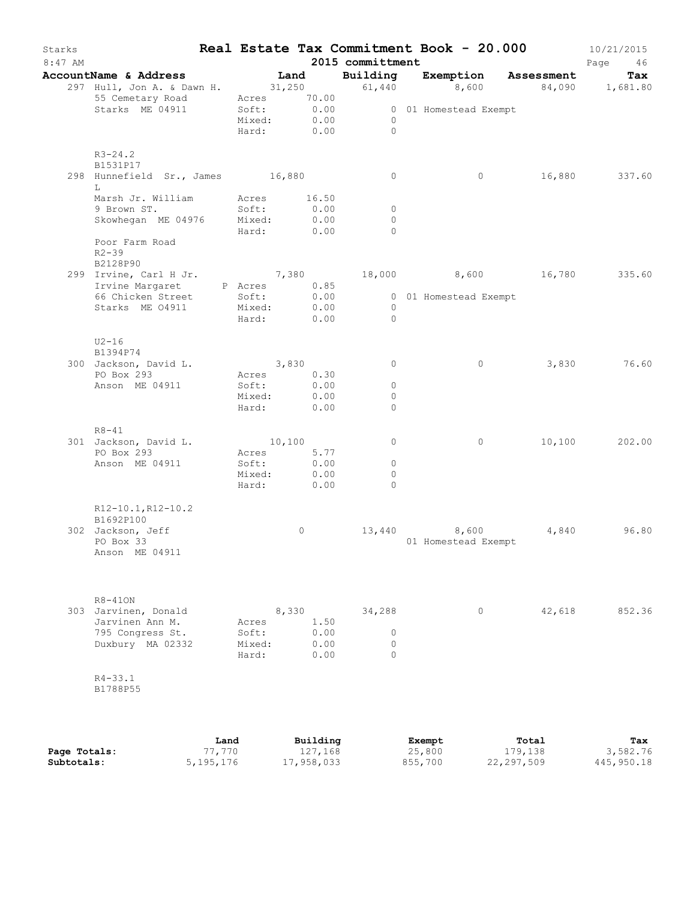# Real Estate Tax Commitment Book - 20.000

Starks
8:47 AM

2015 committmment

10/21/2015

| AccountName & Address | Land | Building | Exemption | Assessment | Tax |
|---|---|---|---|---|---|
| 297 Hull, Jon A. & Dawn H. | 31,250 | 61,440 | 8,600 | 84,090 | 1,681.80 |
| 55 Cemetary Road | Acres 70.00 | | | | |
| Starks ME 04911 | Soft: 0.00 | 0 | 01 Homestead Exempt | | |
| | Mixed: 0.00 | 0 | | | |
| | Hard: 0.00 | 0 | | | |
| R3-24.2 | | | | | |
| B1531P17 | | | | | |
| 298 Hunnefield Sr., James L | 16,880 | 0 | 0 | 16,880 | 337.60 |
| Marsh Jr. William | Acres 16.50 | | | | |
| 9 Brown ST. | Soft: 0.00 | 0 | | | |
| Skowhegan ME 04976 | Mixed: 0.00 | 0 | | | |
| | Hard: 0.00 | 0 | | | |
| Poor Farm Road | | | | | |
| R2-39 | | | | | |
| B2128P90 | | | | | |
| 299 Irvine, Carl H Jr. | 7,380 | 18,000 | 8,600 | 16,780 | 335.60 |
| Irvine Margaret P | Acres 0.85 | | | | |
| 66 Chicken Street | Soft: 0.00 | 0 | 01 Homestead Exempt | | |
| Starks ME O4911 | Mixed: 0.00 | 0 | | | |
| | Hard: 0.00 | 0 | | | |
| U2-16 | | | | | |
| B1394P74 | | | | | |
| 300 Jackson, David L. | 3,830 | 0 | 0 | 3,830 | 76.60 |
| PO Box 293 | Acres 0.30 | | | | |
| Anson ME 04911 | Soft: 0.00 | 0 | | | |
| | Mixed: 0.00 | 0 | | | |
| | Hard: 0.00 | 0 | | | |
| R8-41 | | | | | |
| 301 Jackson, David L. | 10,100 | 0 | 0 | 10,100 | 202.00 |
| PO Box 293 | Acres 5.77 | | | | |
| Anson ME 04911 | Soft: 0.00 | 0 | | | |
| | Mixed: 0.00 | 0 | | | |
| | Hard: 0.00 | 0 | | | |
| R12-10.1,R12-10.2 | | | | | |
| B1692P100 | | | | | |
| 302 Jackson, Jeff | 0 | 13,440 | 8,600 | 4,840 | 96.80 |
| PO Box 33 | | | 01 Homestead Exempt | | |
| Anson ME 04911 | | | | | |
| R8-41ON | | | | | |
| 303 Jarvinen, Donald | 8,330 | 34,288 | 0 | 42,618 | 852.36 |
| Jarvinen Ann M. | Acres 1.50 | | | | |
| 795 Congress St. | Soft: 0.00 | 0 | | | |
| Duxbury MA 02332 | Mixed: 0.00 | 0 | | | |
| | Hard: 0.00 | 0 | | | |
| R4-33.1 | | | | | |
| B1788P55 | | | | | |

| | Land | Building | Exempt | Total | Tax |
|---|---|---|---|---|---|
| **Page Totals:** | 77,770 | 127,168 | 25,800 | 179,138 | 3,582.76 |
| **Subtotals:** | 5,195,176 | 17,958,033 | 855,700 | 22,297,509 | 445,950.18 |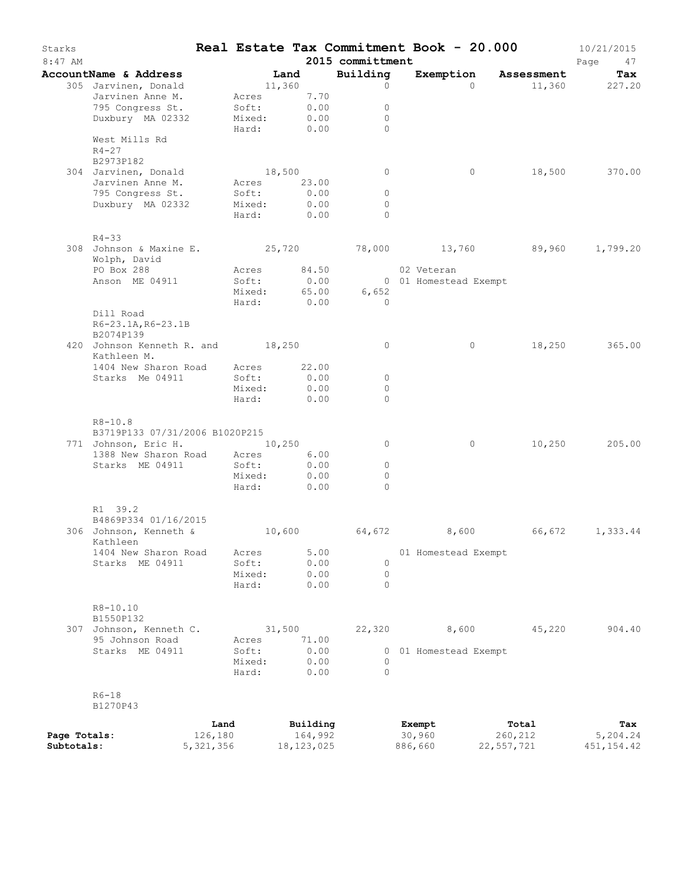# Starks — Real Estate Tax Commitment Book - 20.000

8:47 AM — 2015 committment — 10/21/2015

| AccountName & Address | Land | Building | Exemption | Assessment | Tax |
|---|---|---|---|---|---|
| 305 Jarvinen, Donald | 11,360 | 0 | 0 | 11,360 | 227.20 |
| Jarvinen Anne M. | Acres 7.70 | | | | |
| 795 Congress St. | Soft: 0.00 | 0 | | | |
| Duxbury MA 02332 | Mixed: 0.00 | 0 | | | |
| | Hard: 0.00 | 0 | | | |
| West Mills Rd | | | | | |
| R4-27 | | | | | |
| B2973P182 | | | | | |
| 304 Jarvinen, Donald | 18,500 | 0 | 0 | 18,500 | 370.00 |
| Jarvinen Anne M. | Acres 23.00 | | | | |
| 795 Congress St. | Soft: 0.00 | 0 | | | |
| Duxbury MA 02332 | Mixed: 0.00 | 0 | | | |
| | Hard: 0.00 | 0 | | | |
| R4-33 | | | | | |
| 308 Johnson & Maxine E. | 25,720 | 78,000 | 13,760 | 89,960 | 1,799.20 |
| Wolph, David | | | | | |
| PO Box 288 | Acres 84.50 | | 02 Veteran | | |
| Anson ME 04911 | Soft: 0.00 | 0 | 01 Homestead Exempt | | |
| | Mixed: 65.00 | 6,652 | | | |
| | Hard: 0.00 | 0 | | | |
| Dill Road | | | | | |
| R6-23.1A,R6-23.1B | | | | | |
| B2074P139 | | | | | |
| 420 Johnson Kenneth R. and Kathleen M. | 18,250 | 0 | 0 | 18,250 | 365.00 |
| 1404 New Sharon Road | Acres 22.00 | | | | |
| Starks Me 04911 | Soft: 0.00 | 0 | | | |
| | Mixed: 0.00 | 0 | | | |
| | Hard: 0.00 | 0 | | | |
| R8-10.8 | | | | | |
| B3719P133 07/31/2006 B1020P215 | | | | | |
| 771 Johnson, Eric H. | 10,250 | 0 | 0 | 10,250 | 205.00 |
| 1388 New Sharon Road | Acres 6.00 | | | | |
| Starks ME 04911 | Soft: 0.00 | 0 | | | |
| | Mixed: 0.00 | 0 | | | |
| | Hard: 0.00 | 0 | | | |
| R1 39.2 | | | | | |
| B4869P334 01/16/2015 | | | | | |
| 306 Johnson, Kenneth & Kathleen | 10,600 | 64,672 | 8,600 | 66,672 | 1,333.44 |
| 1404 New Sharon Road | Acres 5.00 | | 01 Homestead Exempt | | |
| Starks ME 04911 | Soft: 0.00 | 0 | | | |
| | Mixed: 0.00 | 0 | | | |
| | Hard: 0.00 | 0 | | | |
| R8-10.10 | | | | | |
| B1550P132 | | | | | |
| 307 Johnson, Kenneth C. | 31,500 | 22,320 | 8,600 | 45,220 | 904.40 |
| 95 Johnson Road | Acres 71.00 | | | | |
| Starks ME 04911 | Soft: 0.00 | 0 | 01 Homestead Exempt | | |
| | Mixed: 0.00 | 0 | | | |
| | Hard: 0.00 | 0 | | | |
| R6-18 | | | | | |
| B1270P43 | | | | | |

| | Land | Building | Exempt | Total | Tax |
|---|---|---|---|---|---|
| Page Totals: | 126,180 | 164,992 | 30,960 | 260,212 | 5,204.24 |
| Subtotals: | 5,321,356 | 18,123,025 | 886,660 | 22,557,721 | 451,154.42 |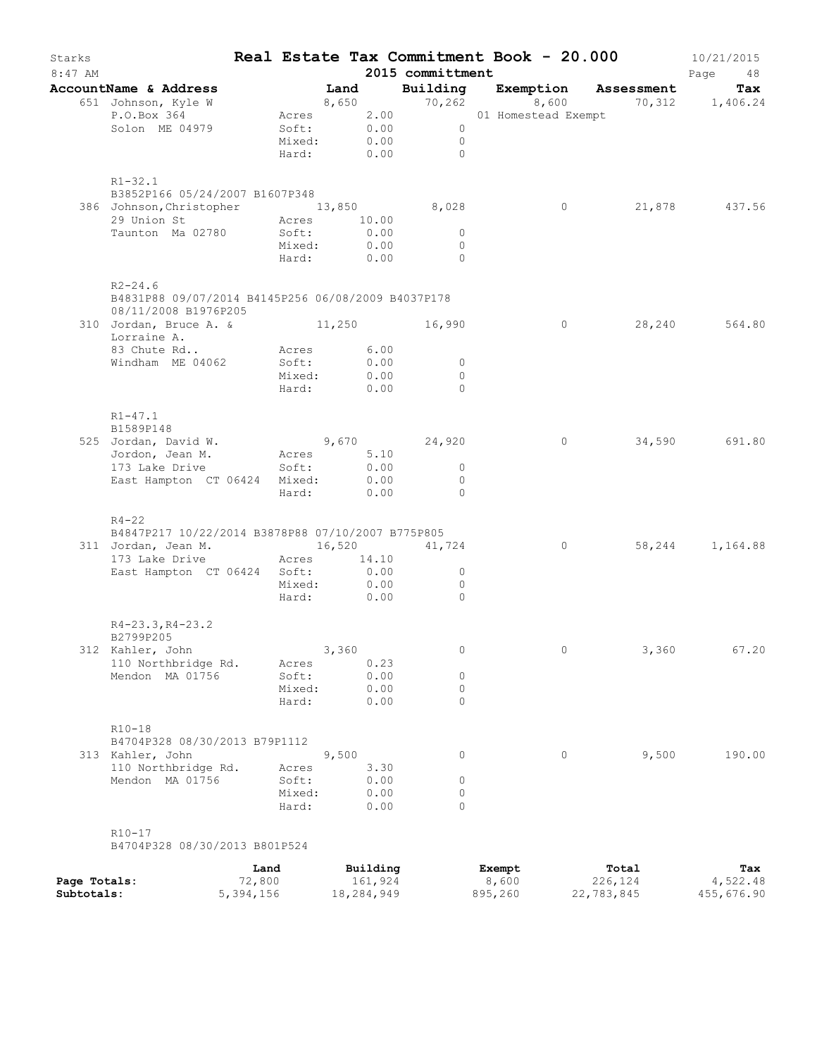# Real Estate Tax Commitment Book - 20.000

Starks
8:47 AM

2015 committment

10/21/2015

| AccountName & Address | | Land | Building | Exemption | Assessment | Tax |
|---|---|---|---|---|---|---|
| 651 Johnson, Kyle W | | 8,650 | 70,262 | 8,600 | 70,312 | 1,406.24 |
| P.O.Box 364 | Acres | 2.00 | | 01 Homestead Exempt | | |
| Solon ME 04979 | Soft: | 0.00 | 0 | | | |
| | Mixed: | 0.00 | 0 | | | |
| | Hard: | 0.00 | 0 | | | |
| R1-32.1 | | | | | | |
| B3852P166 05/24/2007 B1607P348 | | | | | | |
| 386 Johnson,Christopher | | 13,850 | 8,028 | 0 | 21,878 | 437.56 |
| 29 Union St | Acres | 10.00 | | | | |
| Taunton Ma 02780 | Soft: | 0.00 | 0 | | | |
| | Mixed: | 0.00 | 0 | | | |
| | Hard: | 0.00 | 0 | | | |
| R2-24.6 | | | | | | |
| B4831P88 09/07/2014 B4145P256 06/08/2009 B4037P178 08/11/2008 B1976P205 | | | | | | |
| 310 Jordan, Bruce A. & Lorraine A. | | 11,250 | 16,990 | 0 | 28,240 | 564.80 |
| 83 Chute Rd.. | Acres | 6.00 | | | | |
| Windham ME 04062 | Soft: | 0.00 | 0 | | | |
| | Mixed: | 0.00 | 0 | | | |
| | Hard: | 0.00 | 0 | | | |
| R1-47.1 | | | | | | |
| B1589P148 | | | | | | |
| 525 Jordan, David W. | | 9,670 | 24,920 | 0 | 34,590 | 691.80 |
| Jordon, Jean M. | Acres | 5.10 | | | | |
| 173 Lake Drive | Soft: | 0.00 | 0 | | | |
| East Hampton CT 06424 | Mixed: | 0.00 | 0 | | | |
| | Hard: | 0.00 | 0 | | | |
| R4-22 | | | | | | |
| B4847P217 10/22/2014 B3878P88 07/10/2007 B775P805 | | | | | | |
| 311 Jordan, Jean M. | | 16,520 | 41,724 | 0 | 58,244 | 1,164.88 |
| 173 Lake Drive | Acres | 14.10 | | | | |
| East Hampton CT 06424 | Soft: | 0.00 | 0 | | | |
| | Mixed: | 0.00 | 0 | | | |
| | Hard: | 0.00 | 0 | | | |
| R4-23.3,R4-23.2 | | | | | | |
| B2799P205 | | | | | | |
| 312 Kahler, John | | 3,360 | 0 | 0 | 3,360 | 67.20 |
| 110 Northbridge Rd. | Acres | 0.23 | | | | |
| Mendon MA 01756 | Soft: | 0.00 | 0 | | | |
| | Mixed: | 0.00 | 0 | | | |
| | Hard: | 0.00 | 0 | | | |
| R10-18 | | | | | | |
| B4704P328 08/30/2013 B79P1112 | | | | | | |
| 313 Kahler, John | | 9,500 | 0 | 0 | 9,500 | 190.00 |
| 110 Northbridge Rd. | Acres | 3.30 | | | | |
| Mendon MA 01756 | Soft: | 0.00 | 0 | | | |
| | Mixed: | 0.00 | 0 | | | |
| | Hard: | 0.00 | 0 | | | |
| R10-17 | | | | | | |
| B4704P328 08/30/2013 B801P524 | | | | | | |

| | Land | Building | Exempt | Total | Tax |
|---|---|---|---|---|---|
| **Page Totals:** | 72,800 | 161,924 | 8,600 | 226,124 | 4,522.48 |
| **Subtotals:** | 5,394,156 | 18,284,949 | 895,260 | 22,783,845 | 455,676.90 |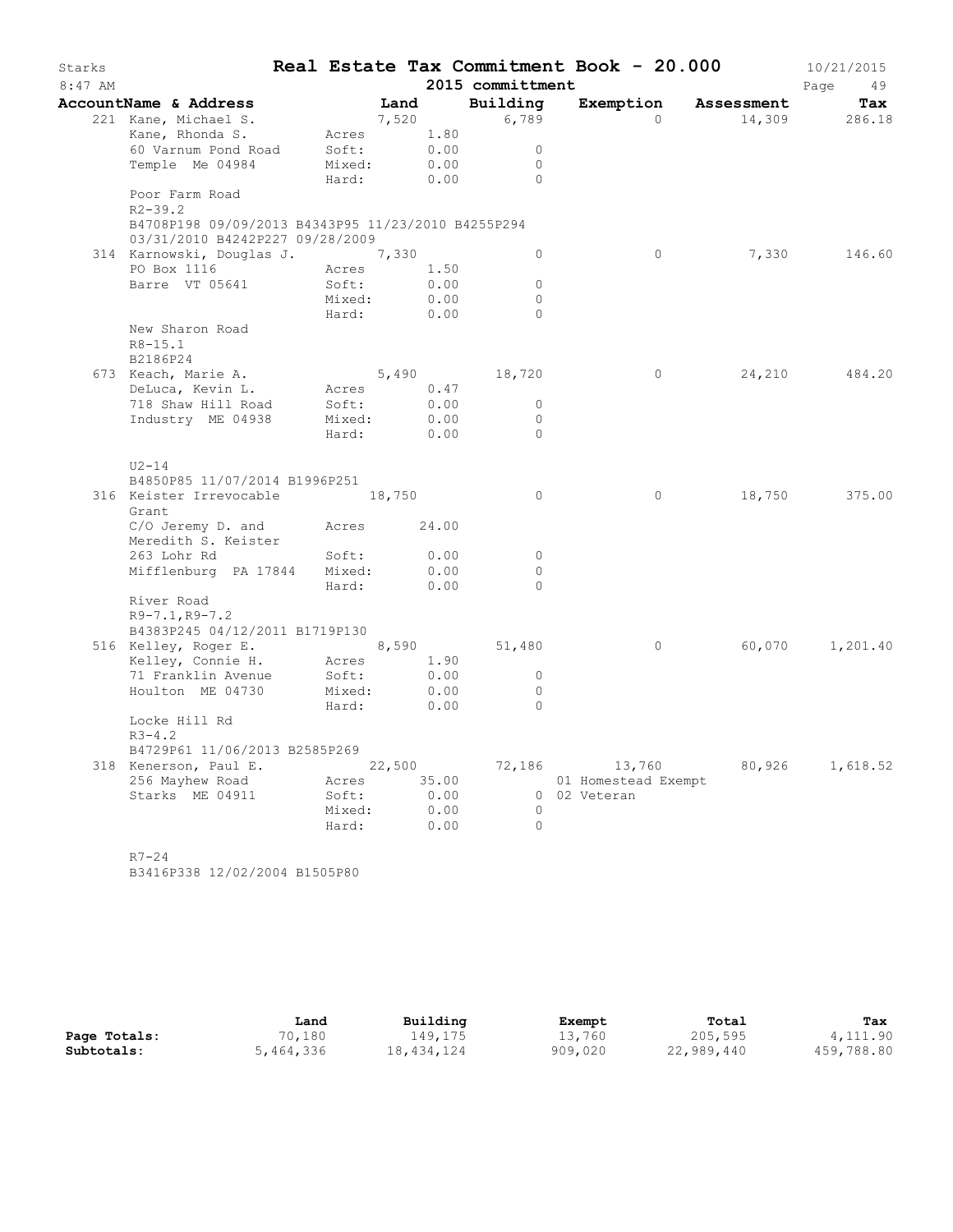# Real Estate Tax Commitment Book - 20.000

Starks — 8:47 AM — 2015 committment — 10/21/2015

| Account Name & Address | Land | Building | Exemption | Assessment | Tax |
|---|---|---|---|---|---|
| 221 Kane, Michael S. | 7,520 | 6,789 | 0 | 14,309 | 286.18 |
| Kane, Rhonda S. | Acres 1.80 | | | | |
| 60 Varnum Pond Road | Soft: 0.00 | 0 | | | |
| Temple Me 04984 | Mixed: 0.00 | 0 | | | |
| | Hard: 0.00 | 0 | | | |
| Poor Farm Road | | | | | |
| R2-39.2 | | | | | |
| B4708P198 09/09/2013 B4343P95 11/23/2010 B4255P294 03/31/2010 B4242P227 09/28/2009 | | | | | |
| 314 Karnowski, Douglas J. | 7,330 | 0 | 0 | 7,330 | 146.60 |
| PO Box 1116 | Acres 1.50 | | | | |
| Barre VT 05641 | Soft: 0.00 | 0 | | | |
| | Mixed: 0.00 | 0 | | | |
| | Hard: 0.00 | 0 | | | |
| New Sharon Road | | | | | |
| R8-15.1 | | | | | |
| B2186P24 | | | | | |
| 673 Keach, Marie A. | 5,490 | 18,720 | 0 | 24,210 | 484.20 |
| DeLuca, Kevin L. | Acres 0.47 | | | | |
| 718 Shaw Hill Road | Soft: 0.00 | 0 | | | |
| Industry ME 04938 | Mixed: 0.00 | 0 | | | |
| | Hard: 0.00 | 0 | | | |
| U2-14 | | | | | |
| B4850P85 11/07/2014 B1996P251 | | | | | |
| 316 Keister Irrevocable Grant | 18,750 | 0 | 0 | 18,750 | 375.00 |
| C/O Jeremy D. and Meredith S. Keister | Acres 24.00 | | | | |
| 263 Lohr Rd | Soft: 0.00 | 0 | | | |
| Mifflenburg PA 17844 | Mixed: 0.00 | 0 | | | |
| | Hard: 0.00 | 0 | | | |
| River Road | | | | | |
| R9-7.1,R9-7.2 | | | | | |
| B4383P245 04/12/2011 B1719P130 | | | | | |
| 516 Kelley, Roger E. | 8,590 | 51,480 | 0 | 60,070 | 1,201.40 |
| Kelley, Connie H. | Acres 1.90 | | | | |
| 71 Franklin Avenue | Soft: 0.00 | 0 | | | |
| Houlton ME 04730 | Mixed: 0.00 | 0 | | | |
| | Hard: 0.00 | 0 | | | |
| Locke Hill Rd | | | | | |
| R3-4.2 | | | | | |
| B4729P61 11/06/2013 B2585P269 | | | | | |
| 318 Kenerson, Paul E. | 22,500 | 72,186 | 13,760 | 80,926 | 1,618.52 |
| 256 Mayhew Road | Acres 35.00 | | 01 Homestead Exempt | | |
| Starks ME 04911 | Soft: 0.00 | 0 | 02 Veteran | | |
| | Mixed: 0.00 | 0 | | | |
| | Hard: 0.00 | 0 | | | |
| R7-24 | | | | | |
| B3416P338 12/02/2004 B1505P80 | | | | | |

| | Land | Building | Exempt | Total | Tax |
|---|---|---|---|---|---|
| **Page Totals:** | 70,180 | 149,175 | 13,760 | 205,595 | 4,111.90 |
| **Subtotals:** | 5,464,336 | 18,434,124 | 909,020 | 22,989,440 | 459,788.80 |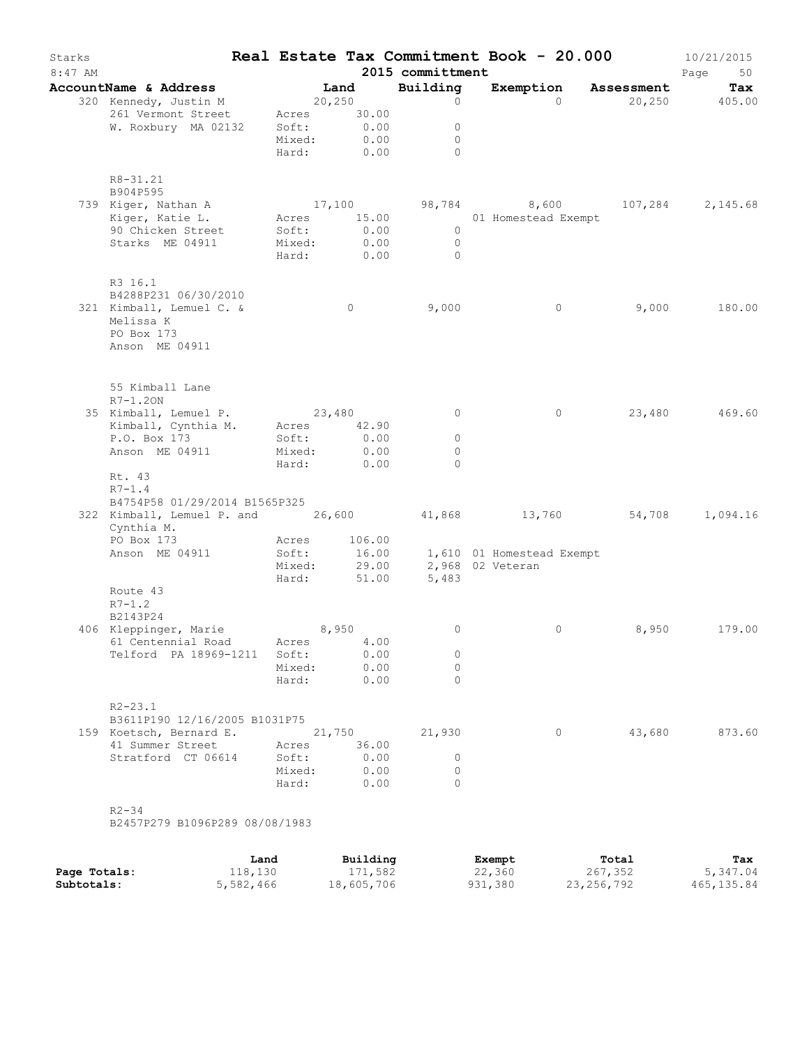Starks — Real Estate Tax Commitment Book - 20.000 — 10/21/2015
8:47 AM — 2015 committment

| AccountName & Address | Land | Building | Exemption | Assessment | Tax |
|---|---|---|---|---|---|
| 320 Kennedy, Justin M | 20,250 | 0 | 0 | 20,250 | 405.00 |
| 261 Vermont Street | Acres 30.00 | | | | |
| W. Roxbury MA 02132 | Soft: 0.00 | 0 | | | |
| | Mixed: 0.00 | 0 | | | |
| | Hard: 0.00 | 0 | | | |
| R8-31.21 | | | | | |
| B904P595 | | | | | |
| 739 Kiger, Nathan A | 17,100 | 98,784 | 8,600 | 107,284 | 2,145.68 |
| Kiger, Katie L. | Acres 15.00 | | 01 Homestead Exempt | | |
| 90 Chicken Street | Soft: 0.00 | 0 | | | |
| Starks ME 04911 | Mixed: 0.00 | 0 | | | |
| | Hard: 0.00 | 0 | | | |
| R3 16.1 | | | | | |
| B4288P231 06/30/2010 | | | | | |
| 321 Kimball, Lemuel C. & | 0 | 9,000 | 0 | 9,000 | 180.00 |
| Melissa K | | | | | |
| PO Box 173 | | | | | |
| Anson ME 04911 | | | | | |
| 55 Kimball Lane | | | | | |
| R7-1.2ON | | | | | |
| 35 Kimball, Lemuel P. | 23,480 | 0 | 0 | 23,480 | 469.60 |
| Kimball, Cynthia M. | Acres 42.90 | | | | |
| P.O. Box 173 | Soft: 0.00 | 0 | | | |
| Anson ME 04911 | Mixed: 0.00 | 0 | | | |
| | Hard: 0.00 | 0 | | | |
| Rt. 43 | | | | | |
| R7-1.4 | | | | | |
| B4754P58 01/29/2014 B1565P325 | | | | | |
| 322 Kimball, Lemuel P. and | 26,600 | 41,868 | 13,760 | 54,708 | 1,094.16 |
| Cynthia M. | | | | | |
| PO Box 173 | Acres 106.00 | | | | |
| Anson ME 04911 | Soft: 16.00 | 1,610 | 01 Homestead Exempt | | |
| | Mixed: 29.00 | 2,968 | 02 Veteran | | |
| | Hard: 51.00 | 5,483 | | | |
| Route 43 | | | | | |
| R7-1.2 | | | | | |
| B2143P24 | | | | | |
| 406 Kleppinger, Marie | 8,950 | 0 | 0 | 8,950 | 179.00 |
| 61 Centennial Road | Acres 4.00 | | | | |
| Telford PA 18969-1211 | Soft: 0.00 | 0 | | | |
| | Mixed: 0.00 | 0 | | | |
| | Hard: 0.00 | 0 | | | |
| R2-23.1 | | | | | |
| B3611P190 12/16/2005 B1031P75 | | | | | |
| 159 Koetsch, Bernard E. | 21,750 | 21,930 | 0 | 43,680 | 873.60 |
| 41 Summer Street | Acres 36.00 | | | | |
| Stratford CT 06614 | Soft: 0.00 | 0 | | | |
| | Mixed: 0.00 | 0 | | | |
| | Hard: 0.00 | 0 | | | |
| R2-34 | | | | | |
| B2457P279 B1096P289 08/08/1983 | | | | | |

| | Land | Building | Exempt | Total | Tax |
|---|---|---|---|---|---|
| Page Totals: | 118,130 | 171,582 | 22,360 | 267,352 | 5,347.04 |
| Subtotals: | 5,582,466 | 18,605,706 | 931,380 | 23,256,792 | 465,135.84 |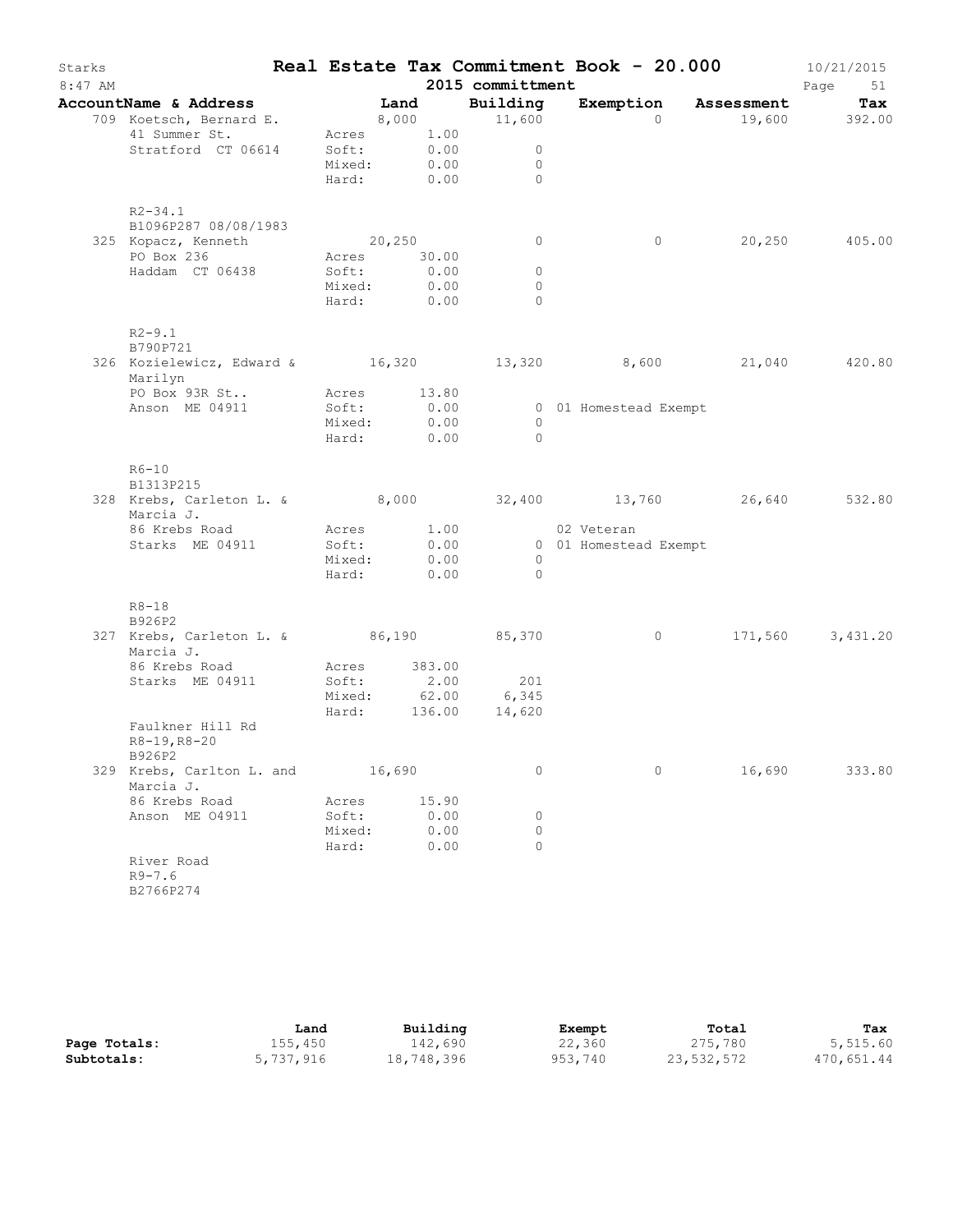# Real Estate Tax Commitment Book - 20.000

Starks
8:47 AM

2015 committmentt

10/21/2015

| AccountName & Address | Land | | Building | Exemption | Assessment | Tax |
|---|---|---|---|---|---|---|
| 709 Koetsch, Bernard E. | 8,000 | | 11,600 | 0 | 19,600 | 392.00 |
| 41 Summer St. | Acres | 1.00 | | | | |
| Stratford CT 06614 | Soft: | 0.00 | 0 | | | |
| | Mixed: | 0.00 | 0 | | | |
| | Hard: | 0.00 | 0 | | | |
| R2-34.1 | | | | | | |
| B1096P287 08/08/1983 | | | | | | |
| 325 Kopacz, Kenneth | 20,250 | | 0 | 0 | 20,250 | 405.00 |
| PO Box 236 | Acres | 30.00 | | | | |
| Haddam CT 06438 | Soft: | 0.00 | 0 | | | |
| | Mixed: | 0.00 | 0 | | | |
| | Hard: | 0.00 | 0 | | | |
| R2-9.1 | | | | | | |
| B790P721 | | | | | | |
| 326 Kozielewicz, Edward & Marilyn | 16,320 | | 13,320 | 8,600 | 21,040 | 420.80 |
| PO Box 93R St.. | Acres | 13.80 | | | | |
| Anson ME 04911 | Soft: | 0.00 | 0 | 01 Homestead Exempt | | |
| | Mixed: | 0.00 | 0 | | | |
| | Hard: | 0.00 | 0 | | | |
| R6-10 | | | | | | |
| B1313P215 | | | | | | |
| 328 Krebs, Carleton L. & Marcia J. | 8,000 | | 32,400 | 13,760 | 26,640 | 532.80 |
| 86 Krebs Road | Acres | 1.00 | | 02 Veteran | | |
| Starks ME 04911 | Soft: | 0.00 | 0 | 01 Homestead Exempt | | |
| | Mixed: | 0.00 | 0 | | | |
| | Hard: | 0.00 | 0 | | | |
| R8-18 | | | | | | |
| B926P2 | | | | | | |
| 327 Krebs, Carleton L. & Marcia J. | 86,190 | | 85,370 | 0 | 171,560 | 3,431.20 |
| 86 Krebs Road | Acres | 383.00 | | | | |
| Starks ME 04911 | Soft: | 2.00 | 201 | | | |
| | Mixed: | 62.00 | 6,345 | | | |
| | Hard: | 136.00 | 14,620 | | | |
| Faulkner Hill Rd | | | | | | |
| R8-19,R8-20 | | | | | | |
| B926P2 | | | | | | |
| 329 Krebs, Carlton L. and Marcia J. | 16,690 | | 0 | 0 | 16,690 | 333.80 |
| 86 Krebs Road | Acres | 15.90 | | | | |
| Anson ME O4911 | Soft: | 0.00 | 0 | | | |
| | Mixed: | 0.00 | 0 | | | |
| | Hard: | 0.00 | 0 | | | |
| River Road | | | | | | |
| R9-7.6 | | | | | | |
| B2766P274 | | | | | | |

| | Land | Building | Exempt | Total | Tax |
|---|---|---|---|---|---|
| **Page Totals:** | 155,450 | 142,690 | 22,360 | 275,780 | 5,515.60 |
| **Subtotals:** | 5,737,916 | 18,748,396 | 953,740 | 23,532,572 | 470,651.44 |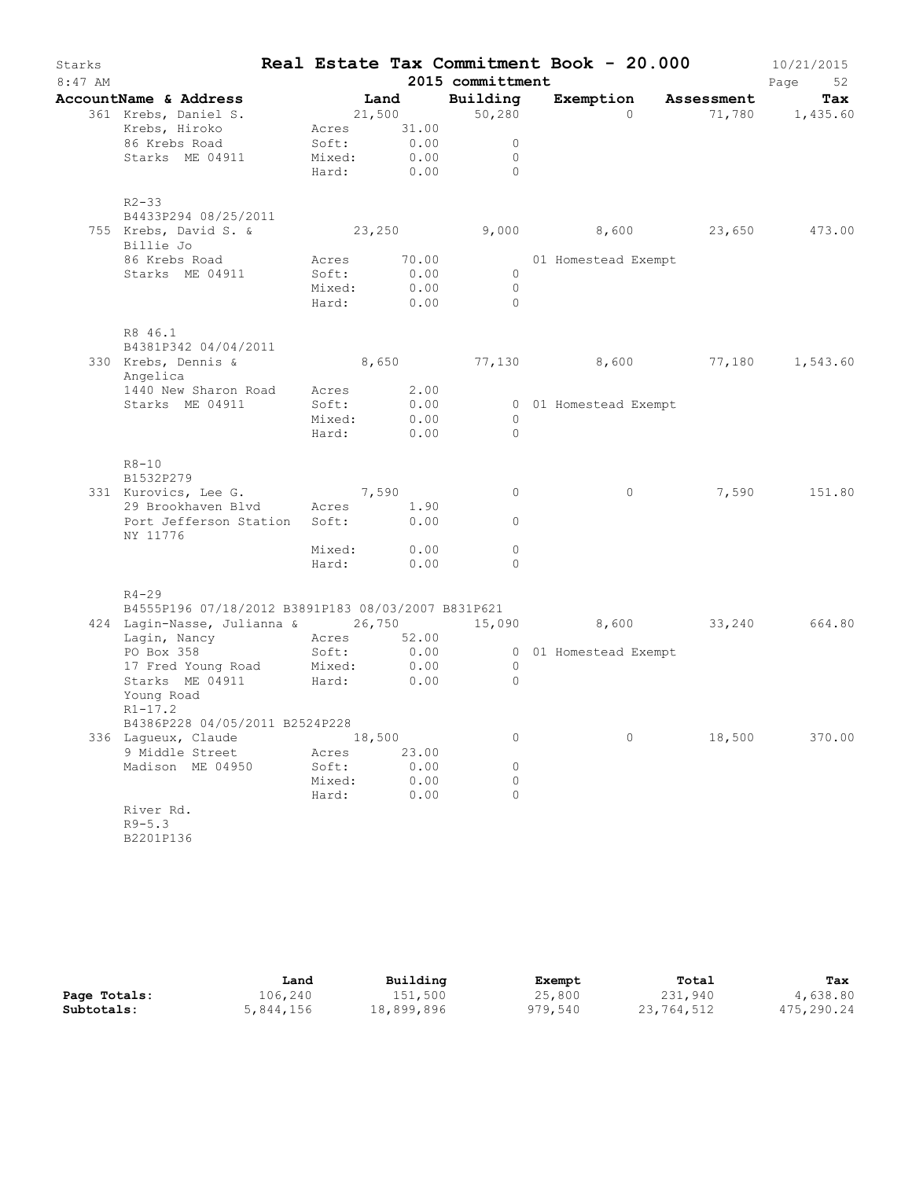# Real Estate Tax Commitment Book - 20.000

Starks — 8:47 AM — 2015 committment — 10/21/2015

| AccountName & Address | Land | Building | Exemption | Assessment | Tax |
|---|---|---|---|---|---|
| 361 Krebs, Daniel S.<br>Krebs, Hiroko<br>86 Krebs Road<br>Starks ME 04911<br>R2-33<br>B4433P294 08/25/2011 | 21,500<br>Acres 31.00<br>Soft: 0.00<br>Mixed: 0.00<br>Hard: 0.00 | 50,280<br>0<br>0<br>0 | 0 | 71,780 | 1,435.60 |
| 755 Krebs, David S. &<br>Billie Jo<br>86 Krebs Road<br>Starks ME 04911<br>R8 46.1<br>B4381P342 04/04/2011 | 23,250<br>Acres 70.00<br>Soft: 0.00<br>Mixed: 0.00<br>Hard: 0.00 | 9,000<br>0<br>0<br>0 | 8,600<br>01 Homestead Exempt | 23,650 | 473.00 |
| 330 Krebs, Dennis &<br>Angelica<br>1440 New Sharon Road<br>Starks ME 04911<br>R8-10<br>B1532P279 | 8,650<br>Acres 2.00<br>Soft: 0.00<br>Mixed: 0.00<br>Hard: 0.00 | 77,130<br>0<br>0<br>0 | 8,600<br>01 Homestead Exempt | 77,180 | 1,543.60 |
| 331 Kurovics, Lee G.<br>29 Brookhaven Blvd<br>Port Jefferson Station<br>NY 11776<br>R4-29<br>B4555P196 07/18/2012 B3891P183 08/03/2007 B831P621 | 7,590<br>Acres 1.90<br>Soft: 0.00<br>Mixed: 0.00<br>Hard: 0.00 | 0<br>0<br>0<br>0 | 0 | 7,590 | 151.80 |
| 424 Lagin-Nasse, Julianna &<br>Lagin, Nancy<br>PO Box 358<br>17 Fred Young Road<br>Starks ME 04911<br>Young Road<br>R1-17.2<br>B4386P228 04/05/2011 B2524P228 | 26,750<br>Acres 52.00<br>Soft: 0.00<br>Mixed: 0.00<br>Hard: 0.00 | 15,090<br>0<br>0<br>0 | 8,600<br>01 Homestead Exempt | 33,240 | 664.80 |
| 336 Lagueux, Claude<br>9 Middle Street<br>Madison ME 04950<br>River Rd.<br>R9-5.3<br>B2201P136 | 18,500<br>Acres 23.00<br>Soft: 0.00<br>Mixed: 0.00<br>Hard: 0.00 | 0<br>0<br>0<br>0 | 0 | 18,500 | 370.00 |

| | Land | Building | Exempt | Total | Tax |
|---|---|---|---|---|---|
| **Page Totals:** | 106,240 | 151,500 | 25,800 | 231,940 | 4,638.80 |
| **Subtotals:** | 5,844,156 | 18,899,896 | 979,540 | 23,764,512 | 475,290.24 |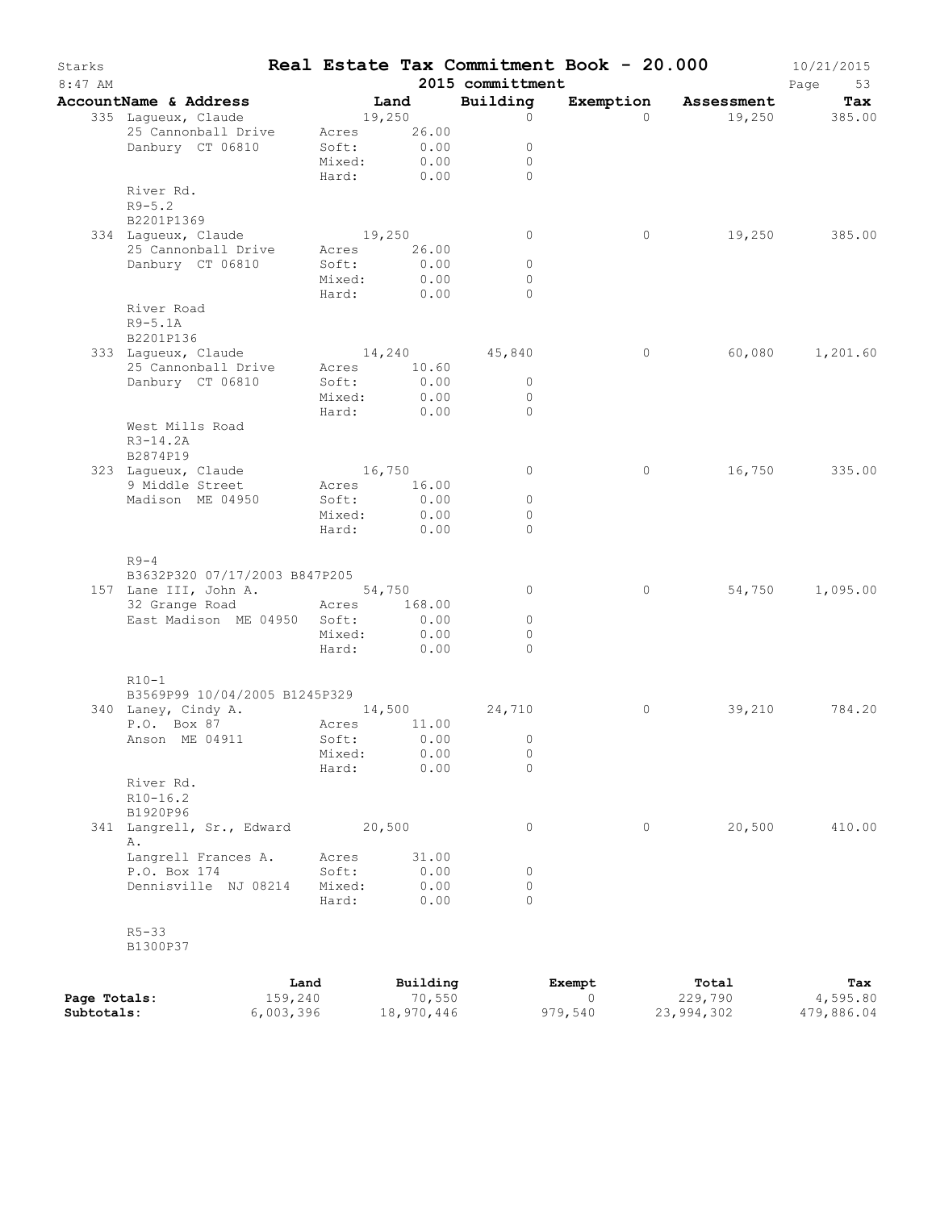Starks

# Real Estate Tax Commitment Book - 20.000

2015 committment

| AccountName & Address | Land | Building | Exemption | Assessment | Tax |
|---|---|---|---|---|---|
| 335 Lagueux, Claude | 19,250 | 0 | 0 | 19,250 | 385.00 |
| 25 Cannonball Drive | Acres 26.00 | | | | |
| Danbury CT 06810 | Soft: 0.00 | 0 | | | |
| | Mixed: 0.00 | 0 | | | |
| | Hard: 0.00 | 0 | | | |
| River Rd. | | | | | |
| R9-5.2 | | | | | |
| B2201P1369 | | | | | |
| 334 Lagueux, Claude | 19,250 | 0 | 0 | 19,250 | 385.00 |
| 25 Cannonball Drive | Acres 26.00 | | | | |
| Danbury CT 06810 | Soft: 0.00 | 0 | | | |
| | Mixed: 0.00 | 0 | | | |
| | Hard: 0.00 | 0 | | | |
| River Road | | | | | |
| R9-5.1A | | | | | |
| B2201P136 | | | | | |
| 333 Lagueux, Claude | 14,240 | 45,840 | 0 | 60,080 | 1,201.60 |
| 25 Cannonball Drive | Acres 10.60 | | | | |
| Danbury CT 06810 | Soft: 0.00 | 0 | | | |
| | Mixed: 0.00 | 0 | | | |
| | Hard: 0.00 | 0 | | | |
| West Mills Road | | | | | |
| R3-14.2A | | | | | |
| B2874P19 | | | | | |
| 323 Lagueux, Claude | 16,750 | 0 | 0 | 16,750 | 335.00 |
| 9 Middle Street | Acres 16.00 | | | | |
| Madison ME 04950 | Soft: 0.00 | 0 | | | |
| | Mixed: 0.00 | 0 | | | |
| | Hard: 0.00 | 0 | | | |
| R9-4 | | | | | |
| B3632P320 07/17/2003 B847P205 | | | | | |
| 157 Lane III, John A. | 54,750 | 0 | 0 | 54,750 | 1,095.00 |
| 32 Grange Road | Acres 168.00 | | | | |
| East Madison ME 04950 | Soft: 0.00 | 0 | | | |
| | Mixed: 0.00 | 0 | | | |
| | Hard: 0.00 | 0 | | | |
| R10-1 | | | | | |
| B3569P99 10/04/2005 B1245P329 | | | | | |
| 340 Laney, Cindy A. | 14,500 | 24,710 | 0 | 39,210 | 784.20 |
| P.O. Box 87 | Acres 11.00 | | | | |
| Anson ME 04911 | Soft: 0.00 | 0 | | | |
| | Mixed: 0.00 | 0 | | | |
| | Hard: 0.00 | 0 | | | |
| River Rd. | | | | | |
| R10-16.2 | | | | | |
| B1920P96 | | | | | |
| 341 Langrell, Sr., Edward A. | 20,500 | 0 | 0 | 20,500 | 410.00 |
| Langrell Frances A. | Acres 31.00 | | | | |
| P.O. Box 174 | Soft: 0.00 | 0 | | | |
| Dennisville NJ 08214 | Mixed: 0.00 | 0 | | | |
| | Hard: 0.00 | 0 | | | |
| R5-33 | | | | | |
| B1300P37 | | | | | |

| | Land | Building | Exempt | Total | Tax |
|---|---|---|---|---|---|
| Page Totals: | 159,240 | 70,550 | 0 | 229,790 | 4,595.80 |
| Subtotals: | 6,003,396 | 18,970,446 | 979,540 | 23,994,302 | 479,886.04 |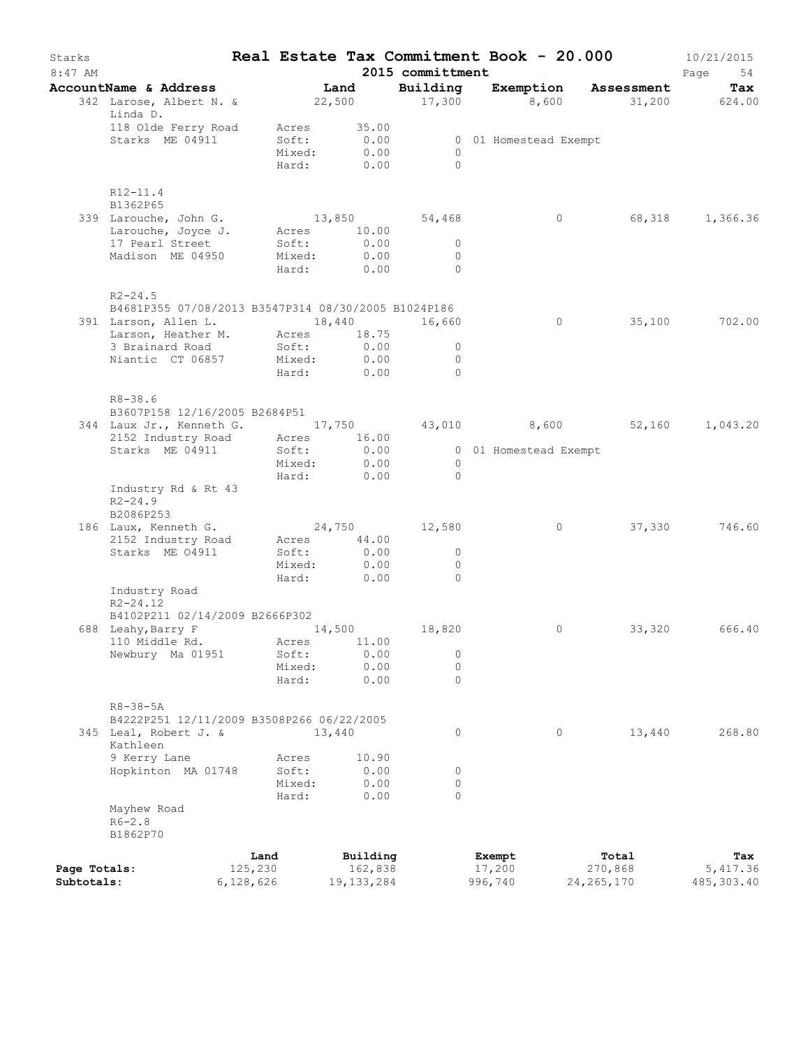# Starks — Real Estate Tax Commitment Book - 20.000

8:47 AM — 2015 committment — 10/21/2015

| AccountName & Address | Land | Building | Exemption | Assessment | Tax |
|---|---|---|---|---|---|
| 342 Larose, Albert N. & Linda D. | 22,500 | 17,300 | 8,600 | 31,200 | 624.00 |
| 118 Olde Ferry Road | Acres 35.00 | | | | |
| Starks ME 04911 | Soft: 0.00 | 0 | 01 Homestead Exempt | | |
| | Mixed: 0.00 | 0 | | | |
| | Hard: 0.00 | 0 | | | |
| R12-11.4 | | | | | |
| B1362P65 | | | | | |
| 339 Larouche, John G. | 13,850 | 54,468 | 0 | 68,318 | 1,366.36 |
| Larouche, Joyce J. | Acres 10.00 | | | | |
| 17 Pearl Street | Soft: 0.00 | 0 | | | |
| Madison ME 04950 | Mixed: 0.00 | 0 | | | |
| | Hard: 0.00 | 0 | | | |
| R2-24.5 | | | | | |
| B4681P355 07/08/2013 B3547P314 08/30/2005 B1024P186 | | | | | |
| 391 Larson, Allen L. | 18,440 | 16,660 | 0 | 35,100 | 702.00 |
| Larson, Heather M. | Acres 18.75 | | | | |
| 3 Brainard Road | Soft: 0.00 | 0 | | | |
| Niantic CT 06857 | Mixed: 0.00 | 0 | | | |
| | Hard: 0.00 | 0 | | | |
| R8-38.6 | | | | | |
| B3607P158 12/16/2005 B2684P51 | | | | | |
| 344 Laux Jr., Kenneth G. | 17,750 | 43,010 | 8,600 | 52,160 | 1,043.20 |
| 2152 Industry Road | Acres 16.00 | | | | |
| Starks ME 04911 | Soft: 0.00 | 0 | 01 Homestead Exempt | | |
| | Mixed: 0.00 | 0 | | | |
| | Hard: 0.00 | 0 | | | |
| Industry Rd & Rt 43 | | | | | |
| R2-24.9 | | | | | |
| B2086P253 | | | | | |
| 186 Laux, Kenneth G. | 24,750 | 12,580 | 0 | 37,330 | 746.60 |
| 2152 Industry Road | Acres 44.00 | | | | |
| Starks ME 04911 | Soft: 0.00 | 0 | | | |
| | Mixed: 0.00 | 0 | | | |
| | Hard: 0.00 | 0 | | | |
| Industry Road | | | | | |
| R2-24.12 | | | | | |
| B4102P211 02/14/2009 B2666P302 | | | | | |
| 688 Leahy,Barry F | 14,500 | 18,820 | 0 | 33,320 | 666.40 |
| 110 Middle Rd. | Acres 11.00 | | | | |
| Newbury Ma 01951 | Soft: 0.00 | 0 | | | |
| | Mixed: 0.00 | 0 | | | |
| | Hard: 0.00 | 0 | | | |
| R8-38-5A | | | | | |
| B4222P251 12/11/2009 B3508P266 06/22/2005 | | | | | |
| 345 Leal, Robert J. & Kathleen | 13,440 | 0 | 0 | 13,440 | 268.80 |
| 9 Kerry Lane | Acres 10.90 | | | | |
| Hopkinton MA 01748 | Soft: 0.00 | 0 | | | |
| | Mixed: 0.00 | 0 | | | |
| | Hard: 0.00 | 0 | | | |
| Mayhew Road | | | | | |
| R6-2.8 | | | | | |
| B1862P70 | | | | | |

| | Land | Building | Exempt | Total | Tax |
|---|---|---|---|---|---|
| Page Totals: | 125,230 | 162,838 | 17,200 | 270,868 | 5,417.36 |
| Subtotals: | 6,128,626 | 19,133,284 | 996,740 | 24,265,170 | 485,303.40 |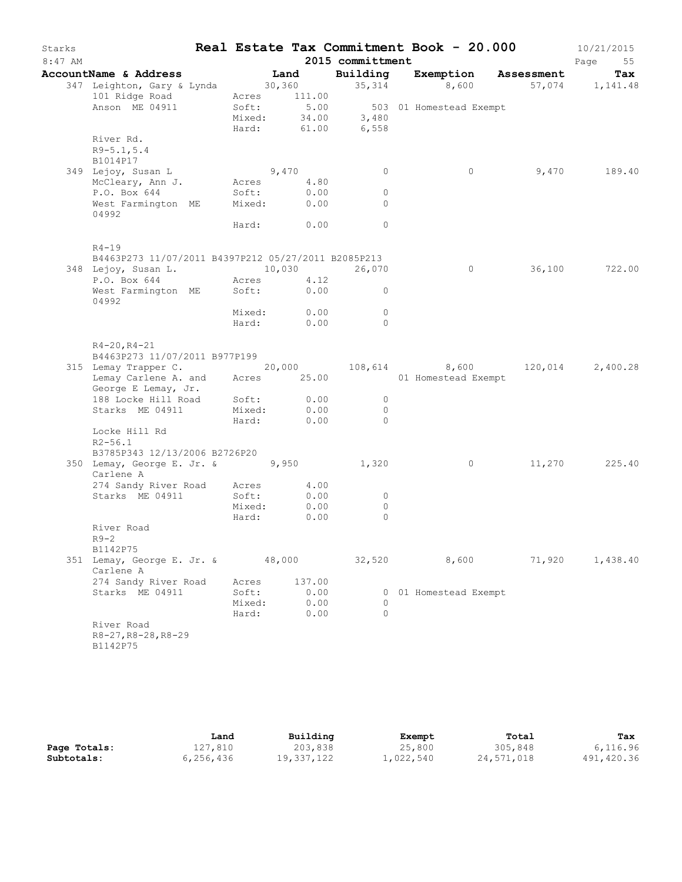# Real Estate Tax Commitment Book - 20.000

Starks
8:47 AM

2015 committmentt

10/21/2015

| AccountName & Address | Land | Building | Exemption | Assessment | Tax |
|---|---|---|---|---|---|
| 347 Leighton, Gary & Lynda | 30,360 | 35,314 | 8,600 | 57,074 | 1,141.48 |
| 101 Ridge Road | Acres 111.00 | | | | |
| Anson ME 04911 | Soft: 5.00 | 503 | 01 Homestead Exempt | | |
| | Mixed: 34.00 | 3,480 | | | |
| | Hard: 61.00 | 6,558 | | | |
| River Rd. | | | | | |
| R9-5.1,5.4 | | | | | |
| B1014P17 | | | | | |
| 349 Lejoy, Susan L | 9,470 | 0 | 0 | 9,470 | 189.40 |
| McCleary, Ann J. | Acres 4.80 | | | | |
| P.O. Box 644 | Soft: 0.00 | 0 | | | |
| West Farmington ME 04992 | Mixed: 0.00 | 0 | | | |
| | Hard: 0.00 | 0 | | | |
| R4-19 | | | | | |
| B4463P273 11/07/2011 B4397P212 05/27/2011 B2085P213 | | | | | |
| 348 Lejoy, Susan L. | 10,030 | 26,070 | 0 | 36,100 | 722.00 |
| P.O. Box 644 | Acres 4.12 | | | | |
| West Farmington ME 04992 | Soft: 0.00 | 0 | | | |
| | Mixed: 0.00 | 0 | | | |
| | Hard: 0.00 | 0 | | | |
| R4-20,R4-21 | | | | | |
| B4463P273 11/07/2011 B977P199 | | | | | |
| 315 Lemay Trapper C. | 20,000 | 108,614 | 8,600 | 120,014 | 2,400.28 |
| Lemay Carlene A. and George E Lemay, Jr. | Acres 25.00 | | 01 Homestead Exempt | | |
| 188 Locke Hill Road | Soft: 0.00 | 0 | | | |
| Starks ME 04911 | Mixed: 0.00 | 0 | | | |
| | Hard: 0.00 | 0 | | | |
| Locke Hill Rd | | | | | |
| R2-56.1 | | | | | |
| B3785P343 12/13/2006 B2726P20 | | | | | |
| 350 Lemay, George E. Jr. & Carlene A | 9,950 | 1,320 | 0 | 11,270 | 225.40 |
| 274 Sandy River Road | Acres 4.00 | | | | |
| Starks ME 04911 | Soft: 0.00 | 0 | | | |
| | Mixed: 0.00 | 0 | | | |
| | Hard: 0.00 | 0 | | | |
| River Road | | | | | |
| R9-2 | | | | | |
| B1142P75 | | | | | |
| 351 Lemay, George E. Jr. & Carlene A | 48,000 | 32,520 | 8,600 | 71,920 | 1,438.40 |
| 274 Sandy River Road | Acres 137.00 | | | | |
| Starks ME 04911 | Soft: 0.00 | 0 | 01 Homestead Exempt | | |
| | Mixed: 0.00 | 0 | | | |
| | Hard: 0.00 | 0 | | | |
| River Road | | | | | |
| R8-27,R8-28,R8-29 | | | | | |
| B1142P75 | | | | | |

| | Land | Building | Exempt | Total | Tax |
|---|---|---|---|---|---|
| **Page Totals:** | 127,810 | 203,838 | 25,800 | 305,848 | 6,116.96 |
| **Subtotals:** | 6,256,436 | 19,337,122 | 1,022,540 | 24,571,018 | 491,420.36 |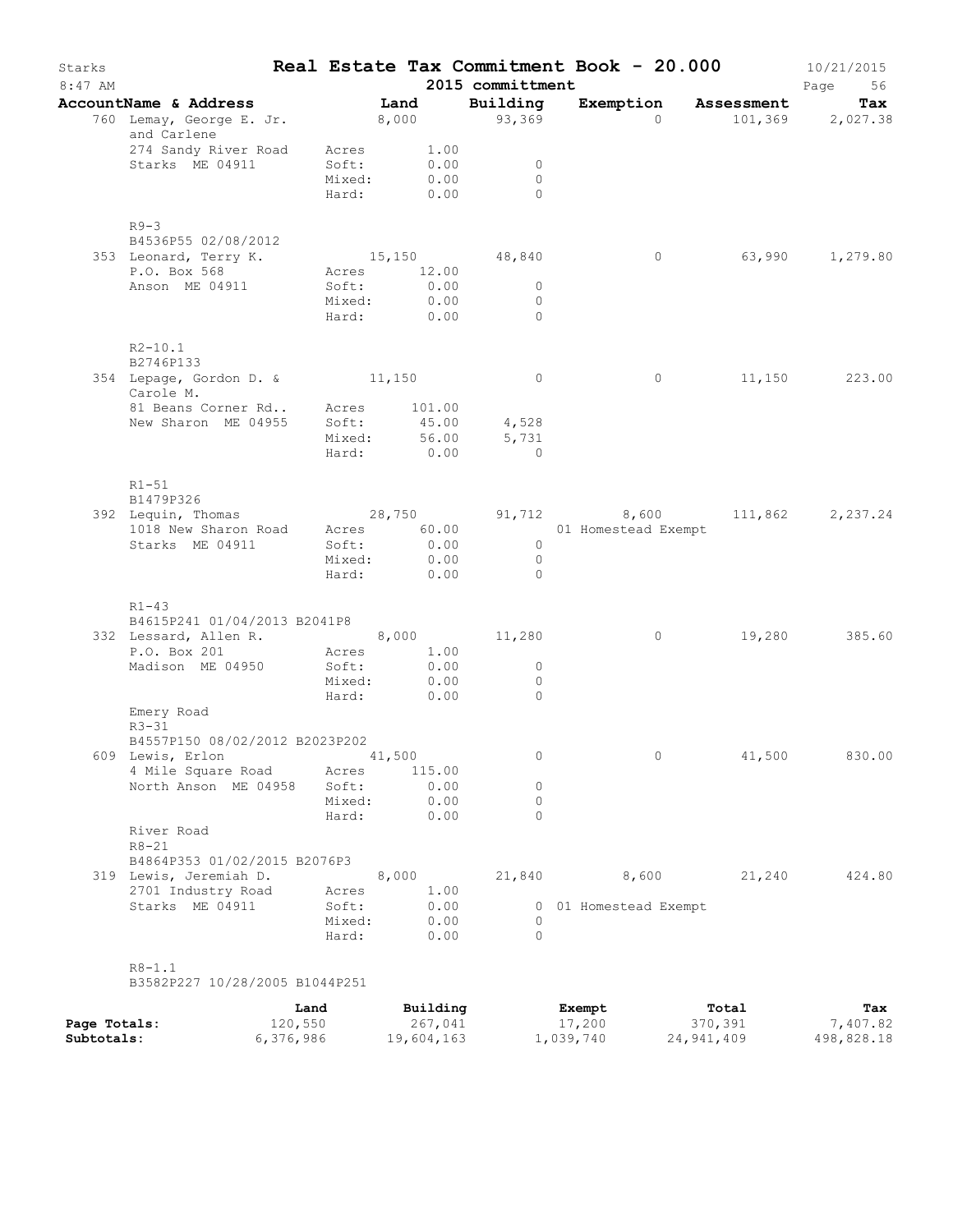# Starks — Real Estate Tax Commitment Book - 20.000

2015 committment

10/21/2015 8:47 AM

| AccountName & Address | | Land | Building | Exemption | Assessment | Tax |
|---|---|---|---|---|---|---|
| 760 Lemay, George E. Jr. and Carlene | | 8,000 | 93,369 | 0 | 101,369 | 2,027.38 |
| 274 Sandy River Road | Acres | 1.00 | | | | |
| Starks ME 04911 | Soft: | 0.00 | 0 | | | |
| | Mixed: | 0.00 | 0 | | | |
| | Hard: | 0.00 | 0 | | | |
| R9-3 | | | | | | |
| B4536P55 02/08/2012 | | | | | | |
| 353 Leonard, Terry K. | | 15,150 | 48,840 | 0 | 63,990 | 1,279.80 |
| P.O. Box 568 | Acres | 12.00 | | | | |
| Anson ME 04911 | Soft: | 0.00 | 0 | | | |
| | Mixed: | 0.00 | 0 | | | |
| | Hard: | 0.00 | 0 | | | |
| R2-10.1 | | | | | | |
| B2746P133 | | | | | | |
| 354 Lepage, Gordon D. & Carole M. | | 11,150 | 0 | 0 | 11,150 | 223.00 |
| 81 Beans Corner Rd.. | Acres | 101.00 | | | | |
| New Sharon ME 04955 | Soft: | 45.00 | 4,528 | | | |
| | Mixed: | 56.00 | 5,731 | | | |
| | Hard: | 0.00 | 0 | | | |
| R1-51 | | | | | | |
| B1479P326 | | | | | | |
| 392 Lequin, Thomas | | 28,750 | 91,712 | 8,600 | 111,862 | 2,237.24 |
| 1018 New Sharon Road | Acres | 60.00 | | 01 Homestead Exempt | | |
| Starks ME 04911 | Soft: | 0.00 | 0 | | | |
| | Mixed: | 0.00 | 0 | | | |
| | Hard: | 0.00 | 0 | | | |
| R1-43 | | | | | | |
| B4615P241 01/04/2013 B2041P8 | | | | | | |
| 332 Lessard, Allen R. | | 8,000 | 11,280 | 0 | 19,280 | 385.60 |
| P.O. Box 201 | Acres | 1.00 | | | | |
| Madison ME 04950 | Soft: | 0.00 | 0 | | | |
| | Mixed: | 0.00 | 0 | | | |
| | Hard: | 0.00 | 0 | | | |
| Emery Road | | | | | | |
| R3-31 | | | | | | |
| B4557P150 08/02/2012 B2023P202 | | | | | | |
| 609 Lewis, Erlon | | 41,500 | 0 | 0 | 41,500 | 830.00 |
| 4 Mile Square Road | Acres | 115.00 | | | | |
| North Anson ME 04958 | Soft: | 0.00 | 0 | | | |
| | Mixed: | 0.00 | 0 | | | |
| | Hard: | 0.00 | 0 | | | |
| River Road | | | | | | |
| R8-21 | | | | | | |
| B4864P353 01/02/2015 B2076P3 | | | | | | |
| 319 Lewis, Jeremiah D. | | 8,000 | 21,840 | 8,600 | 21,240 | 424.80 |
| 2701 Industry Road | Acres | 1.00 | | | | |
| Starks ME 04911 | Soft: | 0.00 | 0 | 01 Homestead Exempt | | |
| | Mixed: | 0.00 | 0 | | | |
| | Hard: | 0.00 | 0 | | | |
| R8-1.1 | | | | | | |
| B3582P227 10/28/2005 B1044P251 | | | | | | |

| | Land | Building | Exempt | Total | Tax |
|---|---|---|---|---|---|
| **Page Totals:** | 120,550 | 267,041 | 17,200 | 370,391 | 7,407.82 |
| **Subtotals:** | 6,376,986 | 19,604,163 | 1,039,740 | 24,941,409 | 498,828.18 |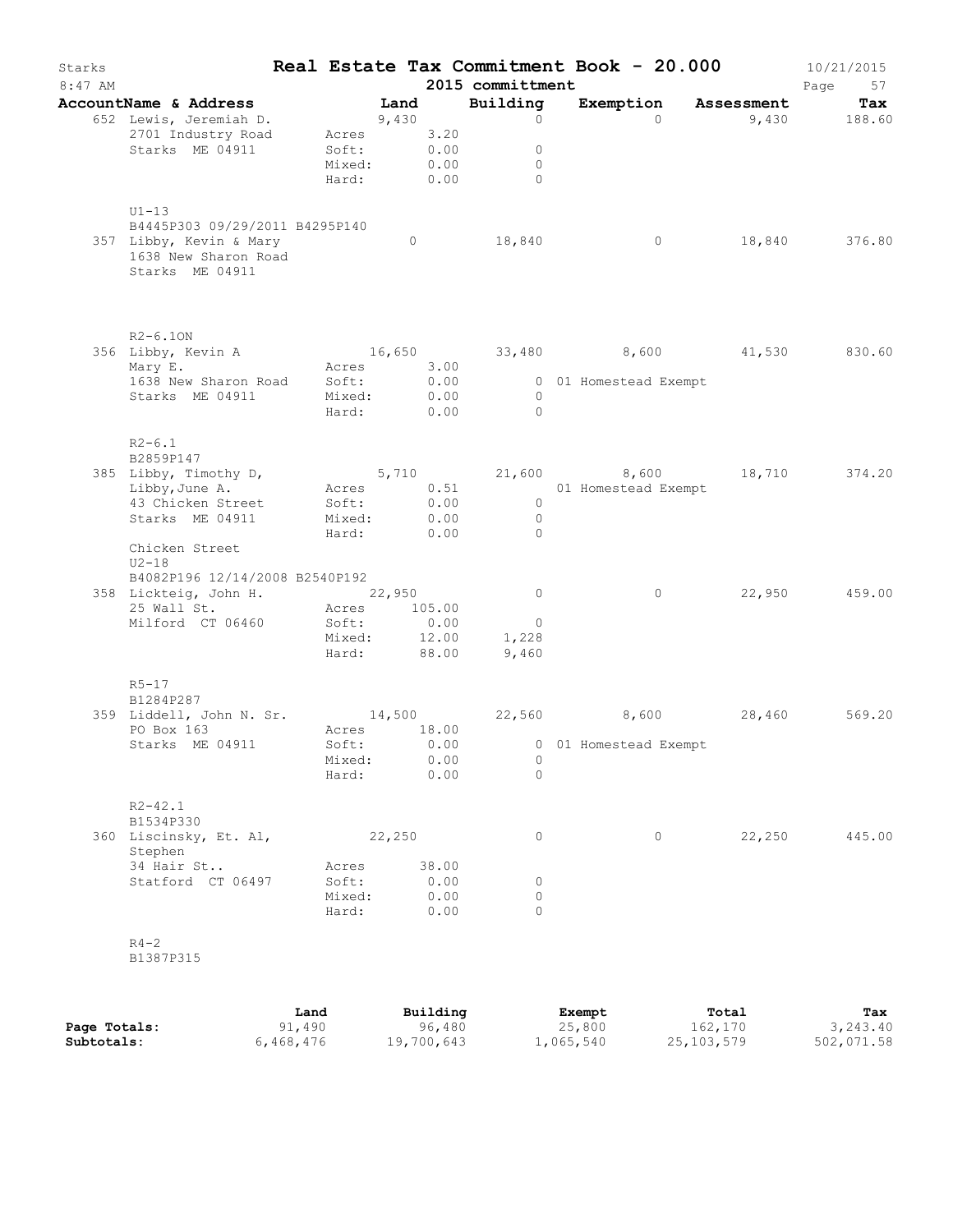# Starks — Real Estate Tax Commitment Book - 20.000

8:47 AM — 2015 committment — 10/21/2015

| AccountName & Address | Land | Building | Exemption | Assessment | Tax |
|---|---|---|---|---|---|
| 652 Lewis, Jeremiah D. | 9,430 | 0 | 0 | 9,430 | 188.60 |
| 2701 Industry Road | Acres 3.20 | | | | |
| Starks ME 04911 | Soft: 0.00 | 0 | | | |
| | Mixed: 0.00 | 0 | | | |
| | Hard: 0.00 | 0 | | | |
| U1-13 | | | | | |
| B4445P303 09/29/2011 B4295P140 | | | | | |
| 357 Libby, Kevin & Mary | 0 | 18,840 | 0 | 18,840 | 376.80 |
| 1638 New Sharon Road | | | | | |
| Starks ME 04911 | | | | | |
| R2-6.1ON | | | | | |
| 356 Libby, Kevin A | 16,650 | 33,480 | 8,600 | 41,530 | 830.60 |
| Mary E. | Acres 3.00 | | | | |
| 1638 New Sharon Road | Soft: 0.00 | 0 | 01 Homestead Exempt | | |
| Starks ME 04911 | Mixed: 0.00 | 0 | | | |
| | Hard: 0.00 | 0 | | | |
| R2-6.1 | | | | | |
| B2859P147 | | | | | |
| 385 Libby, Timothy D, | 5,710 | 21,600 | 8,600 | 18,710 | 374.20 |
| Libby,June A. | Acres 0.51 | | 01 Homestead Exempt | | |
| 43 Chicken Street | Soft: 0.00 | 0 | | | |
| Starks ME 04911 | Mixed: 0.00 | 0 | | | |
| | Hard: 0.00 | 0 | | | |
| Chicken Street | | | | | |
| U2-18 | | | | | |
| B4082P196 12/14/2008 B2540P192 | | | | | |
| 358 Lickteig, John H. | 22,950 | 0 | 0 | 22,950 | 459.00 |
| 25 Wall St. | Acres 105.00 | | | | |
| Milford CT 06460 | Soft: 0.00 | 0 | | | |
| | Mixed: 12.00 | 1,228 | | | |
| | Hard: 88.00 | 9,460 | | | |
| R5-17 | | | | | |
| B1284P287 | | | | | |
| 359 Liddell, John N. Sr. | 14,500 | 22,560 | 8,600 | 28,460 | 569.20 |
| PO Box 163 | Acres 18.00 | | | | |
| Starks ME 04911 | Soft: 0.00 | 0 | 01 Homestead Exempt | | |
| | Mixed: 0.00 | 0 | | | |
| | Hard: 0.00 | 0 | | | |
| R2-42.1 | | | | | |
| B1534P330 | | | | | |
| 360 Liscinsky, Et. Al, Stephen | 22,250 | 0 | 0 | 22,250 | 445.00 |
| 34 Hair St.. | Acres 38.00 | | | | |
| Statford CT 06497 | Soft: 0.00 | 0 | | | |
| | Mixed: 0.00 | 0 | | | |
| | Hard: 0.00 | 0 | | | |
| R4-2 | | | | | |
| B1387P315 | | | | | |

| | Land | Building | Exempt | Total | Tax |
|---|---|---|---|---|---|
| Page Totals: | 91,490 | 96,480 | 25,800 | 162,170 | 3,243.40 |
| Subtotals: | 6,468,476 | 19,700,643 | 1,065,540 | 25,103,579 | 502,071.58 |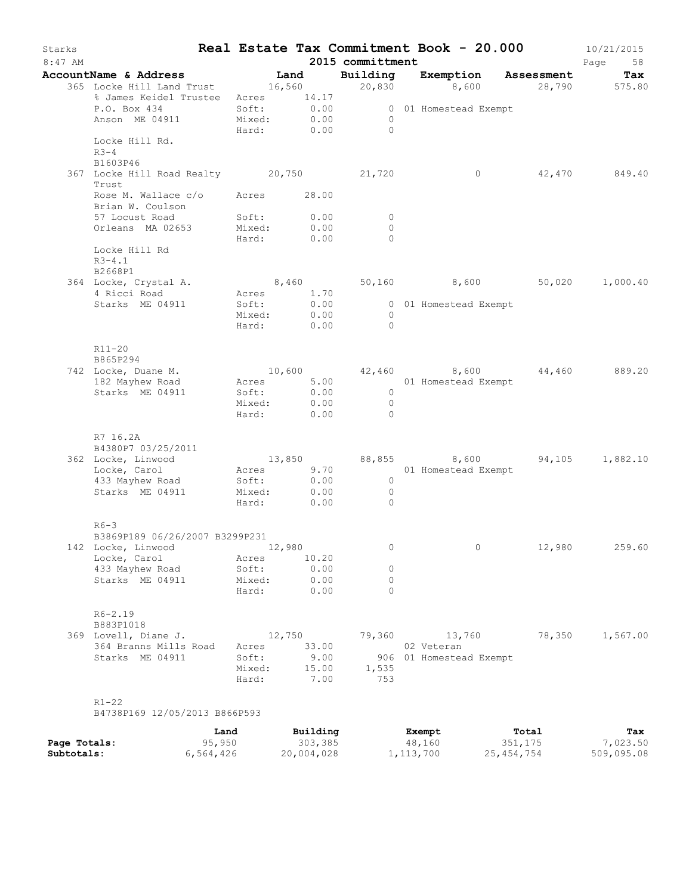# Real Estate Tax Commitment Book - 20.000

Starks 10/21/2015
8:47 AM

## 2015 committment

| AccountName & Address | Land | | Building | Exemption | Assessment | Tax |
|---|---|---|---|---|---|---|
| 365 Locke Hill Land Trust | | 16,560 | 20,830 | 8,600 | 28,790 | 575.80 |
| % James Keidel Trustee | Acres | 14.17 | | | | |
| P.O. Box 434 | Soft: | 0.00 | 0 | 01 Homestead Exempt | | |
| Anson ME 04911 | Mixed: | 0.00 | 0 | | | |
| | Hard: | 0.00 | 0 | | | |
| Locke Hill Rd. | | | | | | |
| R3-4 | | | | | | |
| B1603P46 | | | | | | |
| 367 Locke Hill Road Realty Trust | | 20,750 | 21,720 | 0 | 42,470 | 849.40 |
| Rose M. Wallace c/o Brian W. Coulson | Acres | 28.00 | | | | |
| 57 Locust Road | Soft: | 0.00 | 0 | | | |
| Orleans MA 02653 | Mixed: | 0.00 | 0 | | | |
| | Hard: | 0.00 | 0 | | | |
| Locke Hill Rd | | | | | | |
| R3-4.1 | | | | | | |
| B2668P1 | | | | | | |
| 364 Locke, Crystal A. | | 8,460 | 50,160 | 8,600 | 50,020 | 1,000.40 |
| 4 Ricci Road | Acres | 1.70 | | | | |
| Starks ME 04911 | Soft: | 0.00 | 0 | 01 Homestead Exempt | | |
| | Mixed: | 0.00 | 0 | | | |
| | Hard: | 0.00 | 0 | | | |
| R11-20 | | | | | | |
| B865P294 | | | | | | |
| 742 Locke, Duane M. | | 10,600 | 42,460 | 8,600 | 44,460 | 889.20 |
| 182 Mayhew Road | Acres | 5.00 | | 01 Homestead Exempt | | |
| Starks ME 04911 | Soft: | 0.00 | 0 | | | |
| | Mixed: | 0.00 | 0 | | | |
| | Hard: | 0.00 | 0 | | | |
| R7 16.2A | | | | | | |
| B4380P7 03/25/2011 | | | | | | |
| 362 Locke, Linwood | | 13,850 | 88,855 | 8,600 | 94,105 | 1,882.10 |
| Locke, Carol | Acres | 9.70 | | 01 Homestead Exempt | | |
| 433 Mayhew Road | Soft: | 0.00 | 0 | | | |
| Starks ME 04911 | Mixed: | 0.00 | 0 | | | |
| | Hard: | 0.00 | 0 | | | |
| R6-3 | | | | | | |
| B3869P189 06/26/2007 B3299P231 | | | | | | |
| 142 Locke, Linwood | | 12,980 | 0 | 0 | 12,980 | 259.60 |
| Locke, Carol | Acres | 10.20 | | | | |
| 433 Mayhew Road | Soft: | 0.00 | 0 | | | |
| Starks ME 04911 | Mixed: | 0.00 | 0 | | | |
| | Hard: | 0.00 | 0 | | | |
| R6-2.19 | | | | | | |
| B883P1018 | | | | | | |
| 369 Lovell, Diane J. | | 12,750 | 79,360 | 13,760 | 78,350 | 1,567.00 |
| 364 Branns Mills Road | Acres | 33.00 | | 02 Veteran | | |
| Starks ME 04911 | Soft: | 9.00 | 906 | 01 Homestead Exempt | | |
| | Mixed: | 15.00 | 1,535 | | | |
| | Hard: | 7.00 | 753 | | | |
| R1-22 | | | | | | |
| B4738P169 12/05/2013 B866P593 | | | | | | |

| | Land | Building | Exempt | Total | Tax |
|---|---|---|---|---|---|
| Page Totals: | 95,950 | 303,385 | 48,160 | 351,175 | 7,023.50 |
| Subtotals: | 6,564,426 | 20,004,028 | 1,113,700 | 25,454,754 | 509,095.08 |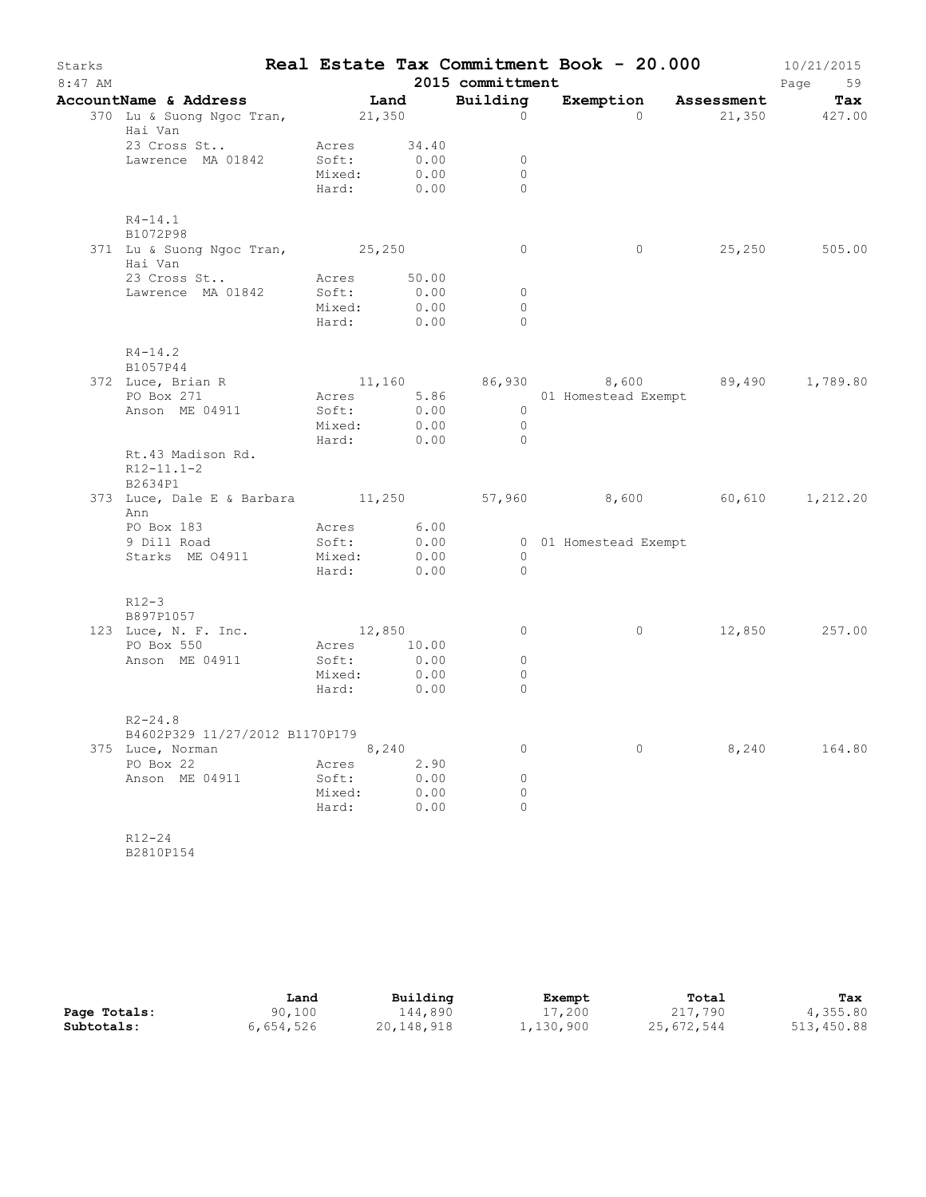# Real Estate Tax Commitment Book - 20.000

Starks
8:47 AM

2015 committmentt

10/21/2015

| AccountName & Address | Land | Building | Exemption | Assessment | Tax |
|---|---|---|---|---|---|
| 370 Lu & Suong Ngoc Tran, Hai Van | 21,350 | 0 | 0 | 21,350 | 427.00 |
| 23 Cross St.. | Acres 34.40 | | | | |
| Lawrence MA 01842 | Soft: 0.00 | 0 | | | |
| | Mixed: 0.00 | 0 | | | |
| | Hard: 0.00 | 0 | | | |
| R4-14.1 | | | | | |
| B1072P98 | | | | | |
| 371 Lu & Suong Ngoc Tran, Hai Van | 25,250 | 0 | 0 | 25,250 | 505.00 |
| 23 Cross St.. | Acres 50.00 | | | | |
| Lawrence MA 01842 | Soft: 0.00 | 0 | | | |
| | Mixed: 0.00 | 0 | | | |
| | Hard: 0.00 | 0 | | | |
| R4-14.2 | | | | | |
| B1057P44 | | | | | |
| 372 Luce, Brian R | 11,160 | 86,930 | 8,600 | 89,490 | 1,789.80 |
| PO Box 271 | Acres 5.86 | | 01 Homestead Exempt | | |
| Anson ME 04911 | Soft: 0.00 | 0 | | | |
| | Mixed: 0.00 | 0 | | | |
| | Hard: 0.00 | 0 | | | |
| Rt.43 Madison Rd. | | | | | |
| R12-11.1-2 | | | | | |
| B2634P1 | | | | | |
| 373 Luce, Dale E & Barbara Ann | 11,250 | 57,960 | 8,600 | 60,610 | 1,212.20 |
| PO Box 183 | Acres 6.00 | | | | |
| 9 Dill Road | Soft: 0.00 | 0 | 01 Homestead Exempt | | |
| Starks ME O4911 | Mixed: 0.00 | 0 | | | |
| | Hard: 0.00 | 0 | | | |
| R12-3 | | | | | |
| B897P1057 | | | | | |
| 123 Luce, N. F. Inc. | 12,850 | 0 | 0 | 12,850 | 257.00 |
| PO Box 550 | Acres 10.00 | | | | |
| Anson ME 04911 | Soft: 0.00 | 0 | | | |
| | Mixed: 0.00 | 0 | | | |
| | Hard: 0.00 | 0 | | | |
| R2-24.8 | | | | | |
| B4602P329 11/27/2012 B1170P179 | | | | | |
| 375 Luce, Norman | 8,240 | 0 | 0 | 8,240 | 164.80 |
| PO Box 22 | Acres 2.90 | | | | |
| Anson ME 04911 | Soft: 0.00 | 0 | | | |
| | Mixed: 0.00 | 0 | | | |
| | Hard: 0.00 | 0 | | | |
| R12-24 | | | | | |
| B2810P154 | | | | | |

| | Land | Building | Exempt | Total | Tax |
|---|---|---|---|---|---|
| Page Totals: | 90,100 | 144,890 | 17,200 | 217,790 | 4,355.80 |
| Subtotals: | 6,654,526 | 20,148,918 | 1,130,900 | 25,672,544 | 513,450.88 |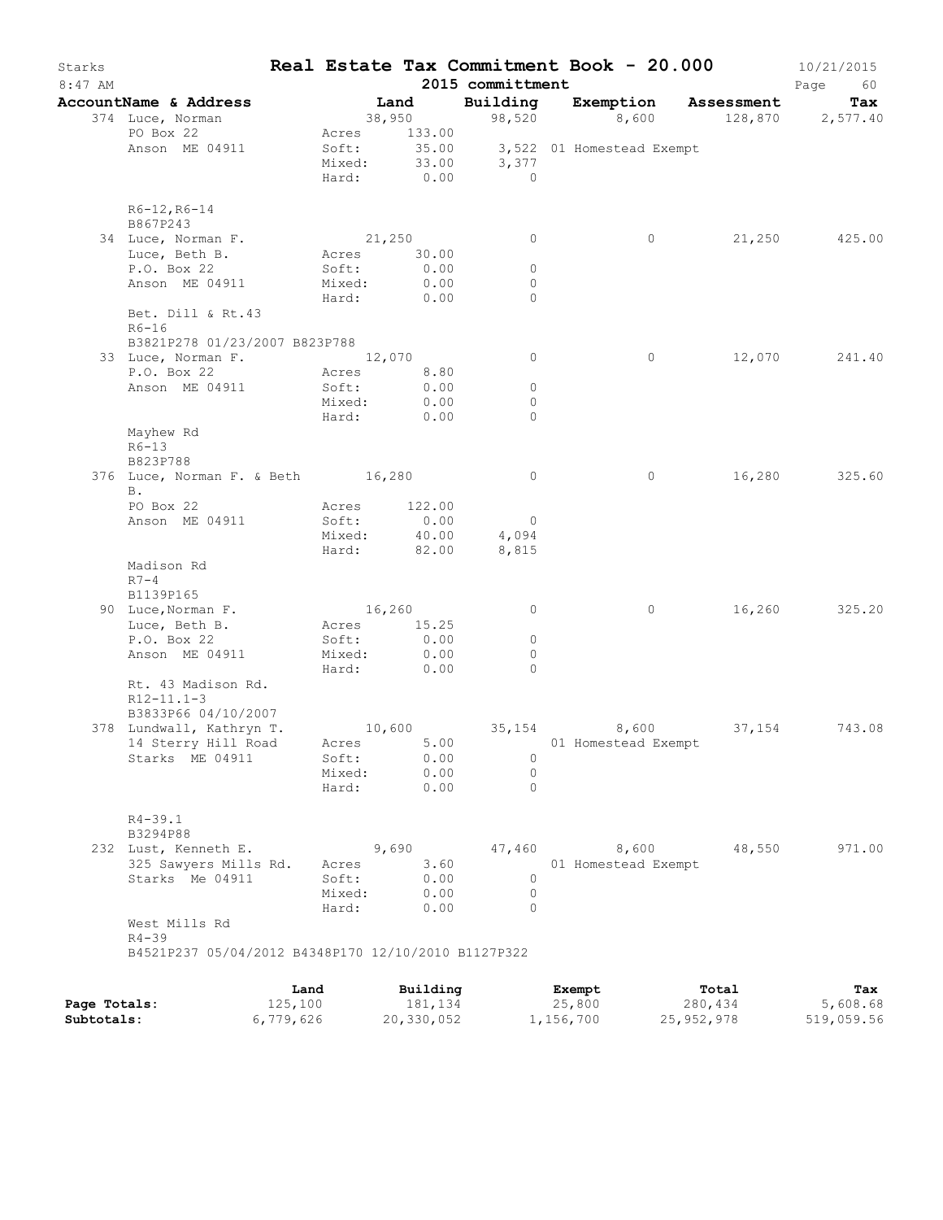# Real Estate Tax Commitment Book - 20.000

Starks — 2015 committment — 10/21/2015 — 8:47 AM

| AccountName & Address | Land | Building | Exemption | Assessment | Tax |
|---|---|---|---|---|---|
| 374 Luce, Norman | 38,950 | 98,520 | 8,600 | 128,870 | 2,577.40 |
| PO Box 22 | Acres 133.00 | | | | |
| Anson ME 04911 | Soft: 35.00 | 3,522 | 01 Homestead Exempt | | |
| | Mixed: 33.00 | 3,377 | | | |
| | Hard: 0.00 | 0 | | | |
| R6-12,R6-14 | | | | | |
| B867P243 | | | | | |
| 34 Luce, Norman F. | 21,250 | 0 | 0 | 21,250 | 425.00 |
| Luce, Beth B. | Acres 30.00 | | | | |
| P.O. Box 22 | Soft: 0.00 | 0 | | | |
| Anson ME 04911 | Mixed: 0.00 | 0 | | | |
| | Hard: 0.00 | 0 | | | |
| Bet. Dill & Rt.43 | | | | | |
| R6-16 | | | | | |
| B3821P278 01/23/2007 B823P788 | | | | | |
| 33 Luce, Norman F. | 12,070 | 0 | 0 | 12,070 | 241.40 |
| P.O. Box 22 | Acres 8.80 | | | | |
| Anson ME 04911 | Soft: 0.00 | 0 | | | |
| | Mixed: 0.00 | 0 | | | |
| | Hard: 0.00 | 0 | | | |
| Mayhew Rd | | | | | |
| R6-13 | | | | | |
| B823P788 | | | | | |
| 376 Luce, Norman F. & Beth B. | 16,280 | 0 | 0 | 16,280 | 325.60 |
| PO Box 22 | Acres 122.00 | | | | |
| Anson ME 04911 | Soft: 0.00 | 0 | | | |
| | Mixed: 40.00 | 4,094 | | | |
| | Hard: 82.00 | 8,815 | | | |
| Madison Rd | | | | | |
| R7-4 | | | | | |
| B1139P165 | | | | | |
| 90 Luce,Norman F. | 16,260 | 0 | 0 | 16,260 | 325.20 |
| Luce, Beth B. | Acres 15.25 | | | | |
| P.O. Box 22 | Soft: 0.00 | 0 | | | |
| Anson ME 04911 | Mixed: 0.00 | 0 | | | |
| | Hard: 0.00 | 0 | | | |
| Rt. 43 Madison Rd. | | | | | |
| R12-11.1-3 | | | | | |
| B3833P66 04/10/2007 | | | | | |
| 378 Lundwall, Kathryn T. | 10,600 | 35,154 | 8,600 | 37,154 | 743.08 |
| 14 Sterry Hill Road | Acres 5.00 | | 01 Homestead Exempt | | |
| Starks ME 04911 | Soft: 0.00 | 0 | | | |
| | Mixed: 0.00 | 0 | | | |
| | Hard: 0.00 | 0 | | | |
| R4-39.1 | | | | | |
| B3294P88 | | | | | |
| 232 Lust, Kenneth E. | 9,690 | 47,460 | 8,600 | 48,550 | 971.00 |
| 325 Sawyers Mills Rd. | Acres 3.60 | | 01 Homestead Exempt | | |
| Starks Me 04911 | Soft: 0.00 | 0 | | | |
| | Mixed: 0.00 | 0 | | | |
| | Hard: 0.00 | 0 | | | |
| West Mills Rd | | | | | |
| R4-39 | | | | | |
| B4521P237 05/04/2012 B4348P170 12/10/2010 B1127P322 | | | | | |

| | Land | Building | Exempt | Total | Tax |
|---|---|---|---|---|---|
| Page Totals: | 125,100 | 181,134 | 25,800 | 280,434 | 5,608.68 |
| Subtotals: | 6,779,626 | 20,330,052 | 1,156,700 | 25,952,978 | 519,059.56 |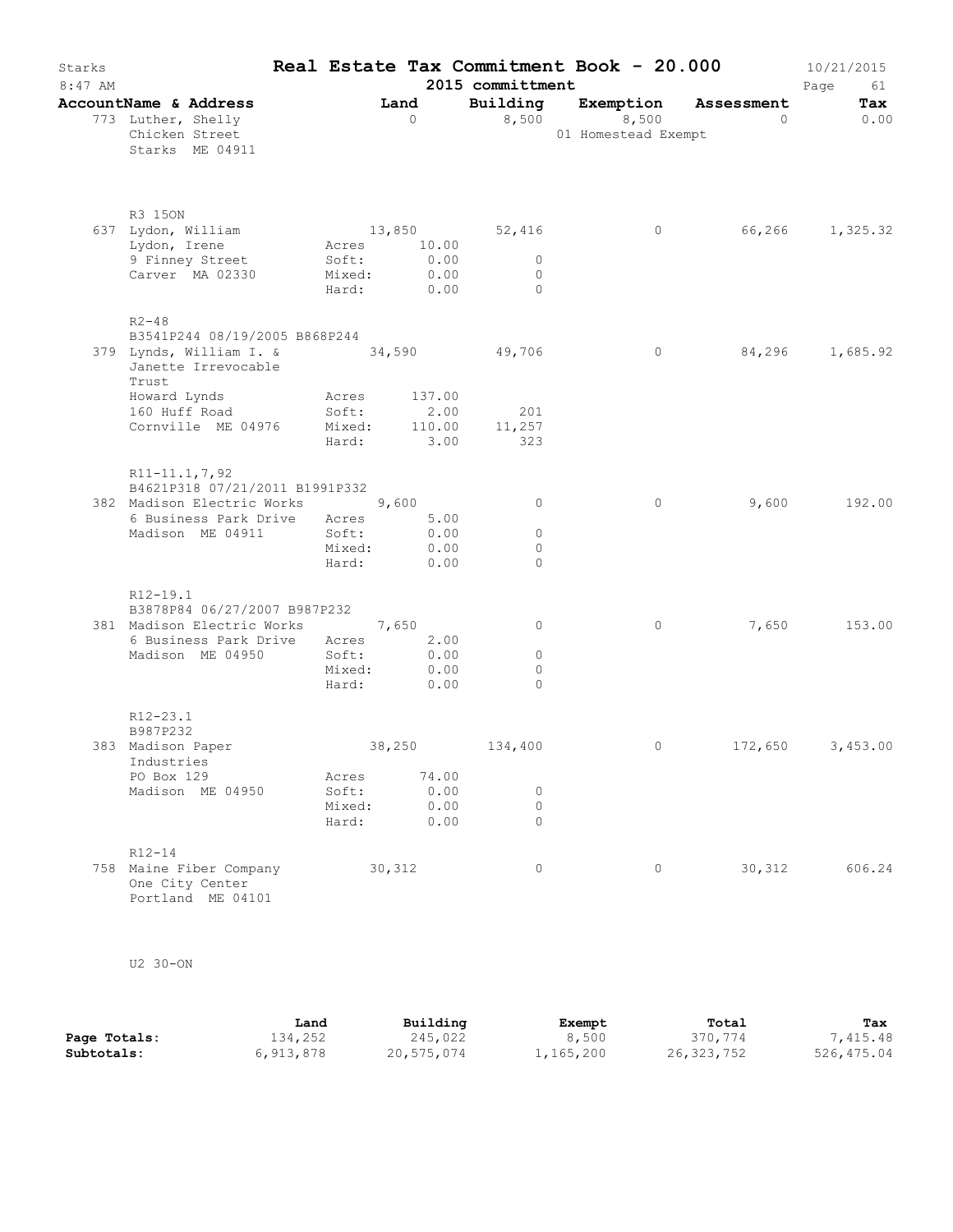# Real Estate Tax Commitment Book - 20.000

Starks
8:47 AM

2015 committmentt

10/21/2015

| AccountName & Address | | Land | Building | Exemption | Assessment | Tax |
|---|---|---|---|---|---|---|
| 773 Luther, Shelly<br>Chicken Street<br>Starks ME 04911 | | 0 | 8,500 | 8,500<br>01 Homestead Exempt | 0 | 0.00 |
| R3 15ON | | | | | | |
| 637 Lydon, William<br>Lydon, Irene<br>9 Finney Street<br>Carver MA 02330 | Acres<br>Soft:<br>Mixed:<br>Hard: | 13,850<br>10.00<br>0.00<br>0.00<br>0.00 | 52,416<br><br>0<br>0<br>0 | 0 | 66,266 | 1,325.32 |
| R2-48<br>B3541P244 08/19/2005 B868P244 | | | | | | |
| 379 Lynds, William I. &<br>Janette Irrevocable<br>Trust<br>Howard Lynds<br>160 Huff Road<br>Cornville ME 04976 | <br><br><br>Acres<br>Soft:<br>Mixed:<br>Hard: | 34,590<br><br><br>137.00<br>2.00<br>110.00<br>3.00 | 49,706<br><br><br><br>201<br>11,257<br>323 | 0 | 84,296 | 1,685.92 |
| R11-11.1,7,92<br>B4621P318 07/21/2011 B1991P332 | | | | | | |
| 382 Madison Electric Works<br>6 Business Park Drive<br>Madison ME 04911 | <br>Acres<br>Soft:<br>Mixed:<br>Hard: | 9,600<br>5.00<br>0.00<br>0.00<br>0.00 | 0<br><br>0<br>0<br>0 | 0 | 9,600 | 192.00 |
| R12-19.1<br>B3878P84 06/27/2007 B987P232 | | | | | | |
| 381 Madison Electric Works<br>6 Business Park Drive<br>Madison ME 04950 | <br>Acres<br>Soft:<br>Mixed:<br>Hard: | 7,650<br>2.00<br>0.00<br>0.00<br>0.00 | 0<br><br>0<br>0<br>0 | 0 | 7,650 | 153.00 |
| R12-23.1<br>B987P232 | | | | | | |
| 383 Madison Paper<br>Industries<br>PO Box 129<br>Madison ME 04950 | <br><br>Acres<br>Soft:<br>Mixed:<br>Hard: | 38,250<br><br>74.00<br>0.00<br>0.00<br>0.00 | 134,400<br><br><br>0<br>0<br>0 | 0 | 172,650 | 3,453.00 |
| R12-14 | | | | | | |
| 758 Maine Fiber Company<br>One City Center<br>Portland ME 04101 | | 30,312 | 0 | 0 | 30,312 | 606.24 |
| U2 30-ON | | | | | | |

| | Land | Building | Exempt | Total | Tax |
|---|---|---|---|---|---|
| **Page Totals:** | 134,252 | 245,022 | 8,500 | 370,774 | 7,415.48 |
| **Subtotals:** | 6,913,878 | 20,575,074 | 1,165,200 | 26,323,752 | 526,475.04 |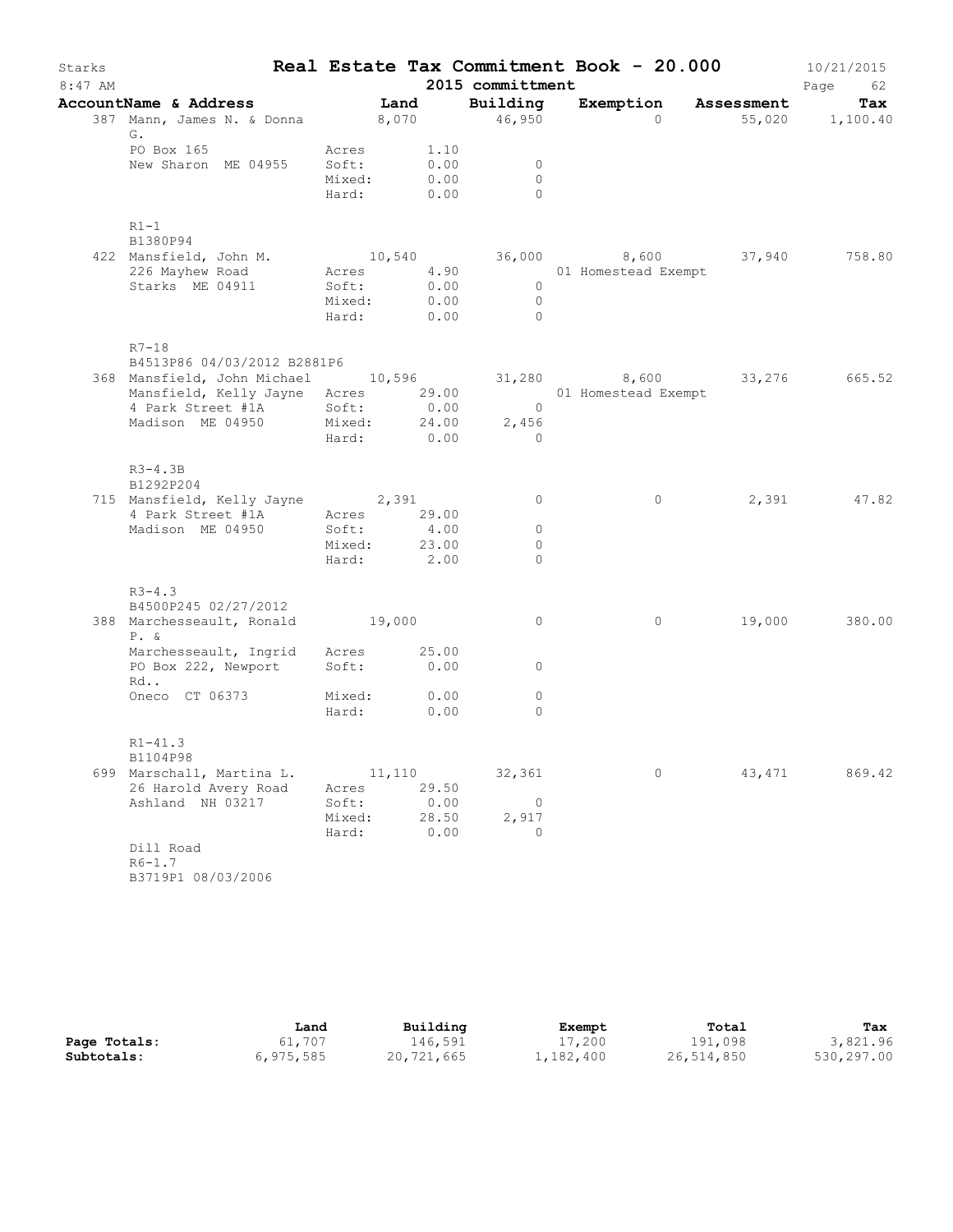# Starks — Real Estate Tax Commitment Book - 20.000

8:47 AM — 2015 committment — 10/21/2015

| AccountName & Address | Land | Building | Exemption | Assessment | Tax |
|---|---|---|---|---|---|
| 387 Mann, James N. & Donna G. | 8,070 | 46,950 | 0 | 55,020 | 1,100.40 |
| PO Box 165 | Acres 1.10 | | | | |
| New Sharon ME 04955 | Soft: 0.00 | 0 | | | |
| | Mixed: 0.00 | 0 | | | |
| | Hard: 0.00 | 0 | | | |
| R1-1 | | | | | |
| B1380P94 | | | | | |
| 422 Mansfield, John M. | 10,540 | 36,000 | 8,600 | 37,940 | 758.80 |
| 226 Mayhew Road | Acres 4.90 | | 01 Homestead Exempt | | |
| Starks ME 04911 | Soft: 0.00 | 0 | | | |
| | Mixed: 0.00 | 0 | | | |
| | Hard: 0.00 | 0 | | | |
| R7-18 | | | | | |
| B4513P86 04/03/2012 B2881P6 | | | | | |
| 368 Mansfield, John Michael | 10,596 | 31,280 | 8,600 | 33,276 | 665.52 |
| Mansfield, Kelly Jayne | Acres 29.00 | | 01 Homestead Exempt | | |
| 4 Park Street #1A | Soft: 0.00 | 0 | | | |
| Madison ME 04950 | Mixed: 24.00 | 2,456 | | | |
| | Hard: 0.00 | 0 | | | |
| R3-4.3B | | | | | |
| B1292P204 | | | | | |
| 715 Mansfield, Kelly Jayne | 2,391 | 0 | 0 | 2,391 | 47.82 |
| 4 Park Street #1A | Acres 29.00 | | | | |
| Madison ME 04950 | Soft: 4.00 | 0 | | | |
| | Mixed: 23.00 | 0 | | | |
| | Hard: 2.00 | 0 | | | |
| R3-4.3 | | | | | |
| B4500P245 02/27/2012 | | | | | |
| 388 Marchesseault, Ronald P. & | 19,000 | 0 | 0 | 19,000 | 380.00 |
| Marchesseault, Ingrid | Acres 25.00 | | | | |
| PO Box 222, Newport Rd.. | Soft: 0.00 | 0 | | | |
| Oneco CT 06373 | Mixed: 0.00 | 0 | | | |
| | Hard: 0.00 | 0 | | | |
| R1-41.3 | | | | | |
| B1104P98 | | | | | |
| 699 Marschall, Martina L. | 11,110 | 32,361 | 0 | 43,471 | 869.42 |
| 26 Harold Avery Road | Acres 29.50 | | | | |
| Ashland NH 03217 | Soft: 0.00 | 0 | | | |
| | Mixed: 28.50 | 2,917 | | | |
| | Hard: 0.00 | 0 | | | |
| Dill Road | | | | | |
| R6-1.7 | | | | | |
| B3719P1 08/03/2006 | | | | | |

| | Land | Building | Exempt | Total | Tax |
|---|---|---|---|---|---|
| Page Totals: | 61,707 | 146,591 | 17,200 | 191,098 | 3,821.96 |
| Subtotals: | 6,975,585 | 20,721,665 | 1,182,400 | 26,514,850 | 530,297.00 |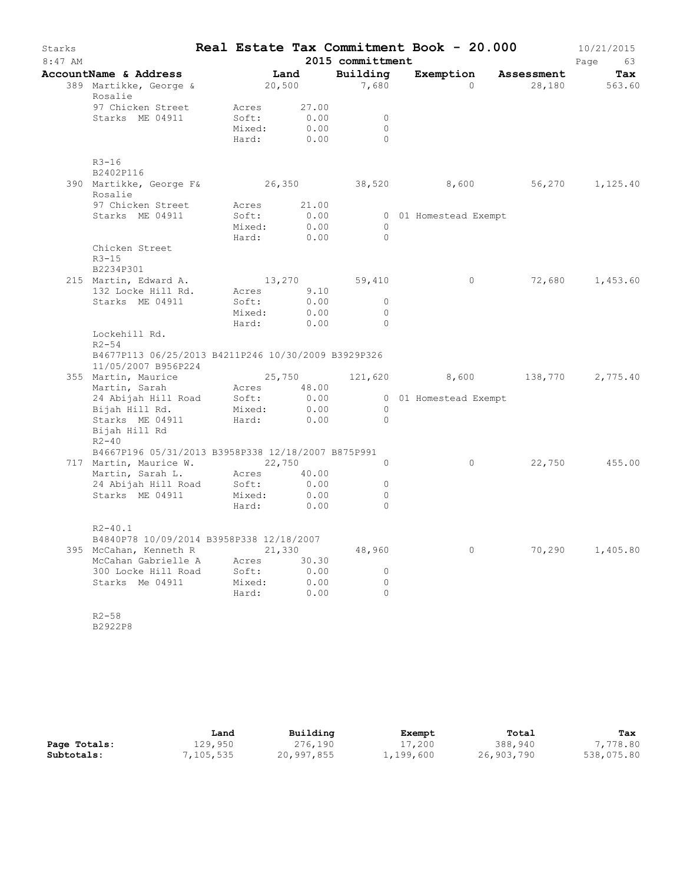# Real Estate Tax Commitment Book - 20.000

Starks
8:47 AM

2015 committment

10/21/2015

| AccountName & Address | Land | Building | Exemption | Assessment | Tax |
|---|---|---|---|---|---|
| 389 Martikke, George & Rosalie | 20,500 | 7,680 | 0 | 28,180 | 563.60 |
| 97 Chicken Street | Acres 27.00 | | | | |
| Starks ME 04911 | Soft: 0.00 | 0 | | | |
| | Mixed: 0.00 | 0 | | | |
| | Hard: 0.00 | 0 | | | |
| R3-16 | | | | | |
| B2402P116 | | | | | |
| 390 Martikke, George F& Rosalie | 26,350 | 38,520 | 8,600 | 56,270 | 1,125.40 |
| 97 Chicken Street | Acres 21.00 | | | | |
| Starks ME 04911 | Soft: 0.00 | 0 | 01 Homestead Exempt | | |
| | Mixed: 0.00 | 0 | | | |
| | Hard: 0.00 | 0 | | | |
| Chicken Street | | | | | |
| R3-15 | | | | | |
| B2234P301 | | | | | |
| 215 Martin, Edward A. | 13,270 | 59,410 | 0 | 72,680 | 1,453.60 |
| 132 Locke Hill Rd. | Acres 9.10 | | | | |
| Starks ME 04911 | Soft: 0.00 | 0 | | | |
| | Mixed: 0.00 | 0 | | | |
| | Hard: 0.00 | 0 | | | |
| Lockehill Rd. | | | | | |
| R2-54 | | | | | |
| B4677P113 06/25/2013 B4211P246 10/30/2009 B3929P326 11/05/2007 B956P224 | | | | | |
| 355 Martin, Maurice | 25,750 | 121,620 | 8,600 | 138,770 | 2,775.40 |
| Martin, Sarah | Acres 48.00 | | | | |
| 24 Abijah Hill Road | Soft: 0.00 | 0 | 01 Homestead Exempt | | |
| Bijah Hill Rd. | Mixed: 0.00 | 0 | | | |
| Starks ME 04911 | Hard: 0.00 | 0 | | | |
| Bijah Hill Rd | | | | | |
| R2-40 | | | | | |
| B4667P196 05/31/2013 B3958P338 12/18/2007 B875P991 | | | | | |
| 717 Martin, Maurice W. | 22,750 | 0 | 0 | 22,750 | 455.00 |
| Martin, Sarah L. | Acres 40.00 | | | | |
| 24 Abijah Hill Road | Soft: 0.00 | 0 | | | |
| Starks ME 04911 | Mixed: 0.00 | 0 | | | |
| | Hard: 0.00 | 0 | | | |
| R2-40.1 | | | | | |
| B4840P78 10/09/2014 B3958P338 12/18/2007 | | | | | |
| 395 McCahan, Kenneth R | 21,330 | 48,960 | 0 | 70,290 | 1,405.80 |
| McCahan Gabrielle A | Acres 30.30 | | | | |
| 300 Locke Hill Road | Soft: 0.00 | 0 | | | |
| Starks Me 04911 | Mixed: 0.00 | 0 | | | |
| | Hard: 0.00 | 0 | | | |
| R2-58 | | | | | |
| B2922P8 | | | | | |

| | Land | Building | Exempt | Total | Tax |
|---|---|---|---|---|---|
| **Page Totals:** | 129,950 | 276,190 | 17,200 | 388,940 | 7,778.80 |
| **Subtotals:** | 7,105,535 | 20,997,855 | 1,199,600 | 26,903,790 | 538,075.80 |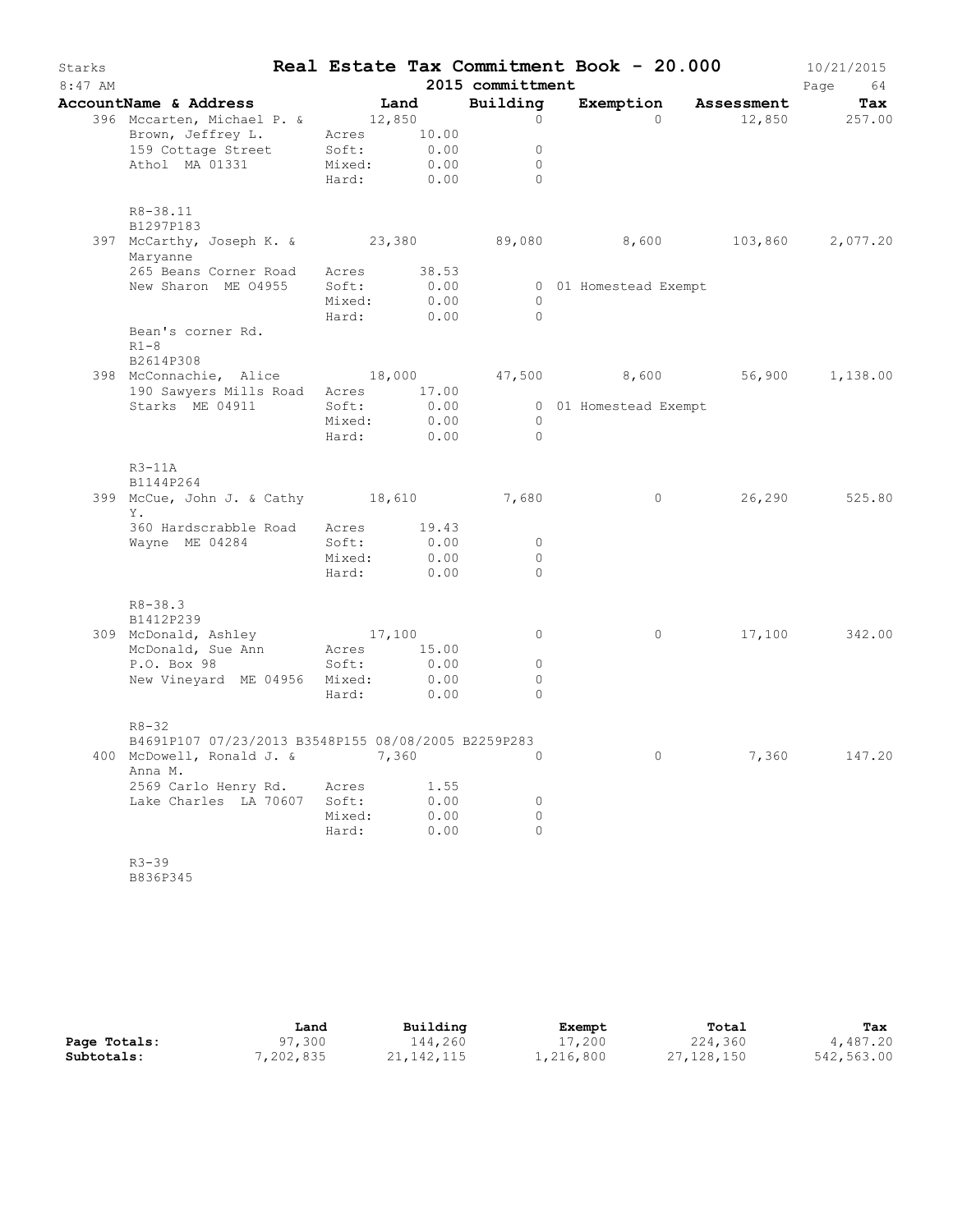Starks — **Real Estate Tax Commitment Book - 20.000** — 10/21/2015
8:47 AM — **2015 committment** — Page 64

| AccountName & Address | Land | | Building | Exemption | Assessment | Tax |
|---|---|---|---|---|---|---|
| 396 Mccarten, Michael P. & | 12,850 | | 0 | 0 | 12,850 | 257.00 |
| Brown, Jeffrey L. | Acres | 10.00 | | | | |
| 159 Cottage Street | Soft: | 0.00 | 0 | | | |
| Athol MA 01331 | Mixed: | 0.00 | 0 | | | |
| | Hard: | 0.00 | 0 | | | |
| R8-38.11 | | | | | | |
| B1297P183 | | | | | | |
| 397 McCarthy, Joseph K. & Maryanne | 23,380 | | 89,080 | 8,600 | 103,860 | 2,077.20 |
| 265 Beans Corner Road | Acres | 38.53 | | | | |
| New Sharon ME 04955 | Soft: | 0.00 | 0 | 01 Homestead Exempt | | |
| | Mixed: | 0.00 | 0 | | | |
| | Hard: | 0.00 | 0 | | | |
| Bean's corner Rd. | | | | | | |
| R1-8 | | | | | | |
| B2614P308 | | | | | | |
| 398 McConnachie, Alice | 18,000 | | 47,500 | 8,600 | 56,900 | 1,138.00 |
| 190 Sawyers Mills Road | Acres | 17.00 | | | | |
| Starks ME 04911 | Soft: | 0.00 | 0 | 01 Homestead Exempt | | |
| | Mixed: | 0.00 | 0 | | | |
| | Hard: | 0.00 | 0 | | | |
| R3-11A | | | | | | |
| B1144P264 | | | | | | |
| 399 McCue, John J. & Cathy Y. | 18,610 | | 7,680 | 0 | 26,290 | 525.80 |
| 360 Hardscrabble Road | Acres | 19.43 | | | | |
| Wayne ME 04284 | Soft: | 0.00 | 0 | | | |
| | Mixed: | 0.00 | 0 | | | |
| | Hard: | 0.00 | 0 | | | |
| R8-38.3 | | | | | | |
| B1412P239 | | | | | | |
| 309 McDonald, Ashley | 17,100 | | 0 | 0 | 17,100 | 342.00 |
| McDonald, Sue Ann | Acres | 15.00 | | | | |
| P.O. Box 98 | Soft: | 0.00 | 0 | | | |
| New Vineyard ME 04956 | Mixed: | 0.00 | 0 | | | |
| | Hard: | 0.00 | 0 | | | |
| R8-32 | | | | | | |
| B4691P107 07/23/2013 B3548P155 08/08/2005 B2259P283 | | | | | | |
| 400 McDowell, Ronald J. & Anna M. | 7,360 | | 0 | 0 | 7,360 | 147.20 |
| 2569 Carlo Henry Rd. | Acres | 1.55 | | | | |
| Lake Charles LA 70607 | Soft: | 0.00 | 0 | | | |
| | Mixed: | 0.00 | 0 | | | |
| | Hard: | 0.00 | 0 | | | |
| R3-39 | | | | | | |
| B836P345 | | | | | | |

| | Land | Building | Exempt | Total | Tax |
|---|---|---|---|---|---|
| **Page Totals:** | 97,300 | 144,260 | 17,200 | 224,360 | 4,487.20 |
| **Subtotals:** | 7,202,835 | 21,142,115 | 1,216,800 | 27,128,150 | 542,563.00 |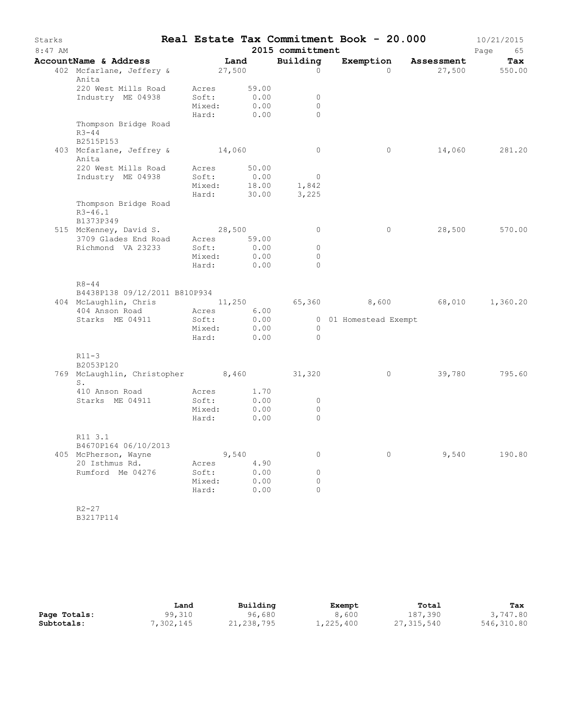# Real Estate Tax Commitment Book - 20.000

Starks
8:47 AM

2015 committmment

10/21/2015

| AccountName & Address | Land | Building | Exemption | Assessment | Tax |
|---|---|---|---|---|---|
| 402 Mcfarlane, Jeffery & Anita | 27,500 | 0 | 0 | 27,500 | 550.00 |
| 220 West Mills Road | Acres 59.00 | | | | |
| Industry ME 04938 | Soft: 0.00 | 0 | | | |
| | Mixed: 0.00 | 0 | | | |
| | Hard: 0.00 | 0 | | | |
| Thompson Bridge Road | | | | | |
| R3-44 | | | | | |
| B2515P153 | | | | | |
| 403 Mcfarlane, Jeffrey & Anita | 14,060 | 0 | 0 | 14,060 | 281.20 |
| 220 West Mills Road | Acres 50.00 | | | | |
| Industry ME 04938 | Soft: 0.00 | 0 | | | |
| | Mixed: 18.00 | 1,842 | | | |
| | Hard: 30.00 | 3,225 | | | |
| Thompson Bridge Road | | | | | |
| R3-46.1 | | | | | |
| B1373P349 | | | | | |
| 515 McKenney, David S. | 28,500 | 0 | 0 | 28,500 | 570.00 |
| 3709 Glades End Road | Acres 59.00 | | | | |
| Richmond VA 23233 | Soft: 0.00 | 0 | | | |
| | Mixed: 0.00 | 0 | | | |
| | Hard: 0.00 | 0 | | | |
| R8-44 | | | | | |
| B4438P138 09/12/2011 B810P934 | | | | | |
| 404 McLaughlin, Chris | 11,250 | 65,360 | 8,600 | 68,010 | 1,360.20 |
| 404 Anson Road | Acres 6.00 | | | | |
| Starks ME 04911 | Soft: 0.00 | 0 | 01 Homestead Exempt | | |
| | Mixed: 0.00 | 0 | | | |
| | Hard: 0.00 | 0 | | | |
| R11-3 | | | | | |
| B2053P120 | | | | | |
| 769 McLaughlin, Christopher S. | 8,460 | 31,320 | 0 | 39,780 | 795.60 |
| 410 Anson Road | Acres 1.70 | | | | |
| Starks ME 04911 | Soft: 0.00 | 0 | | | |
| | Mixed: 0.00 | 0 | | | |
| | Hard: 0.00 | 0 | | | |
| R11 3.1 | | | | | |
| B4670P164 06/10/2013 | | | | | |
| 405 McPherson, Wayne | 9,540 | 0 | 0 | 9,540 | 190.80 |
| 20 Isthmus Rd. | Acres 4.90 | | | | |
| Rumford Me 04276 | Soft: 0.00 | 0 | | | |
| | Mixed: 0.00 | 0 | | | |
| | Hard: 0.00 | 0 | | | |
| R2-27 | | | | | |
| B3217P114 | | | | | |

| | Land | Building | Exempt | Total | Tax |
|---|---|---|---|---|---|
| **Page Totals:** | 99,310 | 96,680 | 8,600 | 187,390 | 3,747.80 |
| **Subtotals:** | 7,302,145 | 21,238,795 | 1,225,400 | 27,315,540 | 546,310.80 |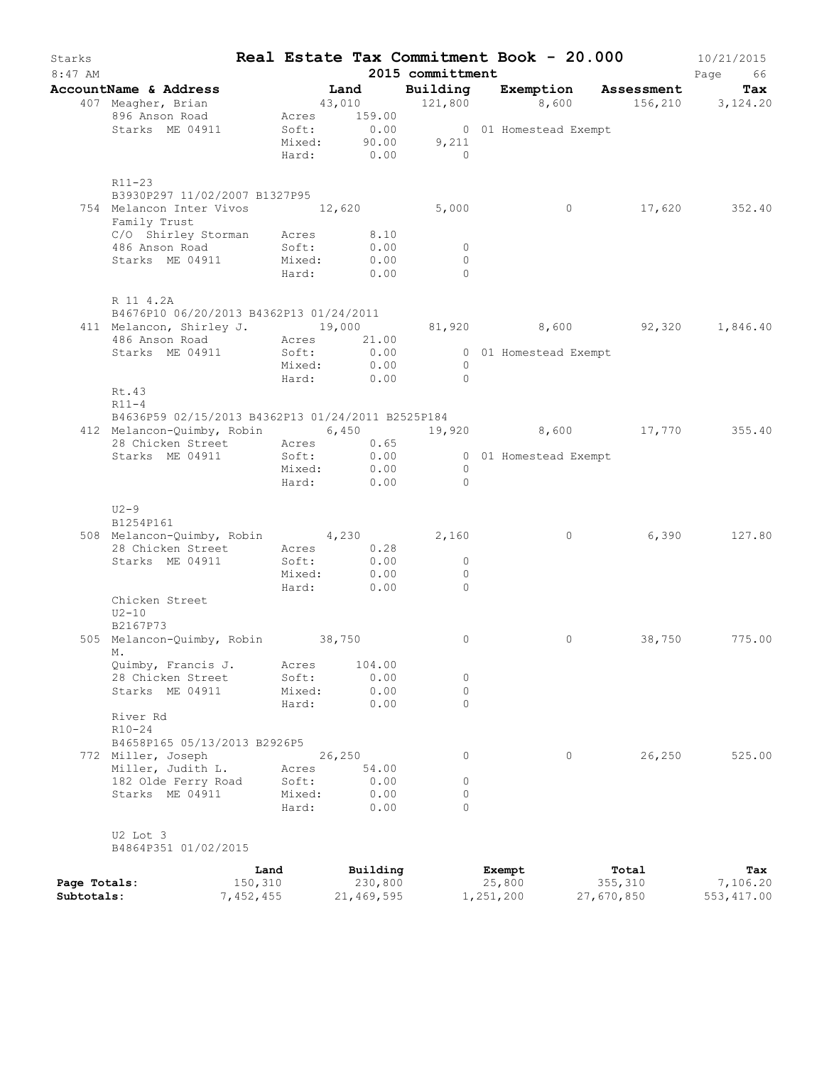# Real Estate Tax Commitment Book - 20.000

Starks
8:47 AM

2015 committmentt

10/21/2015

| AccountName & Address | Land | Building | Exemption | Assessment | Tax |
|---|---|---|---|---|---|
| 407 Meagher, Brian | 43,010 | 121,800 | 8,600 | 156,210 | 3,124.20 |
| 896 Anson Road | Acres 159.00 | | | | |
| Starks ME 04911 | Soft: 0.00 | 0 | 01 Homestead Exempt | | |
| | Mixed: 90.00 | 9,211 | | | |
| | Hard: 0.00 | 0 | | | |
| R11-23 | | | | | |
| B3930P297 11/02/2007 B1327P95 | | | | | |
| 754 Melancon Inter Vivos Family Trust | 12,620 | 5,000 | 0 | 17,620 | 352.40 |
| C/O Shirley Storman | Acres 8.10 | | | | |
| 486 Anson Road | Soft: 0.00 | 0 | | | |
| Starks ME 04911 | Mixed: 0.00 | 0 | | | |
| | Hard: 0.00 | 0 | | | |
| R 11 4.2A | | | | | |
| B4676P10 06/20/2013 B4362P13 01/24/2011 | | | | | |
| 411 Melancon, Shirley J. | 19,000 | 81,920 | 8,600 | 92,320 | 1,846.40 |
| 486 Anson Road | Acres 21.00 | | | | |
| Starks ME 04911 | Soft: 0.00 | 0 | 01 Homestead Exempt | | |
| | Mixed: 0.00 | 0 | | | |
| | Hard: 0.00 | 0 | | | |
| Rt.43 | | | | | |
| R11-4 | | | | | |
| B4636P59 02/15/2013 B4362P13 01/24/2011 B2525P184 | | | | | |
| 412 Melancon-Quimby, Robin | 6,450 | 19,920 | 8,600 | 17,770 | 355.40 |
| 28 Chicken Street | Acres 0.65 | | | | |
| Starks ME 04911 | Soft: 0.00 | 0 | 01 Homestead Exempt | | |
| | Mixed: 0.00 | 0 | | | |
| | Hard: 0.00 | 0 | | | |
| U2-9 | | | | | |
| B1254P161 | | | | | |
| 508 Melancon-Quimby, Robin | 4,230 | 2,160 | 0 | 6,390 | 127.80 |
| 28 Chicken Street | Acres 0.28 | | | | |
| Starks ME 04911 | Soft: 0.00 | 0 | | | |
| | Mixed: 0.00 | 0 | | | |
| | Hard: 0.00 | 0 | | | |
| Chicken Street | | | | | |
| U2-10 | | | | | |
| B2167P73 | | | | | |
| 505 Melancon-Quimby, Robin M. | 38,750 | 0 | 0 | 38,750 | 775.00 |
| Quimby, Francis J. | Acres 104.00 | | | | |
| 28 Chicken Street | Soft: 0.00 | 0 | | | |
| Starks ME 04911 | Mixed: 0.00 | 0 | | | |
| | Hard: 0.00 | 0 | | | |
| River Rd | | | | | |
| R10-24 | | | | | |
| B4658P165 05/13/2013 B2926P5 | | | | | |
| 772 Miller, Joseph | 26,250 | 0 | 0 | 26,250 | 525.00 |
| Miller, Judith L. | Acres 54.00 | | | | |
| 182 Olde Ferry Road | Soft: 0.00 | 0 | | | |
| Starks ME 04911 | Mixed: 0.00 | 0 | | | |
| | Hard: 0.00 | 0 | | | |
| U2 Lot 3 | | | | | |
| B4864P351 01/02/2015 | | | | | |

| | Land | Building | Exempt | Total | Tax |
|---|---|---|---|---|---|
| Page Totals: | 150,310 | 230,800 | 25,800 | 355,310 | 7,106.20 |
| Subtotals: | 7,452,455 | 21,469,595 | 1,251,200 | 27,670,850 | 553,417.00 |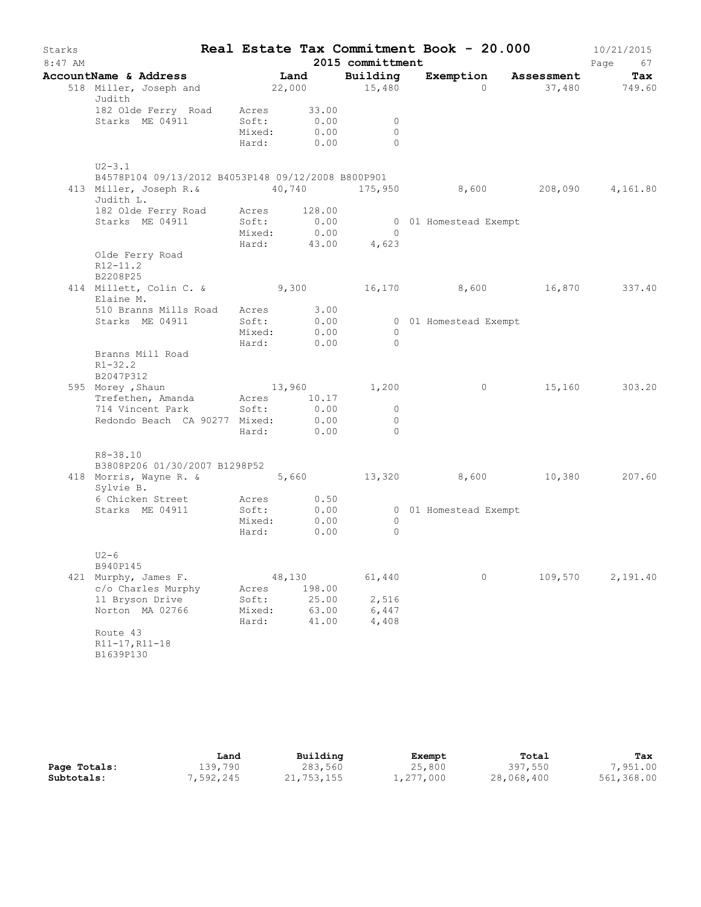# Real Estate Tax Commitment Book - 20.000

Starks — 8:47 AM — 2015 committment — 10/21/2015

| AccountName & Address | Land | Building | Exemption | Assessment | Tax |
|---|---|---|---|---|---|
| 518 Miller, Joseph and Judith | 22,000 | 15,480 | 0 | 37,480 | 749.60 |
| 182 Olde Ferry Road | Acres 33.00 | | | | |
| Starks ME 04911 | Soft: 0.00 | 0 | | | |
| | Mixed: 0.00 | 0 | | | |
| | Hard: 0.00 | 0 | | | |
| U2-3.1 | | | | | |
| B4578P104 09/13/2012 B4053P148 09/12/2008 B800P901 | | | | | |
| 413 Miller, Joseph R.& Judith L. | 40,740 | 175,950 | 8,600 | 208,090 | 4,161.80 |
| 182 Olde Ferry Road | Acres 128.00 | | | | |
| Starks ME 04911 | Soft: 0.00 | 0 | 01 Homestead Exempt | | |
| | Mixed: 0.00 | 0 | | | |
| | Hard: 43.00 | 4,623 | | | |
| Olde Ferry Road | | | | | |
| R12-11.2 | | | | | |
| B2208P25 | | | | | |
| 414 Millett, Colin C. & Elaine M. | 9,300 | 16,170 | 8,600 | 16,870 | 337.40 |
| 510 Branns Mills Road | Acres 3.00 | | | | |
| Starks ME 04911 | Soft: 0.00 | 0 | 01 Homestead Exempt | | |
| | Mixed: 0.00 | 0 | | | |
| | Hard: 0.00 | 0 | | | |
| Branns Mill Road | | | | | |
| R1-32.2 | | | | | |
| B2047P312 | | | | | |
| 595 Morey ,Shaun | 13,960 | 1,200 | 0 | 15,160 | 303.20 |
| Trefethen, Amanda | Acres 10.17 | | | | |
| 714 Vincent Park | Soft: 0.00 | 0 | | | |
| Redondo Beach CA 90277 | Mixed: 0.00 | 0 | | | |
| | Hard: 0.00 | 0 | | | |
| R8-38.10 | | | | | |
| B3808P206 01/30/2007 B1298P52 | | | | | |
| 418 Morris, Wayne R. & Sylvie B. | 5,660 | 13,320 | 8,600 | 10,380 | 207.60 |
| 6 Chicken Street | Acres 0.50 | | | | |
| Starks ME 04911 | Soft: 0.00 | 0 | 01 Homestead Exempt | | |
| | Mixed: 0.00 | 0 | | | |
| | Hard: 0.00 | 0 | | | |
| U2-6 | | | | | |
| B940P145 | | | | | |
| 421 Murphy, James F. | 48,130 | 61,440 | 0 | 109,570 | 2,191.40 |
| c/o Charles Murphy | Acres 198.00 | | | | |
| 11 Bryson Drive | Soft: 25.00 | 2,516 | | | |
| Norton MA 02766 | Mixed: 63.00 | 6,447 | | | |
| | Hard: 41.00 | 4,408 | | | |
| Route 43 | | | | | |
| R11-17,R11-18 | | | | | |
| B1639P130 | | | | | |

| | Land | Building | Exempt | Total | Tax |
|---|---|---|---|---|---|
| **Page Totals:** | 139,790 | 283,560 | 25,800 | 397,550 | 7,951.00 |
| **Subtotals:** | 7,592,245 | 21,753,155 | 1,277,000 | 28,068,400 | 561,368.00 |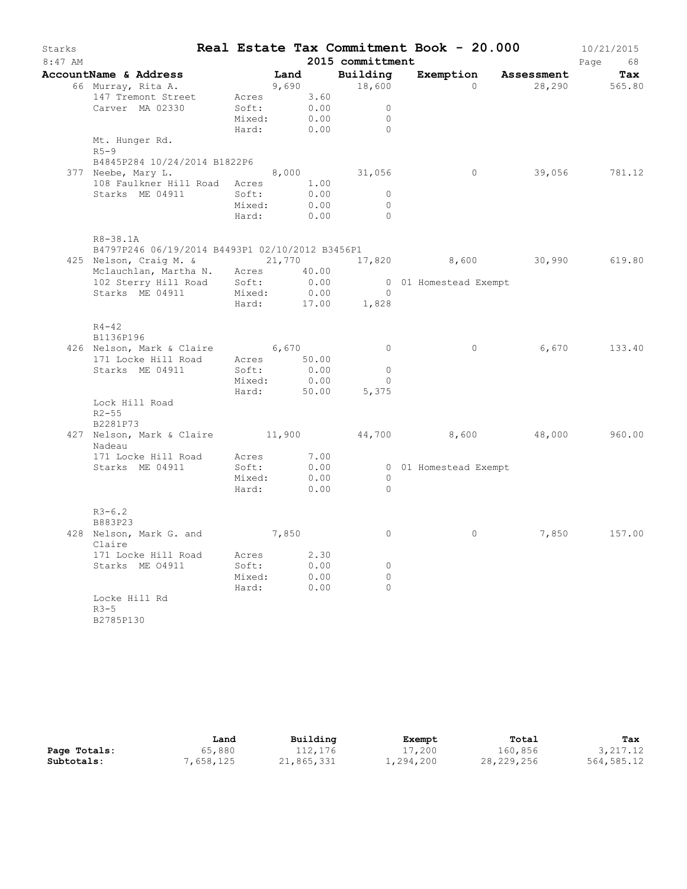# Real Estate Tax Commitment Book - 20.000

Starks 8:47 AM — 2015 committment — 10/21/2015

| AccountName & Address | | Land | Building | Exemption | Assessment | Tax |
|---|---|---|---|---|---|---|
| 66 Murray, Rita A. | | 9,690 | 18,600 | 0 | 28,290 | 565.80 |
| 147 Tremont Street | Acres | 3.60 | | | | |
| Carver MA 02330 | Soft: | 0.00 | 0 | | | |
| | Mixed: | 0.00 | 0 | | | |
| | Hard: | 0.00 | 0 | | | |
| Mt. Hunger Rd. | | | | | | |
| R5-9 | | | | | | |
| B4845P284 10/24/2014 B1822P6 | | | | | | |
| 377 Neebe, Mary L. | | 8,000 | 31,056 | 0 | 39,056 | 781.12 |
| 108 Faulkner Hill Road | Acres | 1.00 | | | | |
| Starks ME 04911 | Soft: | 0.00 | 0 | | | |
| | Mixed: | 0.00 | 0 | | | |
| | Hard: | 0.00 | 0 | | | |
| R8-38.1A | | | | | | |
| B4797P246 06/19/2014 B4493P1 02/10/2012 B3456P1 | | | | | | |
| 425 Nelson, Craig M. & | | 21,770 | 17,820 | 8,600 | 30,990 | 619.80 |
| Mclauchlan, Martha N. | Acres | 40.00 | | | | |
| 102 Sterry Hill Road | Soft: | 0.00 | 0 | 01 Homestead Exempt | | |
| Starks ME 04911 | Mixed: | 0.00 | 0 | | | |
| | Hard: | 17.00 | 1,828 | | | |
| R4-42 | | | | | | |
| B1136P196 | | | | | | |
| 426 Nelson, Mark & Claire | | 6,670 | 0 | 0 | 6,670 | 133.40 |
| 171 Locke Hill Road | Acres | 50.00 | | | | |
| Starks ME 04911 | Soft: | 0.00 | 0 | | | |
| | Mixed: | 0.00 | 0 | | | |
| | Hard: | 50.00 | 5,375 | | | |
| Lock Hill Road | | | | | | |
| R2-55 | | | | | | |
| B2281P73 | | | | | | |
| 427 Nelson, Mark & Claire Nadeau | | 11,900 | 44,700 | 8,600 | 48,000 | 960.00 |
| 171 Locke Hill Road | Acres | 7.00 | | | | |
| Starks ME 04911 | Soft: | 0.00 | 0 | 01 Homestead Exempt | | |
| | Mixed: | 0.00 | 0 | | | |
| | Hard: | 0.00 | 0 | | | |
| R3-6.2 | | | | | | |
| B883P23 | | | | | | |
| 428 Nelson, Mark G. and Claire | | 7,850 | 0 | 0 | 7,850 | 157.00 |
| 171 Locke Hill Road | Acres | 2.30 | | | | |
| Starks ME 04911 | Soft: | 0.00 | 0 | | | |
| | Mixed: | 0.00 | 0 | | | |
| | Hard: | 0.00 | 0 | | | |
| Locke Hill Rd | | | | | | |
| R3-5 | | | | | | |
| B2785P130 | | | | | | |

| | Land | Building | Exempt | Total | Tax |
|---|---|---|---|---|---|
| Page Totals: | 65,880 | 112,176 | 17,200 | 160,856 | 3,217.12 |
| Subtotals: | 7,658,125 | 21,865,331 | 1,294,200 | 28,229,256 | 564,585.12 |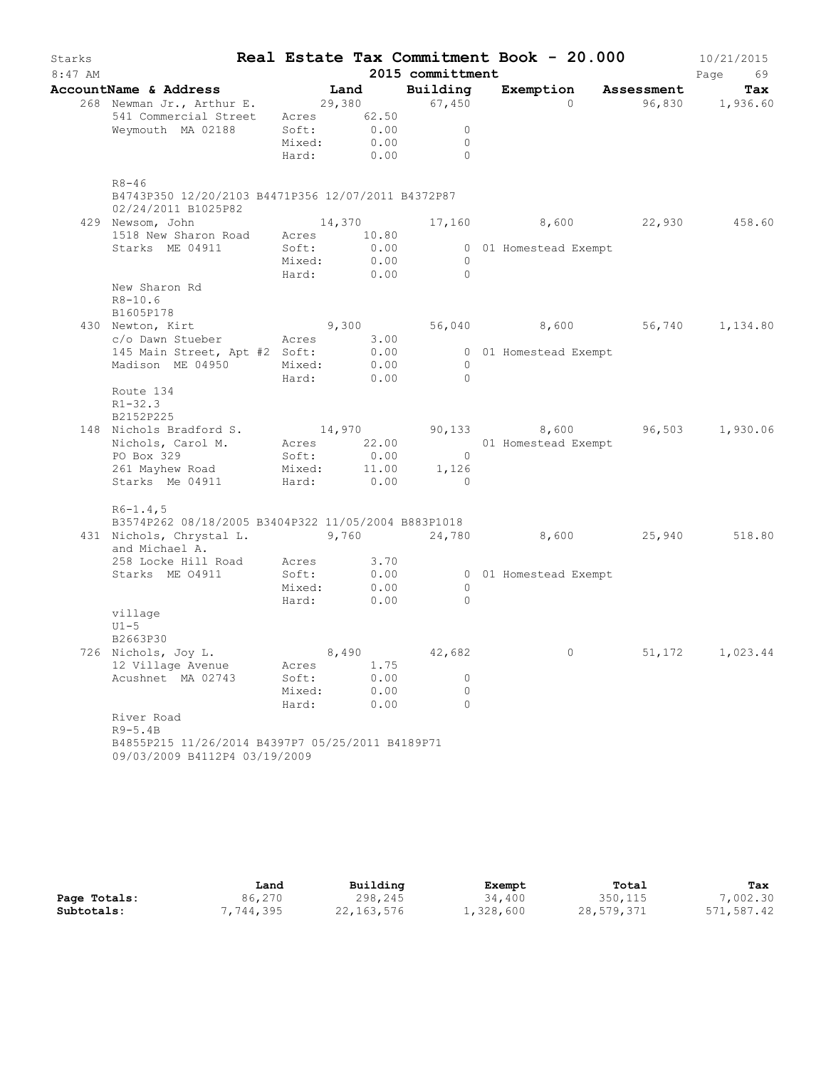# Real Estate Tax Commitment Book - 20.000

Starks — 2015 committment — 10/21/2015 — 8:47 AM

| AccountName & Address | Land | Building | Exemption | Assessment | Tax |
|---|---|---|---|---|---|
| 268 Newman Jr., Arthur E. | 29,380 | 67,450 | 0 | 96,830 | 1,936.60 |
| 541 Commercial Street | Acres 62.50 | | | | |
| Weymouth MA 02188 | Soft: 0.00 | 0 | | | |
| | Mixed: 0.00 | 0 | | | |
| | Hard: 0.00 | 0 | | | |
| R8-46 | | | | | |
| B4743P350 12/20/2103 B4471P356 12/07/2011 B4372P87 02/24/2011 B1025P82 | | | | | |
| 429 Newsom, John | 14,370 | 17,160 | 8,600 | 22,930 | 458.60 |
| 1518 New Sharon Road | Acres 10.80 | | | | |
| Starks ME 04911 | Soft: 0.00 | 0 | 01 Homestead Exempt | | |
| | Mixed: 0.00 | 0 | | | |
| | Hard: 0.00 | 0 | | | |
| New Sharon Rd | | | | | |
| R8-10.6 | | | | | |
| B1605P178 | | | | | |
| 430 Newton, Kirt | 9,300 | 56,040 | 8,600 | 56,740 | 1,134.80 |
| c/o Dawn Stueber | Acres 3.00 | | | | |
| 145 Main Street, Apt #2 | Soft: 0.00 | 0 | 01 Homestead Exempt | | |
| Madison ME 04950 | Mixed: 0.00 | 0 | | | |
| | Hard: 0.00 | 0 | | | |
| Route 134 | | | | | |
| R1-32.3 | | | | | |
| B2152P225 | | | | | |
| 148 Nichols Bradford S. | 14,970 | 90,133 | 8,600 | 96,503 | 1,930.06 |
| Nichols, Carol M. | Acres 22.00 | | 01 Homestead Exempt | | |
| PO Box 329 | Soft: 0.00 | 0 | | | |
| 261 Mayhew Road | Mixed: 11.00 | 1,126 | | | |
| Starks Me 04911 | Hard: 0.00 | 0 | | | |
| R6-1.4,5 | | | | | |
| B3574P262 08/18/2005 B3404P322 11/05/2004 B883P1018 | | | | | |
| 431 Nichols, Chrystal L. and Michael A. | 9,760 | 24,780 | 8,600 | 25,940 | 518.80 |
| 258 Locke Hill Road | Acres 3.70 | | | | |
| Starks ME 04911 | Soft: 0.00 | 0 | 01 Homestead Exempt | | |
| | Mixed: 0.00 | 0 | | | |
| | Hard: 0.00 | 0 | | | |
| village | | | | | |
| U1-5 | | | | | |
| B2663P30 | | | | | |
| 726 Nichols, Joy L. | 8,490 | 42,682 | 0 | 51,172 | 1,023.44 |
| 12 Village Avenue | Acres 1.75 | | | | |
| Acushnet MA 02743 | Soft: 0.00 | 0 | | | |
| | Mixed: 0.00 | 0 | | | |
| | Hard: 0.00 | 0 | | | |
| River Road | | | | | |
| R9-5.4B | | | | | |
| B4855P215 11/26/2014 B4397P7 05/25/2011 B4189P71 09/03/2009 B4112P4 03/19/2009 | | | | | |

| | Land | Building | Exempt | Total | Tax |
|---|---|---|---|---|---|
| **Page Totals:** | 86,270 | 298,245 | 34,400 | 350,115 | 7,002.30 |
| **Subtotals:** | 7,744,395 | 22,163,576 | 1,328,600 | 28,579,371 | 571,587.42 |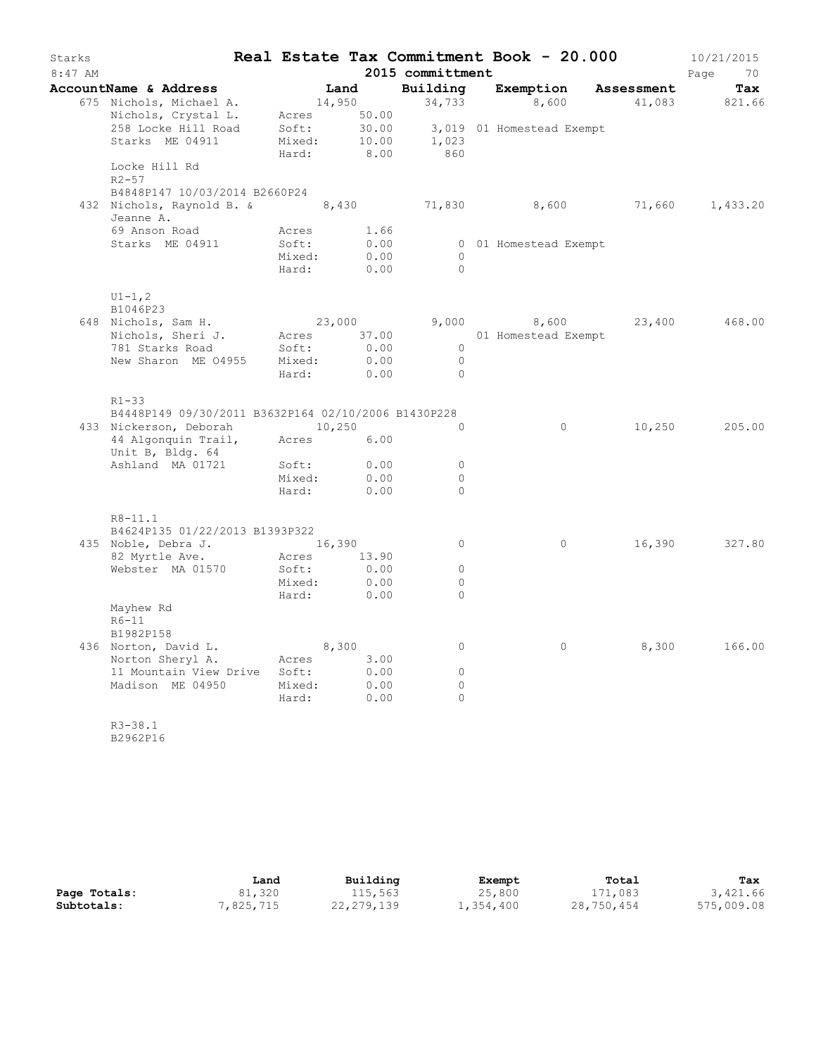# Real Estate Tax Commitment Book - 20.000

Starks 8:47 AM — 2015 committment — 10/21/2015

| AccountName & Address | Land | Building | Exemption | Assessment | Tax |
|---|---|---|---|---|---|
| 675 Nichols, Michael A. | 14,950 | 34,733 | 8,600 | 41,083 | 821.66 |
| Nichols, Crystal L. | Acres 50.00 | | | | |
| 258 Locke Hill Road | Soft: 30.00 | 3,019 | 01 Homestead Exempt | | |
| Starks ME 04911 | Mixed: 10.00 | 1,023 | | | |
| | Hard: 8.00 | 860 | | | |
| Locke Hill Rd | | | | | |
| R2-57 | | | | | |
| B4848P147 10/03/2014 B2660P24 | | | | | |
| 432 Nichols, Raynold B. & Jeanne A. | 8,430 | 71,830 | 8,600 | 71,660 | 1,433.20 |
| 69 Anson Road | Acres 1.66 | | | | |
| Starks ME 04911 | Soft: 0.00 | 0 | 01 Homestead Exempt | | |
| | Mixed: 0.00 | 0 | | | |
| | Hard: 0.00 | 0 | | | |
| U1-1,2 | | | | | |
| B1046P23 | | | | | |
| 648 Nichols, Sam H. | 23,000 | 9,000 | 8,600 | 23,400 | 468.00 |
| Nichols, Sheri J. | Acres 37.00 | | 01 Homestead Exempt | | |
| 781 Starks Road | Soft: 0.00 | 0 | | | |
| New Sharon ME 04955 | Mixed: 0.00 | 0 | | | |
| | Hard: 0.00 | 0 | | | |
| R1-33 | | | | | |
| B4448P149 09/30/2011 B3632P164 02/10/2006 B1430P228 | | | | | |
| 433 Nickerson, Deborah | 10,250 | 0 | 0 | 10,250 | 205.00 |
| 44 Algonquin Trail, Unit B, Bldg. 64 | Acres 6.00 | | | | |
| Ashland MA 01721 | Soft: 0.00 | 0 | | | |
| | Mixed: 0.00 | 0 | | | |
| | Hard: 0.00 | 0 | | | |
| R8-11.1 | | | | | |
| B4624P135 01/22/2013 B1393P322 | | | | | |
| 435 Noble, Debra J. | 16,390 | 0 | 0 | 16,390 | 327.80 |
| 82 Myrtle Ave. | Acres 13.90 | | | | |
| Webster MA 01570 | Soft: 0.00 | 0 | | | |
| | Mixed: 0.00 | 0 | | | |
| | Hard: 0.00 | 0 | | | |
| Mayhew Rd | | | | | |
| R6-11 | | | | | |
| B1982P158 | | | | | |
| 436 Norton, David L. | 8,300 | 0 | 0 | 8,300 | 166.00 |
| Norton Sheryl A. | Acres 3.00 | | | | |
| 11 Mountain View Drive | Soft: 0.00 | 0 | | | |
| Madison ME 04950 | Mixed: 0.00 | 0 | | | |
| | Hard: 0.00 | 0 | | | |
| R3-38.1 | | | | | |
| B2962P16 | | | | | |

| | Land | Building | Exempt | Total | Tax |
|---|---|---|---|---|---|
| Page Totals: | 81,320 | 115,563 | 25,800 | 171,083 | 3,421.66 |
| Subtotals: | 7,825,715 | 22,279,139 | 1,354,400 | 28,750,454 | 575,009.08 |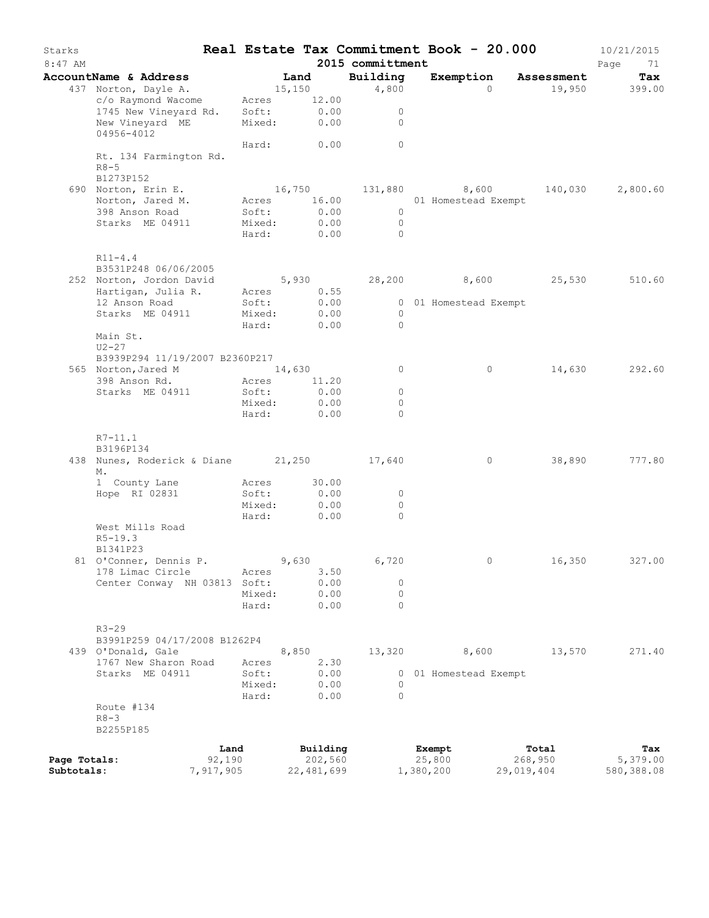# Starks — Real Estate Tax Commitment Book - 20.000

8:47 AM — 2015 committment — 10/21/2015

| AccountName & Address | Land | Building | Exemption | Assessment | Tax |
|---|---|---|---|---|---|
| 437 Norton, Dayle A. | 15,150 | 4,800 | 0 | 19,950 | 399.00 |
| c/o Raymond Wacome | Acres 12.00 | | | | |
| 1745 New Vineyard Rd. | Soft: 0.00 | 0 | | | |
| New Vineyard ME 04956-4012 | Mixed: 0.00 | 0 | | | |
| | Hard: 0.00 | 0 | | | |
| Rt. 134 Farmington Rd. | | | | | |
| R8-5 | | | | | |
| B1273P152 | | | | | |
| 690 Norton, Erin E. | 16,750 | 131,880 | 8,600 | 140,030 | 2,800.60 |
| Norton, Jared M. | Acres 16.00 | | 01 Homestead Exempt | | |
| 398 Anson Road | Soft: 0.00 | 0 | | | |
| Starks ME 04911 | Mixed: 0.00 | 0 | | | |
| | Hard: 0.00 | 0 | | | |
| R11-4.4 | | | | | |
| B3531P248 06/06/2005 | | | | | |
| 252 Norton, Jordon David | 5,930 | 28,200 | 8,600 | 25,530 | 510.60 |
| Hartigan, Julia R. | Acres 0.55 | | | | |
| 12 Anson Road | Soft: 0.00 | 0 | 01 Homestead Exempt | | |
| Starks ME 04911 | Mixed: 0.00 | 0 | | | |
| | Hard: 0.00 | 0 | | | |
| Main St. | | | | | |
| U2-27 | | | | | |
| B3939P294 11/19/2007 B2360P217 | | | | | |
| 565 Norton,Jared M | 14,630 | 0 | 0 | 14,630 | 292.60 |
| 398 Anson Rd. | Acres 11.20 | | | | |
| Starks ME 04911 | Soft: 0.00 | 0 | | | |
| | Mixed: 0.00 | 0 | | | |
| | Hard: 0.00 | 0 | | | |
| R7-11.1 | | | | | |
| B3196P134 | | | | | |
| 438 Nunes, Roderick & Diane M. | 21,250 | 17,640 | 0 | 38,890 | 777.80 |
| 1 County Lane | Acres 30.00 | | | | |
| Hope RI 02831 | Soft: 0.00 | 0 | | | |
| | Mixed: 0.00 | 0 | | | |
| | Hard: 0.00 | 0 | | | |
| West Mills Road | | | | | |
| R5-19.3 | | | | | |
| B1341P23 | | | | | |
| 81 O'Conner, Dennis P. | 9,630 | 6,720 | 0 | 16,350 | 327.00 |
| 178 Limac Circle | Acres 3.50 | | | | |
| Center Conway NH 03813 | Soft: 0.00 | 0 | | | |
| | Mixed: 0.00 | 0 | | | |
| | Hard: 0.00 | 0 | | | |
| R3-29 | | | | | |
| B3991P259 04/17/2008 B1262P4 | | | | | |
| 439 O'Donald, Gale | 8,850 | 13,320 | 8,600 | 13,570 | 271.40 |
| 1767 New Sharon Road | Acres 2.30 | | | | |
| Starks ME 04911 | Soft: 0.00 | 0 | 01 Homestead Exempt | | |
| | Mixed: 0.00 | 0 | | | |
| | Hard: 0.00 | 0 | | | |
| Route #134 | | | | | |
| R8-3 | | | | | |
| B2255P185 | | | | | |

| | Land | Building | Exempt | Total | Tax |
|---|---|---|---|---|---|
| Page Totals: | 92,190 | 202,560 | 25,800 | 268,950 | 5,379.00 |
| Subtotals: | 7,917,905 | 22,481,699 | 1,380,200 | 29,019,404 | 580,388.08 |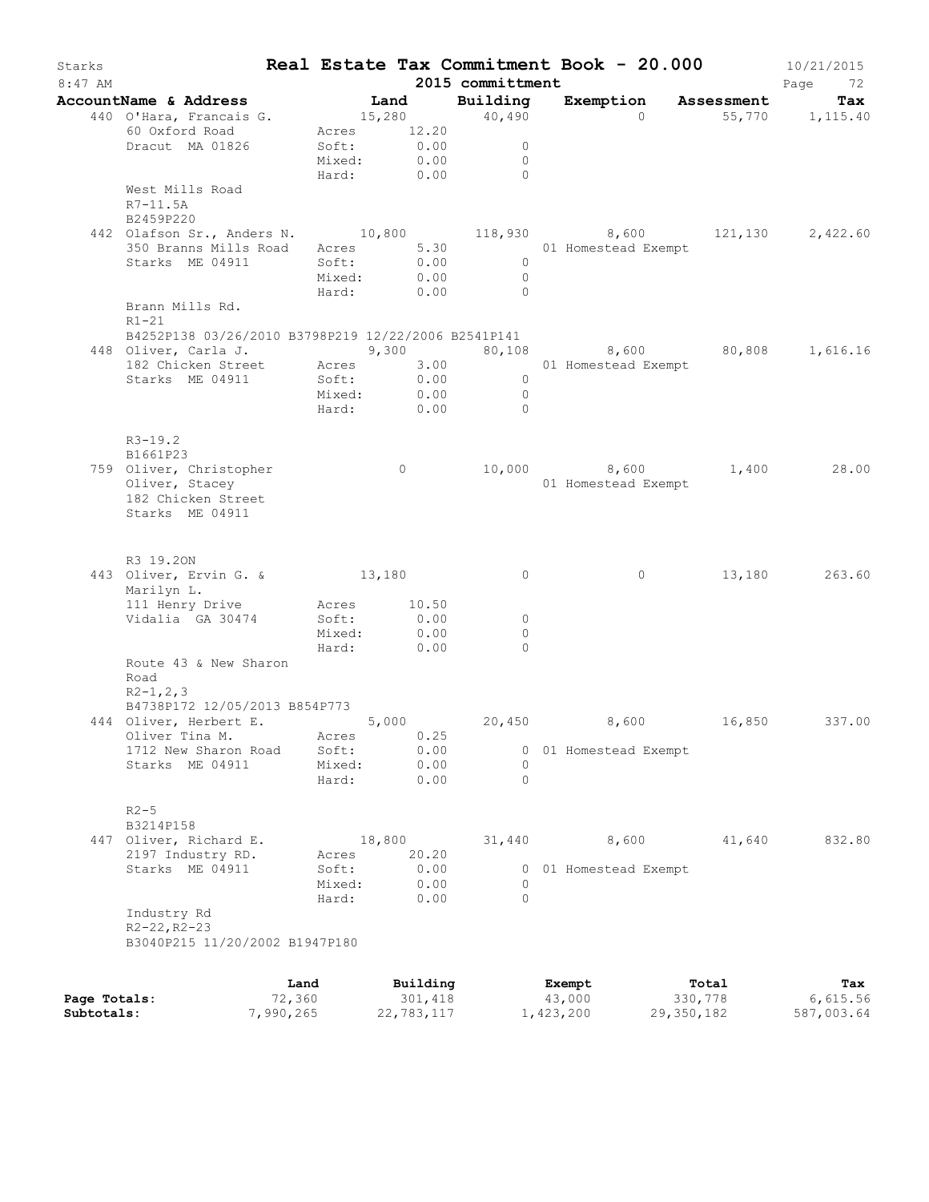Starks  **Real Estate Tax Commitment Book - 20.000**  10/21/2015
8:47 AM  **2015 committment**

| AccountName & Address | Land | Building | Exemption | Assessment | Tax |
|---|---|---|---|---|---|
| 440 O'Hara, Francais G. | 15,280 | 40,490 | 0 | 55,770 | 1,115.40 |
| 60 Oxford Road | Acres 12.20 | | | | |
| Dracut MA 01826 | Soft: 0.00 | 0 | | | |
| | Mixed: 0.00 | 0 | | | |
| | Hard: 0.00 | 0 | | | |
| West Mills Road | | | | | |
| R7-11.5A | | | | | |
| B2459P220 | | | | | |
| 442 Olafson Sr., Anders N. | 10,800 | 118,930 | 8,600 | 121,130 | 2,422.60 |
| 350 Branns Mills Road | Acres 5.30 | | 01 Homestead Exempt | | |
| Starks ME 04911 | Soft: 0.00 | 0 | | | |
| | Mixed: 0.00 | 0 | | | |
| | Hard: 0.00 | 0 | | | |
| Brann Mills Rd. | | | | | |
| R1-21 | | | | | |
| B4252P138 03/26/2010 B3798P219 12/22/2006 B2541P141 | | | | | |
| 448 Oliver, Carla J. | 9,300 | 80,108 | 8,600 | 80,808 | 1,616.16 |
| 182 Chicken Street | Acres 3.00 | | 01 Homestead Exempt | | |
| Starks ME 04911 | Soft: 0.00 | 0 | | | |
| | Mixed: 0.00 | 0 | | | |
| | Hard: 0.00 | 0 | | | |
| R3-19.2 | | | | | |
| B1661P23 | | | | | |
| 759 Oliver, Christopher | 0 | 10,000 | 8,600 | 1,400 | 28.00 |
| Oliver, Stacey | | | 01 Homestead Exempt | | |
| 182 Chicken Street | | | | | |
| Starks ME 04911 | | | | | |
| R3 19.2ON | | | | | |
| 443 Oliver, Ervin G. & Marilyn L. | 13,180 | 0 | 0 | 13,180 | 263.60 |
| 111 Henry Drive | Acres 10.50 | | | | |
| Vidalia GA 30474 | Soft: 0.00 | 0 | | | |
| | Mixed: 0.00 | 0 | | | |
| | Hard: 0.00 | 0 | | | |
| Route 43 & New Sharon Road | | | | | |
| R2-1,2,3 | | | | | |
| B4738P172 12/05/2013 B854P773 | | | | | |
| 444 Oliver, Herbert E. | 5,000 | 20,450 | 8,600 | 16,850 | 337.00 |
| Oliver Tina M. | Acres 0.25 | | | | |
| 1712 New Sharon Road | Soft: 0.00 | 0 | 01 Homestead Exempt | | |
| Starks ME 04911 | Mixed: 0.00 | 0 | | | |
| | Hard: 0.00 | 0 | | | |
| R2-5 | | | | | |
| B3214P158 | | | | | |
| 447 Oliver, Richard E. | 18,800 | 31,440 | 8,600 | 41,640 | 832.80 |
| 2197 Industry RD. | Acres 20.20 | | | | |
| Starks ME 04911 | Soft: 0.00 | 0 | 01 Homestead Exempt | | |
| | Mixed: 0.00 | 0 | | | |
| | Hard: 0.00 | 0 | | | |
| Industry Rd | | | | | |
| R2-22,R2-23 | | | | | |
| B3040P215 11/20/2002 B1947P180 | | | | | |

| | Land | Building | Exempt | Total | Tax |
|---|---|---|---|---|---|
| **Page Totals:** | 72,360 | 301,418 | 43,000 | 330,778 | 6,615.56 |
| **Subtotals:** | 7,990,265 | 22,783,117 | 1,423,200 | 29,350,182 | 587,003.64 |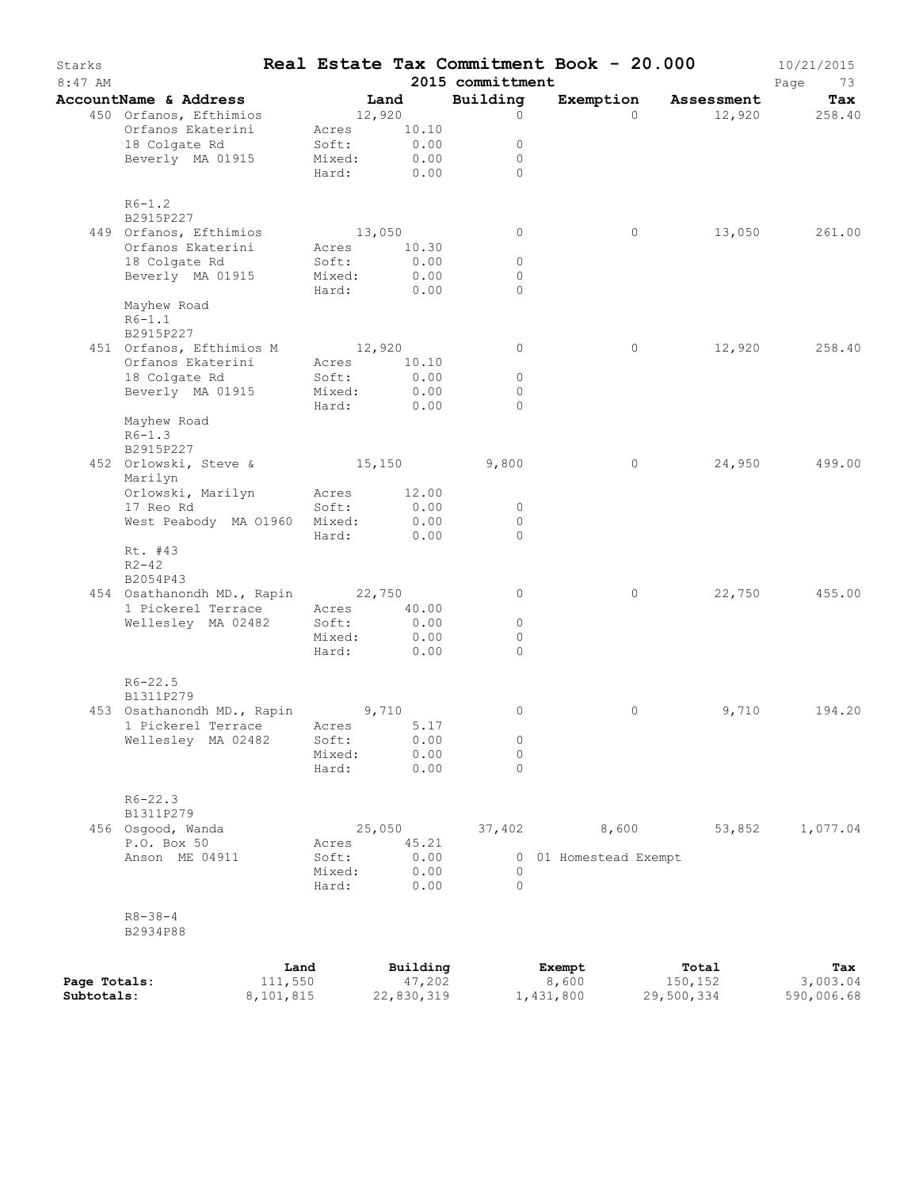# Starks — Real Estate Tax Commitment Book - 20.000

8:47 AM — 2015 committment — 10/21/2015

| AccountName & Address | Land | Building | Exemption | Assessment | Tax |
|---|---|---|---|---|---|
| 450 Orfanos, Efthimios | 12,920 | 0 | 0 | 12,920 | 258.40 |
| Orfanos Ekaterini | Acres 10.10 | | | | |
| 18 Colgate Rd | Soft: 0.00 | 0 | | | |
| Beverly MA 01915 | Mixed: 0.00 | 0 | | | |
| | Hard: 0.00 | 0 | | | |
| R6-1.2 | | | | | |
| B2915P227 | | | | | |
| 449 Orfanos, Efthimios | 13,050 | 0 | 0 | 13,050 | 261.00 |
| Orfanos Ekaterini | Acres 10.30 | | | | |
| 18 Colgate Rd | Soft: 0.00 | 0 | | | |
| Beverly MA 01915 | Mixed: 0.00 | 0 | | | |
| | Hard: 0.00 | 0 | | | |
| Mayhew Road | | | | | |
| R6-1.1 | | | | | |
| B2915P227 | | | | | |
| 451 Orfanos, Efthimios M | 12,920 | 0 | 0 | 12,920 | 258.40 |
| Orfanos Ekaterini | Acres 10.10 | | | | |
| 18 Colgate Rd | Soft: 0.00 | 0 | | | |
| Beverly MA 01915 | Mixed: 0.00 | 0 | | | |
| | Hard: 0.00 | 0 | | | |
| Mayhew Road | | | | | |
| R6-1.3 | | | | | |
| B2915P227 | | | | | |
| 452 Orlowski, Steve & Marilyn | 15,150 | 9,800 | 0 | 24,950 | 499.00 |
| Orlowski, Marilyn | Acres 12.00 | | | | |
| 17 Reo Rd | Soft: 0.00 | 0 | | | |
| West Peabody MA 01960 | Mixed: 0.00 | 0 | | | |
| | Hard: 0.00 | 0 | | | |
| Rt. #43 | | | | | |
| R2-42 | | | | | |
| B2054P43 | | | | | |
| 454 Osathanondh MD., Rapin | 22,750 | 0 | 0 | 22,750 | 455.00 |
| 1 Pickerel Terrace | Acres 40.00 | | | | |
| Wellesley MA 02482 | Soft: 0.00 | 0 | | | |
| | Mixed: 0.00 | 0 | | | |
| | Hard: 0.00 | 0 | | | |
| R6-22.5 | | | | | |
| B1311P279 | | | | | |
| 453 Osathanondh MD., Rapin | 9,710 | 0 | 0 | 9,710 | 194.20 |
| 1 Pickerel Terrace | Acres 5.17 | | | | |
| Wellesley MA 02482 | Soft: 0.00 | 0 | | | |
| | Mixed: 0.00 | 0 | | | |
| | Hard: 0.00 | 0 | | | |
| R6-22.3 | | | | | |
| B1311P279 | | | | | |
| 456 Osgood, Wanda | 25,050 | 37,402 | 8,600 | 53,852 | 1,077.04 |
| P.O. Box 50 | Acres 45.21 | | | | |
| Anson ME 04911 | Soft: 0.00 | 0 | 01 Homestead Exempt | | |
| | Mixed: 0.00 | 0 | | | |
| | Hard: 0.00 | 0 | | | |
| R8-38-4 | | | | | |
| B2934P88 | | | | | |

| | Land | Building | Exempt | Total | Tax |
|---|---|---|---|---|---|
| Page Totals: | 111,550 | 47,202 | 8,600 | 150,152 | 3,003.04 |
| Subtotals: | 8,101,815 | 22,830,319 | 1,431,800 | 29,500,334 | 590,006.68 |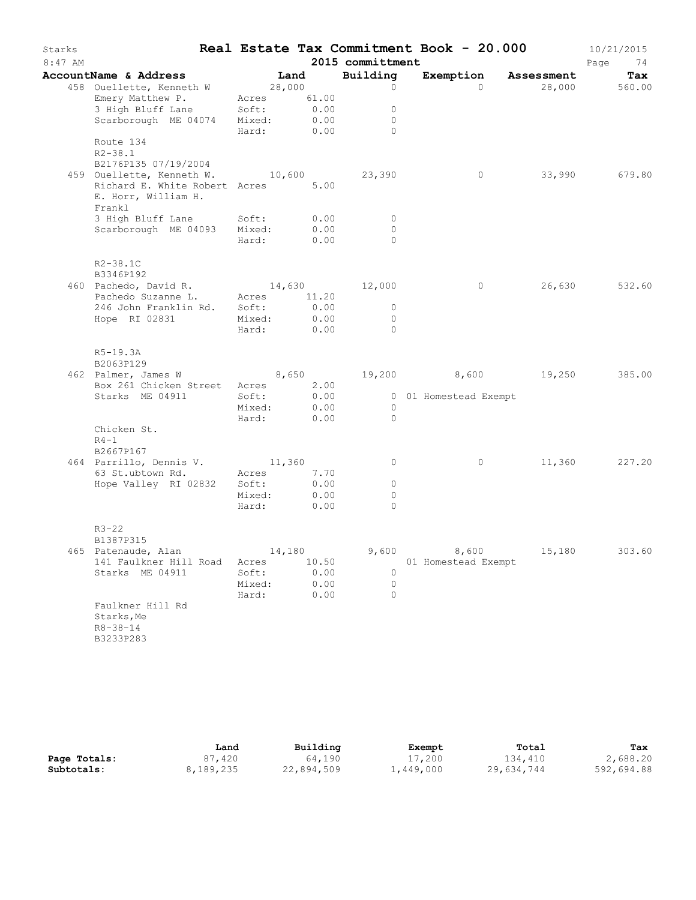# Real Estate Tax Commitment Book - 20.000

Starks
8:47 AM

2015 committment

10/21/2015

| AccountName & Address | Land | | Building | Exemption | Assessment | Tax |
|---|---|---|---|---|---|---|
| 458 Ouellette, Kenneth W | 28,000 | | 0 | 0 | 28,000 | 560.00 |
| Emery Matthew P. | Acres | 61.00 | | | | |
| 3 High Bluff Lane | Soft: | 0.00 | 0 | | | |
| Scarborough ME 04074 | Mixed: | 0.00 | 0 | | | |
| | Hard: | 0.00 | 0 | | | |
| Route 134 | | | | | | |
| R2-38.1 | | | | | | |
| B2176P135 07/19/2004 | | | | | | |
| 459 Ouellette, Kenneth W. | 10,600 | | 23,390 | 0 | 33,990 | 679.80 |
| Richard E. White Robert E. Horr, William H. Frankl | Acres | 5.00 | | | | |
| 3 High Bluff Lane | Soft: | 0.00 | 0 | | | |
| Scarborough ME 04093 | Mixed: | 0.00 | 0 | | | |
| | Hard: | 0.00 | 0 | | | |
| R2-38.1C | | | | | | |
| B3346P192 | | | | | | |
| 460 Pachedo, David R. | 14,630 | | 12,000 | 0 | 26,630 | 532.60 |
| Pachedo Suzanne L. | Acres | 11.20 | | | | |
| 246 John Franklin Rd. | Soft: | 0.00 | 0 | | | |
| Hope RI 02831 | Mixed: | 0.00 | 0 | | | |
| | Hard: | 0.00 | 0 | | | |
| R5-19.3A | | | | | | |
| B2063P129 | | | | | | |
| 462 Palmer, James W | 8,650 | | 19,200 | 8,600 | 19,250 | 385.00 |
| Box 261 Chicken Street | Acres | 2.00 | | | | |
| Starks ME 04911 | Soft: | 0.00 | 0 | 01 Homestead Exempt | | |
| | Mixed: | 0.00 | 0 | | | |
| | Hard: | 0.00 | 0 | | | |
| Chicken St. | | | | | | |
| R4-1 | | | | | | |
| B2667P167 | | | | | | |
| 464 Parrillo, Dennis V. | 11,360 | | 0 | 0 | 11,360 | 227.20 |
| 63 St.ubtown Rd. | Acres | 7.70 | | | | |
| Hope Valley RI 02832 | Soft: | 0.00 | 0 | | | |
| | Mixed: | 0.00 | 0 | | | |
| | Hard: | 0.00 | 0 | | | |
| R3-22 | | | | | | |
| B1387P315 | | | | | | |
| 465 Patenaude, Alan | 14,180 | | 9,600 | 8,600 | 15,180 | 303.60 |
| 141 Faulkner Hill Road | Acres | 10.50 | | 01 Homestead Exempt | | |
| Starks ME 04911 | Soft: | 0.00 | 0 | | | |
| | Mixed: | 0.00 | 0 | | | |
| | Hard: | 0.00 | 0 | | | |
| Faulkner Hill Rd | | | | | | |
| Starks,Me | | | | | | |
| R8-38-14 | | | | | | |
| B3233P283 | | | | | | |

| | Land | Building | Exempt | Total | Tax |
|---|---|---|---|---|---|
| **Page Totals:** | 87,420 | 64,190 | 17,200 | 134,410 | 2,688.20 |
| **Subtotals:** | 8,189,235 | 22,894,509 | 1,449,000 | 29,634,744 | 592,694.88 |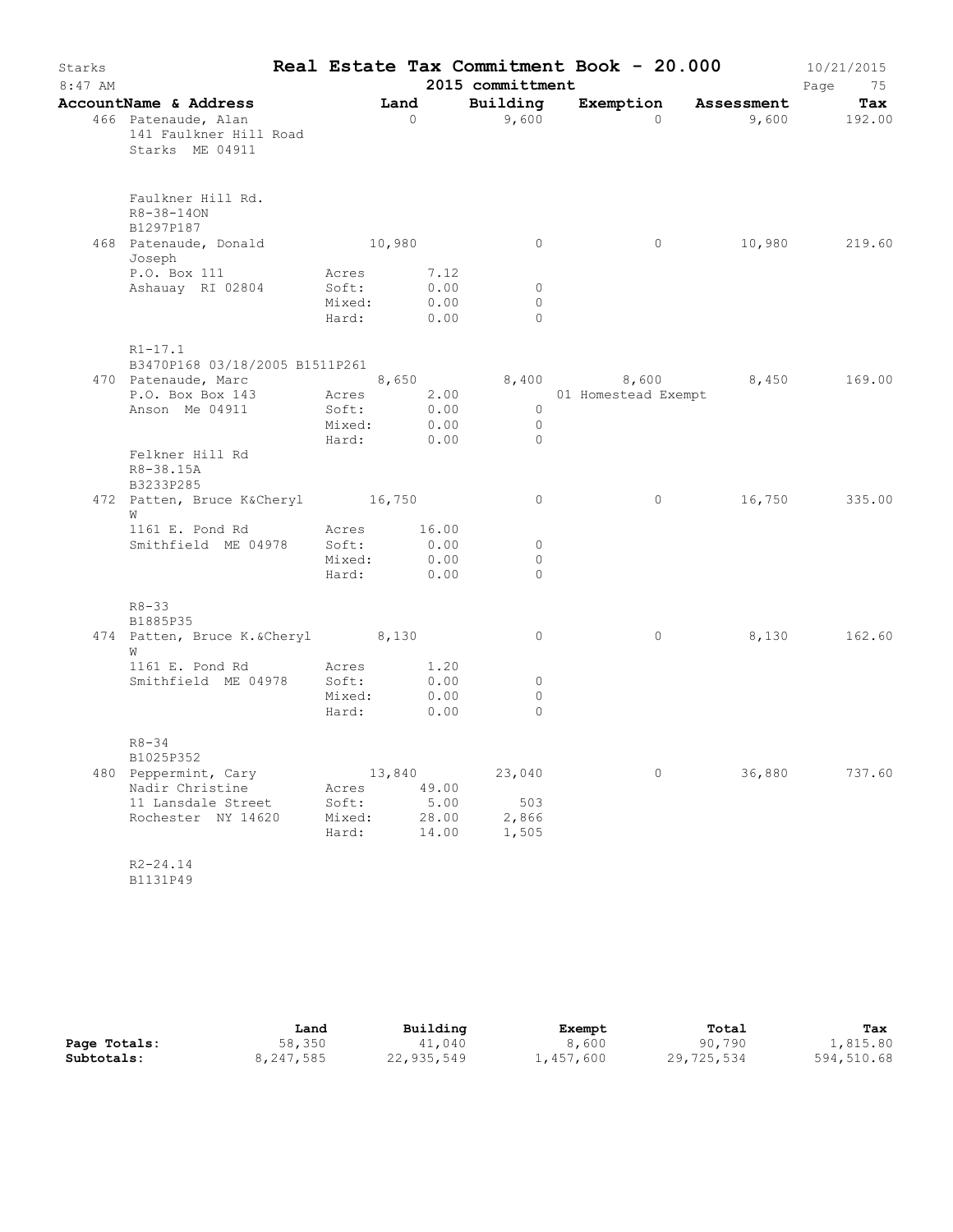# Starks — Real Estate Tax Commitment Book - 20.000

8:47 AM — 2015 committment — 10/21/2015

| AccountName & Address | Land | | Building | Exemption | Assessment | Tax |
|---|---|---|---|---|---|---|
| 466 Patenaude, Alan | 0 | | 9,600 | 0 | 9,600 | 192.00 |
| 141 Faulkner Hill Road | | | | | | |
| Starks ME 04911 | | | | | | |
| Faulkner Hill Rd. | | | | | | |
| R8-38-14ON | | | | | | |
| B1297P187 | | | | | | |
| 468 Patenaude, Donald Joseph | 10,980 | | 0 | 0 | 10,980 | 219.60 |
| P.O. Box 111 | Acres | 7.12 | | | | |
| Ashauay RI 02804 | Soft: | 0.00 | 0 | | | |
| | Mixed: | 0.00 | 0 | | | |
| | Hard: | 0.00 | 0 | | | |
| R1-17.1 | | | | | | |
| B3470P168 03/18/2005 B1511P261 | | | | | | |
| 470 Patenaude, Marc | 8,650 | | 8,400 | 8,600 | 8,450 | 169.00 |
| P.O. Box Box 143 | Acres | 2.00 | | 01 Homestead Exempt | | |
| Anson Me 04911 | Soft: | 0.00 | 0 | | | |
| | Mixed: | 0.00 | 0 | | | |
| | Hard: | 0.00 | 0 | | | |
| Felkner Hill Rd | | | | | | |
| R8-38.15A | | | | | | |
| B3233P285 | | | | | | |
| 472 Patten, Bruce K&Cheryl W | 16,750 | | 0 | 0 | 16,750 | 335.00 |
| 1161 E. Pond Rd | Acres | 16.00 | | | | |
| Smithfield ME 04978 | Soft: | 0.00 | 0 | | | |
| | Mixed: | 0.00 | 0 | | | |
| | Hard: | 0.00 | 0 | | | |
| R8-33 | | | | | | |
| B1885P35 | | | | | | |
| 474 Patten, Bruce K.&Cheryl W | 8,130 | | 0 | 0 | 8,130 | 162.60 |
| 1161 E. Pond Rd | Acres | 1.20 | | | | |
| Smithfield ME 04978 | Soft: | 0.00 | 0 | | | |
| | Mixed: | 0.00 | 0 | | | |
| | Hard: | 0.00 | 0 | | | |
| R8-34 | | | | | | |
| B1025P352 | | | | | | |
| 480 Peppermint, Cary | 13,840 | | 23,040 | 0 | 36,880 | 737.60 |
| Nadir Christine | Acres | 49.00 | | | | |
| 11 Lansdale Street | Soft: | 5.00 | 503 | | | |
| Rochester NY 14620 | Mixed: | 28.00 | 2,866 | | | |
| | Hard: | 14.00 | 1,505 | | | |
| R2-24.14 | | | | | | |
| B1131P49 | | | | | | |

| | Land | Building | Exempt | Total | Tax |
|---|---|---|---|---|---|
| Page Totals: | 58,350 | 41,040 | 8,600 | 90,790 | 1,815.80 |
| Subtotals: | 8,247,585 | 22,935,549 | 1,457,600 | 29,725,534 | 594,510.68 |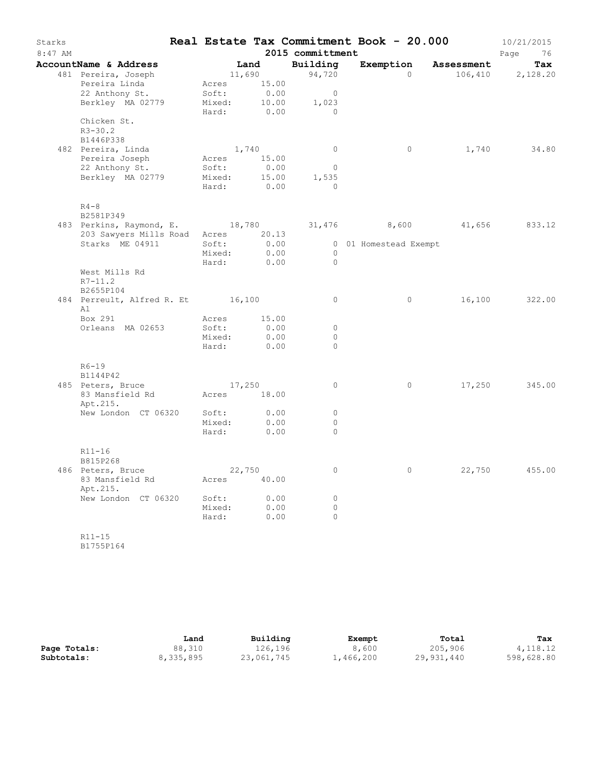# Real Estate Tax Commitment Book - 20.000

Starks — 8:47 AM — 2015 committment — 10/21/2015

| AccountName & Address | Land | Building | Exemption | Assessment | Tax |
|---|---|---|---|---|---|
| 481 Pereira, Joseph<br>Pereira Linda<br>22 Anthony St.<br>Berkley MA 02779<br><br>Chicken St.<br>R3-30.2<br>B1446P338 | 11,690<br>Acres 15.00<br>Soft: 0.00<br>Mixed: 10.00<br>Hard: 0.00 | 94,720<br><br>0<br>1,023<br>0 | 0 | 106,410 | 2,128.20 |
| 482 Pereira, Linda<br>Pereira Joseph<br>22 Anthony St.<br>Berkley MA 02779<br><br>R4-8<br>B2581P349 | 1,740<br>Acres 15.00<br>Soft: 0.00<br>Mixed: 15.00<br>Hard: 0.00 | 0<br><br>0<br>1,535<br>0 | 0 | 1,740 | 34.80 |
| 483 Perkins, Raymond, E.<br>203 Sawyers Mills Road<br>Starks ME 04911<br><br>West Mills Rd<br>R7-11.2<br>B2655P104 | 18,780<br>Acres 20.13<br>Soft: 0.00<br>Mixed: 0.00<br>Hard: 0.00 | 31,476<br><br>0<br>0<br>0 | 8,600<br>01 Homestead Exempt | 41,656 | 833.12 |
| 484 Perreult, Alfred R. Et Al<br>Box 291<br>Orleans MA 02653<br><br>R6-19<br>B1144P42 | 16,100<br>Acres 15.00<br>Soft: 0.00<br>Mixed: 0.00<br>Hard: 0.00 | 0<br><br>0<br>0<br>0 | 0 | 16,100 | 322.00 |
| 485 Peters, Bruce<br>83 Mansfield Rd<br>Apt.215.<br>New London CT 06320<br><br>R11-16<br>B815P268 | 17,250<br>Acres 18.00<br>Soft: 0.00<br>Mixed: 0.00<br>Hard: 0.00 | 0<br><br>0<br>0<br>0 | 0 | 17,250 | 345.00 |
| 486 Peters, Bruce<br>83 Mansfield Rd<br>Apt.215.<br>New London CT 06320<br><br>R11-15<br>B1755P164 | 22,750<br>Acres 40.00<br>Soft: 0.00<br>Mixed: 0.00<br>Hard: 0.00 | 0<br><br>0<br>0<br>0 | 0 | 22,750 | 455.00 |

| | Land | Building | Exempt | Total | Tax |
|---|---|---|---|---|---|
| **Page Totals:** | 88,310 | 126,196 | 8,600 | 205,906 | 4,118.12 |
| **Subtotals:** | 8,335,895 | 23,061,745 | 1,466,200 | 29,931,440 | 598,628.80 |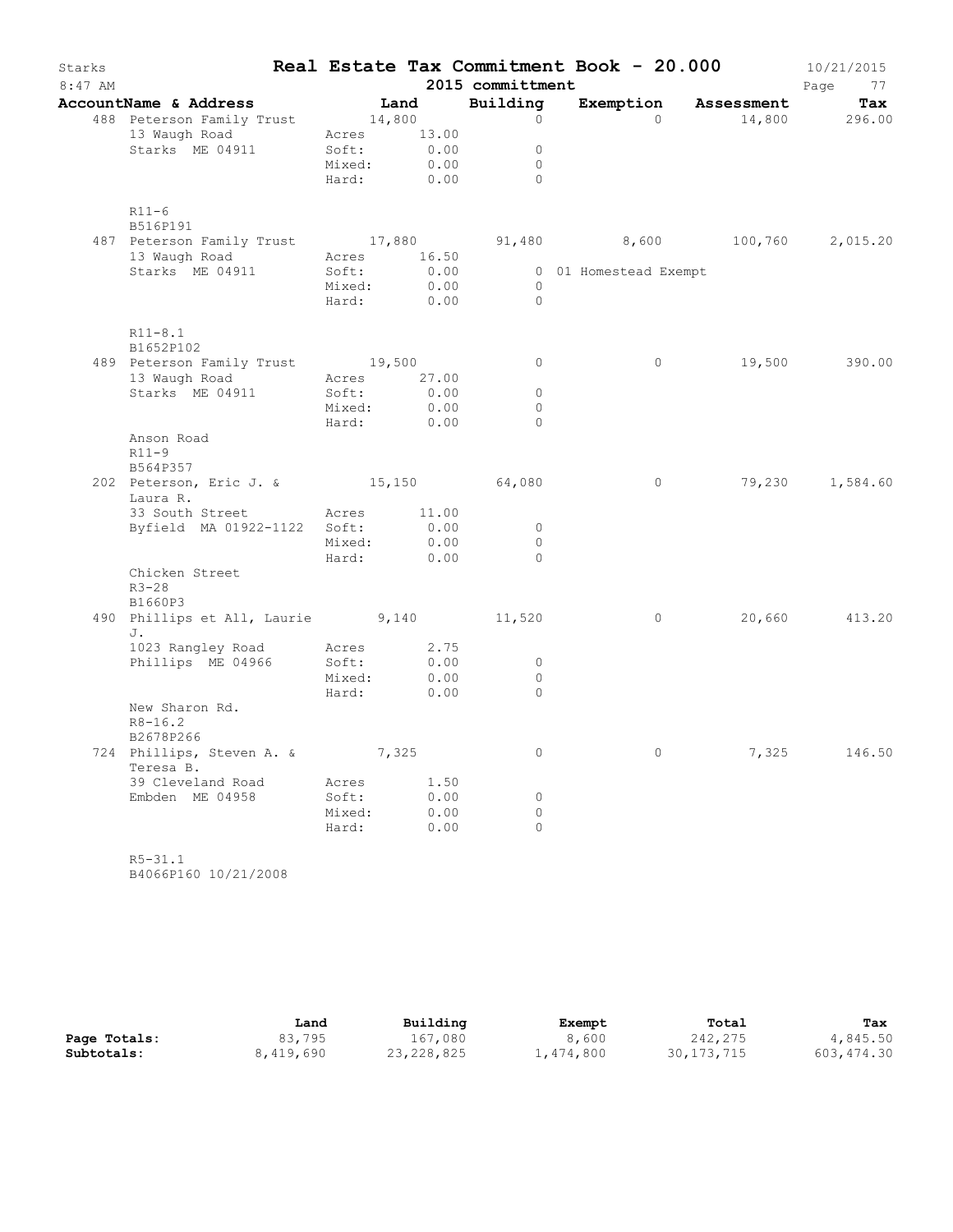Starks **Real Estate Tax Commitment Book - 20.000** 10/21/2015
8:47 AM **2015 committment**

| AccountName & Address | Land | Building | Exemption | Assessment | Tax |
|---|---|---|---|---|---|
| 488 Peterson Family Trust | 14,800 | 0 | 0 | 14,800 | 296.00 |
| 13 Waugh Road | Acres 13.00 | | | | |
| Starks ME 04911 | Soft: 0.00 | 0 | | | |
| | Mixed: 0.00 | 0 | | | |
| | Hard: 0.00 | 0 | | | |
| R11-6 | | | | | |
| B516P191 | | | | | |
| 487 Peterson Family Trust | 17,880 | 91,480 | 8,600 | 100,760 | 2,015.20 |
| 13 Waugh Road | Acres 16.50 | | | | |
| Starks ME 04911 | Soft: 0.00 | 0 | 01 Homestead Exempt | | |
| | Mixed: 0.00 | 0 | | | |
| | Hard: 0.00 | 0 | | | |
| R11-8.1 | | | | | |
| B1652P102 | | | | | |
| 489 Peterson Family Trust | 19,500 | 0 | 0 | 19,500 | 390.00 |
| 13 Waugh Road | Acres 27.00 | | | | |
| Starks ME 04911 | Soft: 0.00 | 0 | | | |
| | Mixed: 0.00 | 0 | | | |
| | Hard: 0.00 | 0 | | | |
| Anson Road | | | | | |
| R11-9 | | | | | |
| B564P357 | | | | | |
| 202 Peterson, Eric J. & Laura R. | 15,150 | 64,080 | 0 | 79,230 | 1,584.60 |
| 33 South Street | Acres 11.00 | | | | |
| Byfield MA 01922-1122 | Soft: 0.00 | 0 | | | |
| | Mixed: 0.00 | 0 | | | |
| | Hard: 0.00 | 0 | | | |
| Chicken Street | | | | | |
| R3-28 | | | | | |
| B1660P3 | | | | | |
| 490 Phillips et All, Laurie J. | 9,140 | 11,520 | 0 | 20,660 | 413.20 |
| 1023 Rangley Road | Acres 2.75 | | | | |
| Phillips ME 04966 | Soft: 0.00 | 0 | | | |
| | Mixed: 0.00 | 0 | | | |
| | Hard: 0.00 | 0 | | | |
| New Sharon Rd. | | | | | |
| R8-16.2 | | | | | |
| B2678P266 | | | | | |
| 724 Phillips, Steven A. & Teresa B. | 7,325 | 0 | 0 | 7,325 | 146.50 |
| 39 Cleveland Road | Acres 1.50 | | | | |
| Embden ME 04958 | Soft: 0.00 | 0 | | | |
| | Mixed: 0.00 | 0 | | | |
| | Hard: 0.00 | 0 | | | |
| R5-31.1 | | | | | |
| B4066P160 10/21/2008 | | | | | |

| | Land | Building | Exempt | Total | Tax |
|---|---|---|---|---|---|
| **Page Totals:** | 83,795 | 167,080 | 8,600 | 242,275 | 4,845.50 |
| **Subtotals:** | 8,419,690 | 23,228,825 | 1,474,800 | 30,173,715 | 603,474.30 |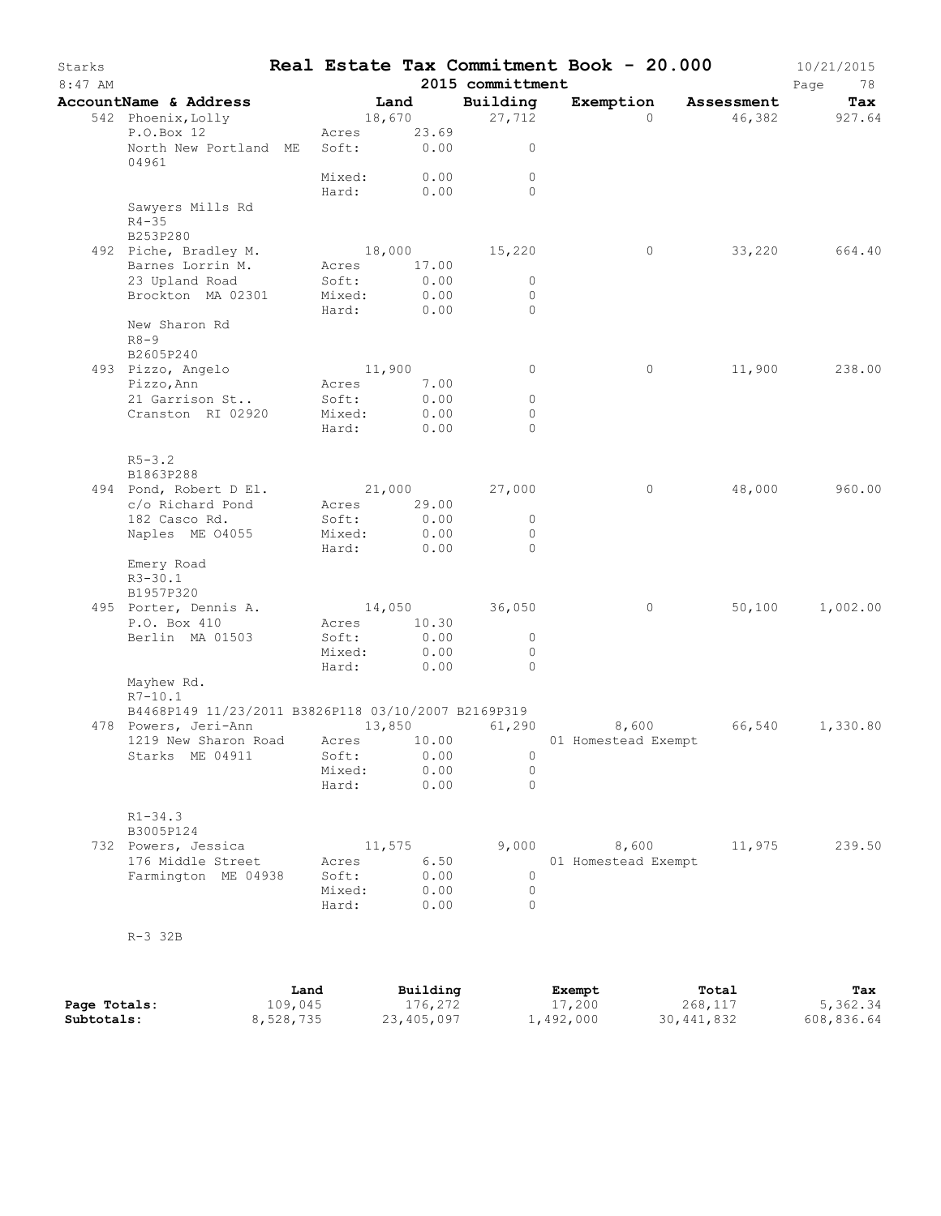Starks — **Real Estate Tax Commitment Book - 20.000** — 10/21/2015

8:47 AM — **2015 committment**

| AccountName & Address | Land | Building | Exemption | Assessment | Tax |
|---|---|---|---|---|---|
| 542 Phoenix,Lolly | 18,670 | 27,712 | 0 | 46,382 | 927.64 |
| P.O.Box 12 | Acres 23.69 | | | | |
| North New Portland ME 04961 | Soft: 0.00 | 0 | | | |
| | Mixed: 0.00 | 0 | | | |
| | Hard: 0.00 | 0 | | | |
| Sawyers Mills Rd | | | | | |
| R4-35 | | | | | |
| B253P280 | | | | | |
| 492 Piche, Bradley M. | 18,000 | 15,220 | 0 | 33,220 | 664.40 |
| Barnes Lorrin M. | Acres 17.00 | | | | |
| 23 Upland Road | Soft: 0.00 | 0 | | | |
| Brockton MA 02301 | Mixed: 0.00 | 0 | | | |
| | Hard: 0.00 | 0 | | | |
| New Sharon Rd | | | | | |
| R8-9 | | | | | |
| B2605P240 | | | | | |
| 493 Pizzo, Angelo | 11,900 | 0 | 0 | 11,900 | 238.00 |
| Pizzo,Ann | Acres 7.00 | | | | |
| 21 Garrison St.. | Soft: 0.00 | 0 | | | |
| Cranston RI 02920 | Mixed: 0.00 | 0 | | | |
| | Hard: 0.00 | 0 | | | |
| R5-3.2 | | | | | |
| B1863P288 | | | | | |
| 494 Pond, Robert D El. | 21,000 | 27,000 | 0 | 48,000 | 960.00 |
| c/o Richard Pond | Acres 29.00 | | | | |
| 182 Casco Rd. | Soft: 0.00 | 0 | | | |
| Naples ME 04055 | Mixed: 0.00 | 0 | | | |
| | Hard: 0.00 | 0 | | | |
| Emery Road | | | | | |
| R3-30.1 | | | | | |
| B1957P320 | | | | | |
| 495 Porter, Dennis A. | 14,050 | 36,050 | 0 | 50,100 | 1,002.00 |
| P.O. Box 410 | Acres 10.30 | | | | |
| Berlin MA 01503 | Soft: 0.00 | 0 | | | |
| | Mixed: 0.00 | 0 | | | |
| | Hard: 0.00 | 0 | | | |
| Mayhew Rd. | | | | | |
| R7-10.1 | | | | | |
| B4468P149 11/23/2011 B3826P118 03/10/2007 B2169P319 | | | | | |
| 478 Powers, Jeri-Ann | 13,850 | 61,290 | 8,600 | 66,540 | 1,330.80 |
| 1219 New Sharon Road | Acres 10.00 | | 01 Homestead Exempt | | |
| Starks ME 04911 | Soft: 0.00 | 0 | | | |
| | Mixed: 0.00 | 0 | | | |
| | Hard: 0.00 | 0 | | | |
| R1-34.3 | | | | | |
| B3005P124 | | | | | |
| 732 Powers, Jessica | 11,575 | 9,000 | 8,600 | 11,975 | 239.50 |
| 176 Middle Street | Acres 6.50 | | 01 Homestead Exempt | | |
| Farmington ME 04938 | Soft: 0.00 | 0 | | | |
| | Mixed: 0.00 | 0 | | | |
| | Hard: 0.00 | 0 | | | |
| R-3 32B | | | | | |

| | Land | Building | Exempt | Total | Tax |
|---|---|---|---|---|---|
| Page Totals: | 109,045 | 176,272 | 17,200 | 268,117 | 5,362.34 |
| Subtotals: | 8,528,735 | 23,405,097 | 1,492,000 | 30,441,832 | 608,836.64 |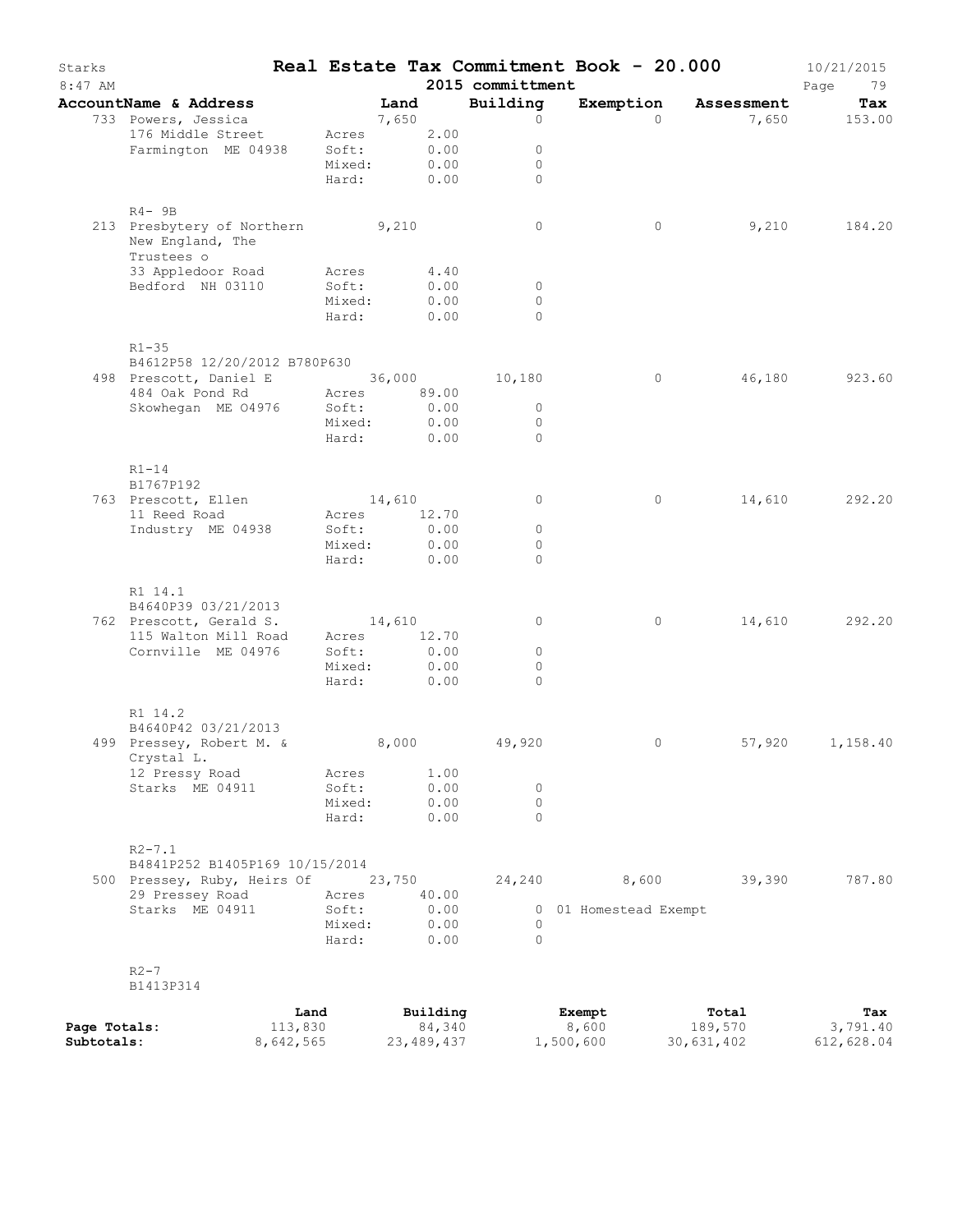Starks **Real Estate Tax Commitment Book - 20.000** 10/21/2015
8:47 AM **2015 committment**

| AccountName & Address | | Land | Building | Exemption | Assessment | Tax |
|---|---|---|---|---|---|---|
| 733 Powers, Jessica | | 7,650 | 0 | 0 | 7,650 | 153.00 |
| 176 Middle Street | Acres | 2.00 | | | | |
| Farmington ME 04938 | Soft: | 0.00 | 0 | | | |
| | Mixed: | 0.00 | 0 | | | |
| | Hard: | 0.00 | 0 | | | |
| R4- 9B | | | | | | |
| 213 Presbytery of Northern New England, The Trustees o | | 9,210 | 0 | 0 | 9,210 | 184.20 |
| 33 Appledoor Road | Acres | 4.40 | | | | |
| Bedford NH 03110 | Soft: | 0.00 | 0 | | | |
| | Mixed: | 0.00 | 0 | | | |
| | Hard: | 0.00 | 0 | | | |
| R1-35 | | | | | | |
| B4612P58 12/20/2012 B780P630 | | | | | | |
| 498 Prescott, Daniel E | | 36,000 | 10,180 | 0 | 46,180 | 923.60 |
| 484 Oak Pond Rd | Acres | 89.00 | | | | |
| Skowhegan ME 04976 | Soft: | 0.00 | 0 | | | |
| | Mixed: | 0.00 | 0 | | | |
| | Hard: | 0.00 | 0 | | | |
| R1-14 | | | | | | |
| B1767P192 | | | | | | |
| 763 Prescott, Ellen | | 14,610 | 0 | 0 | 14,610 | 292.20 |
| 11 Reed Road | Acres | 12.70 | | | | |
| Industry ME 04938 | Soft: | 0.00 | 0 | | | |
| | Mixed: | 0.00 | 0 | | | |
| | Hard: | 0.00 | 0 | | | |
| R1 14.1 | | | | | | |
| B4640P39 03/21/2013 | | | | | | |
| 762 Prescott, Gerald S. | | 14,610 | 0 | 0 | 14,610 | 292.20 |
| 115 Walton Mill Road | Acres | 12.70 | | | | |
| Cornville ME 04976 | Soft: | 0.00 | 0 | | | |
| | Mixed: | 0.00 | 0 | | | |
| | Hard: | 0.00 | 0 | | | |
| R1 14.2 | | | | | | |
| B4640P42 03/21/2013 | | | | | | |
| 499 Pressey, Robert M. & Crystal L. | | 8,000 | 49,920 | 0 | 57,920 | 1,158.40 |
| 12 Pressy Road | Acres | 1.00 | | | | |
| Starks ME 04911 | Soft: | 0.00 | 0 | | | |
| | Mixed: | 0.00 | 0 | | | |
| | Hard: | 0.00 | 0 | | | |
| R2-7.1 | | | | | | |
| B4841P252 B1405P169 10/15/2014 | | | | | | |
| 500 Pressey, Ruby, Heirs Of | | 23,750 | 24,240 | 8,600 | 39,390 | 787.80 |
| 29 Pressey Road | Acres | 40.00 | | | | |
| Starks ME 04911 | Soft: | 0.00 | 0 | 01 Homestead Exempt | | |
| | Mixed: | 0.00 | 0 | | | |
| | Hard: | 0.00 | 0 | | | |
| R2-7 | | | | | | |
| B1413P314 | | | | | | |

| | Land | Building | Exempt | Total | Tax |
|---|---|---|---|---|---|
| **Page Totals:** | 113,830 | 84,340 | 8,600 | 189,570 | 3,791.40 |
| **Subtotals:** | 8,642,565 | 23,489,437 | 1,500,600 | 30,631,402 | 612,628.04 |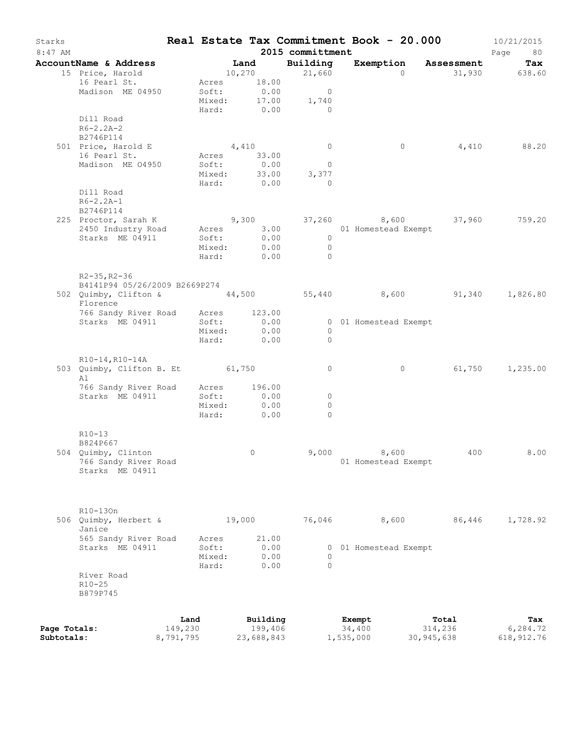Starks | **Real Estate Tax Commitment Book - 20.000** | 10/21/2015
8:47 AM | **2015 committment**

| AccountName & Address | Land | Building | Exemption | Assessment | Tax |
|---|---|---|---|---|---|
| 15 Price, Harold | 10,270 | 21,660 | 0 | 31,930 | 638.60 |
| 16 Pearl St. | Acres 18.00 | | | | |
| Madison ME 04950 | Soft: 0.00 | 0 | | | |
| | Mixed: 17.00 | 1,740 | | | |
| | Hard: 0.00 | 0 | | | |
| Dill Road | | | | | |
| R6-2.2A-2 | | | | | |
| B2746P114 | | | | | |
| 501 Price, Harold E | 4,410 | 0 | 0 | 4,410 | 88.20 |
| 16 Pearl St. | Acres 33.00 | | | | |
| Madison ME 04950 | Soft: 0.00 | 0 | | | |
| | Mixed: 33.00 | 3,377 | | | |
| | Hard: 0.00 | 0 | | | |
| Dill Road | | | | | |
| R6-2.2A-1 | | | | | |
| B2746P114 | | | | | |
| 225 Proctor, Sarah K | 9,300 | 37,260 | 8,600 | 37,960 | 759.20 |
| 2450 Industry Road | Acres 3.00 | | 01 Homestead Exempt | | |
| Starks ME 04911 | Soft: 0.00 | 0 | | | |
| | Mixed: 0.00 | 0 | | | |
| | Hard: 0.00 | 0 | | | |
| R2-35,R2-36 | | | | | |
| B4141P94 05/26/2009 B2669P274 | | | | | |
| 502 Quimby, Clifton & Florence | 44,500 | 55,440 | 8,600 | 91,340 | 1,826.80 |
| 766 Sandy River Road | Acres 123.00 | | | | |
| Starks ME 04911 | Soft: 0.00 | 0 | 01 Homestead Exempt | | |
| | Mixed: 0.00 | 0 | | | |
| | Hard: 0.00 | 0 | | | |
| R10-14,R10-14A | | | | | |
| 503 Quimby, Clifton B. Et Al | 61,750 | 0 | 0 | 61,750 | 1,235.00 |
| 766 Sandy River Road | Acres 196.00 | | | | |
| Starks ME 04911 | Soft: 0.00 | 0 | | | |
| | Mixed: 0.00 | 0 | | | |
| | Hard: 0.00 | 0 | | | |
| R10-13 | | | | | |
| B824P667 | | | | | |
| 504 Quimby, Clinton | 0 | 9,000 | 8,600 | 400 | 8.00 |
| 766 Sandy River Road | | | 01 Homestead Exempt | | |
| Starks ME 04911 | | | | | |
| R10-13On | | | | | |
| 506 Quimby, Herbert & Janice | 19,000 | 76,046 | 8,600 | 86,446 | 1,728.92 |
| 565 Sandy River Road | Acres 21.00 | | | | |
| Starks ME 04911 | Soft: 0.00 | 0 | 01 Homestead Exempt | | |
| | Mixed: 0.00 | 0 | | | |
| | Hard: 0.00 | 0 | | | |
| River Road | | | | | |
| R10-25 | | | | | |
| B879P745 | | | | | |

| | Land | Building | Exempt | Total | Tax |
|---|---|---|---|---|---|
| **Page Totals:** | 149,230 | 199,406 | 34,400 | 314,236 | 6,284.72 |
| **Subtotals:** | 8,791,795 | 23,688,843 | 1,535,000 | 30,945,638 | 618,912.76 |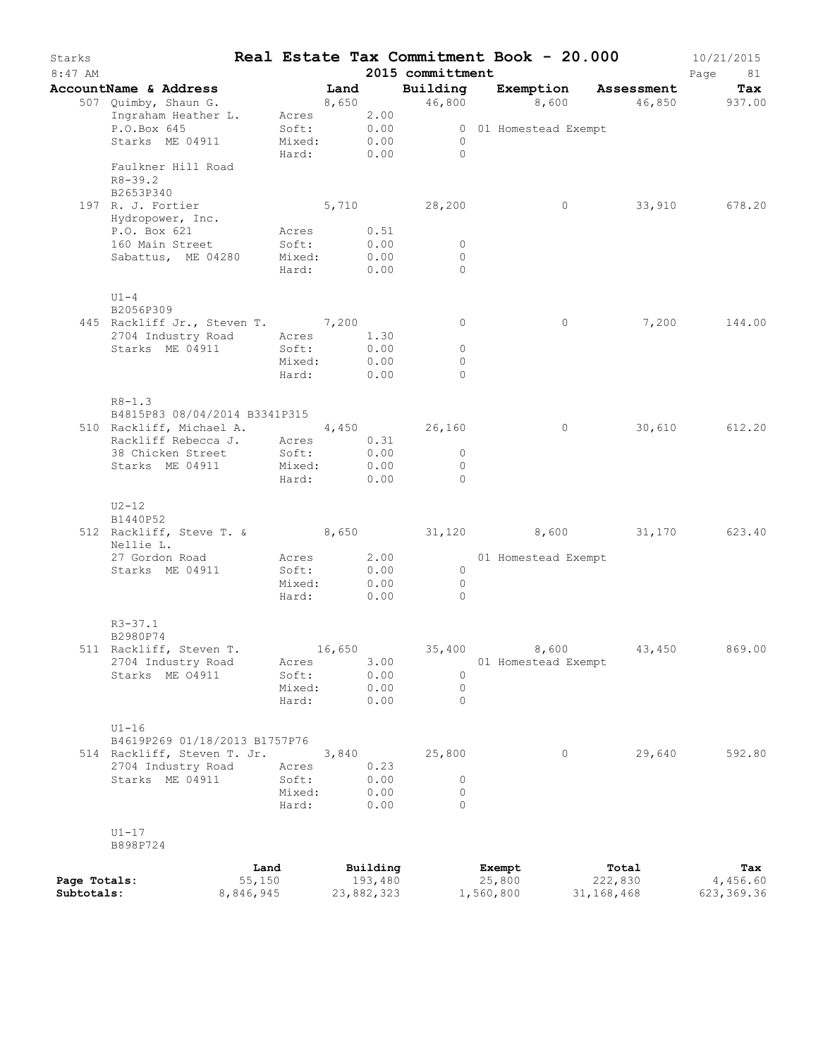# Real Estate Tax Commitment Book - 20.000

Starks — 8:47 AM — 2015 committment — 10/21/2015

| AccountName & Address | | Land | Building | Exemption | Assessment | Tax |
|---|---|---|---|---|---|---|
| 507 Quimby, Shaun G. | | 8,650 | 46,800 | 8,600 | 46,850 | 937.00 |
| Ingraham Heather L. | Acres | 2.00 | | | | |
| P.O.Box 645 | Soft: | 0.00 | 0 | 01 Homestead Exempt | | |
| Starks ME 04911 | Mixed: | 0.00 | 0 | | | |
| | Hard: | 0.00 | 0 | | | |
| Faulkner Hill Road | | | | | | |
| R8-39.2 | | | | | | |
| B2653P340 | | | | | | |
| 197 R. J. Fortier | | 5,710 | 28,200 | 0 | 33,910 | 678.20 |
| Hydropower, Inc. | | | | | | |
| P.O. Box 621 | Acres | 0.51 | | | | |
| 160 Main Street | Soft: | 0.00 | 0 | | | |
| Sabattus, ME 04280 | Mixed: | 0.00 | 0 | | | |
| | Hard: | 0.00 | 0 | | | |
| U1-4 | | | | | | |
| B2056P309 | | | | | | |
| 445 Rackliff Jr., Steven T. | | 7,200 | 0 | 0 | 7,200 | 144.00 |
| 2704 Industry Road | Acres | 1.30 | | | | |
| Starks ME 04911 | Soft: | 0.00 | 0 | | | |
| | Mixed: | 0.00 | 0 | | | |
| | Hard: | 0.00 | 0 | | | |
| R8-1.3 | | | | | | |
| B4815P83 08/04/2014 B3341P315 | | | | | | |
| 510 Rackliff, Michael A. | | 4,450 | 26,160 | 0 | 30,610 | 612.20 |
| Rackliff Rebecca J. | Acres | 0.31 | | | | |
| 38 Chicken Street | Soft: | 0.00 | 0 | | | |
| Starks ME 04911 | Mixed: | 0.00 | 0 | | | |
| | Hard: | 0.00 | 0 | | | |
| U2-12 | | | | | | |
| B1440P52 | | | | | | |
| 512 Rackliff, Steve T. & Nellie L. | | 8,650 | 31,120 | 8,600 | 31,170 | 623.40 |
| 27 Gordon Road | Acres | 2.00 | | 01 Homestead Exempt | | |
| Starks ME 04911 | Soft: | 0.00 | 0 | | | |
| | Mixed: | 0.00 | 0 | | | |
| | Hard: | 0.00 | 0 | | | |
| R3-37.1 | | | | | | |
| B2980P74 | | | | | | |
| 511 Rackliff, Steven T. | | 16,650 | 35,400 | 8,600 | 43,450 | 869.00 |
| 2704 Industry Road | Acres | 3.00 | | 01 Homestead Exempt | | |
| Starks ME O4911 | Soft: | 0.00 | 0 | | | |
| | Mixed: | 0.00 | 0 | | | |
| | Hard: | 0.00 | 0 | | | |
| U1-16 | | | | | | |
| B4619P269 01/18/2013 B1757P76 | | | | | | |
| 514 Rackliff, Steven T. Jr. | | 3,840 | 25,800 | 0 | 29,640 | 592.80 |
| 2704 Industry Road | Acres | 0.23 | | | | |
| Starks ME 04911 | Soft: | 0.00 | 0 | | | |
| | Mixed: | 0.00 | 0 | | | |
| | Hard: | 0.00 | 0 | | | |
| U1-17 | | | | | | |
| B898P724 | | | | | | |

| | Land | Building | Exempt | Total | Tax |
|---|---|---|---|---|---|
| **Page Totals:** | 55,150 | 193,480 | 25,800 | 222,830 | 4,456.60 |
| **Subtotals:** | 8,846,945 | 23,882,323 | 1,560,800 | 31,168,468 | 623,369.36 |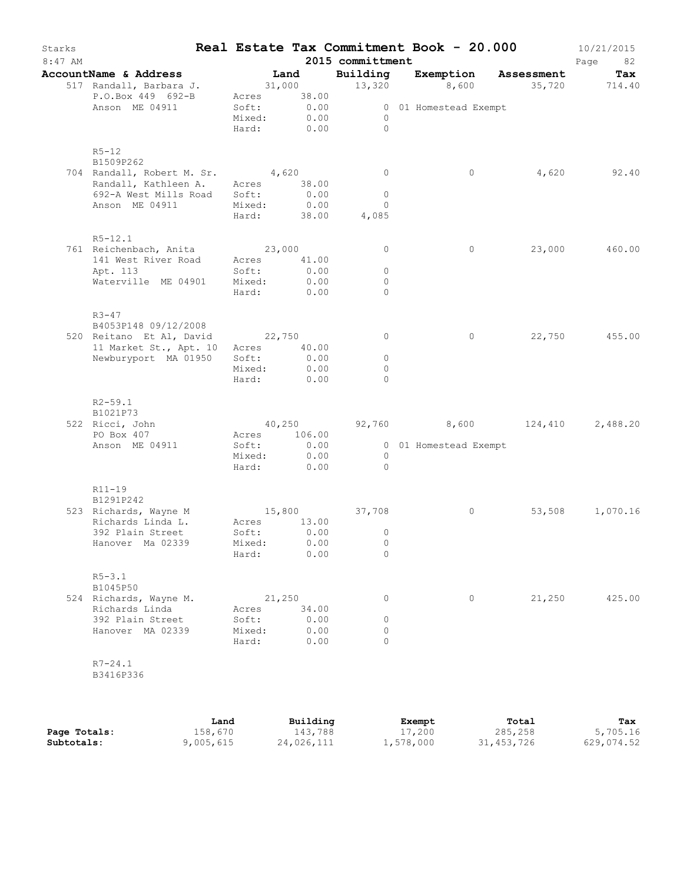# Starks — Real Estate Tax Commitment Book - 20.000

**2015 committment** — 10/21/2015, 8:47 AM

| AccountName & Address | Land | Building | Exemption | Assessment | Tax |
|---|---|---|---|---|---|
| 517 Randall, Barbara J. | 31,000 | 13,320 | 8,600 | 35,720 | 714.40 |
| P.O.Box 449 692-B | Acres 38.00 | | | | |
| Anson ME 04911 | Soft: 0.00 | 0 | 01 Homestead Exempt | | |
| | Mixed: 0.00 | 0 | | | |
| | Hard: 0.00 | 0 | | | |
| R5-12 | | | | | |
| B1509P262 | | | | | |
| 704 Randall, Robert M. Sr. | 4,620 | 0 | 0 | 4,620 | 92.40 |
| Randall, Kathleen A. | Acres 38.00 | | | | |
| 692-A West Mills Road | Soft: 0.00 | 0 | | | |
| Anson ME 04911 | Mixed: 0.00 | 0 | | | |
| | Hard: 38.00 | 4,085 | | | |
| R5-12.1 | | | | | |
| 761 Reichenbach, Anita | 23,000 | 0 | 0 | 23,000 | 460.00 |
| 141 West River Road | Acres 41.00 | | | | |
| Apt. 113 | Soft: 0.00 | 0 | | | |
| Waterville ME 04901 | Mixed: 0.00 | 0 | | | |
| | Hard: 0.00 | 0 | | | |
| R3-47 | | | | | |
| B4053P148 09/12/2008 | | | | | |
| 520 Reitano Et Al, David | 22,750 | 0 | 0 | 22,750 | 455.00 |
| 11 Market St., Apt. 10 | Acres 40.00 | | | | |
| Newburyport MA 01950 | Soft: 0.00 | 0 | | | |
| | Mixed: 0.00 | 0 | | | |
| | Hard: 0.00 | 0 | | | |
| R2-59.1 | | | | | |
| B1021P73 | | | | | |
| 522 Ricci, John | 40,250 | 92,760 | 8,600 | 124,410 | 2,488.20 |
| PO Box 407 | Acres 106.00 | | | | |
| Anson ME 04911 | Soft: 0.00 | 0 | 01 Homestead Exempt | | |
| | Mixed: 0.00 | 0 | | | |
| | Hard: 0.00 | 0 | | | |
| R11-19 | | | | | |
| B1291P242 | | | | | |
| 523 Richards, Wayne M | 15,800 | 37,708 | 0 | 53,508 | 1,070.16 |
| Richards Linda L. | Acres 13.00 | | | | |
| 392 Plain Street | Soft: 0.00 | 0 | | | |
| Hanover Ma 02339 | Mixed: 0.00 | 0 | | | |
| | Hard: 0.00 | 0 | | | |
| R5-3.1 | | | | | |
| B1045P50 | | | | | |
| 524 Richards, Wayne M. | 21,250 | 0 | 0 | 21,250 | 425.00 |
| Richards Linda | Acres 34.00 | | | | |
| 392 Plain Street | Soft: 0.00 | 0 | | | |
| Hanover MA 02339 | Mixed: 0.00 | 0 | | | |
| | Hard: 0.00 | 0 | | | |
| R7-24.1 | | | | | |
| B3416P336 | | | | | |

| | Land | Building | Exempt | Total | Tax |
|---|---|---|---|---|---|
| **Page Totals:** | 158,670 | 143,788 | 17,200 | 285,258 | 5,705.16 |
| **Subtotals:** | 9,005,615 | 24,026,111 | 1,578,000 | 31,453,726 | 629,074.52 |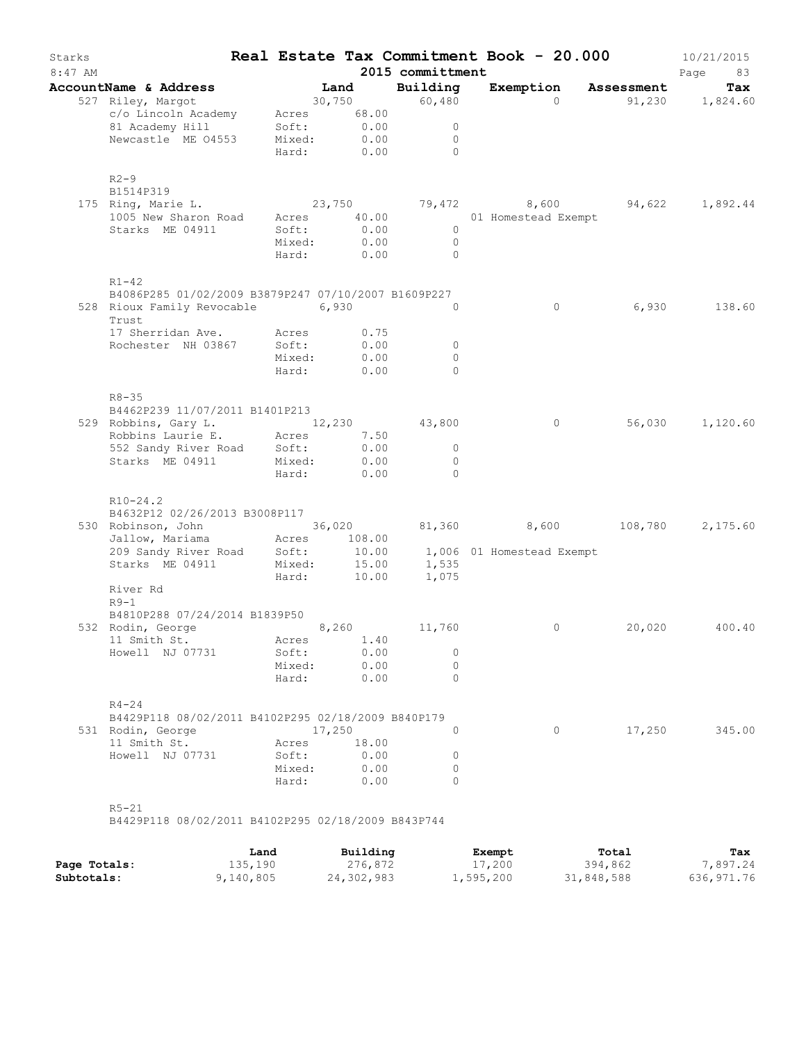# Real Estate Tax Commitment Book - 20.000

Starks 8:47 AM — 2015 committment — 10/21/2015

| AccountName & Address | Land | Building | Exemption | Assessment | Tax |
|---|---|---|---|---|---|
| 527 Riley, Margot | 30,750 | 60,480 | 0 | 91,230 | 1,824.60 |
| c/o Lincoln Academy | Acres 68.00 | | | | |
| 81 Academy Hill | Soft: 0.00 | 0 | | | |
| Newcastle ME 04553 | Mixed: 0.00 | 0 | | | |
| | Hard: 0.00 | 0 | | | |
| R2-9 | | | | | |
| B1514P319 | | | | | |
| 175 Ring, Marie L. | 23,750 | 79,472 | 8,600 | 94,622 | 1,892.44 |
| 1005 New Sharon Road | Acres 40.00 | | 01 Homestead Exempt | | |
| Starks ME 04911 | Soft: 0.00 | 0 | | | |
| | Mixed: 0.00 | 0 | | | |
| | Hard: 0.00 | 0 | | | |
| R1-42 | | | | | |
| B4086P285 01/02/2009 B3879P247 07/10/2007 B1609P227 | | | | | |
| 528 Rioux Family Revocable Trust | 6,930 | 0 | 0 | 6,930 | 138.60 |
| 17 Sherridan Ave. | Acres 0.75 | | | | |
| Rochester NH 03867 | Soft: 0.00 | 0 | | | |
| | Mixed: 0.00 | 0 | | | |
| | Hard: 0.00 | 0 | | | |
| R8-35 | | | | | |
| B4462P239 11/07/2011 B1401P213 | | | | | |
| 529 Robbins, Gary L. | 12,230 | 43,800 | 0 | 56,030 | 1,120.60 |
| Robbins Laurie E. | Acres 7.50 | | | | |
| 552 Sandy River Road | Soft: 0.00 | 0 | | | |
| Starks ME 04911 | Mixed: 0.00 | 0 | | | |
| | Hard: 0.00 | 0 | | | |
| R10-24.2 | | | | | |
| B4632P12 02/26/2013 B3008P117 | | | | | |
| 530 Robinson, John | 36,020 | 81,360 | 8,600 | 108,780 | 2,175.60 |
| Jallow, Mariama | Acres 108.00 | | | | |
| 209 Sandy River Road | Soft: 10.00 | 1,006 | 01 Homestead Exempt | | |
| Starks ME 04911 | Mixed: 15.00 | 1,535 | | | |
| | Hard: 10.00 | 1,075 | | | |
| River Rd | | | | | |
| R9-1 | | | | | |
| B4810P288 07/24/2014 B1839P50 | | | | | |
| 532 Rodin, George | 8,260 | 11,760 | 0 | 20,020 | 400.40 |
| 11 Smith St. | Acres 1.40 | | | | |
| Howell NJ 07731 | Soft: 0.00 | 0 | | | |
| | Mixed: 0.00 | 0 | | | |
| | Hard: 0.00 | 0 | | | |
| R4-24 | | | | | |
| B4429P118 08/02/2011 B4102P295 02/18/2009 B840P179 | | | | | |
| 531 Rodin, George | 17,250 | 0 | 0 | 17,250 | 345.00 |
| 11 Smith St. | Acres 18.00 | | | | |
| Howell NJ 07731 | Soft: 0.00 | 0 | | | |
| | Mixed: 0.00 | 0 | | | |
| | Hard: 0.00 | 0 | | | |
| R5-21 | | | | | |
| B4429P118 08/02/2011 B4102P295 02/18/2009 B843P744 | | | | | |

| | Land | Building | Exempt | Total | Tax |
|---|---|---|---|---|---|
| **Page Totals:** | 135,190 | 276,872 | 17,200 | 394,862 | 7,897.24 |
| **Subtotals:** | 9,140,805 | 24,302,983 | 1,595,200 | 31,848,588 | 636,971.76 |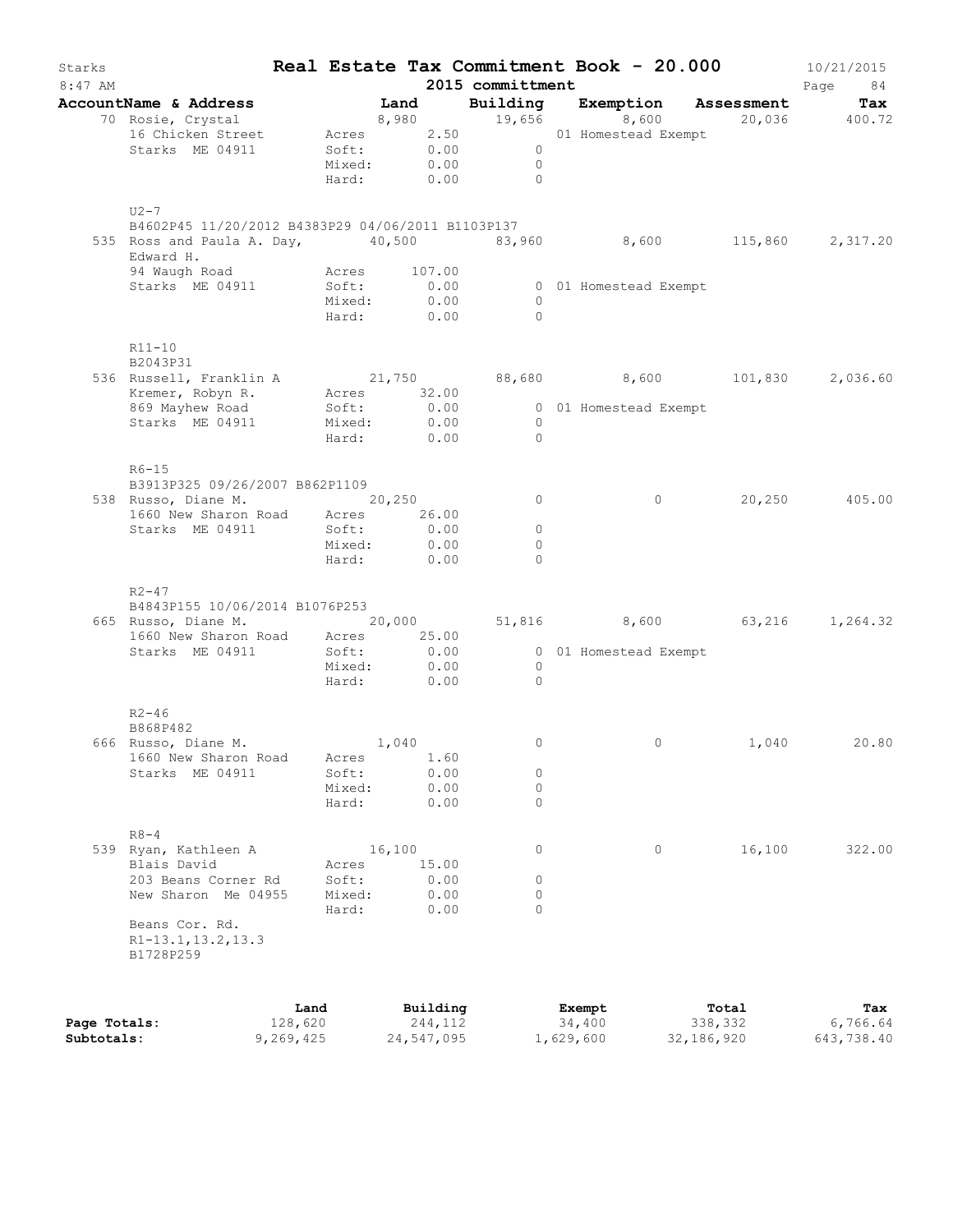# Real Estate Tax Commitment Book - 20.000

Starks 8:47 AM — 2015 committment — 10/21/2015

| AccountName & Address | | Land | Building | Exemption | Assessment | Tax |
|---|---|---|---|---|---|---|
| 70 Rosie, Crystal | | 8,980 | 19,656 | 8,600 | 20,036 | 400.72 |
| 16 Chicken Street | Acres | 2.50 | | 01 Homestead Exempt | | |
| Starks ME 04911 | Soft: | 0.00 | 0 | | | |
| | Mixed: | 0.00 | 0 | | | |
| | Hard: | 0.00 | 0 | | | |
| U2-7 | | | | | | |
| B4602P45 11/20/2012 B4383P29 04/06/2011 B1103P137 | | | | | | |
| 535 Ross and Paula A. Day, Edward H. | | 40,500 | 83,960 | 8,600 | 115,860 | 2,317.20 |
| 94 Waugh Road | Acres | 107.00 | | | | |
| Starks ME 04911 | Soft: | 0.00 | 0 | 01 Homestead Exempt | | |
| | Mixed: | 0.00 | 0 | | | |
| | Hard: | 0.00 | 0 | | | |
| R11-10 | | | | | | |
| B2043P31 | | | | | | |
| 536 Russell, Franklin A | | 21,750 | 88,680 | 8,600 | 101,830 | 2,036.60 |
| Kremer, Robyn R. | Acres | 32.00 | | | | |
| 869 Mayhew Road | Soft: | 0.00 | 0 | 01 Homestead Exempt | | |
| Starks ME 04911 | Mixed: | 0.00 | 0 | | | |
| | Hard: | 0.00 | 0 | | | |
| R6-15 | | | | | | |
| B3913P325 09/26/2007 B862P1109 | | | | | | |
| 538 Russo, Diane M. | | 20,250 | 0 | 0 | 20,250 | 405.00 |
| 1660 New Sharon Road | Acres | 26.00 | | | | |
| Starks ME 04911 | Soft: | 0.00 | 0 | | | |
| | Mixed: | 0.00 | 0 | | | |
| | Hard: | 0.00 | 0 | | | |
| R2-47 | | | | | | |
| B4843P155 10/06/2014 B1076P253 | | | | | | |
| 665 Russo, Diane M. | | 20,000 | 51,816 | 8,600 | 63,216 | 1,264.32 |
| 1660 New Sharon Road | Acres | 25.00 | | | | |
| Starks ME 04911 | Soft: | 0.00 | 0 | 01 Homestead Exempt | | |
| | Mixed: | 0.00 | 0 | | | |
| | Hard: | 0.00 | 0 | | | |
| R2-46 | | | | | | |
| B868P482 | | | | | | |
| 666 Russo, Diane M. | | 1,040 | 0 | 0 | 1,040 | 20.80 |
| 1660 New Sharon Road | Acres | 1.60 | | | | |
| Starks ME 04911 | Soft: | 0.00 | 0 | | | |
| | Mixed: | 0.00 | 0 | | | |
| | Hard: | 0.00 | 0 | | | |
| R8-4 | | | | | | |
| 539 Ryan, Kathleen A | | 16,100 | 0 | 0 | 16,100 | 322.00 |
| Blais David | Acres | 15.00 | | | | |
| 203 Beans Corner Rd | Soft: | 0.00 | 0 | | | |
| New Sharon Me 04955 | Mixed: | 0.00 | 0 | | | |
| | Hard: | 0.00 | 0 | | | |
| Beans Cor. Rd. | | | | | | |
| R1-13.1,13.2,13.3 | | | | | | |
| B1728P259 | | | | | | |

| | Land | Building | Exempt | Total | Tax |
|---|---|---|---|---|---|
| **Page Totals:** | 128,620 | 244,112 | 34,400 | 338,332 | 6,766.64 |
| **Subtotals:** | 9,269,425 | 24,547,095 | 1,629,600 | 32,186,920 | 643,738.40 |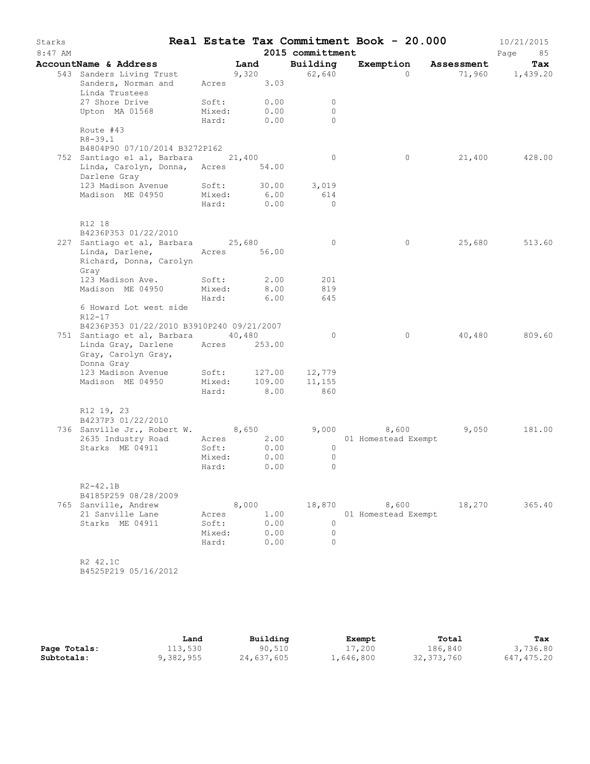# Real Estate Tax Commitment Book - 20.000

2015 committment

| AccountName & Address | Land | Building | Exemption | Assessment | Tax |
|---|---|---|---|---|---|
| 543 Sanders Living Trust | 9,320 | 62,640 | 0 | 71,960 | 1,439.20 |
| Sanders, Norman and Linda Trustees | Acres 3.03 | | | | |
| 27 Shore Drive | Soft: 0.00 | 0 | | | |
| Upton MA 01568 | Mixed: 0.00 | 0 | | | |
| | Hard: 0.00 | 0 | | | |
| Route #43 | | | | | |
| R8-39.1 | | | | | |
| B4804P90 07/10/2014 B3272P162 | | | | | |
| 752 Santiago el al, Barbara | 21,400 | 0 | 0 | 21,400 | 428.00 |
| Linda, Carolyn, Donna, Darlene Gray | Acres 54.00 | | | | |
| 123 Madison Avenue | Soft: 30.00 | 3,019 | | | |
| Madison ME 04950 | Mixed: 6.00 | 614 | | | |
| | Hard: 0.00 | 0 | | | |
| R12 18 | | | | | |
| B4236P353 01/22/2010 | | | | | |
| 227 Santiago et al, Barbara | 25,680 | 0 | 0 | 25,680 | 513.60 |
| Linda, Darlene, Richard, Donna, Carolyn Gray | Acres 56.00 | | | | |
| 123 Madison Ave. | Soft: 2.00 | 201 | | | |
| Madison ME 04950 | Mixed: 8.00 | 819 | | | |
| | Hard: 6.00 | 645 | | | |
| 6 Howard Lot west side | | | | | |
| R12-17 | | | | | |
| B4236P353 01/22/2010 B3910P240 09/21/2007 | | | | | |
| 751 Santiago et al, Barbara | 40,480 | 0 | 0 | 40,480 | 809.60 |
| Linda Gray, Darlene Gray, Carolyn Gray, Donna Gray | Acres 253.00 | | | | |
| 123 Madison Avenue | Soft: 127.00 | 12,779 | | | |
| Madison ME 04950 | Mixed: 109.00 | 11,155 | | | |
| | Hard: 8.00 | 860 | | | |
| R12 19, 23 | | | | | |
| B4237P3 01/22/2010 | | | | | |
| 736 Sanville Jr., Robert W. | 8,650 | 9,000 | 8,600 | 9,050 | 181.00 |
| 2635 Industry Road | Acres 2.00 | | 01 Homestead Exempt | | |
| Starks ME 04911 | Soft: 0.00 | 0 | | | |
| | Mixed: 0.00 | 0 | | | |
| | Hard: 0.00 | 0 | | | |
| R2-42.1B | | | | | |
| B4185P259 08/28/2009 | | | | | |
| 765 Sanville, Andrew | 8,000 | 18,870 | 8,600 | 18,270 | 365.40 |
| 21 Sanville Lane | Acres 1.00 | | 01 Homestead Exempt | | |
| Starks ME 04911 | Soft: 0.00 | 0 | | | |
| | Mixed: 0.00 | 0 | | | |
| | Hard: 0.00 | 0 | | | |
| R2 42.1C | | | | | |
| B4525P219 05/16/2012 | | | | | |

| | Land | Building | Exempt | Total | Tax |
|---|---|---|---|---|---|
| **Page Totals:** | 113,530 | 90,510 | 17,200 | 186,840 | 3,736.80 |
| **Subtotals:** | 9,382,955 | 24,637,605 | 1,646,800 | 32,373,760 | 647,475.20 |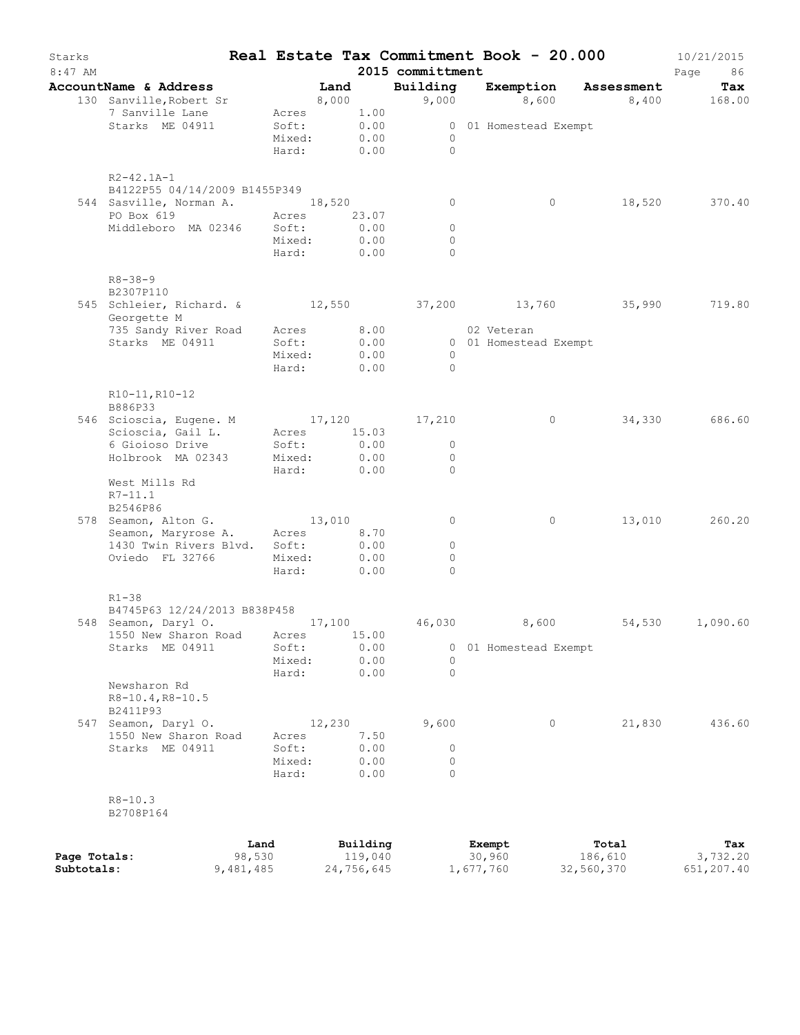# Real Estate Tax Commitment Book - 20.000

Starks 8:47 AM — 2015 committment — 10/21/2015

| AccountName & Address | Land | Building | Exemption | Assessment | Tax |
|---|---|---|---|---|---|
| 130 Sanville,Robert Sr | 8,000 | 9,000 | 8,600 | 8,400 | 168.00 |
| 7 Sanville Lane | Acres 1.00 | | | | |
| Starks ME 04911 | Soft: 0.00 | 0 | 01 Homestead Exempt | | |
| | Mixed: 0.00 | 0 | | | |
| | Hard: 0.00 | 0 | | | |
| R2-42.1A-1 | | | | | |
| B4122P55 04/14/2009 B1455P349 | | | | | |
| 544 Sasville, Norman A. | 18,520 | 0 | 0 | 18,520 | 370.40 |
| PO Box 619 | Acres 23.07 | | | | |
| Middleboro MA 02346 | Soft: 0.00 | 0 | | | |
| | Mixed: 0.00 | 0 | | | |
| | Hard: 0.00 | 0 | | | |
| R8-38-9 | | | | | |
| B2307P110 | | | | | |
| 545 Schleier, Richard. & Georgette M | 12,550 | 37,200 | 13,760 | 35,990 | 719.80 |
| 735 Sandy River Road | Acres 8.00 | | 02 Veteran | | |
| Starks ME 04911 | Soft: 0.00 | 0 | 01 Homestead Exempt | | |
| | Mixed: 0.00 | 0 | | | |
| | Hard: 0.00 | 0 | | | |
| R10-11,R10-12 | | | | | |
| B886P33 | | | | | |
| 546 Scioscia, Eugene. M | 17,120 | 17,210 | 0 | 34,330 | 686.60 |
| Scioscia, Gail L. | Acres 15.03 | | | | |
| 6 Gioioso Drive | Soft: 0.00 | 0 | | | |
| Holbrook MA 02343 | Mixed: 0.00 | 0 | | | |
| | Hard: 0.00 | 0 | | | |
| West Mills Rd | | | | | |
| R7-11.1 | | | | | |
| B2546P86 | | | | | |
| 578 Seamon, Alton G. | 13,010 | 0 | 0 | 13,010 | 260.20 |
| Seamon, Maryrose A. | Acres 8.70 | | | | |
| 1430 Twin Rivers Blvd. | Soft: 0.00 | 0 | | | |
| Oviedo FL 32766 | Mixed: 0.00 | 0 | | | |
| | Hard: 0.00 | 0 | | | |
| R1-38 | | | | | |
| B4745P63 12/24/2013 B838P458 | | | | | |
| 548 Seamon, Daryl O. | 17,100 | 46,030 | 8,600 | 54,530 | 1,090.60 |
| 1550 New Sharon Road | Acres 15.00 | | | | |
| Starks ME 04911 | Soft: 0.00 | 0 | 01 Homestead Exempt | | |
| | Mixed: 0.00 | 0 | | | |
| | Hard: 0.00 | 0 | | | |
| Newsharon Rd | | | | | |
| R8-10.4,R8-10.5 | | | | | |
| B2411P93 | | | | | |
| 547 Seamon, Daryl O. | 12,230 | 9,600 | 0 | 21,830 | 436.60 |
| 1550 New Sharon Road | Acres 7.50 | | | | |
| Starks ME 04911 | Soft: 0.00 | 0 | | | |
| | Mixed: 0.00 | 0 | | | |
| | Hard: 0.00 | 0 | | | |
| R8-10.3 | | | | | |
| B2708P164 | | | | | |

| | Land | Building | Exempt | Total | Tax |
|---|---|---|---|---|---|
| Page Totals: | 98,530 | 119,040 | 30,960 | 186,610 | 3,732.20 |
| Subtotals: | 9,481,485 | 24,756,645 | 1,677,760 | 32,560,370 | 651,207.40 |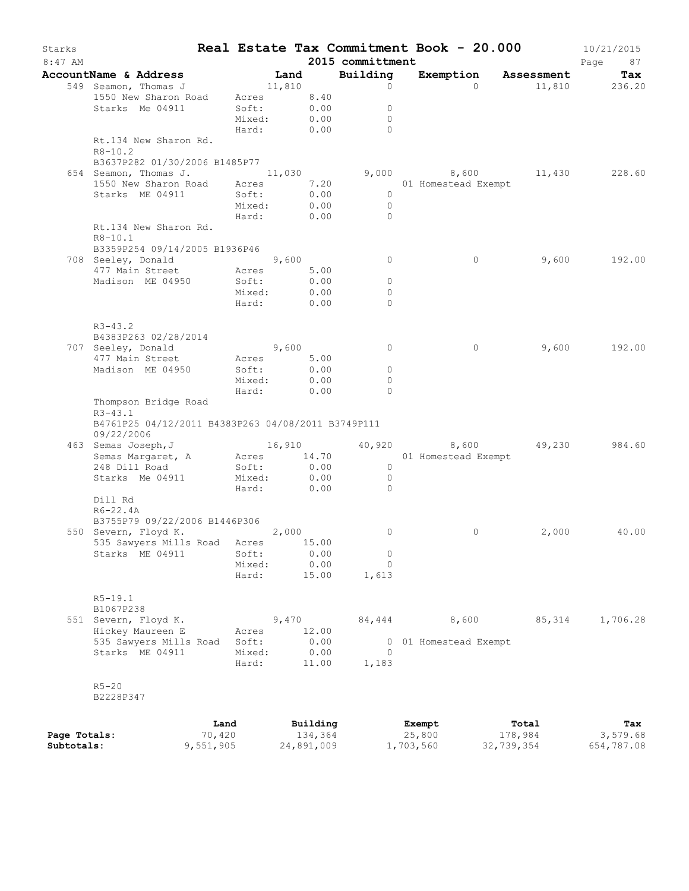# Real Estate Tax Commitment Book - 20.000

Starks 8:47 AM — 2015 committment — 10/21/2015

| AccountName & Address | Land | Building | Exemption | Assessment | Tax |
|---|---|---|---|---|---|
| 549 Seamon, Thomas J | 11,810 | 0 | 0 | 11,810 | 236.20 |
| 1550 New Sharon Road | Acres 8.40 | | | | |
| Starks Me 04911 | Soft: 0.00 | 0 | | | |
| | Mixed: 0.00 | 0 | | | |
| | Hard: 0.00 | 0 | | | |
| Rt.134 New Sharon Rd. | | | | | |
| R8-10.2 | | | | | |
| B3637P282 01/30/2006 B1485P77 | | | | | |
| 654 Seamon, Thomas J. | 11,030 | 9,000 | 8,600 | 11,430 | 228.60 |
| 1550 New Sharon Road | Acres 7.20 | | 01 Homestead Exempt | | |
| Starks ME 04911 | Soft: 0.00 | 0 | | | |
| | Mixed: 0.00 | 0 | | | |
| | Hard: 0.00 | 0 | | | |
| Rt.134 New Sharon Rd. | | | | | |
| R8-10.1 | | | | | |
| B3359P254 09/14/2005 B1936P46 | | | | | |
| 708 Seeley, Donald | 9,600 | 0 | 0 | 9,600 | 192.00 |
| 477 Main Street | Acres 5.00 | | | | |
| Madison ME 04950 | Soft: 0.00 | 0 | | | |
| | Mixed: 0.00 | 0 | | | |
| | Hard: 0.00 | 0 | | | |
| R3-43.2 | | | | | |
| B4383P263 02/28/2014 | | | | | |
| 707 Seeley, Donald | 9,600 | 0 | 0 | 9,600 | 192.00 |
| 477 Main Street | Acres 5.00 | | | | |
| Madison ME 04950 | Soft: 0.00 | 0 | | | |
| | Mixed: 0.00 | 0 | | | |
| | Hard: 0.00 | 0 | | | |
| Thompson Bridge Road | | | | | |
| R3-43.1 | | | | | |
| B4761P25 04/12/2011 B4383P263 04/08/2011 B3749P111 09/22/2006 | | | | | |
| 463 Semas Joseph,J | 16,910 | 40,920 | 8,600 | 49,230 | 984.60 |
| Semas Margaret, A | Acres 14.70 | | 01 Homestead Exempt | | |
| 248 Dill Road | Soft: 0.00 | 0 | | | |
| Starks Me 04911 | Mixed: 0.00 | 0 | | | |
| | Hard: 0.00 | 0 | | | |
| Dill Rd | | | | | |
| R6-22.4A | | | | | |
| B3755P79 09/22/2006 B1446P306 | | | | | |
| 550 Severn, Floyd K. | 2,000 | 0 | 0 | 2,000 | 40.00 |
| 535 Sawyers Mills Road | Acres 15.00 | | | | |
| Starks ME 04911 | Soft: 0.00 | 0 | | | |
| | Mixed: 0.00 | 0 | | | |
| | Hard: 15.00 | 1,613 | | | |
| R5-19.1 | | | | | |
| B1067P238 | | | | | |
| 551 Severn, Floyd K. | 9,470 | 84,444 | 8,600 | 85,314 | 1,706.28 |
| Hickey Maureen E | Acres 12.00 | | | | |
| 535 Sawyers Mills Road | Soft: 0.00 | 0 | 01 Homestead Exempt | | |
| Starks ME 04911 | Mixed: 0.00 | 0 | | | |
| | Hard: 11.00 | 1,183 | | | |
| R5-20 | | | | | |
| B2228P347 | | | | | |

| | Land | Building | Exempt | Total | Tax |
|---|---|---|---|---|---|
| Page Totals: | 70,420 | 134,364 | 25,800 | 178,984 | 3,579.68 |
| Subtotals: | 9,551,905 | 24,891,009 | 1,703,560 | 32,739,354 | 654,787.08 |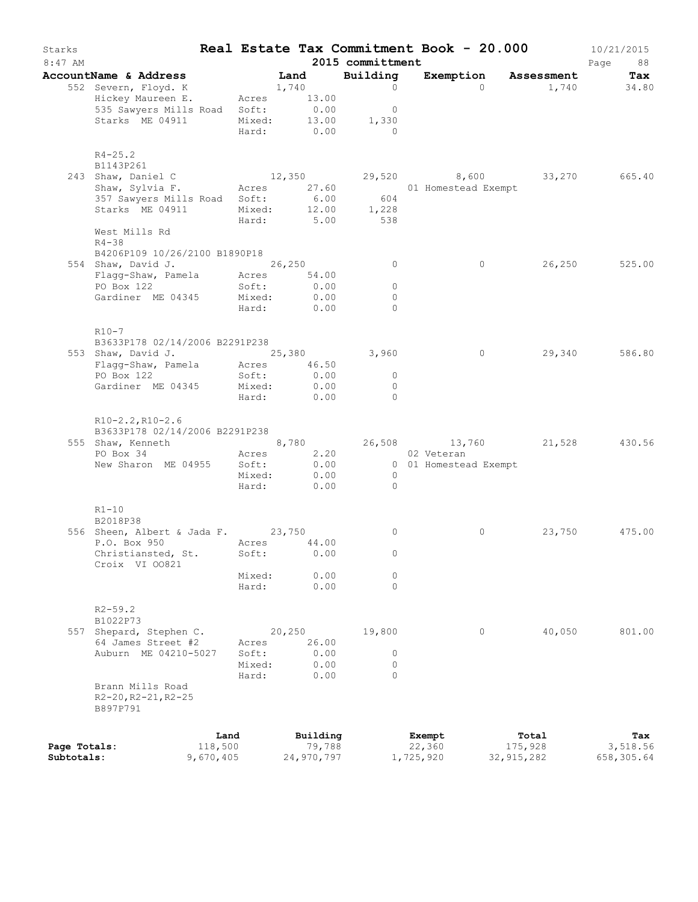# Real Estate Tax Commitment Book - 20.000

Starks
8:47 AM

2015 committmentt

10/21/2015

| AccountName & Address | | Land | Building | Exemption | Assessment | Tax |
|---|---|---|---|---|---|---|
| 552 Severn, Floyd. K | | 1,740 | 0 | 0 | 1,740 | 34.80 |
| Hickey Maureen E. | Acres | 13.00 | | | | |
| 535 Sawyers Mills Road | Soft: | 0.00 | 0 | | | |
| Starks ME 04911 | Mixed: | 13.00 | 1,330 | | | |
| | Hard: | 0.00 | 0 | | | |
| R4-25.2 | | | | | | |
| B1143P261 | | | | | | |
| 243 Shaw, Daniel C | | 12,350 | 29,520 | 8,600 | 33,270 | 665.40 |
| Shaw, Sylvia F. | Acres | 27.60 | | 01 Homestead Exempt | | |
| 357 Sawyers Mills Road | Soft: | 6.00 | 604 | | | |
| Starks ME 04911 | Mixed: | 12.00 | 1,228 | | | |
| | Hard: | 5.00 | 538 | | | |
| West Mills Rd | | | | | | |
| R4-38 | | | | | | |
| B4206P109 10/26/2100 B1890P18 | | | | | | |
| 554 Shaw, David J. | | 26,250 | 0 | 0 | 26,250 | 525.00 |
| Flagg-Shaw, Pamela | Acres | 54.00 | | | | |
| PO Box 122 | Soft: | 0.00 | 0 | | | |
| Gardiner ME 04345 | Mixed: | 0.00 | 0 | | | |
| | Hard: | 0.00 | 0 | | | |
| R10-7 | | | | | | |
| B3633P178 02/14/2006 B2291P238 | | | | | | |
| 553 Shaw, David J. | | 25,380 | 3,960 | 0 | 29,340 | 586.80 |
| Flagg-Shaw, Pamela | Acres | 46.50 | | | | |
| PO Box 122 | Soft: | 0.00 | 0 | | | |
| Gardiner ME 04345 | Mixed: | 0.00 | 0 | | | |
| | Hard: | 0.00 | 0 | | | |
| R10-2.2,R10-2.6 | | | | | | |
| B3633P178 02/14/2006 B2291P238 | | | | | | |
| 555 Shaw, Kenneth | | 8,780 | 26,508 | 13,760 | 21,528 | 430.56 |
| PO Box 34 | Acres | 2.20 | | 02 Veteran | | |
| New Sharon ME 04955 | Soft: | 0.00 | 0 | 01 Homestead Exempt | | |
| | Mixed: | 0.00 | 0 | | | |
| | Hard: | 0.00 | 0 | | | |
| R1-10 | | | | | | |
| B2018P38 | | | | | | |
| 556 Sheen, Albert & Jada F. | | 23,750 | 0 | 0 | 23,750 | 475.00 |
| P.O. Box 950 | Acres | 44.00 | | | | |
| Christiansted, St. Croix VI OO821 | Soft: | 0.00 | 0 | | | |
| | Mixed: | 0.00 | 0 | | | |
| | Hard: | 0.00 | 0 | | | |
| R2-59.2 | | | | | | |
| B1022P73 | | | | | | |
| 557 Shepard, Stephen C. | | 20,250 | 19,800 | 0 | 40,050 | 801.00 |
| 64 James Street #2 | Acres | 26.00 | | | | |
| Auburn ME 04210-5027 | Soft: | 0.00 | 0 | | | |
| | Mixed: | 0.00 | 0 | | | |
| | Hard: | 0.00 | 0 | | | |
| Brann Mills Road | | | | | | |
| R2-20,R2-21,R2-25 | | | | | | |
| B897P791 | | | | | | |

| | Land | Building | Exempt | Total | Tax |
|---|---|---|---|---|---|
| Page Totals: | 118,500 | 79,788 | 22,360 | 175,928 | 3,518.56 |
| Subtotals: | 9,670,405 | 24,970,797 | 1,725,920 | 32,915,282 | 658,305.64 |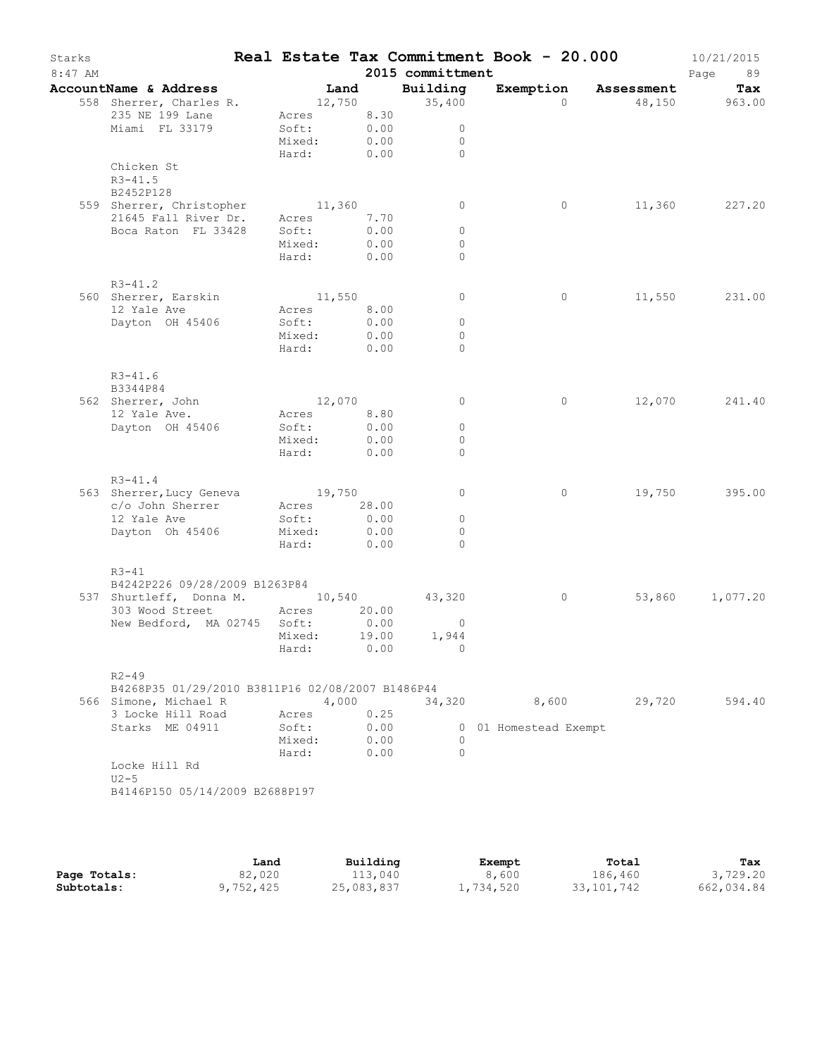# Real Estate Tax Commitment Book - 20.000

Starks 8:47 AM — 2015 committment — 10/21/2015

| AccountName & Address | Land | Building | Exemption | Assessment | Tax |
|---|---|---|---|---|---|
| 558 Sherrer, Charles R. | 12,750 | 35,400 | 0 | 48,150 | 963.00 |
| 235 NE 199 Lane | Acres 8.30 | | | | |
| Miami FL 33179 | Soft: 0.00 | 0 | | | |
| | Mixed: 0.00 | 0 | | | |
| | Hard: 0.00 | 0 | | | |
| Chicken St | | | | | |
| R3-41.5 | | | | | |
| B2452P128 | | | | | |
| 559 Sherrer, Christopher | 11,360 | 0 | 0 | 11,360 | 227.20 |
| 21645 Fall River Dr. | Acres 7.70 | | | | |
| Boca Raton FL 33428 | Soft: 0.00 | 0 | | | |
| | Mixed: 0.00 | 0 | | | |
| | Hard: 0.00 | 0 | | | |
| R3-41.2 | | | | | |
| 560 Sherrer, Earskin | 11,550 | 0 | 0 | 11,550 | 231.00 |
| 12 Yale Ave | Acres 8.00 | | | | |
| Dayton OH 45406 | Soft: 0.00 | 0 | | | |
| | Mixed: 0.00 | 0 | | | |
| | Hard: 0.00 | 0 | | | |
| R3-41.6 | | | | | |
| B3344P84 | | | | | |
| 562 Sherrer, John | 12,070 | 0 | 0 | 12,070 | 241.40 |
| 12 Yale Ave. | Acres 8.80 | | | | |
| Dayton OH 45406 | Soft: 0.00 | 0 | | | |
| | Mixed: 0.00 | 0 | | | |
| | Hard: 0.00 | 0 | | | |
| R3-41.4 | | | | | |
| 563 Sherrer,Lucy Geneva | 19,750 | 0 | 0 | 19,750 | 395.00 |
| c/o John Sherrer | Acres 28.00 | | | | |
| 12 Yale Ave | Soft: 0.00 | 0 | | | |
| Dayton Oh 45406 | Mixed: 0.00 | 0 | | | |
| | Hard: 0.00 | 0 | | | |
| R3-41 | | | | | |
| B4242P226 09/28/2009 B1263P84 | | | | | |
| 537 Shurtleff, Donna M. | 10,540 | 43,320 | 0 | 53,860 | 1,077.20 |
| 303 Wood Street | Acres 20.00 | | | | |
| New Bedford, MA 02745 | Soft: 0.00 | 0 | | | |
| | Mixed: 19.00 | 1,944 | | | |
| | Hard: 0.00 | 0 | | | |
| R2-49 | | | | | |
| B4268P35 01/29/2010 B3811P16 02/08/2007 B1486P44 | | | | | |
| 566 Simone, Michael R | 4,000 | 34,320 | 8,600 | 29,720 | 594.40 |
| 3 Locke Hill Road | Acres 0.25 | | | | |
| Starks ME 04911 | Soft: 0.00 | 0 | 01 Homestead Exempt | | |
| | Mixed: 0.00 | 0 | | | |
| | Hard: 0.00 | 0 | | | |
| Locke Hill Rd | | | | | |
| U2-5 | | | | | |
| B4146P150 05/14/2009 B2688P197 | | | | | |

| | Land | Building | Exempt | Total | Tax |
|---|---|---|---|---|---|
| **Page Totals:** | 82,020 | 113,040 | 8,600 | 186,460 | 3,729.20 |
| **Subtotals:** | 9,752,425 | 25,083,837 | 1,734,520 | 33,101,742 | 662,034.84 |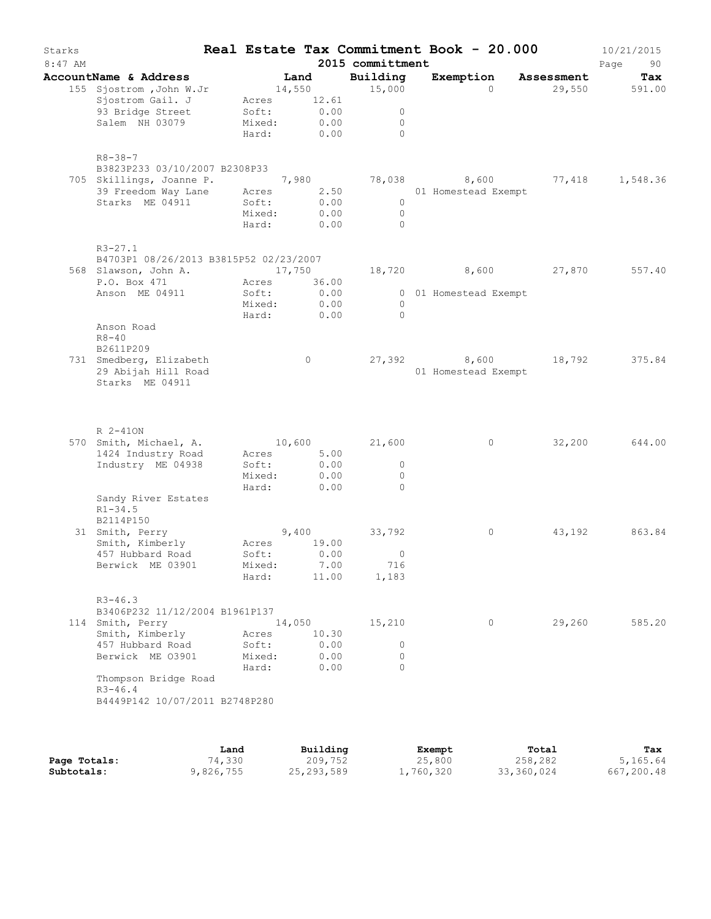# Real Estate Tax Commitment Book - 20.000

Starks — 2015 committment — 10/21/2015 — 8:47 AM

| AccountName & Address | Land | Building | Exemption | Assessment | Tax |
|---|---|---|---|---|---|
| 155 Sjostrom ,John W.Jr | 14,550 | 15,000 | 0 | 29,550 | 591.00 |
| Sjostrom Gail. J | Acres 12.61 | | | | |
| 93 Bridge Street | Soft: 0.00 | 0 | | | |
| Salem NH 03079 | Mixed: 0.00 | 0 | | | |
| | Hard: 0.00 | 0 | | | |
| R8-38-7 | | | | | |
| B3823P233 03/10/2007 B2308P33 | | | | | |
| 705 Skillings, Joanne P. | 7,980 | 78,038 | 8,600 | 77,418 | 1,548.36 |
| 39 Freedom Way Lane | Acres 2.50 | | 01 Homestead Exempt | | |
| Starks ME 04911 | Soft: 0.00 | 0 | | | |
| | Mixed: 0.00 | 0 | | | |
| | Hard: 0.00 | 0 | | | |
| R3-27.1 | | | | | |
| B4703P1 08/26/2013 B3815P52 02/23/2007 | | | | | |
| 568 Slawson, John A. | 17,750 | 18,720 | 8,600 | 27,870 | 557.40 |
| P.O. Box 471 | Acres 36.00 | | | | |
| Anson ME 04911 | Soft: 0.00 | 0 | 01 Homestead Exempt | | |
| | Mixed: 0.00 | 0 | | | |
| | Hard: 0.00 | 0 | | | |
| Anson Road | | | | | |
| R8-40 | | | | | |
| B2611P209 | | | | | |
| 731 Smedberg, Elizabeth | 0 | 27,392 | 8,600 | 18,792 | 375.84 |
| 29 Abijah Hill Road | | | 01 Homestead Exempt | | |
| Starks ME 04911 | | | | | |
| R 2-41ON | | | | | |
| 570 Smith, Michael, A. | 10,600 | 21,600 | 0 | 32,200 | 644.00 |
| 1424 Industry Road | Acres 5.00 | | | | |
| Industry ME 04938 | Soft: 0.00 | 0 | | | |
| | Mixed: 0.00 | 0 | | | |
| | Hard: 0.00 | 0 | | | |
| Sandy River Estates | | | | | |
| R1-34.5 | | | | | |
| B2114P150 | | | | | |
| 31 Smith, Perry | 9,400 | 33,792 | 0 | 43,192 | 863.84 |
| Smith, Kimberly | Acres 19.00 | | | | |
| 457 Hubbard Road | Soft: 0.00 | 0 | | | |
| Berwick ME 03901 | Mixed: 7.00 | 716 | | | |
| | Hard: 11.00 | 1,183 | | | |
| R3-46.3 | | | | | |
| B3406P232 11/12/2004 B1961P137 | | | | | |
| 114 Smith, Perry | 14,050 | 15,210 | 0 | 29,260 | 585.20 |
| Smith, Kimberly | Acres 10.30 | | | | |
| 457 Hubbard Road | Soft: 0.00 | 0 | | | |
| Berwick ME 03901 | Mixed: 0.00 | 0 | | | |
| | Hard: 0.00 | 0 | | | |
| Thompson Bridge Road | | | | | |
| R3-46.4 | | | | | |
| B4449P142 10/07/2011 B2748P280 | | | | | |

| | Land | Building | Exempt | Total | Tax |
|---|---|---|---|---|---|
| Page Totals: | 74,330 | 209,752 | 25,800 | 258,282 | 5,165.64 |
| Subtotals: | 9,826,755 | 25,293,589 | 1,760,320 | 33,360,024 | 667,200.48 |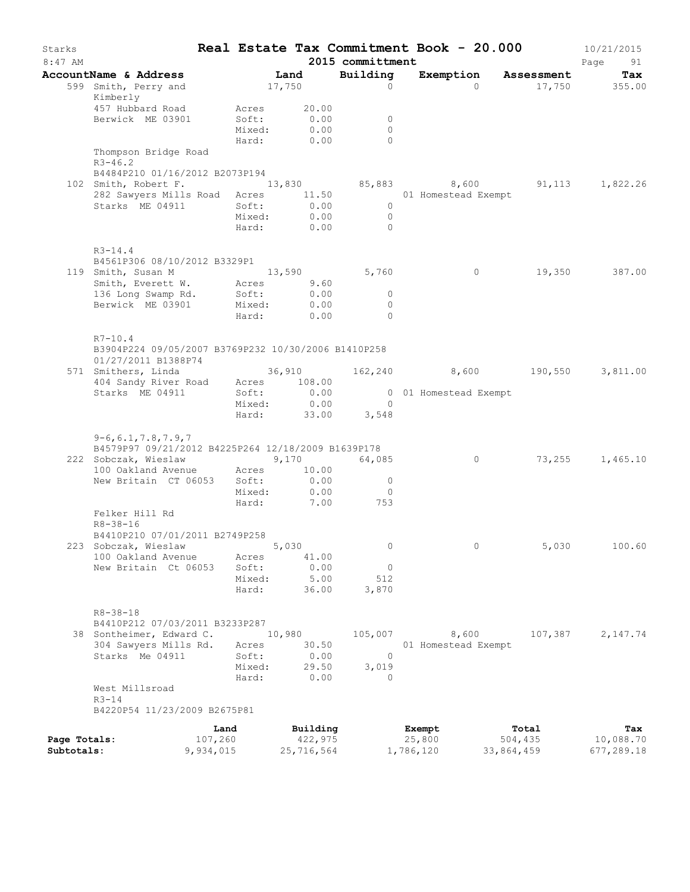# Starks — Real Estate Tax Commitment Book - 20.000 — 10/21/2015

8:47 AM — 2015 committment

| AccountName & Address | Land | Building | Exemption | Assessment | Tax |
|---|---|---|---|---|---|
| 599 Smith, Perry and Kimberly | 17,750 | 0 | 0 | 17,750 | 355.00 |
| 457 Hubbard Road | Acres 20.00 | | | | |
| Berwick ME 03901 | Soft: 0.00 | 0 | | | |
| | Mixed: 0.00 | 0 | | | |
| | Hard: 0.00 | 0 | | | |
| Thompson Bridge Road | | | | | |
| R3-46.2 | | | | | |
| B4484P210 01/16/2012 B2073P194 | | | | | |
| 102 Smith, Robert F. | 13,830 | 85,883 | 8,600 | 91,113 | 1,822.26 |
| 282 Sawyers Mills Road | Acres 11.50 | | 01 Homestead Exempt | | |
| Starks ME 04911 | Soft: 0.00 | 0 | | | |
| | Mixed: 0.00 | 0 | | | |
| | Hard: 0.00 | 0 | | | |
| R3-14.4 | | | | | |
| B4561P306 08/10/2012 B3329P1 | | | | | |
| 119 Smith, Susan M | 13,590 | 5,760 | 0 | 19,350 | 387.00 |
| Smith, Everett W. | Acres 9.60 | | | | |
| 136 Long Swamp Rd. | Soft: 0.00 | 0 | | | |
| Berwick ME 03901 | Mixed: 0.00 | 0 | | | |
| | Hard: 0.00 | 0 | | | |
| R7-10.4 | | | | | |
| B3904P224 09/05/2007 B3769P232 10/30/2006 B1410P258 01/27/2011 B1388P74 | | | | | |
| 571 Smithers, Linda | 36,910 | 162,240 | 8,600 | 190,550 | 3,811.00 |
| 404 Sandy River Road | Acres 108.00 | | | | |
| Starks ME 04911 | Soft: 0.00 | 0 | 01 Homestead Exempt | | |
| | Mixed: 0.00 | 0 | | | |
| | Hard: 33.00 | 3,548 | | | |
| 9-6,6.1,7.8,7.9,7 | | | | | |
| B4579P97 09/21/2012 B4225P264 12/18/2009 B1639P178 | | | | | |
| 222 Sobczak, Wieslaw | 9,170 | 64,085 | 0 | 73,255 | 1,465.10 |
| 100 Oakland Avenue | Acres 10.00 | | | | |
| New Britain CT 06053 | Soft: 0.00 | 0 | | | |
| | Mixed: 0.00 | 0 | | | |
| | Hard: 7.00 | 753 | | | |
| Felker Hill Rd | | | | | |
| R8-38-16 | | | | | |
| B4410P210 07/01/2011 B2749P258 | | | | | |
| 223 Sobczak, Wieslaw | 5,030 | 0 | 0 | 5,030 | 100.60 |
| 100 Oakland Avenue | Acres 41.00 | | | | |
| New Britain Ct 06053 | Soft: 0.00 | 0 | | | |
| | Mixed: 5.00 | 512 | | | |
| | Hard: 36.00 | 3,870 | | | |
| R8-38-18 | | | | | |
| B4410P212 07/03/2011 B3233P287 | | | | | |
| 38 Sontheimer, Edward C. | 10,980 | 105,007 | 8,600 | 107,387 | 2,147.74 |
| 304 Sawyers Mills Rd. | Acres 30.50 | | 01 Homestead Exempt | | |
| Starks Me 04911 | Soft: 0.00 | 0 | | | |
| | Mixed: 29.50 | 3,019 | | | |
| | Hard: 0.00 | 0 | | | |
| West Millsroad | | | | | |
| R3-14 | | | | | |
| B4220P54 11/23/2009 B2675P81 | | | | | |

| | Land | Building | Exempt | Total | Tax |
|---|---|---|---|---|---|
| Page Totals: | 107,260 | 422,975 | 25,800 | 504,435 | 10,088.70 |
| Subtotals: | 9,934,015 | 25,716,564 | 1,786,120 | 33,864,459 | 677,289.18 |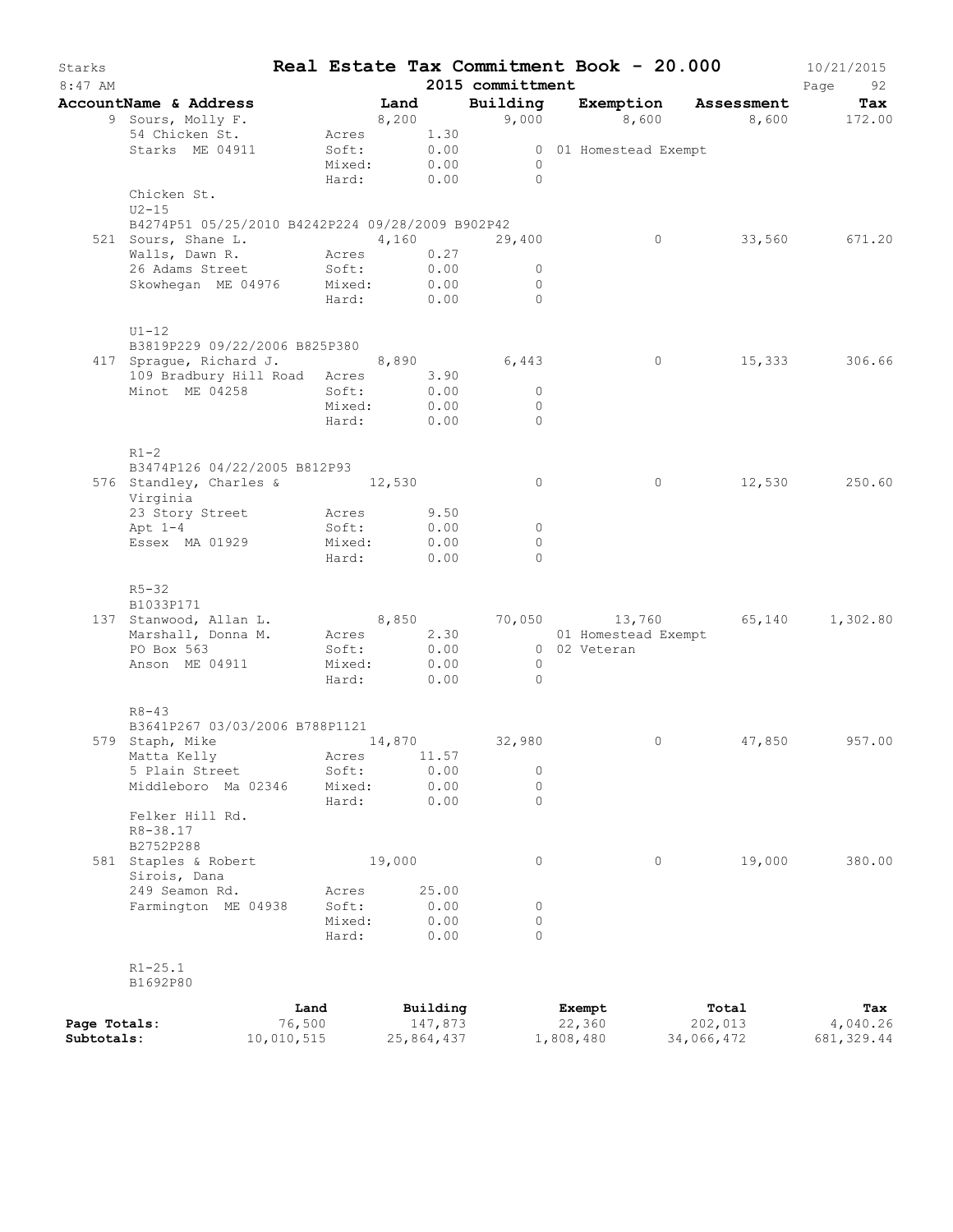Starks **Real Estate Tax Commitment Book - 20.000** 10/21/2015
8:47 AM **2015 committment** Page 92

| AccountName & Address | Land | Building | Exemption | Assessment | Tax |
|---|---|---|---|---|---|
| 9 Sours, Molly F. | 8,200 | 9,000 | 8,600 | 8,600 | 172.00 |
| 54 Chicken St. | Acres 1.30 | | | | |
| Starks ME 04911 | Soft: 0.00 | 0 | 01 Homestead Exempt | | |
| | Mixed: 0.00 | 0 | | | |
| | Hard: 0.00 | 0 | | | |
| Chicken St. | | | | | |
| U2-15 | | | | | |
| B4274P51 05/25/2010 B4242P224 09/28/2009 B902P42 | | | | | |
| 521 Sours, Shane L. | 4,160 | 29,400 | 0 | 33,560 | 671.20 |
| Walls, Dawn R. | Acres 0.27 | | | | |
| 26 Adams Street | Soft: 0.00 | 0 | | | |
| Skowhegan ME 04976 | Mixed: 0.00 | 0 | | | |
| | Hard: 0.00 | 0 | | | |
| U1-12 | | | | | |
| B3819P229 09/22/2006 B825P380 | | | | | |
| 417 Sprague, Richard J. | 8,890 | 6,443 | 0 | 15,333 | 306.66 |
| 109 Bradbury Hill Road | Acres 3.90 | | | | |
| Minot ME 04258 | Soft: 0.00 | 0 | | | |
| | Mixed: 0.00 | 0 | | | |
| | Hard: 0.00 | 0 | | | |
| R1-2 | | | | | |
| B3474P126 04/22/2005 B812P93 | | | | | |
| 576 Standley, Charles & Virginia | 12,530 | 0 | 0 | 12,530 | 250.60 |
| 23 Story Street | Acres 9.50 | | | | |
| Apt 1-4 | Soft: 0.00 | 0 | | | |
| Essex MA 01929 | Mixed: 0.00 | 0 | | | |
| | Hard: 0.00 | 0 | | | |
| R5-32 | | | | | |
| B1033P171 | | | | | |
| 137 Stanwood, Allan L. | 8,850 | 70,050 | 13,760 | 65,140 | 1,302.80 |
| Marshall, Donna M. | Acres 2.30 | | 01 Homestead Exempt | | |
| PO Box 563 | Soft: 0.00 | 0 | 02 Veteran | | |
| Anson ME 04911 | Mixed: 0.00 | 0 | | | |
| | Hard: 0.00 | 0 | | | |
| R8-43 | | | | | |
| B3641P267 03/03/2006 B788P1121 | | | | | |
| 579 Staph, Mike | 14,870 | 32,980 | 0 | 47,850 | 957.00 |
| Matta Kelly | Acres 11.57 | | | | |
| 5 Plain Street | Soft: 0.00 | 0 | | | |
| Middleboro Ma 02346 | Mixed: 0.00 | 0 | | | |
| | Hard: 0.00 | 0 | | | |
| Felker Hill Rd. | | | | | |
| R8-38.17 | | | | | |
| B2752P288 | | | | | |
| 581 Staples & Robert Sirois, Dana | 19,000 | 0 | 0 | 19,000 | 380.00 |
| 249 Seamon Rd. | Acres 25.00 | | | | |
| Farmington ME 04938 | Soft: 0.00 | 0 | | | |
| | Mixed: 0.00 | 0 | | | |
| | Hard: 0.00 | 0 | | | |
| R1-25.1 | | | | | |
| B1692P80 | | | | | |

| | Land | Building | Exempt | Total | Tax |
|---|---|---|---|---|---|
| **Page Totals:** | 76,500 | 147,873 | 22,360 | 202,013 | 4,040.26 |
| **Subtotals:** | 10,010,515 | 25,864,437 | 1,808,480 | 34,066,472 | 681,329.44 |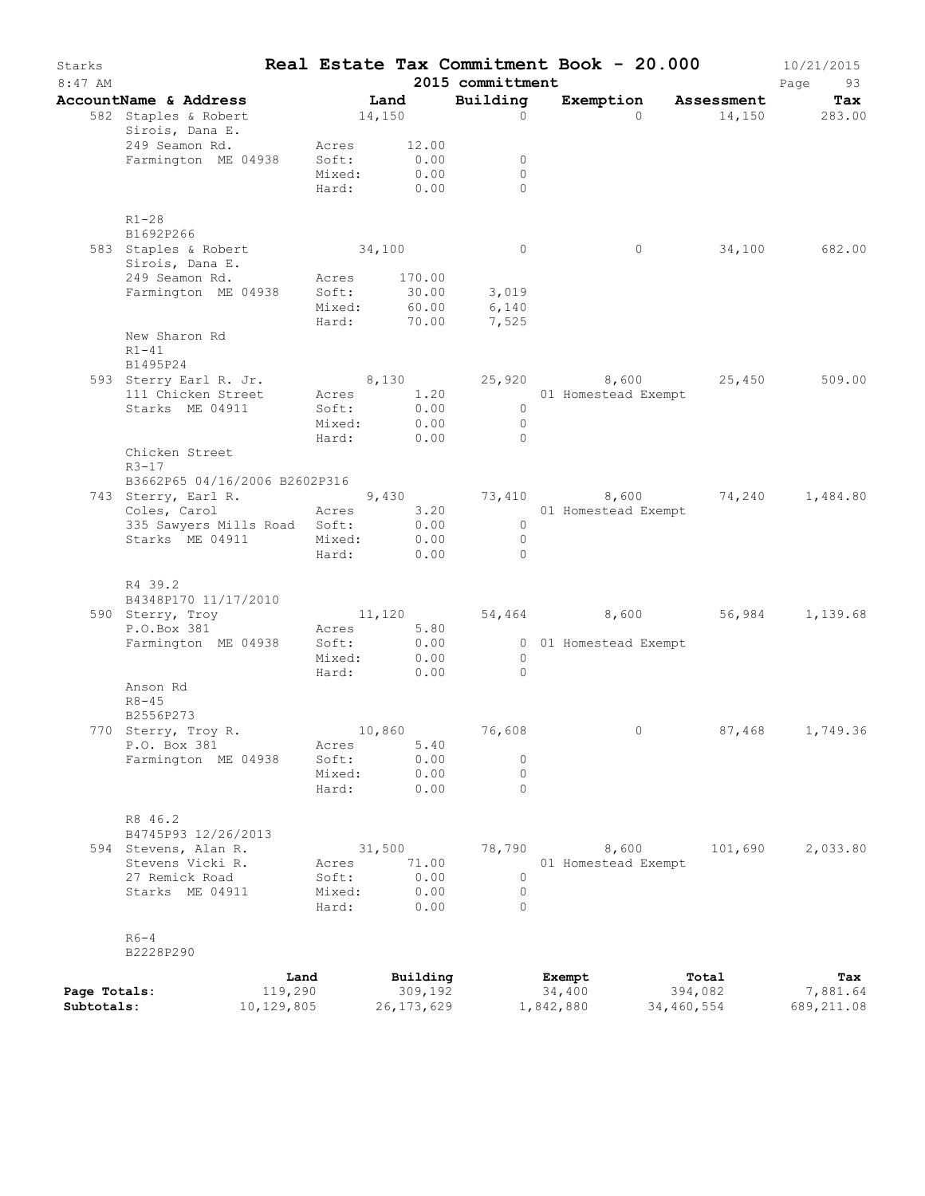# Starks — Real Estate Tax Commitment Book - 20.000

8:47 AM — 2015 committment — 10/21/2015

| AccountName & Address | | Land | Building | Exemption | Assessment | Tax |
|---|---|---|---|---|---|---|
| 582 Staples & Robert | | 14,150 | 0 | 0 | 14,150 | 283.00 |
| Sirois, Dana E. | | | | | | |
| 249 Seamon Rd. | Acres | 12.00 | | | | |
| Farmington ME 04938 | Soft: | 0.00 | 0 | | | |
| | Mixed: | 0.00 | 0 | | | |
| | Hard: | 0.00 | 0 | | | |
| R1-28 | | | | | | |
| B1692P266 | | | | | | |
| 583 Staples & Robert | | 34,100 | 0 | 0 | 34,100 | 682.00 |
| Sirois, Dana E. | | | | | | |
| 249 Seamon Rd. | Acres | 170.00 | | | | |
| Farmington ME 04938 | Soft: | 30.00 | 3,019 | | | |
| | Mixed: | 60.00 | 6,140 | | | |
| | Hard: | 70.00 | 7,525 | | | |
| New Sharon Rd | | | | | | |
| R1-41 | | | | | | |
| B1495P24 | | | | | | |
| 593 Sterry Earl R. Jr. | | 8,130 | 25,920 | 8,600 | 25,450 | 509.00 |
| 111 Chicken Street | Acres | 1.20 | | 01 Homestead Exempt | | |
| Starks ME 04911 | Soft: | 0.00 | 0 | | | |
| | Mixed: | 0.00 | 0 | | | |
| | Hard: | 0.00 | 0 | | | |
| Chicken Street | | | | | | |
| R3-17 | | | | | | |
| B3662P65 04/16/2006 B2602P316 | | | | | | |
| 743 Sterry, Earl R. | | 9,430 | 73,410 | 8,600 | 74,240 | 1,484.80 |
| Coles, Carol | Acres | 3.20 | | 01 Homestead Exempt | | |
| 335 Sawyers Mills Road | Soft: | 0.00 | 0 | | | |
| Starks ME 04911 | Mixed: | 0.00 | 0 | | | |
| | Hard: | 0.00 | 0 | | | |
| R4 39.2 | | | | | | |
| B4348P170 11/17/2010 | | | | | | |
| 590 Sterry, Troy | | 11,120 | 54,464 | 8,600 | 56,984 | 1,139.68 |
| P.O.Box 381 | Acres | 5.80 | | | | |
| Farmington ME 04938 | Soft: | 0.00 | 0 | 01 Homestead Exempt | | |
| | Mixed: | 0.00 | 0 | | | |
| | Hard: | 0.00 | 0 | | | |
| Anson Rd | | | | | | |
| R8-45 | | | | | | |
| B2556P273 | | | | | | |
| 770 Sterry, Troy R. | | 10,860 | 76,608 | 0 | 87,468 | 1,749.36 |
| P.O. Box 381 | Acres | 5.40 | | | | |
| Farmington ME 04938 | Soft: | 0.00 | 0 | | | |
| | Mixed: | 0.00 | 0 | | | |
| | Hard: | 0.00 | 0 | | | |
| R8 46.2 | | | | | | |
| B4745P93 12/26/2013 | | | | | | |
| 594 Stevens, Alan R. | | 31,500 | 78,790 | 8,600 | 101,690 | 2,033.80 |
| Stevens Vicki R. | Acres | 71.00 | | 01 Homestead Exempt | | |
| 27 Remick Road | Soft: | 0.00 | 0 | | | |
| Starks ME 04911 | Mixed: | 0.00 | 0 | | | |
| | Hard: | 0.00 | 0 | | | |
| R6-4 | | | | | | |
| B2228P290 | | | | | | |

| | Land | Building | Exempt | Total | Tax |
|---|---|---|---|---|---|
| Page Totals: | 119,290 | 309,192 | 34,400 | 394,082 | 7,881.64 |
| Subtotals: | 10,129,805 | 26,173,629 | 1,842,880 | 34,460,554 | 689,211.08 |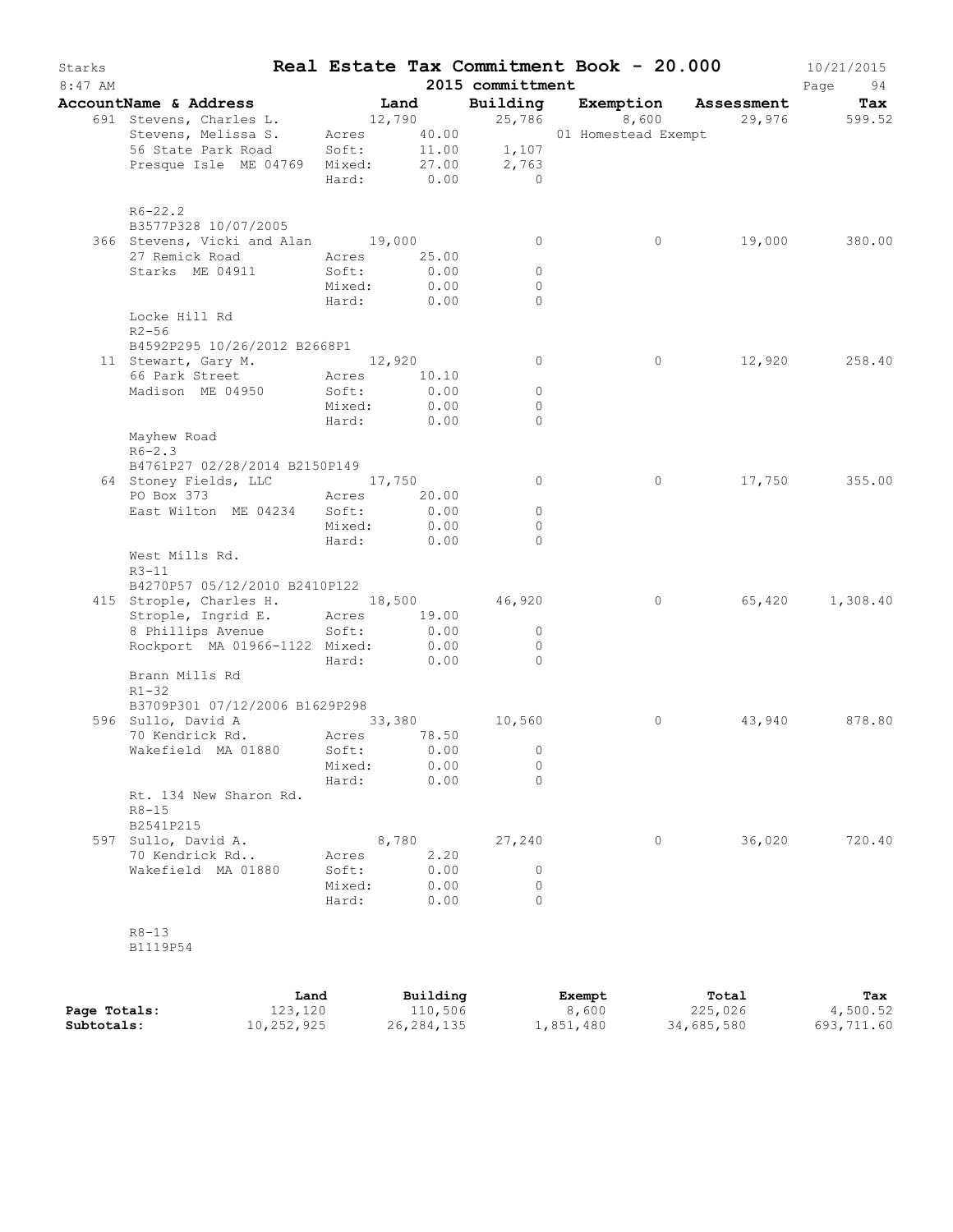# Real Estate Tax Commitment Book - 20.000

Starks
8:47 AM

2015 committmentt

10/21/2015

| AccountName & Address | Land | Building | Exemption | Assessment | Tax |
|---|---|---|---|---|---|
| 691 Stevens, Charles L. | 12,790 | 25,786 | 8,600 | 29,976 | 599.52 |
| Stevens, Melissa S. | Acres 40.00 | | 01 Homestead Exempt | | |
| 56 State Park Road | Soft: 11.00 | 1,107 | | | |
| Presque Isle ME 04769 | Mixed: 27.00 | 2,763 | | | |
| | Hard: 0.00 | 0 | | | |
| R6-22.2 | | | | | |
| B3577P328 10/07/2005 | | | | | |
| 366 Stevens, Vicki and Alan | 19,000 | 0 | 0 | 19,000 | 380.00 |
| 27 Remick Road | Acres 25.00 | | | | |
| Starks ME 04911 | Soft: 0.00 | 0 | | | |
| | Mixed: 0.00 | 0 | | | |
| | Hard: 0.00 | 0 | | | |
| Locke Hill Rd | | | | | |
| R2-56 | | | | | |
| B4592P295 10/26/2012 B2668P1 | | | | | |
| 11 Stewart, Gary M. | 12,920 | 0 | 0 | 12,920 | 258.40 |
| 66 Park Street | Acres 10.10 | | | | |
| Madison ME 04950 | Soft: 0.00 | 0 | | | |
| | Mixed: 0.00 | 0 | | | |
| | Hard: 0.00 | 0 | | | |
| Mayhew Road | | | | | |
| R6-2.3 | | | | | |
| B4761P27 02/28/2014 B2150P149 | | | | | |
| 64 Stoney Fields, LLC | 17,750 | 0 | 0 | 17,750 | 355.00 |
| PO Box 373 | Acres 20.00 | | | | |
| East Wilton ME 04234 | Soft: 0.00 | 0 | | | |
| | Mixed: 0.00 | 0 | | | |
| | Hard: 0.00 | 0 | | | |
| West Mills Rd. | | | | | |
| R3-11 | | | | | |
| B4270P57 05/12/2010 B2410P122 | | | | | |
| 415 Strople, Charles H. | 18,500 | 46,920 | 0 | 65,420 | 1,308.40 |
| Strople, Ingrid E. | Acres 19.00 | | | | |
| 8 Phillips Avenue | Soft: 0.00 | 0 | | | |
| Rockport MA 01966-1122 | Mixed: 0.00 | 0 | | | |
| | Hard: 0.00 | 0 | | | |
| Brann Mills Rd | | | | | |
| R1-32 | | | | | |
| B3709P301 07/12/2006 B1629P298 | | | | | |
| 596 Sullo, David A | 33,380 | 10,560 | 0 | 43,940 | 878.80 |
| 70 Kendrick Rd. | Acres 78.50 | | | | |
| Wakefield MA 01880 | Soft: 0.00 | 0 | | | |
| | Mixed: 0.00 | 0 | | | |
| | Hard: 0.00 | 0 | | | |
| Rt. 134 New Sharon Rd. | | | | | |
| R8-15 | | | | | |
| B2541P215 | | | | | |
| 597 Sullo, David A. | 8,780 | 27,240 | 0 | 36,020 | 720.40 |
| 70 Kendrick Rd.. | Acres 2.20 | | | | |
| Wakefield MA 01880 | Soft: 0.00 | 0 | | | |
| | Mixed: 0.00 | 0 | | | |
| | Hard: 0.00 | 0 | | | |
| R8-13 | | | | | |
| B1119P54 | | | | | |

| | Land | Building | Exempt | Total | Tax |
|---|---|---|---|---|---|
| **Page Totals:** | 123,120 | 110,506 | 8,600 | 225,026 | 4,500.52 |
| **Subtotals:** | 10,252,925 | 26,284,135 | 1,851,480 | 34,685,580 | 693,711.60 |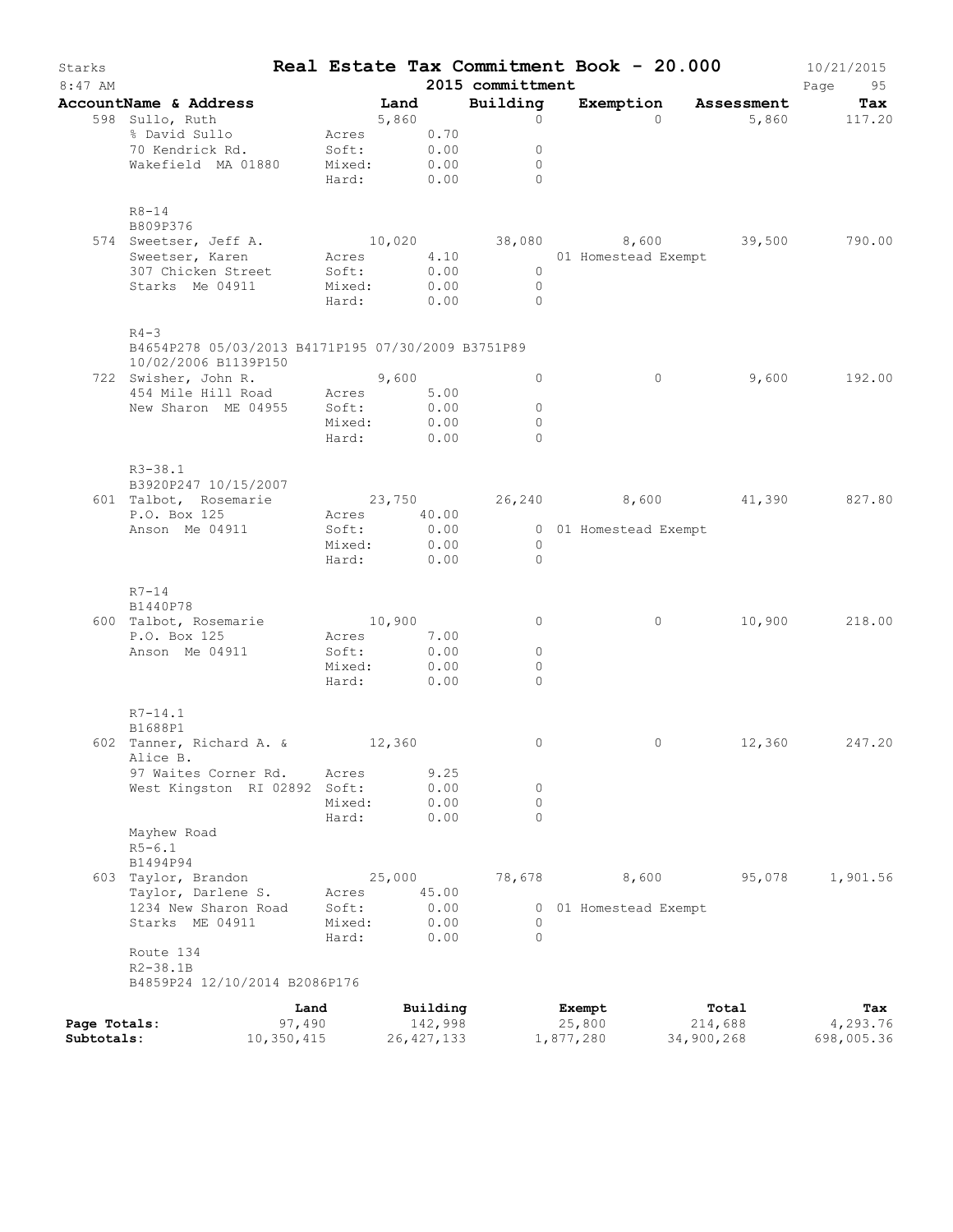# Starks — Real Estate Tax Commitment Book - 20.000

8:47 AM — 2015 committment — 10/21/2015

| Account Name & Address | Land | Building | Exemption | Assessment | Tax |
|---|---|---|---|---|---|
| 598 Sullo, Ruth<br>% David Sullo<br>70 Kendrick Rd.<br>Wakefield MA 01880<br>R8-14<br>B809P376 | 5,860<br>Acres 0.70<br>Soft: 0.00<br>Mixed: 0.00<br>Hard: 0.00 | 0<br>0<br>0<br>0 | 0 | 5,860 | 117.20 |
| 574 Sweetser, Jeff A.<br>Sweetser, Karen<br>307 Chicken Street<br>Starks Me 04911<br>R4-3<br>B4654P278 05/03/2013 B4171P195 07/30/2009 B3751P89 10/02/2006 B1139P150 | 10,020<br>Acres 4.10<br>Soft: 0.00<br>Mixed: 0.00<br>Hard: 0.00 | 38,080<br>0<br>0<br>0 | 8,600<br>01 Homestead Exempt | 39,500 | 790.00 |
| 722 Swisher, John R.<br>454 Mile Hill Road<br>New Sharon ME 04955<br>R3-38.1<br>B3920P247 10/15/2007 | 9,600<br>Acres 5.00<br>Soft: 0.00<br>Mixed: 0.00<br>Hard: 0.00 | 0<br>0<br>0<br>0 | 0 | 9,600 | 192.00 |
| 601 Talbot, Rosemarie<br>P.O. Box 125<br>Anson Me 04911<br>R7-14<br>B1440P78 | 23,750<br>Acres 40.00<br>Soft: 0.00<br>Mixed: 0.00<br>Hard: 0.00 | 26,240<br>0<br>0<br>0 | 8,600<br>01 Homestead Exempt | 41,390 | 827.80 |
| 600 Talbot, Rosemarie<br>P.O. Box 125<br>Anson Me 04911<br>R7-14.1<br>B1688P1 | 10,900<br>Acres 7.00<br>Soft: 0.00<br>Mixed: 0.00<br>Hard: 0.00 | 0<br>0<br>0<br>0 | 0 | 10,900 | 218.00 |
| 602 Tanner, Richard A. & Alice B.<br>97 Waites Corner Rd.<br>West Kingston RI 02892<br>Mayhew Road<br>R5-6.1<br>B1494P94 | 12,360<br>Acres 9.25<br>Soft: 0.00<br>Mixed: 0.00<br>Hard: 0.00 | 0<br>0<br>0<br>0 | 0 | 12,360 | 247.20 |
| 603 Taylor, Brandon<br>Taylor, Darlene S.<br>1234 New Sharon Road<br>Starks ME 04911<br>Route 134<br>R2-38.1B<br>B4859P24 12/10/2014 B2086P176 | 25,000<br>Acres 45.00<br>Soft: 0.00<br>Mixed: 0.00<br>Hard: 0.00 | 78,678<br>0<br>0<br>0 | 8,600<br>01 Homestead Exempt | 95,078 | 1,901.56 |

| | Land | Building | Exempt | Total | Tax |
|---|---|---|---|---|---|
| Page Totals: | 97,490 | 142,998 | 25,800 | 214,688 | 4,293.76 |
| Subtotals: | 10,350,415 | 26,427,133 | 1,877,280 | 34,900,268 | 698,005.36 |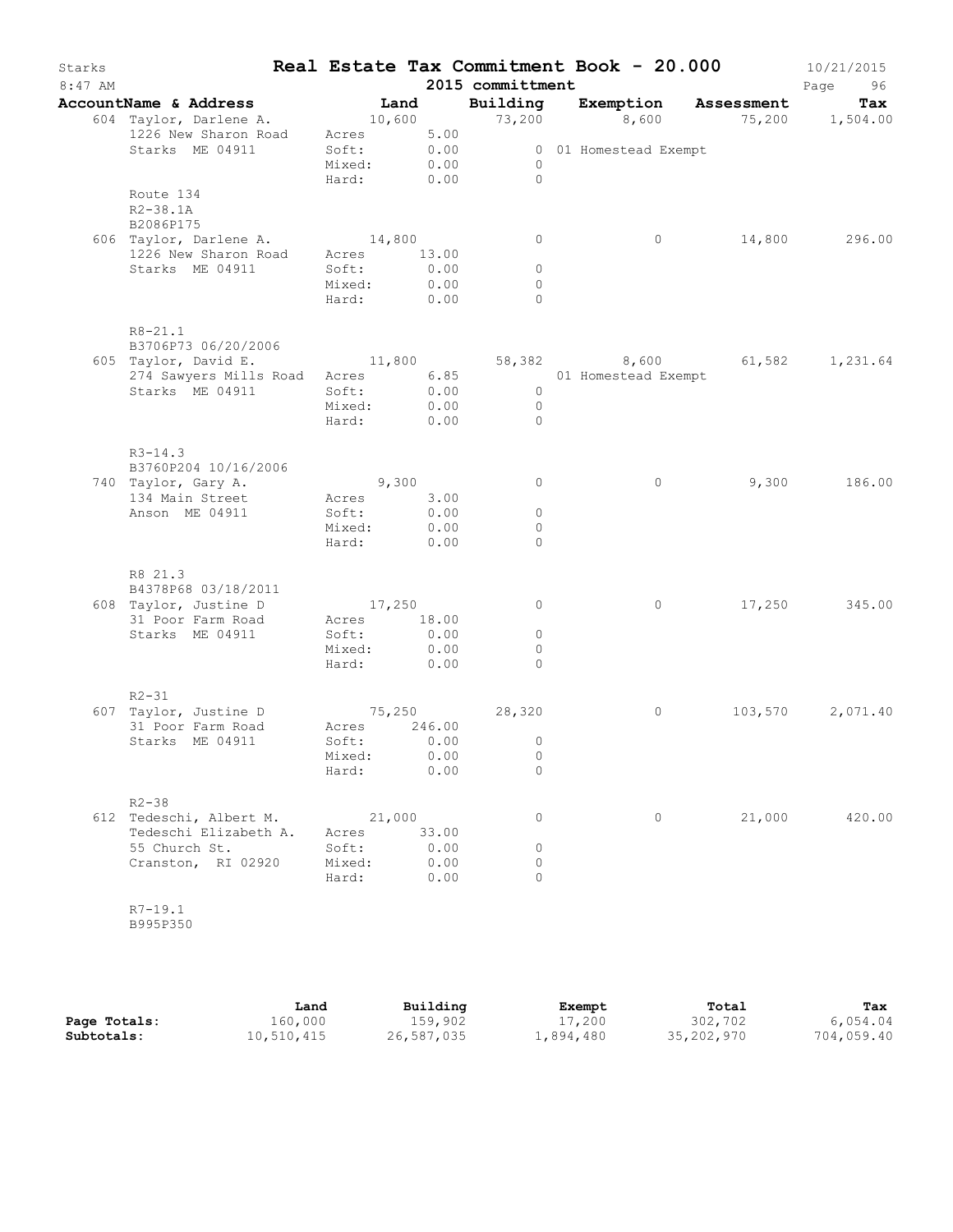# Starks — Real Estate Tax Commitment Book - 20.000

8:47 AM — 2015 committment — 10/21/2015

| AccountName & Address | Land | Building | Exemption | Assessment | Tax |
|---|---|---|---|---|---|
| 604 Taylor, Darlene A.<br>1226 New Sharon Road<br>Starks ME 04911<br><br>Route 134<br>R2-38.1A<br>B2086P175 | 10,600<br>Acres 5.00<br>Soft: 0.00<br>Mixed: 0.00<br>Hard: 0.00 | 73,200<br>0<br>0<br>0 | 8,600<br>01 Homestead Exempt | 75,200 | 1,504.00 |
| 606 Taylor, Darlene A.<br>1226 New Sharon Road<br>Starks ME 04911<br><br>R8-21.1<br>B3706P73 06/20/2006 | 14,800<br>Acres 13.00<br>Soft: 0.00<br>Mixed: 0.00<br>Hard: 0.00 | 0<br>0<br>0<br>0 | 0 | 14,800 | 296.00 |
| 605 Taylor, David E.<br>274 Sawyers Mills Road<br>Starks ME 04911<br><br>R3-14.3<br>B3760P204 10/16/2006 | 11,800<br>Acres 6.85<br>Soft: 0.00<br>Mixed: 0.00<br>Hard: 0.00 | 58,382<br>0<br>0<br>0 | 8,600<br>01 Homestead Exempt | 61,582 | 1,231.64 |
| 740 Taylor, Gary A.<br>134 Main Street<br>Anson ME 04911<br><br>R8 21.3<br>B4378P68 03/18/2011 | 9,300<br>Acres 3.00<br>Soft: 0.00<br>Mixed: 0.00<br>Hard: 0.00 | 0<br>0<br>0<br>0 | 0 | 9,300 | 186.00 |
| 608 Taylor, Justine D<br>31 Poor Farm Road<br>Starks ME 04911<br><br>R2-31 | 17,250<br>Acres 18.00<br>Soft: 0.00<br>Mixed: 0.00<br>Hard: 0.00 | 0<br>0<br>0<br>0 | 0 | 17,250 | 345.00 |
| 607 Taylor, Justine D<br>31 Poor Farm Road<br>Starks ME 04911<br><br>R2-38 | 75,250<br>Acres 246.00<br>Soft: 0.00<br>Mixed: 0.00<br>Hard: 0.00 | 28,320<br>0<br>0<br>0 | 0 | 103,570 | 2,071.40 |
| 612 Tedeschi, Albert M.<br>Tedeschi Elizabeth A.<br>55 Church St.<br>Cranston, RI 02920<br><br>R7-19.1<br>B995P350 | 21,000<br>Acres 33.00<br>Soft: 0.00<br>Mixed: 0.00<br>Hard: 0.00 | 0<br>0<br>0<br>0 | 0 | 21,000 | 420.00 |

| | Land | Building | Exempt | Total | Tax |
|---|---|---|---|---|---|
| **Page Totals:** | 160,000 | 159,902 | 17,200 | 302,702 | 6,054.04 |
| **Subtotals:** | 10,510,415 | 26,587,035 | 1,894,480 | 35,202,970 | 704,059.40 |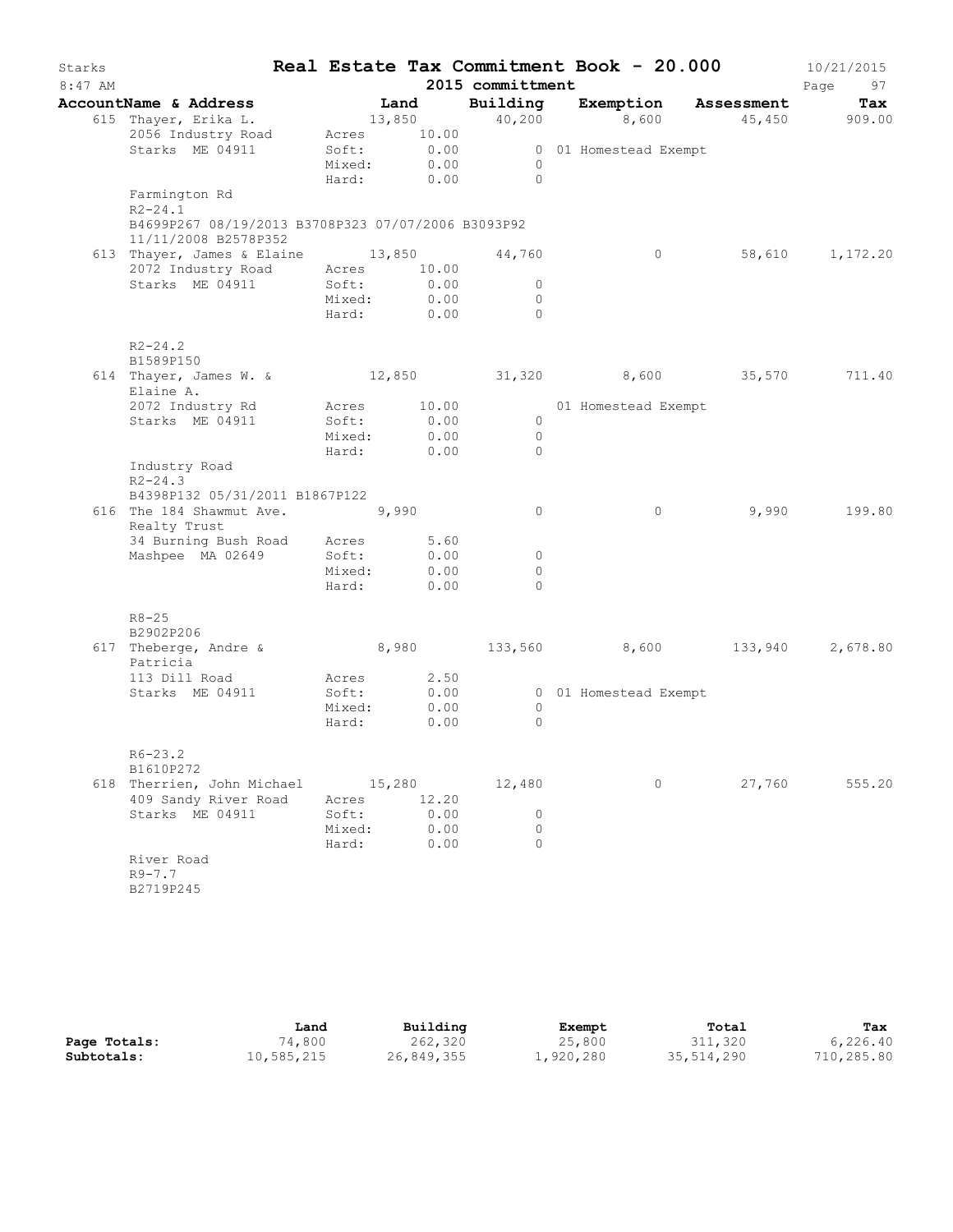# Real Estate Tax Commitment Book - 20.000

Starks
8:47 AM

2015 committment

10/21/2015

| AccountName & Address | Land | Building | Exemption | Assessment | Tax |
|---|---|---|---|---|---|
| 615 Thayer, Erika L. | 13,850 | 40,200 | 8,600 | 45,450 | 909.00 |
| 2056 Industry Road | Acres 10.00 | | | | |
| Starks ME 04911 | Soft: 0.00 | 0 | 01 Homestead Exempt | | |
| | Mixed: 0.00 | 0 | | | |
| | Hard: 0.00 | 0 | | | |
| Farmington Rd | | | | | |
| R2-24.1 | | | | | |
| B4699P267 08/19/2013 B3708P323 07/07/2006 B3093P92 11/11/2008 B2578P352 | | | | | |
| 613 Thayer, James & Elaine | 13,850 | 44,760 | 0 | 58,610 | 1,172.20 |
| 2072 Industry Road | Acres 10.00 | | | | |
| Starks ME 04911 | Soft: 0.00 | 0 | | | |
| | Mixed: 0.00 | 0 | | | |
| | Hard: 0.00 | 0 | | | |
| R2-24.2 | | | | | |
| B1589P150 | | | | | |
| 614 Thayer, James W. & Elaine A. | 12,850 | 31,320 | 8,600 | 35,570 | 711.40 |
| 2072 Industry Rd | Acres 10.00 | | 01 Homestead Exempt | | |
| Starks ME 04911 | Soft: 0.00 | 0 | | | |
| | Mixed: 0.00 | 0 | | | |
| | Hard: 0.00 | 0 | | | |
| Industry Road | | | | | |
| R2-24.3 | | | | | |
| B4398P132 05/31/2011 B1867P122 | | | | | |
| 616 The 184 Shawmut Ave. Realty Trust | 9,990 | 0 | 0 | 9,990 | 199.80 |
| 34 Burning Bush Road | Acres 5.60 | | | | |
| Mashpee MA 02649 | Soft: 0.00 | 0 | | | |
| | Mixed: 0.00 | 0 | | | |
| | Hard: 0.00 | 0 | | | |
| R8-25 | | | | | |
| B2902P206 | | | | | |
| 617 Theberge, Andre & Patricia | 8,980 | 133,560 | 8,600 | 133,940 | 2,678.80 |
| 113 Dill Road | Acres 2.50 | | | | |
| Starks ME 04911 | Soft: 0.00 | 0 | 01 Homestead Exempt | | |
| | Mixed: 0.00 | 0 | | | |
| | Hard: 0.00 | 0 | | | |
| R6-23.2 | | | | | |
| B1610P272 | | | | | |
| 618 Therrien, John Michael | 15,280 | 12,480 | 0 | 27,760 | 555.20 |
| 409 Sandy River Road | Acres 12.20 | | | | |
| Starks ME 04911 | Soft: 0.00 | 0 | | | |
| | Mixed: 0.00 | 0 | | | |
| | Hard: 0.00 | 0 | | | |
| River Road | | | | | |
| R9-7.7 | | | | | |
| B2719P245 | | | | | |

| | Land | Building | Exempt | Total | Tax |
|---|---|---|---|---|---|
| Page Totals: | 74,800 | 262,320 | 25,800 | 311,320 | 6,226.40 |
| Subtotals: | 10,585,215 | 26,849,355 | 1,920,280 | 35,514,290 | 710,285.80 |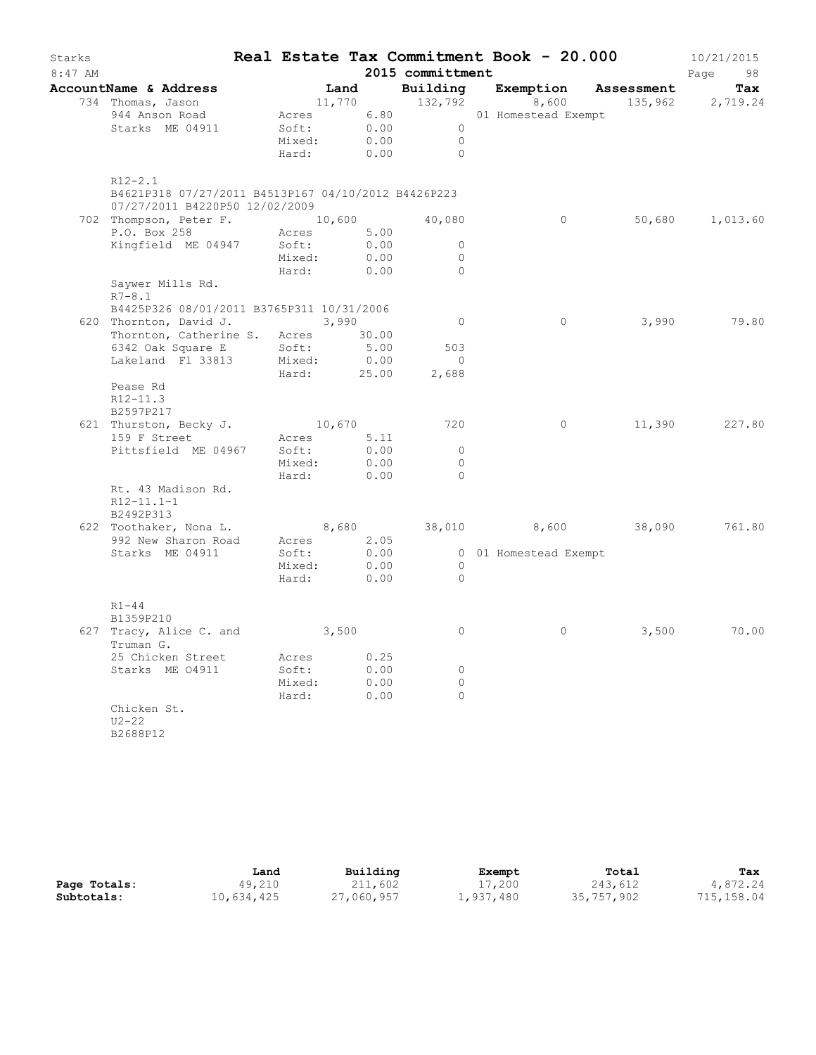# Starks — Real Estate Tax Commitment Book - 20.000

8:47 AM — 2015 committment — 10/21/2015

| AccountName & Address | Land | Building | Exemption | Assessment | Tax |
|---|---|---|---|---|---|
| 734 Thomas, Jason | 11,770 | 132,792 | 8,600 | 135,962 | 2,719.24 |
| 944 Anson Road | Acres 6.80 | | 01 Homestead Exempt | | |
| Starks ME 04911 | Soft: 0.00 | 0 | | | |
| | Mixed: 0.00 | 0 | | | |
| | Hard: 0.00 | 0 | | | |
| R12-2.1 | | | | | |
| B4621P318 07/27/2011 B4513P167 04/10/2012 B4426P223 07/27/2011 B4220P50 12/02/2009 | | | | | |
| 702 Thompson, Peter F. | 10,600 | 40,080 | 0 | 50,680 | 1,013.60 |
| P.O. Box 258 | Acres 5.00 | | | | |
| Kingfield ME 04947 | Soft: 0.00 | 0 | | | |
| | Mixed: 0.00 | 0 | | | |
| | Hard: 0.00 | 0 | | | |
| Saywer Mills Rd. | | | | | |
| R7-8.1 | | | | | |
| B4425P326 08/01/2011 B3765P311 10/31/2006 | | | | | |
| 620 Thornton, David J. | 3,990 | 0 | 0 | 3,990 | 79.80 |
| Thornton, Catherine S. | Acres 30.00 | | | | |
| 6342 Oak Square E | Soft: 5.00 | 503 | | | |
| Lakeland Fl 33813 | Mixed: 0.00 | 0 | | | |
| | Hard: 25.00 | 2,688 | | | |
| Pease Rd | | | | | |
| R12-11.3 | | | | | |
| B2597P217 | | | | | |
| 621 Thurston, Becky J. | 10,670 | 720 | 0 | 11,390 | 227.80 |
| 159 F Street | Acres 5.11 | | | | |
| Pittsfield ME 04967 | Soft: 0.00 | 0 | | | |
| | Mixed: 0.00 | 0 | | | |
| | Hard: 0.00 | 0 | | | |
| Rt. 43 Madison Rd. | | | | | |
| R12-11.1-1 | | | | | |
| B2492P313 | | | | | |
| 622 Toothaker, Nona L. | 8,680 | 38,010 | 8,600 | 38,090 | 761.80 |
| 992 New Sharon Road | Acres 2.05 | | | | |
| Starks ME 04911 | Soft: 0.00 | 0 | 01 Homestead Exempt | | |
| | Mixed: 0.00 | 0 | | | |
| | Hard: 0.00 | 0 | | | |
| R1-44 | | | | | |
| B1359P210 | | | | | |
| 627 Tracy, Alice C. and Truman G. | 3,500 | 0 | 0 | 3,500 | 70.00 |
| 25 Chicken Street | Acres 0.25 | | | | |
| Starks ME 04911 | Soft: 0.00 | 0 | | | |
| | Mixed: 0.00 | 0 | | | |
| | Hard: 0.00 | 0 | | | |
| Chicken St. | | | | | |
| U2-22 | | | | | |
| B2688P12 | | | | | |

| | Land | Building | Exempt | Total | Tax |
|---|---|---|---|---|---|
| Page Totals: | 49,210 | 211,602 | 17,200 | 243,612 | 4,872.24 |
| Subtotals: | 10,634,425 | 27,060,957 | 1,937,480 | 35,757,902 | 715,158.04 |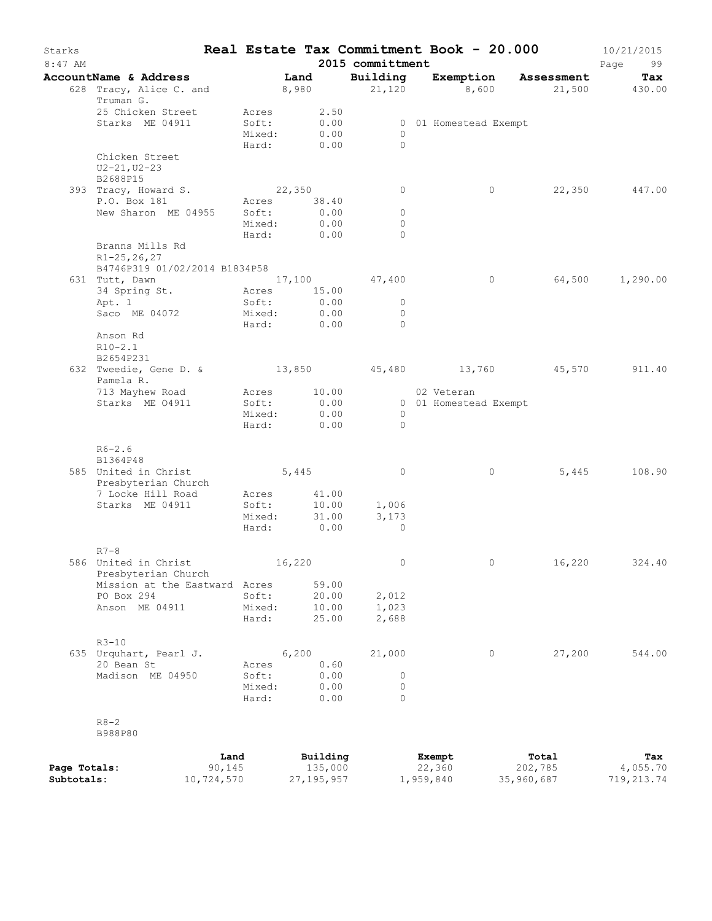# Real Estate Tax Commitment Book - 20.000

Starks
8:47 AM

2015 committment

10/21/2015

| AccountName & Address | | Land | Building | Exemption | Assessment | Tax |
|---|---|---|---|---|---|---|
| 628 Tracy, Alice C. and Truman G. | | 8,980 | 21,120 | 8,600 | 21,500 | 430.00 |
| 25 Chicken Street | Acres | 2.50 | | | | |
| Starks ME 04911 | Soft: | 0.00 | 0 | 01 Homestead Exempt | | |
| | Mixed: | 0.00 | 0 | | | |
| | Hard: | 0.00 | 0 | | | |
| Chicken Street | | | | | | |
| U2-21,U2-23 | | | | | | |
| B2688P15 | | | | | | |
| 393 Tracy, Howard S. | | 22,350 | 0 | 0 | 22,350 | 447.00 |
| P.O. Box 181 | Acres | 38.40 | | | | |
| New Sharon ME 04955 | Soft: | 0.00 | 0 | | | |
| | Mixed: | 0.00 | 0 | | | |
| | Hard: | 0.00 | 0 | | | |
| Branns Mills Rd | | | | | | |
| R1-25,26,27 | | | | | | |
| B4746P319 01/02/2014 B1834P58 | | | | | | |
| 631 Tutt, Dawn | | 17,100 | 47,400 | 0 | 64,500 | 1,290.00 |
| 34 Spring St. | Acres | 15.00 | | | | |
| Apt. 1 | Soft: | 0.00 | 0 | | | |
| Saco ME 04072 | Mixed: | 0.00 | 0 | | | |
| | Hard: | 0.00 | 0 | | | |
| Anson Rd | | | | | | |
| R10-2.1 | | | | | | |
| B2654P231 | | | | | | |
| 632 Tweedie, Gene D. & Pamela R. | | 13,850 | 45,480 | 13,760 | 45,570 | 911.40 |
| 713 Mayhew Road | Acres | 10.00 | | 02 Veteran | | |
| Starks ME O4911 | Soft: | 0.00 | 0 | 01 Homestead Exempt | | |
| | Mixed: | 0.00 | 0 | | | |
| | Hard: | 0.00 | 0 | | | |
| R6-2.6 | | | | | | |
| B1364P48 | | | | | | |
| 585 United in Christ Presbyterian Church | | 5,445 | 0 | 0 | 5,445 | 108.90 |
| 7 Locke Hill Road | Acres | 41.00 | | | | |
| Starks ME 04911 | Soft: | 10.00 | 1,006 | | | |
| | Mixed: | 31.00 | 3,173 | | | |
| | Hard: | 0.00 | 0 | | | |
| R7-8 | | | | | | |
| 586 United in Christ Presbyterian Church | | 16,220 | 0 | 0 | 16,220 | 324.40 |
| Mission at the Eastward | Acres | 59.00 | | | | |
| PO Box 294 | Soft: | 20.00 | 2,012 | | | |
| Anson ME 04911 | Mixed: | 10.00 | 1,023 | | | |
| | Hard: | 25.00 | 2,688 | | | |
| R3-10 | | | | | | |
| 635 Urquhart, Pearl J. | | 6,200 | 21,000 | 0 | 27,200 | 544.00 |
| 20 Bean St | Acres | 0.60 | | | | |
| Madison ME 04950 | Soft: | 0.00 | 0 | | | |
| | Mixed: | 0.00 | 0 | | | |
| | Hard: | 0.00 | 0 | | | |
| R8-2 | | | | | | |
| B988P80 | | | | | | |

| | Land | Building | Exempt | Total | Tax |
|---|---|---|---|---|---|
| Page Totals: | 90,145 | 135,000 | 22,360 | 202,785 | 4,055.70 |
| Subtotals: | 10,724,570 | 27,195,957 | 1,959,840 | 35,960,687 | 719,213.74 |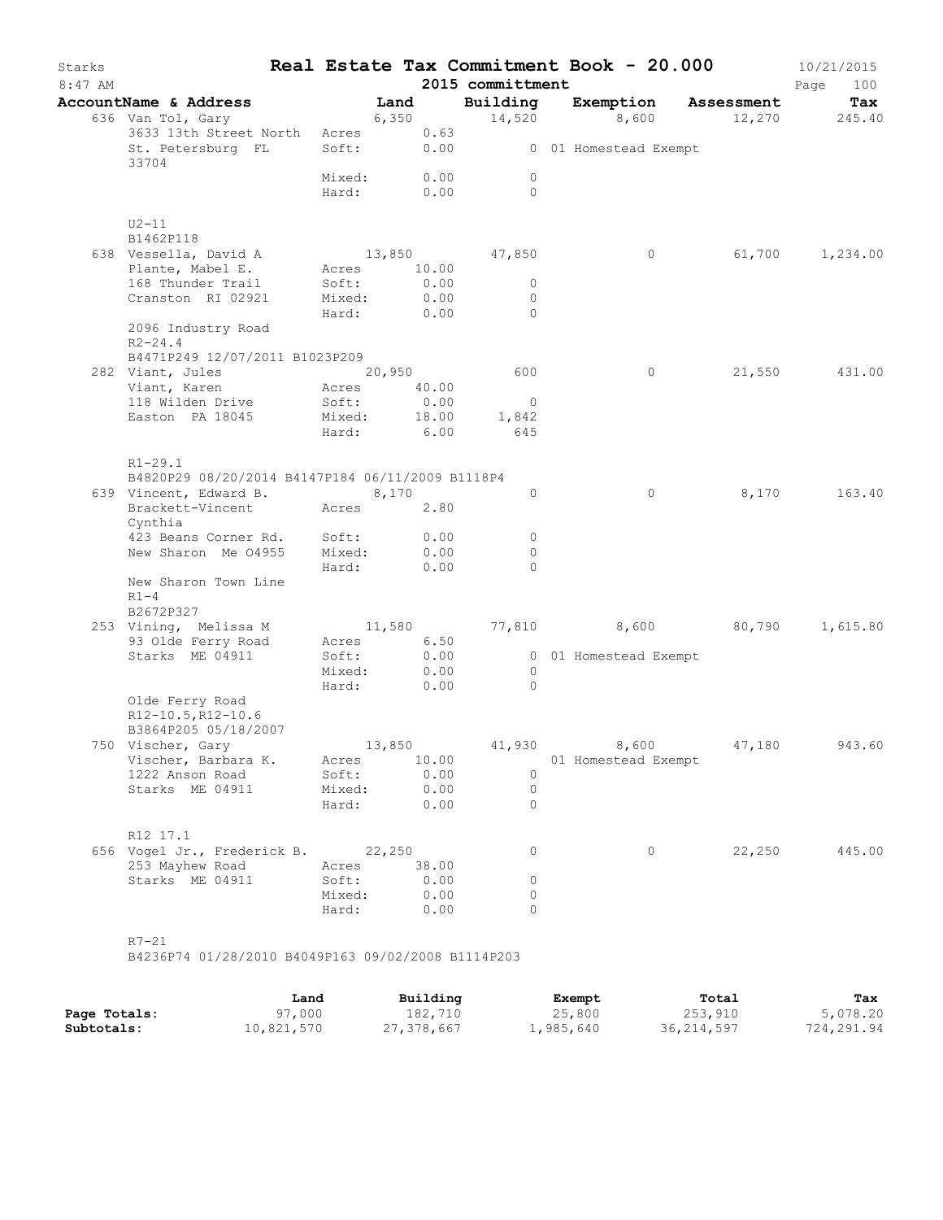# Real Estate Tax Commitment Book - 20.000

Starks
8:47 AM

2015 committmentt

10/21/2015

| AccountName & Address | | Land | Building | Exemption | Assessment | Tax |
|---|---|---|---|---|---|---|
| 636 Van Tol, Gary | | 6,350 | 14,520 | 8,600 | 12,270 | 245.40 |
| 3633 13th Street North | Acres | 0.63 | | | | |
| St. Petersburg FL 33704 | Soft: | 0.00 | 0 | 01 Homestead Exempt | | |
| | Mixed: | 0.00 | 0 | | | |
| | Hard: | 0.00 | 0 | | | |
| U2-11 | | | | | | |
| B1462P118 | | | | | | |
| 638 Vessella, David A | | 13,850 | 47,850 | 0 | 61,700 | 1,234.00 |
| Plante, Mabel E. | Acres | 10.00 | | | | |
| 168 Thunder Trail | Soft: | 0.00 | 0 | | | |
| Cranston RI 02921 | Mixed: | 0.00 | 0 | | | |
| | Hard: | 0.00 | 0 | | | |
| 2096 Industry Road | | | | | | |
| R2-24.4 | | | | | | |
| B4471P249 12/07/2011 B1023P209 | | | | | | |
| 282 Viant, Jules | | 20,950 | 600 | 0 | 21,550 | 431.00 |
| Viant, Karen | Acres | 40.00 | | | | |
| 118 Wilden Drive | Soft: | 0.00 | 0 | | | |
| Easton PA 18045 | Mixed: | 18.00 | 1,842 | | | |
| | Hard: | 6.00 | 645 | | | |
| R1-29.1 | | | | | | |
| B4820P29 08/20/2014 B4147P184 06/11/2009 B1118P4 | | | | | | |
| 639 Vincent, Edward B. | | 8,170 | 0 | 0 | 8,170 | 163.40 |
| Brackett-Vincent Cynthia | Acres | 2.80 | | | | |
| 423 Beans Corner Rd. | Soft: | 0.00 | 0 | | | |
| New Sharon Me 04955 | Mixed: | 0.00 | 0 | | | |
| | Hard: | 0.00 | 0 | | | |
| New Sharon Town Line | | | | | | |
| R1-4 | | | | | | |
| B2672P327 | | | | | | |
| 253 Vining, Melissa M | | 11,580 | 77,810 | 8,600 | 80,790 | 1,615.80 |
| 93 Olde Ferry Road | Acres | 6.50 | | | | |
| Starks ME 04911 | Soft: | 0.00 | 0 | 01 Homestead Exempt | | |
| | Mixed: | 0.00 | 0 | | | |
| | Hard: | 0.00 | 0 | | | |
| Olde Ferry Road | | | | | | |
| R12-10.5,R12-10.6 | | | | | | |
| B3864P205 05/18/2007 | | | | | | |
| 750 Vischer, Gary | | 13,850 | 41,930 | 8,600 | 47,180 | 943.60 |
| Vischer, Barbara K. | Acres | 10.00 | | 01 Homestead Exempt | | |
| 1222 Anson Road | Soft: | 0.00 | 0 | | | |
| Starks ME 04911 | Mixed: | 0.00 | 0 | | | |
| | Hard: | 0.00 | 0 | | | |
| R12 17.1 | | | | | | |
| 656 Vogel Jr., Frederick B. | | 22,250 | 0 | 0 | 22,250 | 445.00 |
| 253 Mayhew Road | Acres | 38.00 | | | | |
| Starks ME 04911 | Soft: | 0.00 | 0 | | | |
| | Mixed: | 0.00 | 0 | | | |
| | Hard: | 0.00 | 0 | | | |
| R7-21 | | | | | | |
| B4236P74 01/28/2010 B4049P163 09/02/2008 B1114P203 | | | | | | |

| | Land | Building | Exempt | Total | Tax |
|---|---|---|---|---|---|
| **Page Totals:** | 97,000 | 182,710 | 25,800 | 253,910 | 5,078.20 |
| **Subtotals:** | 10,821,570 | 27,378,667 | 1,985,640 | 36,214,597 | 724,291.94 |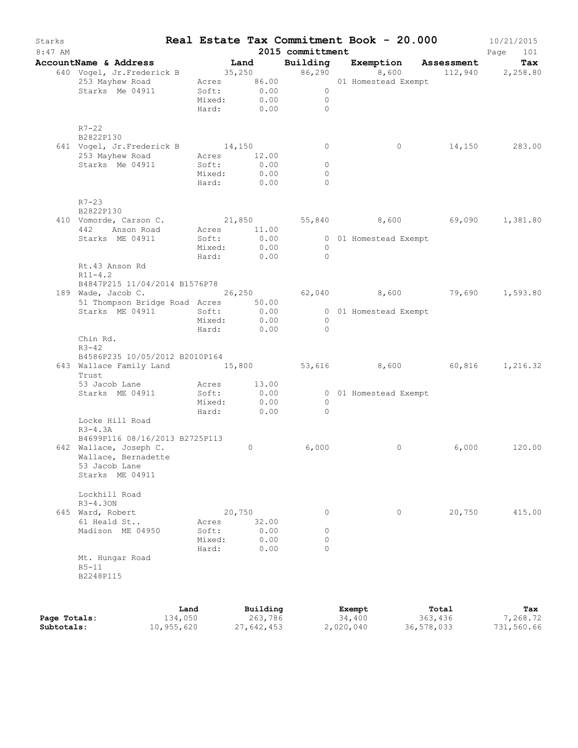# Real Estate Tax Commitment Book - 20.000

Starks
8:47 AM

2015 committment

10/21/2015

| AccountName & Address | Land | Building | Exemption | Assessment | Tax |
|---|---|---|---|---|---|
| 640 Vogel, Jr.Frederick B | 35,250 | 86,290 | 8,600 | 112,940 | 2,258.80 |
| 253 Mayhew Road | Acres 86.00 | | 01 Homestead Exempt | | |
| Starks Me 04911 | Soft: 0.00 | 0 | | | |
| | Mixed: 0.00 | 0 | | | |
| | Hard: 0.00 | 0 | | | |
| R7-22 | | | | | |
| B2822P130 | | | | | |
| 641 Vogel, Jr.Frederick B | 14,150 | 0 | 0 | 14,150 | 283.00 |
| 253 Mayhew Road | Acres 12.00 | | | | |
| Starks Me 04911 | Soft: 0.00 | 0 | | | |
| | Mixed: 0.00 | 0 | | | |
| | Hard: 0.00 | 0 | | | |
| R7-23 | | | | | |
| B2822P130 | | | | | |
| 410 Vomorde, Carson C. | 21,850 | 55,840 | 8,600 | 69,090 | 1,381.80 |
| 442 Anson Road | Acres 11.00 | | | | |
| Starks ME 04911 | Soft: 0.00 | 0 | 01 Homestead Exempt | | |
| | Mixed: 0.00 | 0 | | | |
| | Hard: 0.00 | 0 | | | |
| Rt.43 Anson Rd | | | | | |
| R11-4.2 | | | | | |
| B4847P215 11/04/2014 B1576P78 | | | | | |
| 189 Wade, Jacob C. | 26,250 | 62,040 | 8,600 | 79,690 | 1,593.80 |
| 51 Thompson Bridge Road | Acres 50.00 | | | | |
| Starks ME 04911 | Soft: 0.00 | 0 | 01 Homestead Exempt | | |
| | Mixed: 0.00 | 0 | | | |
| | Hard: 0.00 | 0 | | | |
| Chin Rd. | | | | | |
| R3-42 | | | | | |
| B4586P235 10/05/2012 B2010P164 | | | | | |
| 643 Wallace Family Land Trust | 15,800 | 53,616 | 8,600 | 60,816 | 1,216.32 |
| 53 Jacob Lane | Acres 13.00 | | | | |
| Starks ME 04911 | Soft: 0.00 | 0 | 01 Homestead Exempt | | |
| | Mixed: 0.00 | 0 | | | |
| | Hard: 0.00 | 0 | | | |
| Locke Hill Road | | | | | |
| R3-4.3A | | | | | |
| B4699P116 08/16/2013 B2725P113 | | | | | |
| 642 Wallace, Joseph C. | 0 | 6,000 | 0 | 6,000 | 120.00 |
| Wallace, Bernadette | | | | | |
| 53 Jacob Lane | | | | | |
| Starks ME 04911 | | | | | |
| Lockhill Road | | | | | |
| R3-4.3ON | | | | | |
| 645 Ward, Robert | 20,750 | 0 | 0 | 20,750 | 415.00 |
| 61 Heald St.. | Acres 32.00 | | | | |
| Madison ME 04950 | Soft: 0.00 | 0 | | | |
| | Mixed: 0.00 | 0 | | | |
| | Hard: 0.00 | 0 | | | |
| Mt. Hungar Road | | | | | |
| R5-11 | | | | | |
| B2248P115 | | | | | |

| | Land | Building | Exempt | Total | Tax |
|---|---|---|---|---|---|
| Page Totals: | 134,050 | 263,786 | 34,400 | 363,436 | 7,268.72 |
| Subtotals: | 10,955,620 | 27,642,453 | 2,020,040 | 36,578,033 | 731,560.66 |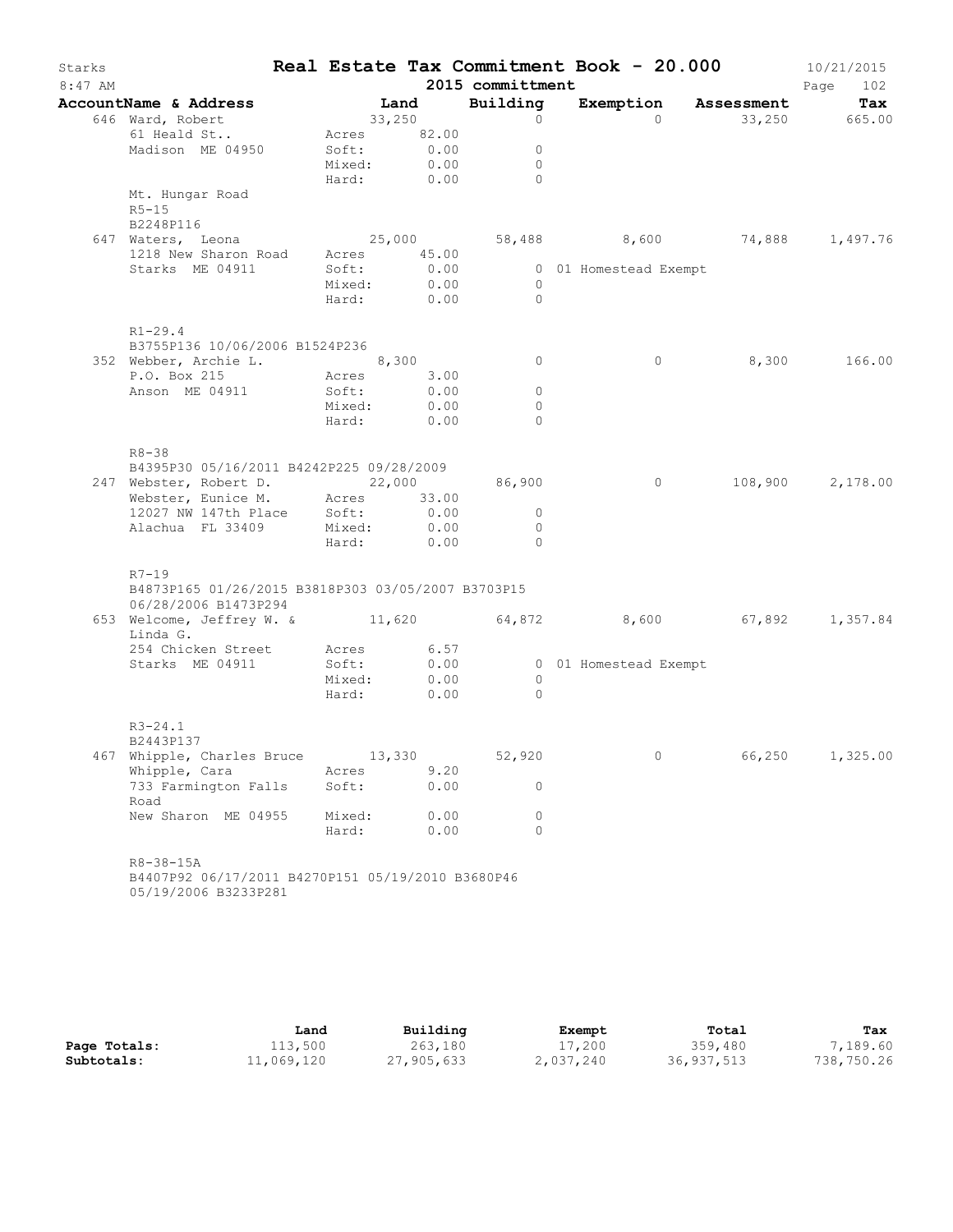# Starks — Real Estate Tax Commitment Book - 20.000

8:47 AM — 2015 committment — 10/21/2015

| AccountName & Address | Land | Building | Exemption | Assessment | Tax |
|---|---|---|---|---|---|
| 646 Ward, Robert | 33,250 | 0 | 0 | 33,250 | 665.00 |
| 61 Heald St.. | Acres 82.00 | | | | |
| Madison ME 04950 | Soft: 0.00 | 0 | | | |
| | Mixed: 0.00 | 0 | | | |
| | Hard: 0.00 | 0 | | | |
| Mt. Hungar Road | | | | | |
| R5-15 | | | | | |
| B2248P116 | | | | | |
| 647 Waters, Leona | 25,000 | 58,488 | 8,600 | 74,888 | 1,497.76 |
| 1218 New Sharon Road | Acres 45.00 | | | | |
| Starks ME 04911 | Soft: 0.00 | 0 | 01 Homestead Exempt | | |
| | Mixed: 0.00 | 0 | | | |
| | Hard: 0.00 | 0 | | | |
| R1-29.4 | | | | | |
| B3755P136 10/06/2006 B1524P236 | | | | | |
| 352 Webber, Archie L. | 8,300 | 0 | 0 | 8,300 | 166.00 |
| P.O. Box 215 | Acres 3.00 | | | | |
| Anson ME 04911 | Soft: 0.00 | 0 | | | |
| | Mixed: 0.00 | 0 | | | |
| | Hard: 0.00 | 0 | | | |
| R8-38 | | | | | |
| B4395P30 05/16/2011 B4242P225 09/28/2009 | | | | | |
| 247 Webster, Robert D. | 22,000 | 86,900 | 0 | 108,900 | 2,178.00 |
| Webster, Eunice M. | Acres 33.00 | | | | |
| 12027 NW 147th Place | Soft: 0.00 | 0 | | | |
| Alachua FL 33409 | Mixed: 0.00 | 0 | | | |
| | Hard: 0.00 | 0 | | | |
| R7-19 | | | | | |
| B4873P165 01/26/2015 B3818P303 03/05/2007 B3703P15 06/28/2006 B1473P294 | | | | | |
| 653 Welcome, Jeffrey W. & Linda G. | 11,620 | 64,872 | 8,600 | 67,892 | 1,357.84 |
| 254 Chicken Street | Acres 6.57 | | | | |
| Starks ME 04911 | Soft: 0.00 | 0 | 01 Homestead Exempt | | |
| | Mixed: 0.00 | 0 | | | |
| | Hard: 0.00 | 0 | | | |
| R3-24.1 | | | | | |
| B2443P137 | | | | | |
| 467 Whipple, Charles Bruce | 13,330 | 52,920 | 0 | 66,250 | 1,325.00 |
| Whipple, Cara | Acres 9.20 | | | | |
| 733 Farmington Falls Road | Soft: 0.00 | 0 | | | |
| New Sharon ME 04955 | Mixed: 0.00 | 0 | | | |
| | Hard: 0.00 | 0 | | | |
| R8-38-15A | | | | | |
| B4407P92 06/17/2011 B4270P151 05/19/2010 B3680P46 05/19/2006 B3233P281 | | | | | |

| | Land | Building | Exempt | Total | Tax |
|---|---|---|---|---|---|
| Page Totals: | 113,500 | 263,180 | 17,200 | 359,480 | 7,189.60 |
| Subtotals: | 11,069,120 | 27,905,633 | 2,037,240 | 36,937,513 | 738,750.26 |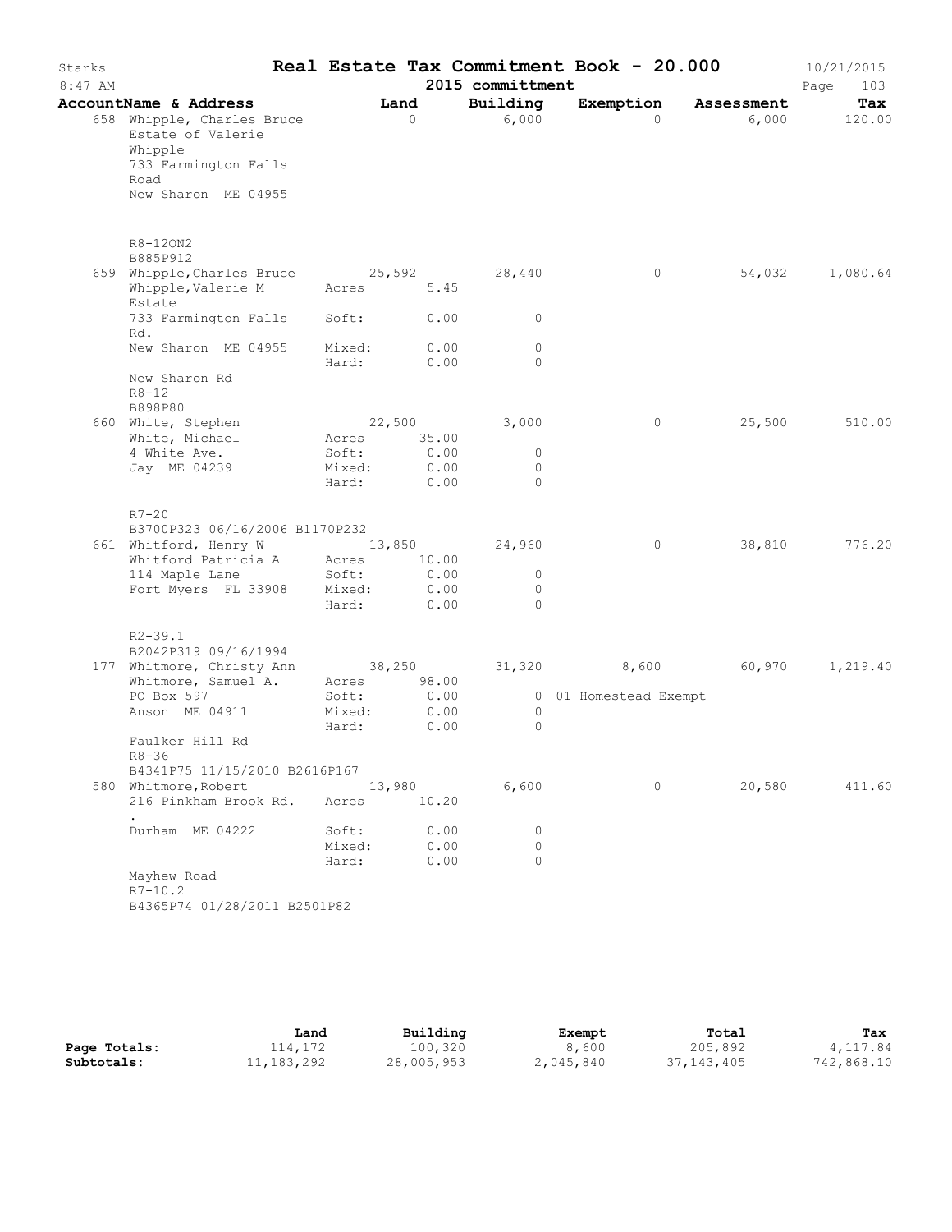# Real Estate Tax Commitment Book - 20.000

Starks — 2015 committment — 10/21/2015 — 8:47 AM

| AccountName & Address | Land | Building | Exemption | Assessment | Tax |
|---|---|---|---|---|---|
| 658 Whipple, Charles Bruce<br>Estate of Valerie Whipple<br>733 Farmington Falls Road<br>New Sharon ME 04955<br><br>R8-12ON2<br>B885P912 | 0 | 6,000 | 0 | 6,000 | 120.00 |
| 659 Whipple,Charles Bruce<br>Whipple,Valerie M Estate<br>733 Farmington Falls Rd.<br>New Sharon ME 04955<br><br>New Sharon Rd<br>R8-12<br>B898P80 | 25,592<br>Acres 5.45<br>Soft: 0.00<br>Mixed: 0.00<br>Hard: 0.00 | 28,440<br><br>0<br>0<br>0 | 0 | 54,032 | 1,080.64 |
| 660 White, Stephen<br>White, Michael<br>4 White Ave.<br>Jay ME 04239<br><br>R7-20<br>B3700P323 06/16/2006 B1170P232 | 22,500<br>Acres 35.00<br>Soft: 0.00<br>Mixed: 0.00<br>Hard: 0.00 | 3,000<br><br>0<br>0<br>0 | 0 | 25,500 | 510.00 |
| 661 Whitford, Henry W<br>Whitford Patricia A<br>114 Maple Lane<br>Fort Myers FL 33908<br><br>R2-39.1<br>B2042P319 09/16/1994 | 13,850<br>Acres 10.00<br>Soft: 0.00<br>Mixed: 0.00<br>Hard: 0.00 | 24,960<br><br>0<br>0<br>0 | 0 | 38,810 | 776.20 |
| 177 Whitmore, Christy Ann<br>Whitmore, Samuel A.<br>PO Box 597<br>Anson ME 04911<br><br>Faulker Hill Rd<br>R8-36<br>B4341P75 11/15/2010 B2616P167 | 38,250<br>Acres 98.00<br>Soft: 0.00<br>Mixed: 0.00<br>Hard: 0.00 | 31,320<br><br>0<br>0<br>0 | 8,600<br><br>01 Homestead Exempt | 60,970 | 1,219.40 |
| 580 Whitmore,Robert<br>216 Pinkham Brook Rd.<br>.<br>Durham ME 04222<br><br>Mayhew Road<br>R7-10.2<br>B4365P74 01/28/2011 B2501P82 | 13,980<br>Acres 10.20<br>Soft: 0.00<br>Mixed: 0.00<br>Hard: 0.00 | 6,600<br><br>0<br>0<br>0 | 0 | 20,580 | 411.60 |

| | Land | Building | Exempt | Total | Tax |
|---|---|---|---|---|---|
| **Page Totals:** | 114,172 | 100,320 | 8,600 | 205,892 | 4,117.84 |
| **Subtotals:** | 11,183,292 | 28,005,953 | 2,045,840 | 37,143,405 | 742,868.10 |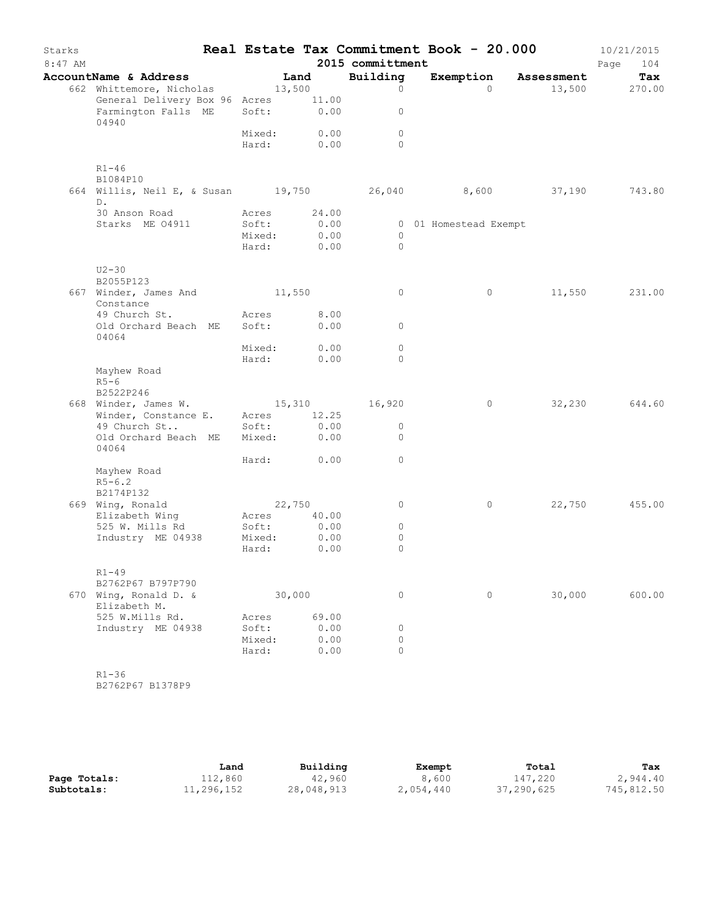# Real Estate Tax Commitment Book - 20.000

Starks
8:47 AM

2015 committmemt

10/21/2015

| AccountName & Address | Land | | Building | Exemption | Assessment | Tax |
|---|---|---|---|---|---|---|
| 662 Whittemore, Nicholas | 13,500 | | 0 | 0 | 13,500 | 270.00 |
| General Delivery Box 96 | Acres | 11.00 | | | | |
| Farmington Falls ME 04940 | Soft: | 0.00 | 0 | | | |
| | Mixed: | 0.00 | 0 | | | |
| | Hard: | 0.00 | 0 | | | |
| R1-46 | | | | | | |
| B1084P10 | | | | | | |
| 664 Willis, Neil E, & Susan D. | 19,750 | | 26,040 | 8,600 | 37,190 | 743.80 |
| 30 Anson Road | Acres | 24.00 | | | | |
| Starks ME 04911 | Soft: | 0.00 | 0 | 01 Homestead Exempt | | |
| | Mixed: | 0.00 | 0 | | | |
| | Hard: | 0.00 | 0 | | | |
| U2-30 | | | | | | |
| B2055P123 | | | | | | |
| 667 Winder, James And Constance | 11,550 | | 0 | 0 | 11,550 | 231.00 |
| 49 Church St. | Acres | 8.00 | | | | |
| Old Orchard Beach ME 04064 | Soft: | 0.00 | 0 | | | |
| | Mixed: | 0.00 | 0 | | | |
| | Hard: | 0.00 | 0 | | | |
| Mayhew Road | | | | | | |
| R5-6 | | | | | | |
| B2522P246 | | | | | | |
| 668 Winder, James W. | 15,310 | | 16,920 | 0 | 32,230 | 644.60 |
| Winder, Constance E. | Acres | 12.25 | | | | |
| 49 Church St.. | Soft: | 0.00 | 0 | | | |
| Old Orchard Beach ME 04064 | Mixed: | 0.00 | 0 | | | |
| | Hard: | 0.00 | 0 | | | |
| Mayhew Road | | | | | | |
| R5-6.2 | | | | | | |
| B2174P132 | | | | | | |
| 669 Wing, Ronald | 22,750 | | 0 | 0 | 22,750 | 455.00 |
| Elizabeth Wing | Acres | 40.00 | | | | |
| 525 W. Mills Rd | Soft: | 0.00 | 0 | | | |
| Industry ME 04938 | Mixed: | 0.00 | 0 | | | |
| | Hard: | 0.00 | 0 | | | |
| R1-49 | | | | | | |
| B2762P67 B797P790 | | | | | | |
| 670 Wing, Ronald D. & Elizabeth M. | 30,000 | | 0 | 0 | 30,000 | 600.00 |
| 525 W.Mills Rd. | Acres | 69.00 | | | | |
| Industry ME 04938 | Soft: | 0.00 | 0 | | | |
| | Mixed: | 0.00 | 0 | | | |
| | Hard: | 0.00 | 0 | | | |
| R1-36 | | | | | | |
| B2762P67 B1378P9 | | | | | | |

| | Land | Building | Exempt | Total | Tax |
|---|---|---|---|---|---|
| **Page Totals:** | 112,860 | 42,960 | 8,600 | 147,220 | 2,944.40 |
| **Subtotals:** | 11,296,152 | 28,048,913 | 2,054,440 | 37,290,625 | 745,812.50 |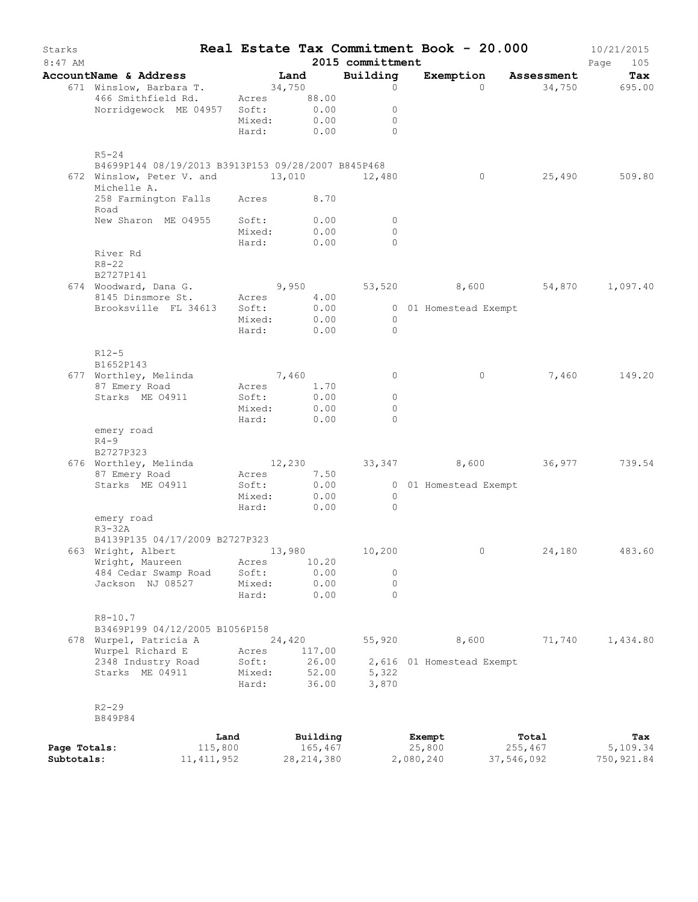# Starks — Real Estate Tax Commitment Book - 20.000

8:47 AM — 2015 committment — 10/21/2015

| AccountName & Address | Land | Building | Exemption | Assessment | Tax |
|---|---|---|---|---|---|
| 671 Winslow, Barbara T. | 34,750 | 0 | 0 | 34,750 | 695.00 |
| 466 Smithfield Rd. | Acres 88.00 | | | | |
| Norridgewock ME 04957 | Soft: 0.00 | 0 | | | |
| | Mixed: 0.00 | 0 | | | |
| | Hard: 0.00 | 0 | | | |
| R5-24 | | | | | |
| B4699P144 08/19/2013 B3913P153 09/28/2007 B845P468 | | | | | |
| 672 Winslow, Peter V. and Michelle A. | 13,010 | 12,480 | 0 | 25,490 | 509.80 |
| 258 Farmington Falls Road | Acres 8.70 | | | | |
| New Sharon ME 04955 | Soft: 0.00 | 0 | | | |
| | Mixed: 0.00 | 0 | | | |
| | Hard: 0.00 | 0 | | | |
| River Rd | | | | | |
| R8-22 | | | | | |
| B2727P141 | | | | | |
| 674 Woodward, Dana G. | 9,950 | 53,520 | 8,600 | 54,870 | 1,097.40 |
| 8145 Dinsmore St. | Acres 4.00 | | | | |
| Brooksville FL 34613 | Soft: 0.00 | 0 | 01 Homestead Exempt | | |
| | Mixed: 0.00 | 0 | | | |
| | Hard: 0.00 | 0 | | | |
| R12-5 | | | | | |
| B1652P143 | | | | | |
| 677 Worthley, Melinda | 7,460 | 0 | 0 | 7,460 | 149.20 |
| 87 Emery Road | Acres 1.70 | | | | |
| Starks ME 04911 | Soft: 0.00 | 0 | | | |
| | Mixed: 0.00 | 0 | | | |
| | Hard: 0.00 | 0 | | | |
| emery road | | | | | |
| R4-9 | | | | | |
| B2727P323 | | | | | |
| 676 Worthley, Melinda | 12,230 | 33,347 | 8,600 | 36,977 | 739.54 |
| 87 Emery Road | Acres 7.50 | | | | |
| Starks ME 04911 | Soft: 0.00 | 0 | 01 Homestead Exempt | | |
| | Mixed: 0.00 | 0 | | | |
| | Hard: 0.00 | 0 | | | |
| emery road | | | | | |
| R3-32A | | | | | |
| B4139P135 04/17/2009 B2727P323 | | | | | |
| 663 Wright, Albert | 13,980 | 10,200 | 0 | 24,180 | 483.60 |
| Wright, Maureen | Acres 10.20 | | | | |
| 484 Cedar Swamp Road | Soft: 0.00 | 0 | | | |
| Jackson NJ 08527 | Mixed: 0.00 | 0 | | | |
| | Hard: 0.00 | 0 | | | |
| R8-10.7 | | | | | |
| B3469P199 04/12/2005 B1056P158 | | | | | |
| 678 Wurpel, Patricia A | 24,420 | 55,920 | 8,600 | 71,740 | 1,434.80 |
| Wurpel Richard E | Acres 117.00 | | | | |
| 2348 Industry Road | Soft: 26.00 | 2,616 | 01 Homestead Exempt | | |
| Starks ME 04911 | Mixed: 52.00 | 5,322 | | | |
| | Hard: 36.00 | 3,870 | | | |
| R2-29 | | | | | |
| B849P84 | | | | | |

| | Land | Building | Exempt | Total | Tax |
|---|---|---|---|---|---|
| **Page Totals:** | 115,800 | 165,467 | 25,800 | 255,467 | 5,109.34 |
| **Subtotals:** | 11,411,952 | 28,214,380 | 2,080,240 | 37,546,092 | 750,921.84 |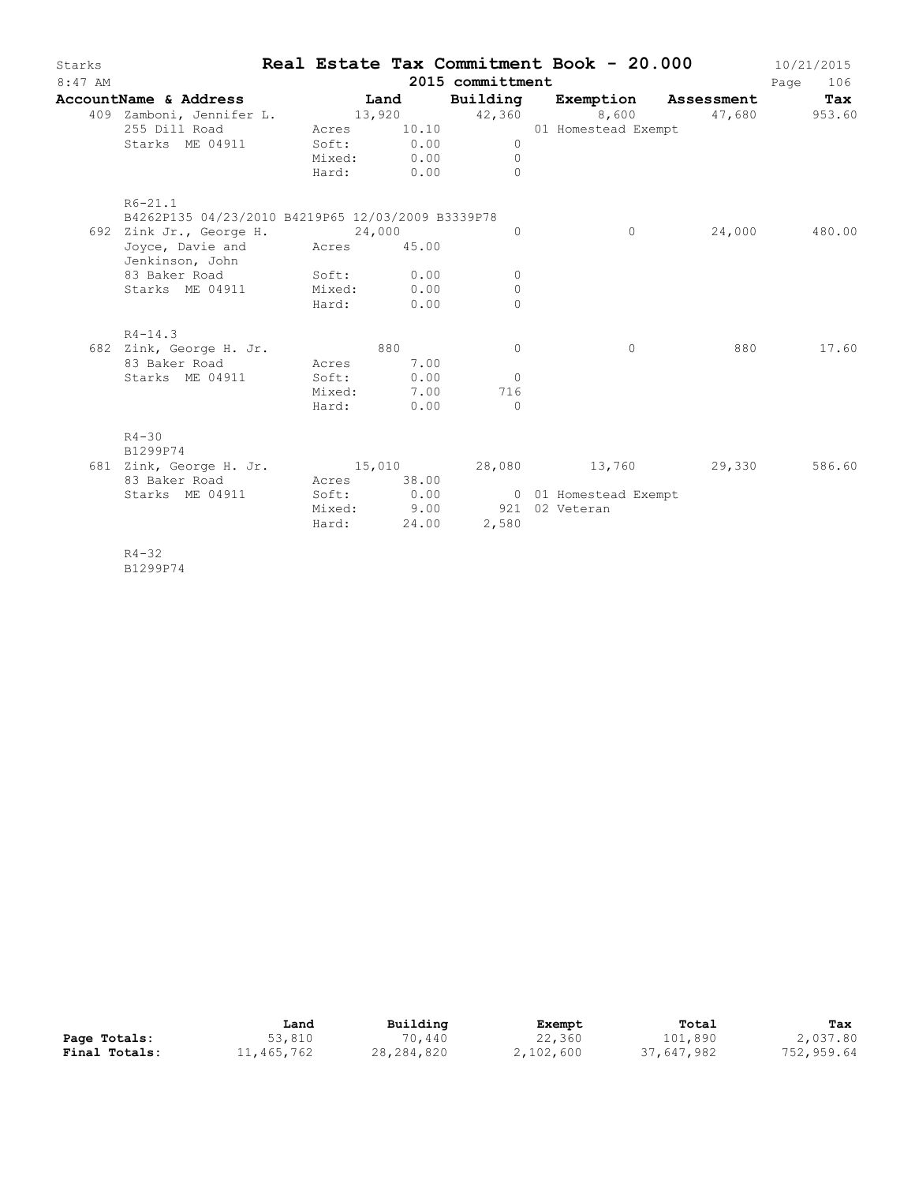# Real Estate Tax Commitment Book - 20.000

Starks
8:47 AM

2015 committmment

10/21/2015

| AccountName & Address | Land | Building | Exemption | Assessment | Tax |
|---|---|---|---|---|---|
| 409 Zamboni, Jennifer L. | 13,920 | 42,360 | 8,600 | 47,680 | 953.60 |
| 255 Dill Road | Acres 10.10 | | 01 Homestead Exempt | | |
| Starks ME 04911 | Soft: 0.00 | 0 | | | |
| | Mixed: 0.00 | 0 | | | |
| | Hard: 0.00 | 0 | | | |
| R6-21.1 | | | | | |
| B4262P135 04/23/2010 B4219P65 12/03/2009 B3339P78 | | | | | |
| 692 Zink Jr., George H. | 24,000 | 0 | 0 | 24,000 | 480.00 |
| Joyce, Davie and | Acres 45.00 | | | | |
| Jenkinson, John | | | | | |
| 83 Baker Road | Soft: 0.00 | 0 | | | |
| Starks ME 04911 | Mixed: 0.00 | 0 | | | |
| | Hard: 0.00 | 0 | | | |
| R4-14.3 | | | | | |
| 682 Zink, George H. Jr. | 880 | 0 | 0 | 880 | 17.60 |
| 83 Baker Road | Acres 7.00 | | | | |
| Starks ME 04911 | Soft: 0.00 | 0 | | | |
| | Mixed: 7.00 | 716 | | | |
| | Hard: 0.00 | 0 | | | |
| R4-30 | | | | | |
| B1299P74 | | | | | |
| 681 Zink, George H. Jr. | 15,010 | 28,080 | 13,760 | 29,330 | 586.60 |
| 83 Baker Road | Acres 38.00 | | | | |
| Starks ME 04911 | Soft: 0.00 | 0 | 01 Homestead Exempt | | |
| | Mixed: 9.00 | 921 | 02 Veteran | | |
| | Hard: 24.00 | 2,580 | | | |
| R4-32 | | | | | |
| B1299P74 | | | | | |

| | Land | Building | Exempt | Total | Tax |
|---|---|---|---|---|---|
| **Page Totals:** | 53,810 | 70,440 | 22,360 | 101,890 | 2,037.80 |
| **Final Totals:** | 11,465,762 | 28,284,820 | 2,102,600 | 37,647,982 | 752,959.64 |